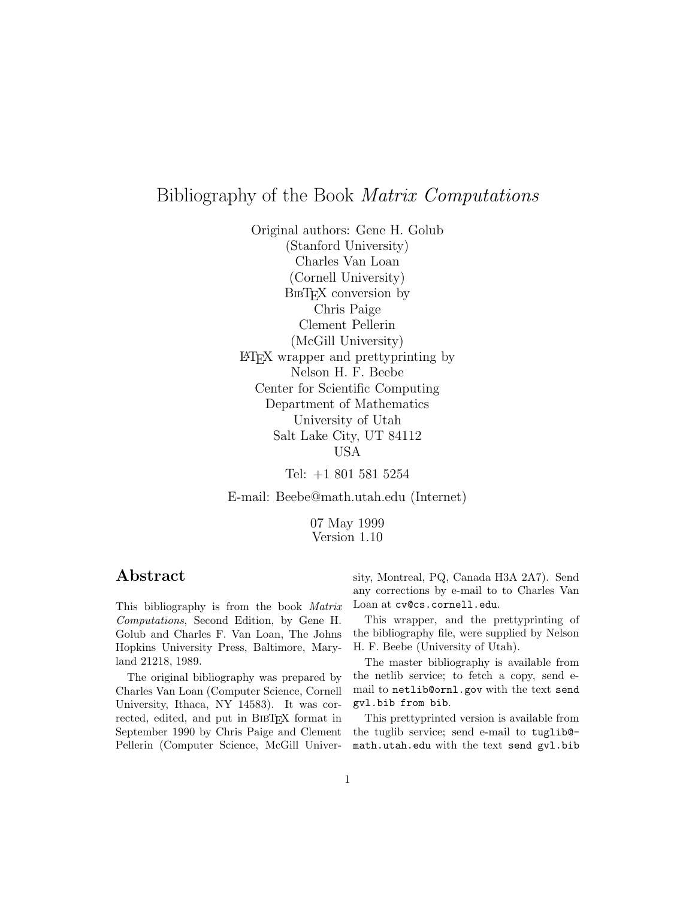# Bibliography of the Book *Matrix Computations*

Original authors: Gene H. Golub
(Stanford University)
Charles Van Loan
(Cornell University)
BibTeX conversion by
Chris Paige
Clement Pellerin
(McGill University)
LaTeX wrapper and prettyprinting by
Nelson H. F. Beebe
Center for Scientific Computing
Department of Mathematics
University of Utah
Salt Lake City, UT 84112
USA

Tel: +1 801 581 5254

E-mail: Beebe@math.utah.edu (Internet)

07 May 1999
Version 1.10

## Abstract

This bibliography is from the book *Matrix Computations*, Second Edition, by Gene H. Golub and Charles F. Van Loan, The Johns Hopkins University Press, Baltimore, Maryland 21218, 1989.

The original bibliography was prepared by Charles Van Loan (Computer Science, Cornell University, Ithaca, NY 14583). It was corrected, edited, and put in BibTeX format in September 1990 by Chris Paige and Clement Pellerin (Computer Science, McGill University, Montreal, PQ, Canada H3A 2A7). Send any corrections by e-mail to to Charles Van Loan at `cv@cs.cornell.edu`.

This wrapper, and the prettyprinting of the bibliography file, were supplied by Nelson H. F. Beebe (University of Utah).

The master bibliography is available from the netlib service; to fetch a copy, send e-mail to `netlib@ornl.gov` with the text `send gvl.bib from bib`.

This prettyprinted version is available from the tuglib service; send e-mail to `tuglib@math.utah.edu` with the text `send gvl.bib`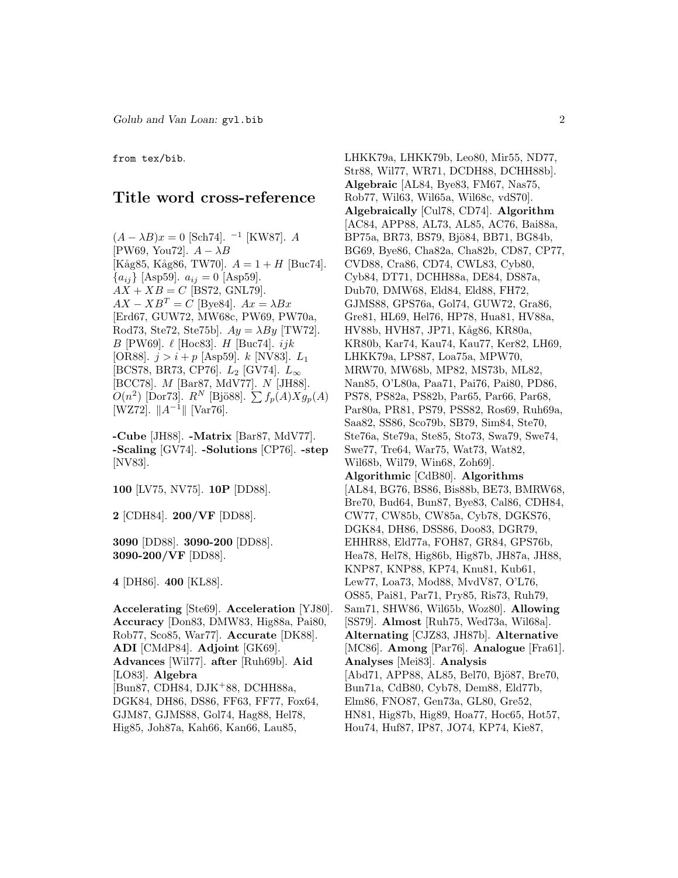from tex/bib.

## Title word cross-reference

$(A - \lambda B)x = 0$ [Sch74]. $^{-1}$ [KW87]. $A$ [PW69, You72]. $A - \lambda B$ [Kåg85, Kåg86, TW70]. $A = 1 + H$ [Buc74]. $\{a_{ij}\}$ [Asp59]. $a_{ij} = 0$ [Asp59]. $AX + XB = C$ [BS72, GNL79]. $AX - XB^T = C$ [Bye84]. $Ax = \lambda Bx$ [Erd67, GUW72, MW68c, PW69, PW70a, Rod73, Ste72, Ste75b]. $Ay = \lambda By$ [TW72]. $B$ [PW69]. $\ell$ [Hoc83]. $H$ [Buc74]. $ijk$ [OR88]. $j > i + p$ [Asp59]. $k$ [NV83]. $L_1$ [BCS78, BR73, CP76]. $L_2$ [GV74]. $L_\infty$ [BCC78]. $M$ [Bar87, MdV77]. $N$ [JH88]. $O(n^2)$ [Dor73]. $R^N$ [Bjö88]. $\sum f_p(A)Xg_p(A)$ [WZ72]. $\|A^{-1}\|$ [Var76].

**-Cube** [JH88]. **-Matrix** [Bar87, MdV77]. **-Scaling** [GV74]. **-Solutions** [CP76]. **-step** [NV83].

**100** [LV75, NV75]. **10P** [DD88].

**2** [CDH84]. **200/VF** [DD88].

**3090** [DD88]. **3090-200** [DD88]. **3090-200/VF** [DD88].

**4** [DH86]. **400** [KL88].

**Accelerating** [Ste69]. **Acceleration** [YJ80]. **Accuracy** [Don83, DMW83, Hig88a, Pai80, Rob77, Sco85, War77]. **Accurate** [DK88]. **ADI** [CMdP84]. **Adjoint** [GK69]. **Advances** [Wil77]. **after** [Ruh69b]. **Aid** [LO83]. **Algebra** [Bun87, CDH84, DJK+88, DCHH88a, DGK84, DH86, DS86, FF63, FF77, Fox64, GJM87, GJMS88, Gol74, Hag88, Hel78, Hig85, Joh87a, Kah66, Kan66, Lau85, LHKK79a, LHKK79b, Leo80, Mir55, ND77, Str88, Wil77, WR71, DCDH88, DCHH88b]. **Algebraic** [AL84, Bye83, FM67, Nas75, Rob77, Wil63, Wil65a, Wil68c, vdS70]. **Algebraically** [Cul78, CD74]. **Algorithm** [AC84, APP88, AL73, AL85, AC76, Bai88a, BP75a, BR73, BS79, Bjö84, BB71, BG84b, BG69, Bye86, Cha82a, Cha82b, CD87, CP77, CVD88, Cra86, CD74, CWL83, Cyb80, Cyb84, DT71, DCHH88a, DE84, DS87a, Dub70, DMW68, Eld84, Eld88, FH72, GJMS88, GPS76a, Gol74, GUW72, Gra86, Gre81, HL69, Hel76, HP78, Hua81, HV88a, HV88b, HVH87, JP71, Kåg86, KR80a, KR80b, Kar74, Kau74, Kau77, Ker82, LH69, LHKK79a, LPS87, Loa75a, MPW70, MRW70, MW68b, MP82, MS73b, ML82, Nan85, O'L80a, Paa71, Pai76, Pai80, PD86, PS78, PS82a, PS82b, Par65, Par66, Par68, Par80a, PR81, PS79, PSS82, Ros69, Ruh69a, Saa82, SS86, Sco79b, SB79, Sim84, Ste70, Ste76a, Ste79a, Ste85, Sto73, Swa79, Swe74, Swe77, Tre64, War75, Wat73, Wat82, Wil68b, Wil79, Win68, Zoh69]. **Algorithmic** [CdB80]. **Algorithms** [AL84, BG76, BS86, Bis88b, BE73, BMRW68, Bre70, Bud64, Bun87, Bye83, Cal86, CDH84, CW77, CW85b, CW85a, Cyb78, DGKS76, DGK84, DH86, DSS86, Doo83, DGR79, EHHR88, Eld77a, FOH87, GR84, GPS76b, Hea78, Hel78, Hig86b, Hig87b, JH87a, JH88, KNP87, KNP88, KP74, Knu81, Kub61, Lew77, Loa73, Mod88, MvdV87, O'L76, OS85, Pai81, Par71, Pry85, Ris73, Ruh79, Sam71, SHW86, Wil65b, Woz80]. **Allowing** [SS79]. **Almost** [Ruh75, Wed73a, Wil68a]. **Alternating** [CJZ83, JH87b]. **Alternative** [MC86]. **Among** [Par76]. **Analogue** [Fra61]. **Analyses** [Mei83]. **Analysis** [Abd71, APP88, AL85, Bel70, Bjö87, Bre70, Bun71a, CdB80, Cyb78, Dem88, Eld77b, Elm86, FNO87, Gen73a, GL80, Gre52, HN81, Hig87b, Hig89, Hoa77, Hoc65, Hot57, Hou74, Huf87, IP87, JO74, KP74, Kie87,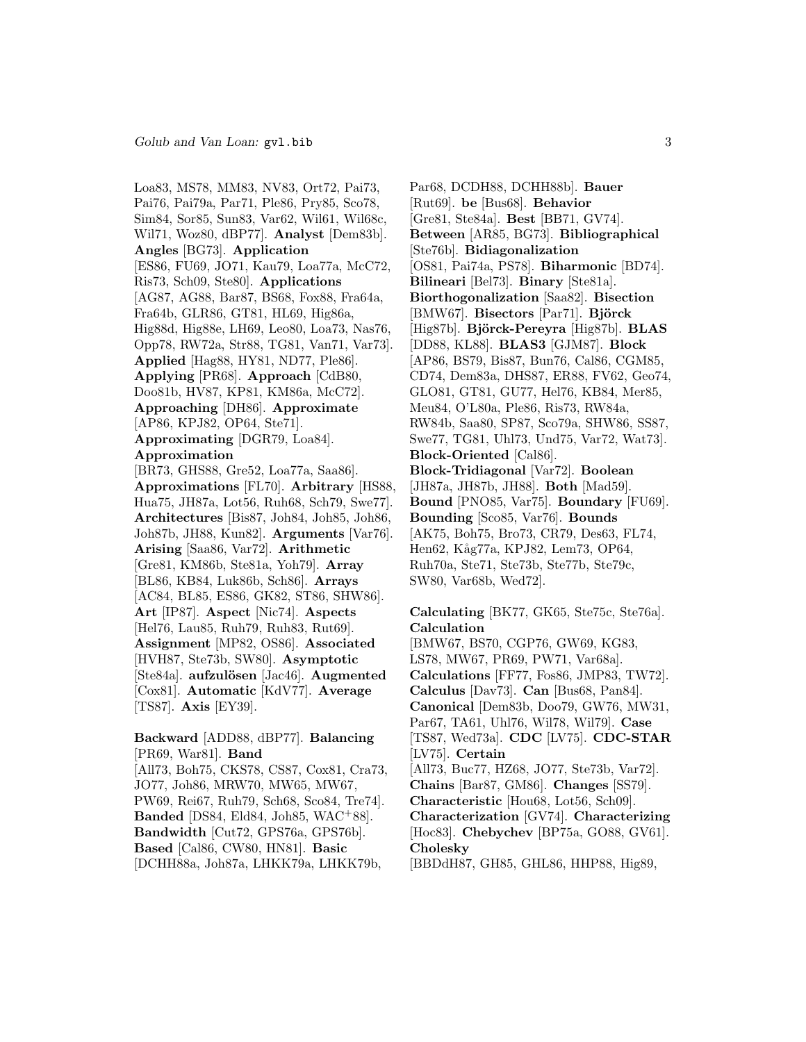Loa83, MS78, MM83, NV83, Ort72, Pai73, Pai76, Pai79a, Par71, Ple86, Pry85, Sco78, Sim84, Sor85, Sun83, Var62, Wil61, Wil68c, Wil71, Woz80, dBP77]. **Analyst** [Dem83b]. **Angles** [BG73]. **Application** [ES86, FU69, JO71, Kau79, Loa77a, McC72, Ris73, Sch09, Ste80]. **Applications** [AG87, AG88, Bar87, BS68, Fox88, Fra64a, Fra64b, GLR86, GT81, HL69, Hig86a, Hig88d, Hig88e, LH69, Leo80, Loa73, Nas76, Opp78, RW72a, Str88, TG81, Van71, Var73]. **Applied** [Hag88, HY81, ND77, Ple86]. **Applying** [PR68]. **Approach** [CdB80, Doo81b, HV87, KP81, KM86a, McC72]. **Approaching** [DH86]. **Approximate** [AP86, KPJ82, OP64, Ste71]. **Approximating** [DGR79, Loa84]. **Approximation** [BR73, GHS88, Gre52, Loa77a, Saa86]. **Approximations** [FL70]. **Arbitrary** [HS88, Hua75, JH87a, Lot56, Ruh68, Sch79, Swe77]. **Architectures** [Bis87, Joh84, Joh85, Joh86, Joh87b, JH88, Kun82]. **Arguments** [Var76]. **Arising** [Saa86, Var72]. **Arithmetic** [Gre81, KM86b, Ste81a, Yoh79]. **Array** [BL86, KB84, Luk86b, Sch86]. **Arrays** [AC84, BL85, ES86, GK82, ST86, SHW86]. **Art** [IP87]. **Aspect** [Nic74]. **Aspects** [Hel76, Lau85, Ruh79, Ruh83, Rut69]. **Assignment** [MP82, OS86]. **Associated** [HVH87, Ste73b, SW80]. **Asymptotic** [Ste84a]. **aufzulösen** [Jac46]. **Augmented** [Cox81]. **Automatic** [KdV77]. **Average** [TS87]. **Axis** [EY39].

**Backward** [ADD88, dBP77]. **Balancing** [PR69, War81]. **Band** [All73, Boh75, CKS78, CS87, Cox81, Cra73, JO77, Joh86, MRW70, MW65, MW67, PW69, Rei67, Ruh79, Sch68, Sco84, Tre74]. **Banded** [DS84, Eld84, Joh85, WAC+88]. **Bandwidth** [Cut72, GPS76a, GPS76b]. **Based** [Cal86, CW80, HN81]. **Basic** [DCHH88a, Joh87a, LHKK79a, LHKK79b, Par68, DCDH88, DCHH88b]. **Bauer** [Rut69]. **be** [Bus68]. **Behavior** [Gre81, Ste84a]. **Best** [BB71, GV74]. **Between** [AR85, BG73]. **Bibliographical** [Ste76b]. **Bidiagonalization** [OS81, Pai74a, PS78]. **Biharmonic** [BD74]. **Bilineari** [Bel73]. **Binary** [Ste81a]. **Bisection** [BMW67]. **Bisectors** [Par71]. **Björck** [Hig87b]. **Björck-Pereyra** [Hig87b]. **BLAS** [DD88, KL88]. **BLAS3** [GJM87]. **Block** [AP86, BS79, Bis87, Bun76, Cal86, CGM85, CD74, Dem83a, DHS87, ER88, FV62, Geo74, GLO81, GT81, GU77, Hel76, KB84, Mer85, Meu84, O'L80a, Ple86, Ris73, RW84a, RW84b, Saa80, SP87, Sco79a, SHW86, SS87, Swe77, TG81, Uhl73, Und75, Var72, Wat73]. **Block-Oriented** [Cal86]. **Block-Tridiagonal** [Var72]. **Boolean** [JH87a, JH87b, JH88]. **Both** [Mad59]. **Bound** [PNO85, Var75]. **Boundary** [FU69]. **Bounding** [Sco85, Var76]. **Bounds** [AK75, Boh75, Bro73, CR79, Des63, FL74, Hen62, Kåg77a, KPJ82, Lem73, OP64, Ruh70a, Ste71, Ste73b, Ste77b, Ste79c, SW80, Var68b, Wed72].

**Calculating** [BK77, GK65, Ste75c, Ste76a]. **Calculation** [BMW67, BS70, CGP76, GW69, KG83, LS78, MW67, PR69, PW71, Var68a]. **Calculations** [FF77, Fos86, JMP83, TW72]. **Calculus** [Dav73]. **Can** [Bus68, Pan84]. **Canonical** [Dem83b, Doo79, GW76, MW31, Par67, TA61, Uhl76, Wil78, Wil79]. **Case** [TS87, Wed73a]. **CDC** [LV75]. **CDC-STAR** [LV75]. **Certain** [All73, Buc77, HZ68, JO77, Ste73b, Var72]. **Chains** [Bar87, GM86]. **Changes** [SS79]. **Characteristic** [Hou68, Lot56, Sch09]. **Characterization** [GV74]. **Characterizing** [Hoc83]. **Chebychev** [BP75a, GO88, GV61]. **Cholesky** [BBDdH87, GH85, GHL86, HHP88, Hig89,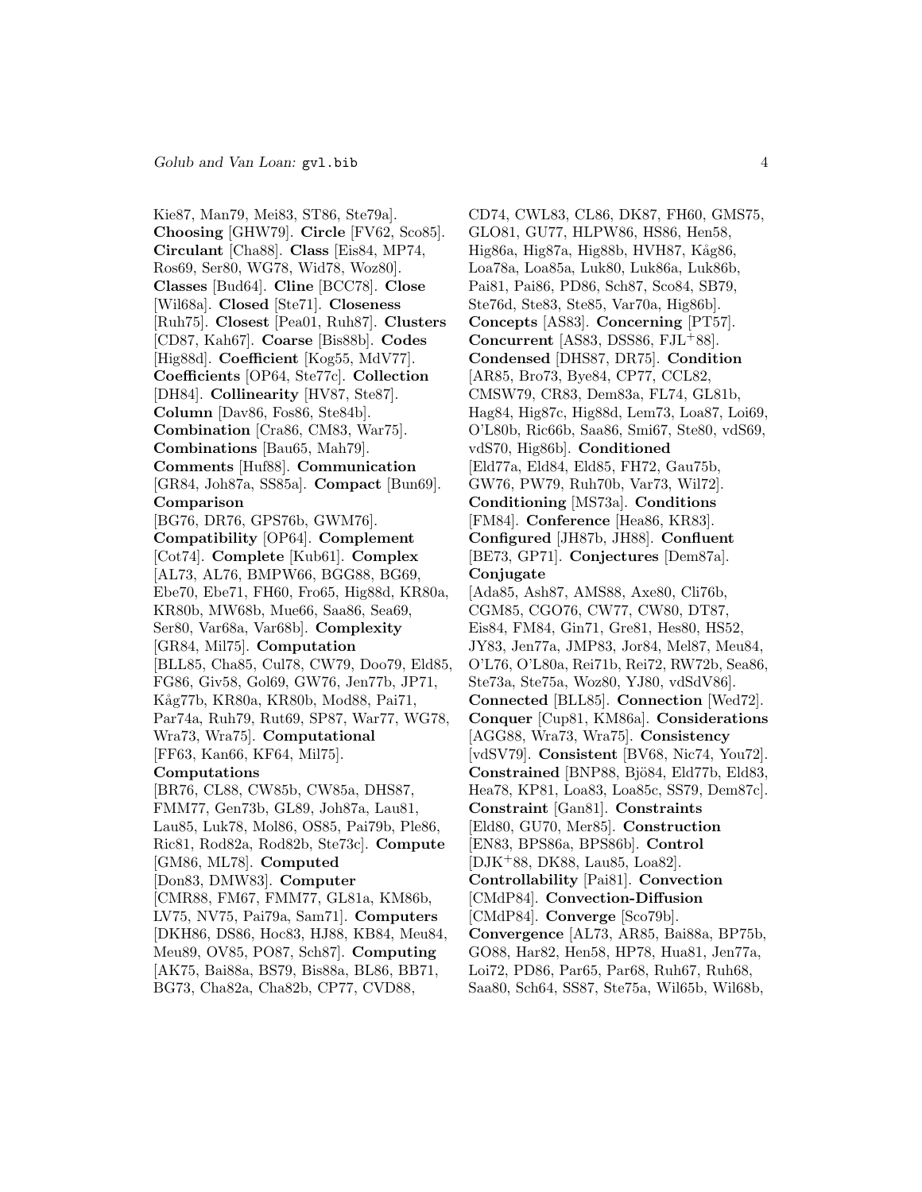Kie87, Man79, Mei83, ST86, Ste79a]. **Choosing** [GHW79]. **Circle** [FV62, Sco85]. **Circulant** [Cha88]. **Class** [Eis84, MP74, Ros69, Ser80, WG78, Wid78, Woz80]. **Classes** [Bud64]. **Cline** [BCC78]. **Close** [Wil68a]. **Closed** [Ste71]. **Closeness** [Ruh75]. **Closest** [Pea01, Ruh87]. **Clusters** [CD87, Kah67]. **Coarse** [Bis88b]. **Codes** [Hig88d]. **Coefficient** [Kog55, MdV77]. **Coefficients** [OP64, Ste77c]. **Collection** [DH84]. **Collinearity** [HV87, Ste87]. **Column** [Dav86, Fos86, Ste84b]. **Combination** [Cra86, CM83, War75]. **Combinations** [Bau65, Mah79]. **Comments** [Huf88]. **Communication** [GR84, Joh87a, SS85a]. **Compact** [Bun69]. **Comparison** [BG76, DR76, GPS76b, GWM76]. **Compatibility** [OP64]. **Complement** [Cot74]. **Complete** [Kub61]. **Complex** [AL73, AL76, BMPW66, BGG88, BG69, Ebe70, Ebe71, FH60, Fro65, Hig88d, KR80a, KR80b, MW68b, Mue66, Saa86, Sea69, Ser80, Var68a, Var68b]. **Complexity** [GR84, Mil75]. **Computation** [BLL85, Cha85, Cul78, CW79, Doo79, Eld85, FG86, Giv58, Gol69, GW76, Jen77b, JP71, Kåg77b, KR80a, KR80b, Mod88, Pai71, Par74a, Ruh79, Rut69, SP87, War77, WG78, Wra73, Wra75]. **Computational** [FF63, Kan66, KF64, Mil75]. **Computations** [BR76, CL88, CW85b, CW85a, DHS87, FMM77, Gen73b, GL89, Joh87a, Lau81, Lau85, Luk78, Mol86, OS85, Pai79b, Ple86, Ric81, Rod82a, Rod82b, Ste73c]. **Compute** [GM86, ML78]. **Computed** [Don83, DMW83]. **Computer** [CMR88, FM67, FMM77, GL81a, KM86b, LV75, NV75, Pai79a, Sam71]. **Computers** [DKH86, DS86, Hoc83, HJ88, KB84, Meu84, Meu89, OV85, PO87, Sch87]. **Computing** [AK75, Bai88a, BS79, Bis88a, BL86, BB71, BG73, Cha82a, Cha82b, CP77, CVD88, CD74, CWL83, CL86, DK87, FH60, GMS75, GLO81, GU77, HLPW86, HS86, Hen58, Hig86a, Hig87a, Hig88b, HVH87, Kåg86, Loa78a, Loa85a, Luk80, Luk86a, Luk86b, Pai81, Pai86, PD86, Sch87, Sco84, SB79, Ste76d, Ste83, Ste85, Var70a, Hig86b]. **Concepts** [AS83]. **Concerning** [PT57]. **Concurrent** [AS83, DSS86, FJL+88]. **Condensed** [DHS87, DR75]. **Condition** [AR85, Bro73, Bye84, CP77, CCL82, CMSW79, CR83, Dem83a, FL74, GL81b, Hag84, Hig87c, Hig88d, Lem73, Loa87, Loi69, O'L80b, Ric66b, Saa86, Smi67, Ste80, vdS69, vdS70, Hig86b]. **Conditioned** [Eld77a, Eld84, Eld85, FH72, Gau75b, GW76, PW79, Ruh70b, Var73, Wil72]. **Conditioning** [MS73a]. **Conditions** [FM84]. **Conference** [Hea86, KR83]. **Configured** [JH87b, JH88]. **Confluent** [BE73, GP71]. **Conjectures** [Dem87a]. **Conjugate** [Ada85, Ash87, AMS88, Axe80, Cli76b, CGM85, CGO76, CW77, CW80, DT87, Eis84, FM84, Gin71, Gre81, Hes80, HS52, JY83, Jen77a, JMP83, Jor84, Mel87, Meu84, O'L76, O'L80a, Rei71b, Rei72, RW72b, Sea86, Ste73a, Ste75a, Woz80, YJ80, vdSdV86]. **Connected** [BLL85]. **Connection** [Wed72]. **Conquer** [Cup81, KM86a]. **Considerations** [AGG88, Wra73, Wra75]. **Consistency** [vdSV79]. **Consistent** [BV68, Nic74, You72]. **Constrained** [BNP88, Bjö84, Eld77b, Eld83, Hea78, KP81, Loa83, Loa85c, SS79, Dem87c]. **Constraint** [Gan81]. **Constraints** [Eld80, GU70, Mer85]. **Construction** [EN83, BPS86a, BPS86b]. **Control** [DJK+88, DK88, Lau85, Loa82]. **Controllability** [Pai81]. **Convection** [CMdP84]. **Convection-Diffusion** [CMdP84]. **Converge** [Sco79b]. **Convergence** [AL73, AR85, Bai88a, BP75b, GO88, Har82, Hen58, HP78, Hua81, Jen77a, Loi72, PD86, Par65, Par68, Ruh67, Ruh68, Saa80, Sch64, SS87, Ste75a, Wil65b, Wil68b,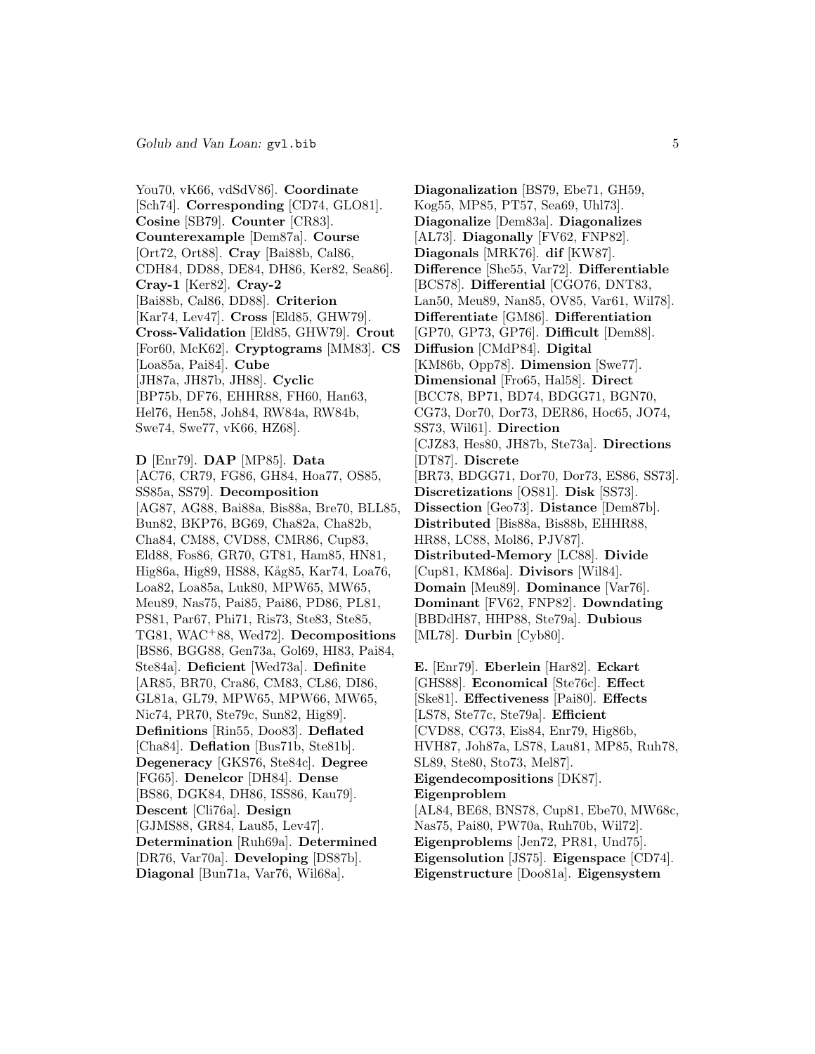You70, vK66, vdSdV86]. **Coordinate** [Sch74]. **Corresponding** [CD74, GLO81]. **Cosine** [SB79]. **Counter** [CR83]. **Counterexample** [Dem87a]. **Course** [Ort72, Ort88]. **Cray** [Bai88b, Cal86, CDH84, DD88, DE84, DH86, Ker82, Sea86]. **Cray-1** [Ker82]. **Cray-2** [Bai88b, Cal86, DD88]. **Criterion** [Kar74, Lev47]. **Cross** [Eld85, GHW79]. **Cross-Validation** [Eld85, GHW79]. **Crout** [For60, McK62]. **Cryptograms** [MM83]. **CS** [Loa85a, Pai84]. **Cube** [JH87a, JH87b, JH88]. **Cyclic** [BP75b, DF76, EHHR88, FH60, Han63, Hel76, Hen58, Joh84, RW84a, RW84b, Swe74, Swe77, vK66, HZ68].

**D** [Enr79]. **DAP** [MP85]. **Data** [AC76, CR79, FG86, GH84, Hoa77, OS85, SS85a, SS79]. **Decomposition** [AG87, AG88, Bai88a, Bis88a, Bre70, BLL85, Bun82, BKP76, BG69, Cha82a, Cha82b, Cha84, CM88, CVD88, CMR86, Cup83, Eld88, Fos86, GR70, GT81, Ham85, HN81, Hig86a, Hig89, HS88, Kåg85, Kar74, Loa76, Loa82, Loa85a, Luk80, MPW65, MW65, Meu89, Nas75, Pai85, Pai86, PD86, PL81, PS81, Par67, Phi71, Ris73, Ste83, Ste85, TG81, WAC+88, Wed72]. **Decompositions** [BS86, BGG88, Gen73a, Gol69, HI83, Pai84, Ste84a]. **Deficient** [Wed73a]. **Definite** [AR85, BR70, Cra86, CM83, CL86, DI86, GL81a, GL79, MPW65, MPW66, MW65, Nic74, PR70, Ste79c, Sun82, Hig89]. **Definitions** [Rin55, Doo83]. **Deflated** [Cha84]. **Deflation** [Bus71b, Ste81b]. **Degeneracy** [GKS76, Ste84c]. **Degree** [FG65]. **Denelcor** [DH84]. **Dense** [BS86, DGK84, DH86, ISS86, Kau79]. **Descent** [Cli76a]. **Design** [GJMS88, GR84, Lau85, Lev47]. **Determination** [Ruh69a]. **Determined** [DR76, Var70a]. **Developing** [DS87b]. **Diagonal** [Bun71a, Var76, Wil68a].

**Diagonalization** [BS79, Ebe71, GH59, Kog55, MP85, PT57, Sea69, Uhl73]. **Diagonalize** [Dem83a]. **Diagonalizes** [AL73]. **Diagonally** [FV62, FNP82]. **Diagonals** [MRK76]. **dif** [KW87]. **Difference** [She55, Var72]. **Differentiable** [BCS78]. **Differential** [CGO76, DNT83, Lan50, Meu89, Nan85, OV85, Var61, Wil78]. **Differentiate** [GM86]. **Differentiation** [GP70, GP73, GP76]. **Difficult** [Dem88]. **Diffusion** [CMdP84]. **Digital** [KM86b, Opp78]. **Dimension** [Swe77]. **Dimensional** [Fro65, Hal58]. **Direct** [BCC78, BP71, BD74, BDGG71, BGN70, CG73, Dor70, Dor73, DER86, Hoc65, JO74, SS73, Wil61]. **Direction** [CJZ83, Hes80, JH87b, Ste73a]. **Directions** [DT87]. **Discrete** [BR73, BDGG71, Dor70, Dor73, ES86, SS73]. **Discretizations** [OS81]. **Disk** [SS73]. **Dissection** [Geo73]. **Distance** [Dem87b]. **Distributed** [Bis88a, Bis88b, EHHR88, HR88, LC88, Mol86, PJV87]. **Distributed-Memory** [LC88]. **Divide** [Cup81, KM86a]. **Divisors** [Wil84]. **Domain** [Meu89]. **Dominance** [Var76]. **Dominant** [FV62, FNP82]. **Downdating** [BBDdH87, HHP88, Ste79a]. **Dubious** [ML78]. **Durbin** [Cyb80].

**E.** [Enr79]. **Eberlein** [Har82]. **Eckart** [GHS88]. **Economical** [Ste76c]. **Effect** [Ske81]. **Effectiveness** [Pai80]. **Effects** [LS78, Ste77c, Ste79a]. **Efficient** [CVD88, CG73, Eis84, Enr79, Hig86b, HVH87, Joh87a, LS78, Lau81, MP85, Ruh78, SL89, Ste80, Sto73, Mel87]. **Eigendecompositions** [DK87]. **Eigenproblem** [AL84, BE68, BNS78, Cup81, Ebe70, MW68c, Nas75, Pai80, PW70a, Ruh70b, Wil72]. **Eigenproblems** [Jen72, PR81, Und75]. **Eigensolution** [JS75]. **Eigenspace** [CD74]. **Eigenstructure** [Doo81a]. **Eigensystem**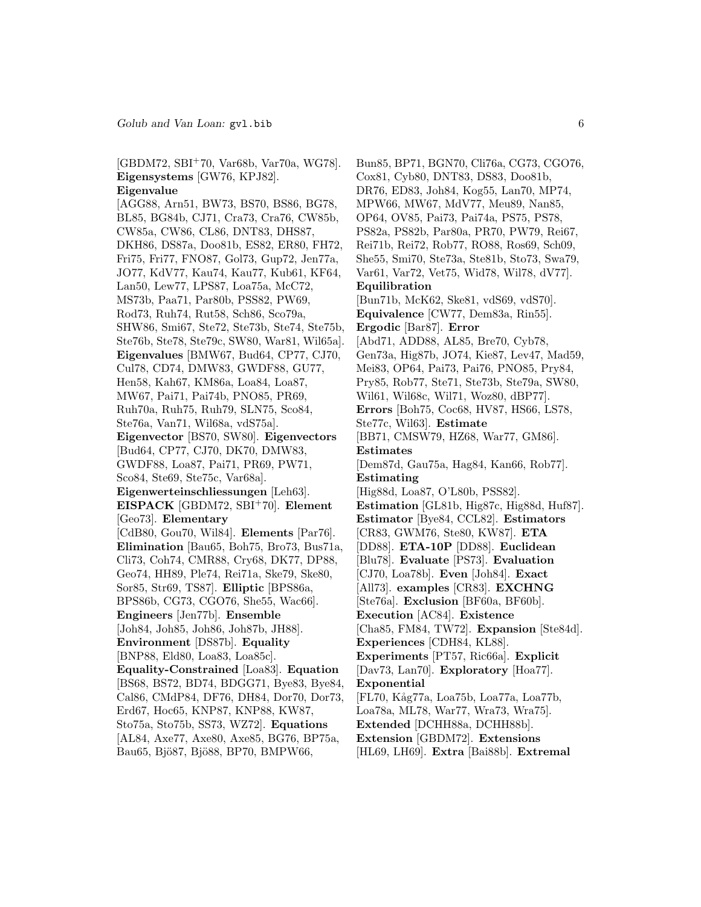[GBDM72, SBI+70, Var68b, Var70a, WG78]. **Eigensystems** [GW76, KPJ82]. **Eigenvalue** [AGG88, Arn51, BW73, BS70, BS86, BG78, BL85, BG84b, CJ71, Cra73, Cra76, CW85b, CW85a, CW86, CL86, DNT83, DHS87, DKH86, DS87a, Doo81b, ES82, ER80, FH72, Fri75, Fri77, FNO87, Gol73, Gup72, Jen77a, JO77, KdV77, Kau74, Kau77, Kub61, KF64, Lan50, Lew77, LPS87, Loa75a, McC72, MS73b, Paa71, Par80b, PSS82, PW69, Rod73, Ruh74, Rut58, Sch86, Sco79a, SHW86, Smi67, Ste72, Ste73b, Ste74, Ste75b, Ste76b, Ste78, Ste79c, SW80, War81, Wil65a]. **Eigenvalues** [BMW67, Bud64, CP77, CJ70, Cul78, CD74, DMW83, GWDF88, GU77, Hen58, Kah67, KM86a, Loa84, Loa87, MW67, Pai71, Pai74b, PNO85, PR69, Ruh70a, Ruh75, Ruh79, SLN75, Sco84, Ste76a, Van71, Wil68a, vdS75a]. **Eigenvector** [BS70, SW80]. **Eigenvectors** [Bud64, CP77, CJ70, DK70, DMW83, GWDF88, Loa87, Pai71, PR69, PW71, Sco84, Ste69, Ste75c, Var68a]. **Eigenwerteinschliessungen** [Leh63]. **EISPACK** [GBDM72, SBI+70]. **Element** [Geo73]. **Elementary** [CdB80, Gou70, Wil84]. **Elements** [Par76]. **Elimination** [Bau65, Boh75, Bro73, Bus71a, Cli73, Coh74, CMR88, Cry68, DK77, DP88, Geo74, HH89, Ple74, Rei71a, Ske79, Ske80, Sor85, Str69, TS87]. **Elliptic** [BPS86a, BPS86b, CG73, CGO76, She55, Wac66]. **Engineers** [Jen77b]. **Ensemble** [Joh84, Joh85, Joh86, Joh87b, JH88]. **Environment** [DS87b]. **Equality** [BNP88, Eld80, Loa83, Loa85c]. **Equality-Constrained** [Loa83]. **Equation** [BS68, BS72, BD74, BDGG71, Bye83, Bye84, Cal86, CMdP84, DF76, DH84, Dor70, Dor73, Erd67, Hoc65, KNP87, KNP88, KW87, Sto75a, Sto75b, SS73, WZ72]. **Equations** [AL84, Axe77, Axe80, Axe85, BG76, BP75a, Bau65, Bjö87, Bjö88, BP70, BMPW66, Bun85, BP71, BGN70, Cli76a, CG73, CGO76, Cox81, Cyb80, DNT83, DS83, Doo81b, DR76, ED83, Joh84, Kog55, Lan70, MP74, MPW66, MW67, MdV77, Meu89, Nan85, OP64, OV85, Pai73, Pai74a, PS75, PS78, PS82a, PS82b, Par80a, PR70, PW79, Rei67, Rei71b, Rei72, Rob77, RO88, Ros69, Sch09, She55, Smi70, Ste73a, Ste81b, Sto73, Swa79, Var61, Var72, Vet75, Wid78, Wil78, dV77]. **Equilibration** [Bun71b, McK62, Ske81, vdS69, vdS70]. **Equivalence** [CW77, Dem83a, Rin55]. **Ergodic** [Bar87]. **Error** [Abd71, ADD88, AL85, Bre70, Cyb78, Gen73a, Hig87b, JO74, Kie87, Lev47, Mad59, Mei83, OP64, Pai73, Pai76, PNO85, Pry84, Pry85, Rob77, Ste71, Ste73b, Ste79a, SW80, Wil61, Wil68c, Wil71, Woz80, dBP77]. **Errors** [Boh75, Coc68, HV87, HS66, LS78, Ste77c, Wil63]. **Estimate** [BB71, CMSW79, HZ68, War77, GM86]. **Estimates** [Dem87d, Gau75a, Hag84, Kan66, Rob77]. **Estimating** [Hig88d, Loa87, O'L80b, PSS82]. **Estimation** [GL81b, Hig87c, Hig88d, Huf87]. **Estimator** [Bye84, CCL82]. **Estimators** [CR83, GWM76, Ste80, KW87]. **ETA** [DD88]. **ETA-10P** [DD88]. **Euclidean** [Blu78]. **Evaluate** [PS73]. **Evaluation** [CJ70, Loa78b]. **Even** [Joh84]. **Exact** [All73]. **examples** [CR83]. **EXCHNG** [Ste76a]. **Exclusion** [BF60a, BF60b]. **Execution** [AC84]. **Existence** [Cha85, FM84, TW72]. **Expansion** [Ste84d]. **Experiences** [CDH84, KL88]. **Experiments** [PT57, Ric66a]. **Explicit** [Dav73, Lan70]. **Exploratory** [Hoa77]. **Exponential** [FL70, Kåg77a, Loa75b, Loa77a, Loa77b, Loa78a, ML78, War77, Wra73, Wra75]. **Extended** [DCHH88a, DCHH88b]. **Extension** [GBDM72]. **Extensions** [HL69, LH69]. **Extra** [Bai88b]. **Extremal**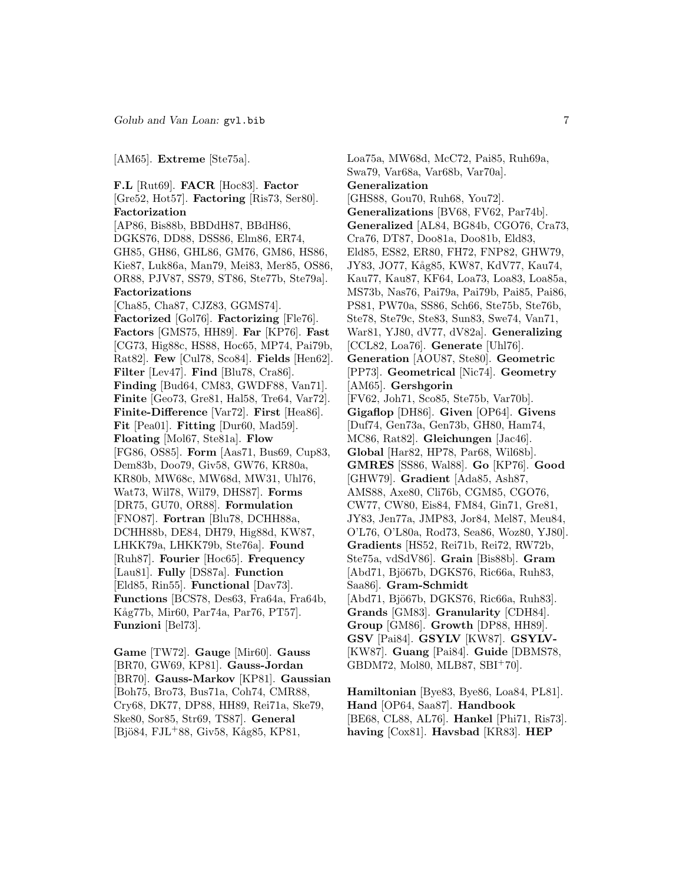[AM65]. **Extreme** [Ste75a].

**F.L** [Rut69]. **FACR** [Hoc83]. **Factor** [Gre52, Hot57]. **Factoring** [Ris73, Ser80]. **Factorization** [AP86, Bis88b, BBDdH87, BBdH86, DGKS76, DD88, DSS86, Elm86, ER74, GH85, GH86, GHL86, GM76, GM86, HS86, Kie87, Luk86a, Man79, Mei83, Mer85, OS86, OR88, PJV87, SS79, ST86, Ste77b, Ste79a]. **Factorizations** [Cha85, Cha87, CJZ83, GGMS74]. **Factorized** [Gol76]. **Factorizing** [Fle76]. **Factors** [GMS75, HH89]. **Far** [KP76]. **Fast** [CG73, Hig88c, HS88, Hoc65, MP74, Pai79b, Rat82]. **Few** [Cul78, Sco84]. **Fields** [Hen62]. **Filter** [Lev47]. **Find** [Blu78, Cra86]. **Finding** [Bud64, CM83, GWDF88, Van71]. **Finite** [Geo73, Gre81, Hal58, Tre64, Var72]. **Finite-Difference** [Var72]. **First** [Hea86]. **Fit** [Pea01]. **Fitting** [Dur60, Mad59]. **Floating** [Mol67, Ste81a]. **Flow** [FG86, OS85]. **Form** [Aas71, Bus69, Cup83, Dem83b, Doo79, Giv58, GW76, KR80a, KR80b, MW68c, MW68d, MW31, Uhl76, Wat73, Wil78, Wil79, DHS87]. **Forms** [DR75, GU70, OR88]. **Formulation** [FNO87]. **Fortran** [Blu78, DCHH88a, DCHH88b, DE84, DH79, Hig88d, KW87, LHKK79a, LHKK79b, Ste76a]. **Found** [Ruh87]. **Fourier** [Hoc65]. **Frequency** [Lau81]. **Fully** [DS87a]. **Function** [Eld85, Rin55]. **Functional** [Dav73]. **Functions** [BCS78, Des63, Fra64a, Fra64b, Kåg77b, Mir60, Par74a, Par76, PT57]. **Funzioni** [Bel73].

**Game** [TW72]. **Gauge** [Mir60]. **Gauss** [BR70, GW69, KP81]. **Gauss-Jordan** [BR70]. **Gauss-Markov** [KP81]. **Gaussian** [Boh75, Bro73, Bus71a, Coh74, CMR88, Cry68, DK77, DP88, HH89, Rei71a, Ske79, Ske80, Sor85, Str69, TS87]. **General** [Bjö84, FJL+88, Giv58, Kåg85, KP81, Loa75a, MW68d, McC72, Pai85, Ruh69a, Swa79, Var68a, Var68b, Var70a]. **Generalization** [GHS88, Gou70, Ruh68, You72]. **Generalizations** [BV68, FV62, Par74b]. **Generalized** [AL84, BG84b, CGO76, Cra73, Cra76, DT87, Doo81a, Doo81b, Eld83, Eld85, ES82, ER80, FH72, FNP82, GHW79, JY83, JO77, Kåg85, KW87, KdV77, Kau74, Kau77, Kau87, KF64, Loa73, Loa83, Loa85a, MS73b, Nas76, Pai79a, Pai79b, Pai85, Pai86, PS81, PW70a, SS86, Sch66, Ste75b, Ste76b, Ste78, Ste79c, Ste83, Sun83, Swe74, Van71, War81, YJ80, dV77, dV82a]. **Generalizing** [CCL82, Loa76]. **Generate** [Uhl76]. **Generation** [AOU87, Ste80]. **Geometric** [PP73]. **Geometrical** [Nic74]. **Geometry** [AM65]. **Gershgorin** [FV62, Joh71, Sco85, Ste75b, Var70b]. **Gigaflop** [DH86]. **Given** [OP64]. **Givens** [Duf74, Gen73a, Gen73b, GH80, Ham74, MC86, Rat82]. **Gleichungen** [Jac46]. **Global** [Har82, HP78, Par68, Wil68b]. **GMRES** [SS86, Wal88]. **Go** [KP76]. **Good** [GHW79]. **Gradient** [Ada85, Ash87, AMS88, Axe80, Cli76b, CGM85, CGO76, CW77, CW80, Eis84, FM84, Gin71, Gre81, JY83, Jen77a, JMP83, Jor84, Mel87, Meu84, O'L76, O'L80a, Rod73, Sea86, Woz80, YJ80]. **Gradients** [HS52, Rei71b, Rei72, RW72b, Ste75a, vdSdV86]. **Grain** [Bis88b]. **Gram** [Abd71, Bjö67b, DGKS76, Ric66a, Ruh83, Saa86]. **Gram-Schmidt** [Abd71, Bjö67b, DGKS76, Ric66a, Ruh83]. **Grands** [GM83]. **Granularity** [CDH84]. **Group** [GM86]. **Growth** [DP88, HH89]. **GSV** [Pai84]. **GSYLV** [KW87]. **GSYLV-** [KW87]. **Guang** [Pai84]. **Guide** [DBMS78, GBDM72, Mol80, MLB87, SBI+70].

**Hamiltonian** [Bye83, Bye86, Loa84, PL81]. **Hand** [OP64, Saa87]. **Handbook** [BE68, CL88, AL76]. **Hankel** [Phi71, Ris73]. **having** [Cox81]. **Havsbad** [KR83]. **HEP**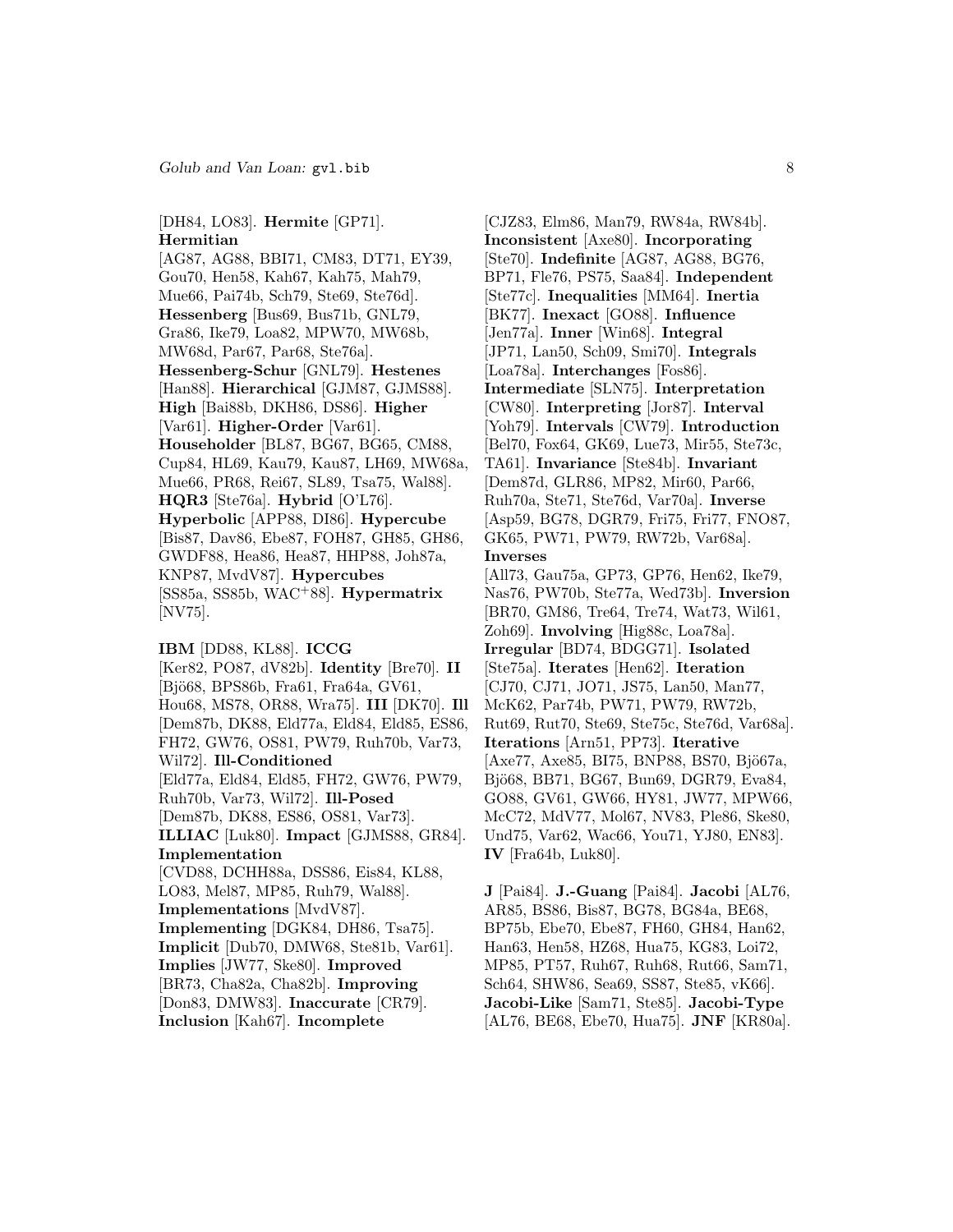[DH84, LO83]. **Hermite** [GP71]. **Hermitian** [AG87, AG88, BBI71, CM83, DT71, EY39, Gou70, Hen58, Kah67, Kah75, Mah79, Mue66, Pai74b, Sch79, Ste69, Ste76d]. **Hessenberg** [Bus69, Bus71b, GNL79, Gra86, Ike79, Loa82, MPW70, MW68b, MW68d, Par67, Par68, Ste76a]. **Hessenberg-Schur** [GNL79]. **Hestenes** [Han88]. **Hierarchical** [GJM87, GJMS88]. **High** [Bai88b, DKH86, DS86]. **Higher** [Var61]. **Higher-Order** [Var61]. **Householder** [BL87, BG67, BG65, CM88, Cup84, HL69, Kau79, Kau87, LH69, MW68a, Mue66, PR68, Rei67, SL89, Tsa75, Wal88]. **HQR3** [Ste76a]. **Hybrid** [O'L76]. **Hyperbolic** [APP88, DI86]. **Hypercube** [Bis87, Dav86, Ebe87, FOH87, GH85, GH86, GWDF88, Hea86, Hea87, HHP88, Joh87a, KNP87, MvdV87]. **Hypercubes** [SS85a, SS85b, WAC+88]. **Hypermatrix** [NV75].

**IBM** [DD88, KL88]. **ICCG** [Ker82, PO87, dV82b]. **Identity** [Bre70]. **II** [Bjö68, BPS86b, Fra61, Fra64a, GV61, Hou68, MS78, OR88, Wra75]. **III** [DK70]. **Ill** [Dem87b, DK88, Eld77a, Eld84, Eld85, ES86, FH72, GW76, OS81, PW79, Ruh70b, Var73, Wil72]. **Ill-Conditioned** [Eld77a, Eld84, Eld85, FH72, GW76, PW79, Ruh70b, Var73, Wil72]. **Ill-Posed** [Dem87b, DK88, ES86, OS81, Var73]. **ILLIAC** [Luk80]. **Impact** [GJMS88, GR84]. **Implementation** [CVD88, DCHH88a, DSS86, Eis84, KL88, LO83, Mel87, MP85, Ruh79, Wal88]. **Implementations** [MvdV87]. **Implementing** [DGK84, DH86, Tsa75]. **Implicit** [Dub70, DMW68, Ste81b, Var61]. **Implies** [JW77, Ske80]. **Improved** [BR73, Cha82a, Cha82b]. **Improving** [Don83, DMW83]. **Inaccurate** [CR79]. **Inclusion** [Kah67]. **Incomplete** [CJZ83, Elm86, Man79, RW84a, RW84b]. **Inconsistent** [Axe80]. **Incorporating** [Ste70]. **Indefinite** [AG87, AG88, BG76, BP71, Fle76, PS75, Saa84]. **Independent** [Ste77c]. **Inequalities** [MM64]. **Inertia** [BK77]. **Inexact** [GO88]. **Influence** [Jen77a]. **Inner** [Win68]. **Integral** [JP71, Lan50, Sch09, Smi70]. **Integrals** [Loa78a]. **Interchanges** [Fos86]. **Intermediate** [SLN75]. **Interpretation** [CW80]. **Interpreting** [Jor87]. **Interval** [Yoh79]. **Intervals** [CW79]. **Introduction** [Bel70, Fox64, GK69, Lue73, Mir55, Ste73c, TA61]. **Invariance** [Ste84b]. **Invariant** [Dem87d, GLR86, MP82, Mir60, Par66, Ruh70a, Ste71, Ste76d, Var70a]. **Inverse** [Asp59, BG78, DGR79, Fri75, Fri77, FNO87, GK65, PW71, PW79, RW72b, Var68a]. **Inverses** [All73, Gau75a, GP73, GP76, Hen62, Ike79, Nas76, PW70b, Ste77a, Wed73b]. **Inversion** [BR70, GM86, Tre64, Tre74, Wat73, Wil61, Zoh69]. **Involving** [Hig88c, Loa78a]. **Irregular** [BD74, BDGG71]. **Isolated** [Ste75a]. **Iterates** [Hen62]. **Iteration** [CJ70, CJ71, JO71, JS75, Lan50, Man77, McK62, Par74b, PW71, PW79, RW72b, Rut69, Rut70, Ste69, Ste75c, Ste76d, Var68a]. **Iterations** [Arn51, PP73]. **Iterative** [Axe77, Axe85, BI75, BNP88, BS70, Bjö67a, Bjö68, BB71, BG67, Bun69, DGR79, Eva84, GO88, GV61, GW66, HY81, JW77, MPW66, McC72, MdV77, Mol67, NV83, Ple86, Ske80, Und75, Var62, Wac66, You71, YJ80, EN83]. **IV** [Fra64b, Luk80].

**J** [Pai84]. **J.-Guang** [Pai84]. **Jacobi** [AL76, AR85, BS86, Bis87, BG78, BG84a, BE68, BP75b, Ebe70, Ebe87, FH60, GH84, Han62, Han63, Hen58, HZ68, Hua75, KG83, Loi72, MP85, PT57, Ruh67, Ruh68, Rut66, Sam71, Sch64, SHW86, Sea69, SS87, Ste85, vK66]. **Jacobi-Like** [Sam71, Ste85]. **Jacobi-Type** [AL76, BE68, Ebe70, Hua75]. **JNF** [KR80a].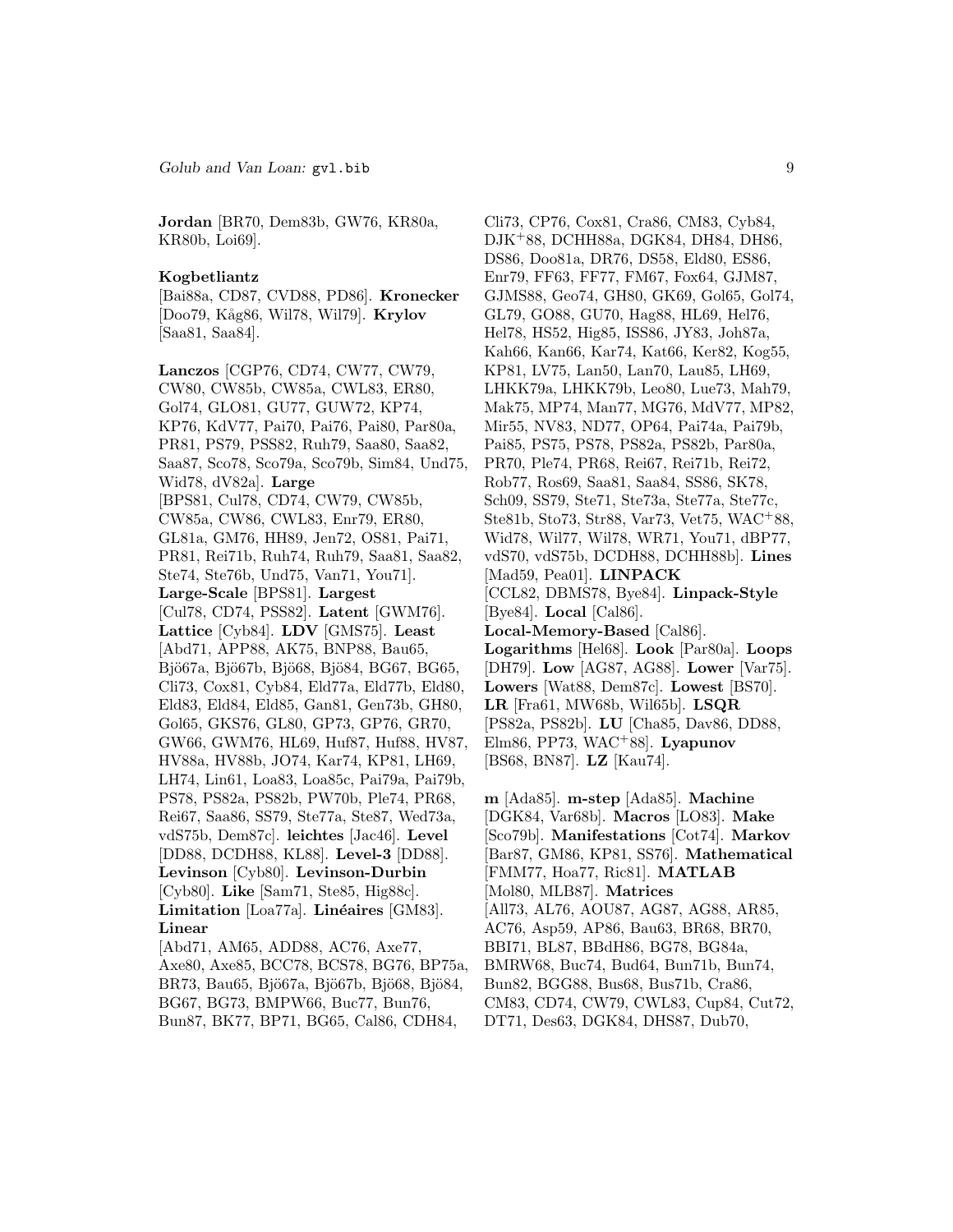**Jordan** [BR70, Dem83b, GW76, KR80a, KR80b, Loi69].

**Kogbetliantz** [Bai88a, CD87, CVD88, PD86]. **Kronecker** [Doo79, Kåg86, Wil78, Wil79]. **Krylov** [Saa81, Saa84].

**Lanczos** [CGP76, CD74, CW77, CW79, CW80, CW85b, CW85a, CWL83, ER80, Gol74, GLO81, GU77, GUW72, KP74, KP76, KdV77, Pai70, Pai76, Pai80, Par80a, PR81, PS79, PSS82, Ruh79, Saa80, Saa82, Saa87, Sco78, Sco79a, Sco79b, Sim84, Und75, Wid78, dV82a]. **Large** [BPS81, Cul78, CD74, CW79, CW85b, CW85a, CW86, CWL83, Enr79, ER80, GL81a, GM76, HH89, Jen72, OS81, Pai71, PR81, Rei71b, Ruh74, Ruh79, Saa81, Saa82, Ste74, Ste76b, Und75, Van71, You71]. **Large-Scale** [BPS81]. **Largest** [Cul78, CD74, PSS82]. **Latent** [GWM76]. **Lattice** [Cyb84]. **LDV** [GMS75]. **Least** [Abd71, APP88, AK75, BNP88, Bau65, Bjö67a, Bjö67b, Bjö68, Bjö84, BG67, BG65, Cli73, Cox81, Cyb84, Eld77a, Eld77b, Eld80, Eld83, Eld84, Eld85, Gan81, Gen73b, GH80, Gol65, GKS76, GL80, GP73, GP76, GR70, GW66, GWM76, HL69, Huf87, Huf88, HV87, HV88a, HV88b, JO74, Kar74, KP81, LH69, LH74, Lin61, Loa83, Loa85c, Pai79a, Pai79b, PS78, PS82a, PS82b, PW70b, Ple74, PR68, Rei67, Saa86, SS79, Ste77a, Ste87, Wed73a, vdS75b, Dem87c]. **leichtes** [Jac46]. **Level** [DD88, DCDH88, KL88]. **Level-3** [DD88]. **Levinson** [Cyb80]. **Levinson-Durbin** [Cyb80]. **Like** [Sam71, Ste85, Hig88c]. **Limitation** [Loa77a]. **Linéaires** [GM83]. **Linear** [Abd71, AM65, ADD88, AC76, Axe77, Axe80, Axe85, BCC78, BCS78, BG76, BP75a, BR73, Bau65, Bjö67a, Bjö67b, Bjö68, Bjö84, BG67, BG73, BMPW66, Buc77, Bun76, Bun87, BK77, BP71, BG65, Cal86, CDH84, Cli73, CP76, Cox81, Cra86, CM83, Cyb84, DJK+88, DCHH88a, DGK84, DH84, DH86, DS86, Doo81a, DR76, DS58, Eld80, ES86, Enr79, FF63, FF77, FM67, Fox64, GJM87, GJMS88, Geo74, GH80, GK69, Gol65, Gol74, GL79, GO88, GU70, Hag88, HL69, Hel76, Hel78, HS52, Hig85, ISS86, JY83, Joh87a, Kah66, Kan66, Kar74, Kat66, Ker82, Kog55, KP81, LV75, Lan50, Lan70, Lau85, LH69, LHKK79a, LHKK79b, Leo80, Lue73, Mah79, Mak75, MP74, Man77, MG76, MdV77, MP82, Mir55, NV83, ND77, OP64, Pai74a, Pai79b, Pai85, PS75, PS78, PS82a, PS82b, Par80a, PR70, Ple74, PR68, Rei67, Rei71b, Rei72, Rob77, Ros69, Saa81, Saa84, SS86, SK78, Sch09, SS79, Ste71, Ste73a, Ste77a, Ste77c, Ste81b, Sto73, Str88, Var73, Vet75, WAC+88, Wid78, Wil77, Wil78, WR71, You71, dBP77, vdS70, vdS75b, DCDH88, DCHH88b]. **Lines** [Mad59, Pea01]. **LINPACK** [CCL82, DBMS78, Bye84]. **Linpack-Style** [Bye84]. **Local** [Cal86]. **Local-Memory-Based** [Cal86]. **Logarithms** [Hel68]. **Look** [Par80a]. **Loops** [DH79]. **Low** [AG87, AG88]. **Lower** [Var75]. **Lowers** [Wat88, Dem87c]. **Lowest** [BS70]. **LR** [Fra61, MW68b, Wil65b]. **LSQR** [PS82a, PS82b]. **LU** [Cha85, Dav86, DD88, Elm86, PP73, WAC+88]. **Lyapunov** [BS68, BN87]. **LZ** [Kau74].

**m** [Ada85]. **m-step** [Ada85]. **Machine** [DGK84, Var68b]. **Macros** [LO83]. **Make** [Sco79b]. **Manifestations** [Cot74]. **Markov** [Bar87, GM86, KP81, SS76]. **Mathematical** [FMM77, Hoa77, Ric81]. **MATLAB** [Mol80, MLB87]. **Matrices** [All73, AL76, AOU87, AG87, AG88, AR85, AC76, Asp59, AP86, Bau63, BR68, BR70, BBI71, BL87, BBdH86, BG78, BG84a, BMRW68, Buc74, Bud64, Bun71b, Bun74, Bun82, BGG88, Bus68, Bus71b, Cra86, CM83, CD74, CW79, CWL83, Cup84, Cut72, DT71, Des63, DGK84, DHS87, Dub70,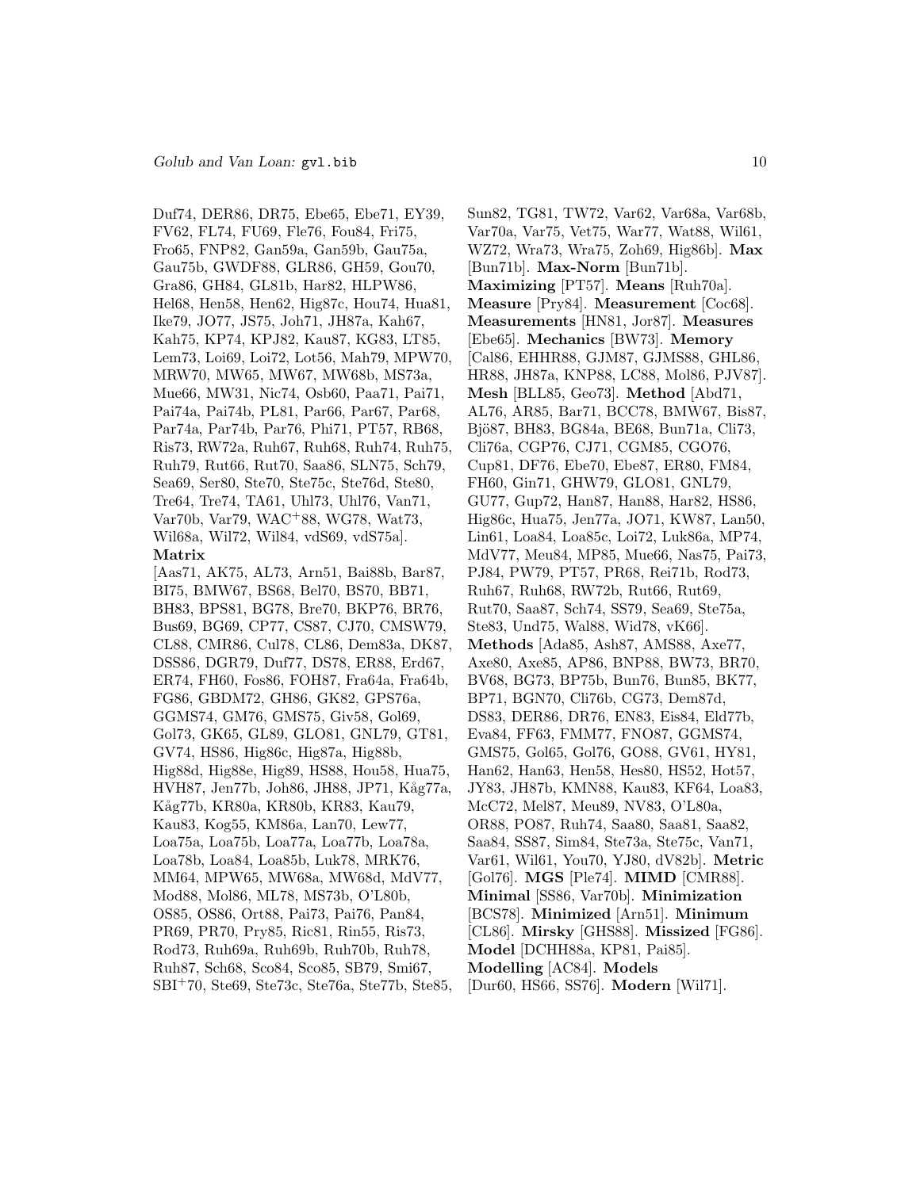Duf74, DER86, DR75, Ebe65, Ebe71, EY39, FV62, FL74, FU69, Fle76, Fou84, Fri75, Fro65, FNP82, Gan59a, Gan59b, Gau75a, Gau75b, GWDF88, GLR86, GH59, Gou70, Gra86, GH84, GL81b, Har82, HLPW86, Hel68, Hen58, Hen62, Hig87c, Hou74, Hua81, Ike79, JO77, JS75, Joh71, JH87a, Kah67, Kah75, KP74, KPJ82, Kau87, KG83, LT85, Lem73, Loi69, Loi72, Lot56, Mah79, MPW70, MRW70, MW65, MW67, MW68b, MS73a, Mue66, MW31, Nic74, Osb60, Paa71, Pai71, Pai74a, Pai74b, PL81, Par66, Par67, Par68, Par74a, Par74b, Par76, Phi71, PT57, RB68, Ris73, RW72a, Ruh67, Ruh68, Ruh74, Ruh75, Ruh79, Rut66, Rut70, Saa86, SLN75, Sch79, Sea69, Ser80, Ste70, Ste75c, Ste76d, Ste80, Tre64, Tre74, TA61, Uhl73, Uhl76, Van71, Var70b, Var79, WAC+88, WG78, Wat73, Wil68a, Wil72, Wil84, vdS69, vdS75a].

**Matrix** [Aas71, AK75, AL73, Arn51, Bai88b, Bar87, BI75, BMW67, BS68, Bel70, BS70, BB71, BH83, BPS81, BG78, Bre70, BKP76, BR76, Bus69, BG69, CP77, CS87, CJ70, CMSW79, CL88, CMR86, Cul78, CL86, Dem83a, DK87, DSS86, DGR79, Duf77, DS78, ER88, Erd67, ER74, FH60, Fos86, FOH87, Fra64a, Fra64b, FG86, GBDM72, GH86, GK82, GPS76a, GGMS74, GM76, GMS75, Giv58, Gol69, Gol73, GK65, GL89, GLO81, GNL79, GT81, GV74, HS86, Hig86c, Hig87a, Hig88b, Hig88d, Hig88e, Hig89, HS88, Hou58, Hua75, HVH87, Jen77b, Joh86, JH88, JP71, Kåg77a, Kåg77b, KR80a, KR80b, KR83, Kau79, Kau83, Kog55, KM86a, Lan70, Lew77, Loa75a, Loa75b, Loa77a, Loa77b, Loa78a, Loa78b, Loa84, Loa85b, Luk78, MRK76, MM64, MPW65, MW68a, MW68d, MdV77, Mod88, Mol86, ML78, MS73b, O'L80b, OS85, OS86, Ort88, Pai73, Pai76, Pan84, PR69, PR70, Pry85, Ric81, Rin55, Ris73, Rod73, Ruh69a, Ruh69b, Ruh70b, Ruh78, Ruh87, Sch68, Sco84, Sco85, SB79, Smi67, SBI+70, Ste69, Ste73c, Ste76a, Ste77b, Ste85, Sun82, TG81, TW72, Var62, Var68a, Var68b, Var70a, Var75, Vet75, War77, Wat88, Wil61, WZ72, Wra73, Wra75, Zoh69, Hig86b]. **Max** [Bun71b]. **Max-Norm** [Bun71b]. **Maximizing** [PT57]. **Means** [Ruh70a]. **Measure** [Pry84]. **Measurement** [Coc68]. **Measurements** [HN81, Jor87]. **Measures** [Ebe65]. **Mechanics** [BW73]. **Memory** [Cal86, EHHR88, GJM87, GJMS88, GHL86, HR88, JH87a, KNP88, LC88, Mol86, PJV87]. **Mesh** [BLL85, Geo73]. **Method** [Abd71, AL76, AR85, Bar71, BCC78, BMW67, Bis87, Bjö87, BH83, BG84a, BE68, Bun71a, Cli73, Cli76a, CGP76, CJ71, CGM85, CGO76, Cup81, DF76, Ebe70, Ebe87, ER80, FM84, FH60, Gin71, GHW79, GLO81, GNL79, GU77, Gup72, Han87, Han88, Har82, HS86, Hig86c, Hua75, Jen77a, JO71, KW87, Lan50, Lin61, Loa84, Loa85c, Loi72, Luk86a, MP74, MdV77, Meu84, MP85, Mue66, Nas75, Pai73, PJ84, PW79, PT57, PR68, Rei71b, Rod73, Ruh67, Ruh68, RW72b, Rut66, Rut69, Rut70, Saa87, Sch74, SS79, Sea69, Ste75a, Ste83, Und75, Wal88, Wid78, vK66]. **Methods** [Ada85, Ash87, AMS88, Axe77, Axe80, Axe85, AP86, BNP88, BW73, BR70, BV68, BG73, BP75b, Bun76, Bun85, BK77, BP71, BGN70, Cli76b, CG73, Dem87d, DS83, DER86, DR76, EN83, Eis84, Eld77b, Eva84, FF63, FMM77, FNO87, GGMS74, GMS75, Gol65, Gol76, GO88, GV61, HY81, Han62, Han63, Hen58, Hes80, HS52, Hot57, JY83, JH87b, KMN88, Kau83, KF64, Loa83, McC72, Mel87, Meu89, NV83, O'L80a, OR88, PO87, Ruh74, Saa80, Saa81, Saa82, Saa84, SS87, Sim84, Ste73a, Ste75c, Van71, Var61, Wil61, You70, YJ80, dV82b]. **Metric** [Gol76]. **MGS** [Ple74]. **MIMD** [CMR88]. **Minimal** [SS86, Var70b]. **Minimization** [BCS78]. **Minimized** [Arn51]. **Minimum** [CL86]. **Mirsky** [GHS88]. **Missized** [FG86]. **Model** [DCHH88a, KP81, Pai85]. **Modelling** [AC84]. **Models** [Dur60, HS66, SS76]. **Modern** [Wil71].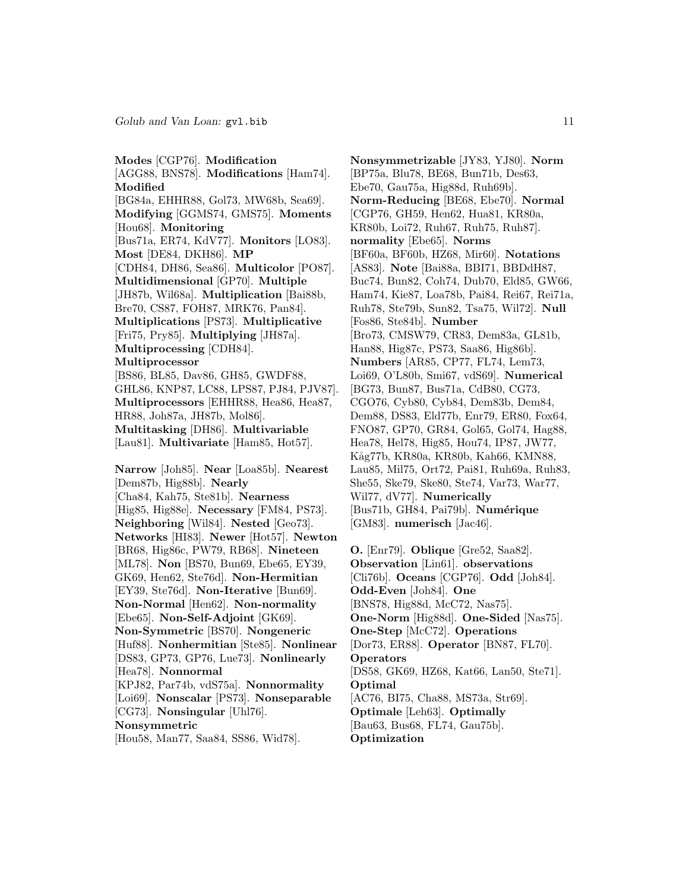**Modes** [CGP76]. **Modification** [AGG88, BNS78]. **Modifications** [Ham74]. **Modified** [BG84a, EHHR88, Gol73, MW68b, Sea69]. **Modifying** [GGMS74, GMS75]. **Moments** [Hou68]. **Monitoring** [Bus71a, ER74, KdV77]. **Monitors** [LO83]. **Most** [DE84, DKH86]. **MP** [CDH84, DH86, Sea86]. **Multicolor** [PO87]. **Multidimensional** [GP70]. **Multiple** [JH87b, Wil68a]. **Multiplication** [Bai88b, Bre70, CS87, FOH87, MRK76, Pan84]. **Multiplications** [PS73]. **Multiplicative** [Fri75, Pry85]. **Multiplying** [JH87a]. **Multiprocessing** [CDH84]. **Multiprocessor** [BS86, BL85, Dav86, GH85, GWDF88, GHL86, KNP87, LC88, LPS87, PJ84, PJV87]. **Multiprocessors** [EHHR88, Hea86, Hea87, HR88, Joh87a, JH87b, Mol86]. **Multitasking** [DH86]. **Multivariable** [Lau81]. **Multivariate** [Ham85, Hot57].

**Narrow** [Joh85]. **Near** [Loa85b]. **Nearest** [Dem87b, Hig88b]. **Nearly** [Cha84, Kah75, Ste81b]. **Nearness** [Hig85, Hig88e]. **Necessary** [FM84, PS73]. **Neighboring** [Wil84]. **Nested** [Geo73]. **Networks** [HI83]. **Newer** [Hot57]. **Newton** [BR68, Hig86c, PW79, RB68]. **Nineteen** [ML78]. **Non** [BS70, Bun69, Ebe65, EY39, GK69, Hen62, Ste76d]. **Non-Hermitian** [EY39, Ste76d]. **Non-Iterative** [Bun69]. **Non-Normal** [Hen62]. **Non-normality** [Ebe65]. **Non-Self-Adjoint** [GK69]. **Non-Symmetric** [BS70]. **Nongeneric** [Huf88]. **Nonhermitian** [Ste85]. **Nonlinear** [DS83, GP73, GP76, Lue73]. **Nonlinearly** [Hea78]. **Nonnormal** [KPJ82, Par74b, vdS75a]. **Nonnormality** [Loi69]. **Nonscalar** [PS73]. **Nonseparable** [CG73]. **Nonsingular** [Uhl76]. **Nonsymmetric** [Hou58, Man77, Saa84, SS86, Wid78].

**Nonsymmetrizable** [JY83, YJ80]. **Norm** [BP75a, Blu78, BE68, Bun71b, Des63, Ebe70, Gau75a, Hig88d, Ruh69b]. **Norm-Reducing** [BE68, Ebe70]. **Normal** [CGP76, GH59, Hen62, Hua81, KR80a, KR80b, Loi72, Ruh67, Ruh75, Ruh87]. **normality** [Ebe65]. **Norms** [BF60a, BF60b, HZ68, Mir60]. **Notations** [AS83]. **Note** [Bai88a, BBI71, BBDdH87, Buc74, Bun82, Coh74, Dub70, Eld85, GW66, Ham74, Kie87, Loa78b, Pai84, Rei67, Rei71a, Ruh78, Ste79b, Sun82, Tsa75, Wil72]. **Null** [Fos86, Ste84b]. **Number** [Bro73, CMSW79, CR83, Dem83a, GL81b, Han88, Hig87c, PS73, Saa86, Hig86b]. **Numbers** [AR85, CP77, FL74, Lem73, Loi69, O'L80b, Smi67, vdS69]. **Numerical** [BG73, Bun87, Bus71a, CdB80, CG73, CGO76, Cyb80, Cyb84, Dem83b, Dem84, Dem88, DS83, Eld77b, Enr79, ER80, Fox64, FNO87, GP70, GR84, Gol65, Gol74, Hag88, Hea78, Hel78, Hig85, Hou74, IP87, JW77, Kåg77b, KR80a, KR80b, Kah66, KMN88, Lau85, Mil75, Ort72, Pai81, Ruh69a, Ruh83, She55, Ske79, Ske80, Ste74, Var73, War77, Wil77, dV77]. **Numerically** [Bus71b, GH84, Pai79b]. **Numérique** [GM83]. **numerisch** [Jac46].

**O.** [Enr79]. **Oblique** [Gre52, Saa82]. **Observation** [Lin61]. **observations** [Cli76b]. **Oceans** [CGP76]. **Odd** [Joh84]. **Odd-Even** [Joh84]. **One** [BNS78, Hig88d, McC72, Nas75]. **One-Norm** [Hig88d]. **One-Sided** [Nas75]. **One-Step** [McC72]. **Operations** [Dor73, ER88]. **Operator** [BN87, FL70]. **Operators** [DS58, GK69, HZ68, Kat66, Lan50, Ste71]. **Optimal** [AC76, BI75, Cha88, MS73a, Str69]. **Optimale** [Leh63]. **Optimally** [Bau63, Bus68, FL74, Gau75b]. **Optimization**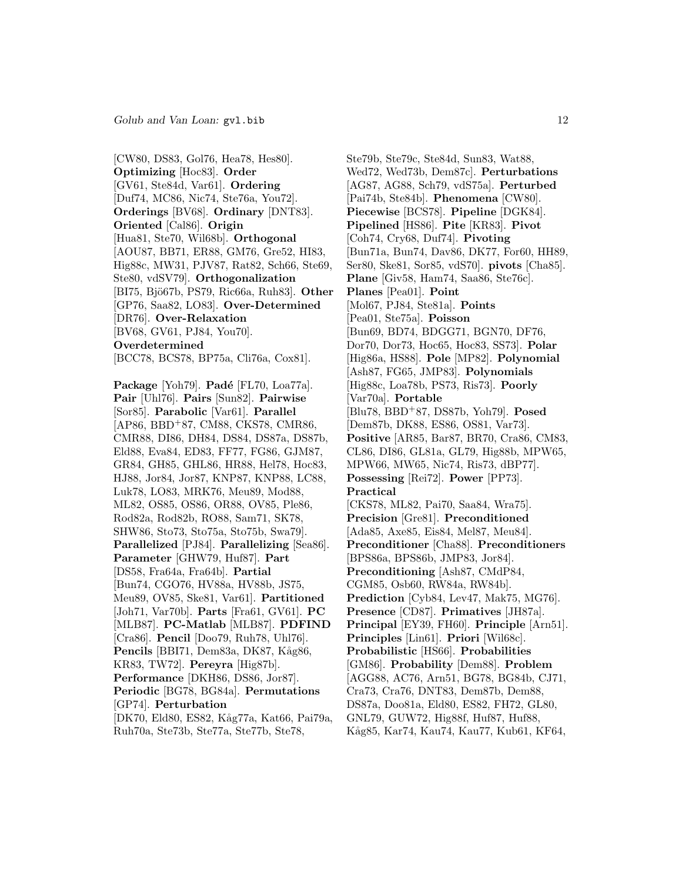[CW80, DS83, Gol76, Hea78, Hes80]. **Optimizing** [Hoc83]. **Order** [GV61, Ste84d, Var61]. **Ordering** [Duf74, MC86, Nic74, Ste76a, You72]. **Orderings** [BV68]. **Ordinary** [DNT83]. **Oriented** [Cal86]. **Origin** [Hua81, Ste70, Wil68b]. **Orthogonal** [AOU87, BB71, ER88, GM76, Gre52, HI83, Hig88c, MW31, PJV87, Rat82, Sch66, Ste69, Ste80, vdSV79]. **Orthogonalization** [BI75, Bjö67b, PS79, Ric66a, Ruh83]. **Other** [GP76, Saa82, LO83]. **Over-Determined** [DR76]. **Over-Relaxation** [BV68, GV61, PJ84, You70]. **Overdetermined** [BCC78, BCS78, BP75a, Cli76a, Cox81].

**Package** [Yoh79]. **Padé** [FL70, Loa77a]. **Pair** [Uhl76]. **Pairs** [Sun82]. **Pairwise** [Sor85]. **Parabolic** [Var61]. **Parallel** [AP86, BBD+87, CM88, CKS78, CMR86, CMR88, DI86, DH84, DS84, DS87a, DS87b, Eld88, Eva84, ED83, FF77, FG86, GJM87, GR84, GH85, GHL86, HR88, Hel78, Hoc83, HJ88, Jor84, Jor87, KNP87, KNP88, LC88, Luk78, LO83, MRK76, Meu89, Mod88, ML82, OS85, OS86, OR88, OV85, Ple86, Rod82a, Rod82b, RO88, Sam71, SK78, SHW86, Sto73, Sto75a, Sto75b, Swa79]. **Parallelized** [PJ84]. **Parallelizing** [Sea86]. **Parameter** [GHW79, Huf87]. **Part** [DS58, Fra64a, Fra64b]. **Partial** [Bun74, CGO76, HV88a, HV88b, JS75, Meu89, OV85, Ske81, Var61]. **Partitioned** [Joh71, Var70b]. **Parts** [Fra61, GV61]. **PC** [MLB87]. **PC-Matlab** [MLB87]. **PDFIND** [Cra86]. **Pencil** [Doo79, Ruh78, Uhl76]. **Pencils** [BBI71, Dem83a, DK87, Kåg86, KR83, TW72]. **Pereyra** [Hig87b]. **Performance** [DKH86, DS86, Jor87]. **Periodic** [BG78, BG84a]. **Permutations** [GP74]. **Perturbation** [DK70, Eld80, ES82, Kåg77a, Kat66, Pai79a, Ruh70a, Ste73b, Ste77a, Ste77b, Ste78, Ste79b, Ste79c, Ste84d, Sun83, Wat88, Wed72, Wed73b, Dem87c]. **Perturbations** [AG87, AG88, Sch79, vdS75a]. **Perturbed** [Pai74b, Ste84b]. **Phenomena** [CW80]. **Piecewise** [BCS78]. **Pipeline** [DGK84]. **Pipelined** [HS86]. **Pite** [KR83]. **Pivot** [Coh74, Cry68, Duf74]. **Pivoting** [Bun71a, Bun74, Dav86, DK77, For60, HH89, Ser80, Ske81, Sor85, vdS70]. **pivots** [Cha85]. **Plane** [Giv58, Ham74, Saa86, Ste76c]. **Planes** [Pea01]. **Point** [Mol67, PJ84, Ste81a]. **Points** [Pea01, Ste75a]. **Poisson** [Bun69, BD74, BDGG71, BGN70, DF76, Dor70, Dor73, Hoc65, Hoc83, SS73]. **Polar** [Hig86a, HS88]. **Pole** [MP82]. **Polynomial** [Ash87, FG65, JMP83]. **Polynomials** [Hig88c, Loa78b, PS73, Ris73]. **Poorly** [Var70a]. **Portable** [Blu78, BBD+87, DS87b, Yoh79]. **Posed** [Dem87b, DK88, ES86, OS81, Var73]. **Positive** [AR85, Bar87, BR70, Cra86, CM83, CL86, DI86, GL81a, GL79, Hig88b, MPW65, MPW66, MW65, Nic74, Ris73, dBP77]. **Possessing** [Rei72]. **Power** [PP73]. **Practical** [CKS78, ML82, Pai70, Saa84, Wra75]. **Precision** [Gre81]. **Preconditioned** [Ada85, Axe85, Eis84, Mel87, Meu84]. **Preconditioner** [Cha88]. **Preconditioners** [BPS86a, BPS86b, JMP83, Jor84]. **Preconditioning** [Ash87, CMdP84, CGM85, Osb60, RW84a, RW84b]. **Prediction** [Cyb84, Lev47, Mak75, MG76]. **Presence** [CD87]. **Primatives** [JH87a]. **Principal** [EY39, FH60]. **Principle** [Arn51]. **Principles** [Lin61]. **Priori** [Wil68c]. **Probabilistic** [HS66]. **Probabilities** [GM86]. **Probability** [Dem88]. **Problem** [AGG88, AC76, Arn51, BG78, BG84b, CJ71, Cra73, Cra76, DNT83, Dem87b, Dem88, DS87a, Doo81a, Eld80, ES82, FH72, GL80, GNL79, GUW72, Hig88f, Huf87, Huf88, Kåg85, Kar74, Kau74, Kau77, Kub61, KF64,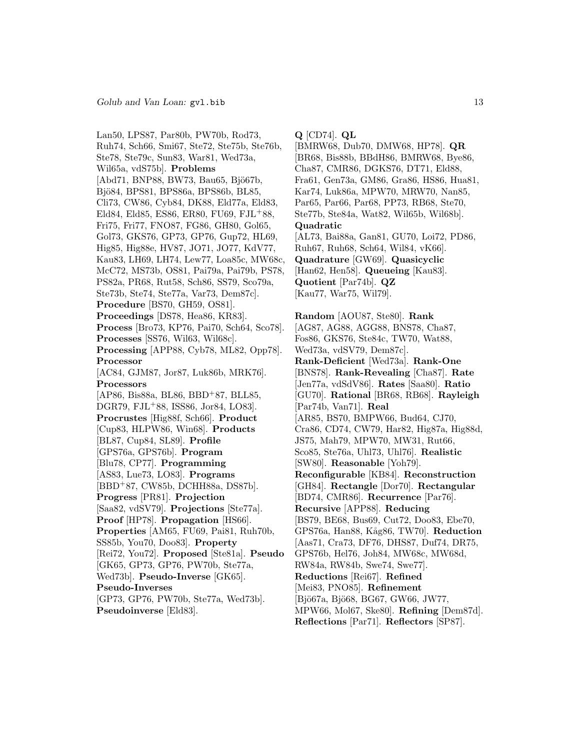Lan50, LPS87, Par80b, PW70b, Rod73, Ruh74, Sch66, Smi67, Ste72, Ste75b, Ste76b, Ste78, Ste79c, Sun83, War81, Wed73a, Wil65a, vdS75b]. **Problems** [Abd71, BNP88, BW73, Bau65, Bjö67b, Bjö84, BPS81, BPS86a, BPS86b, BL85, Cli73, CW86, Cyb84, DK88, Eld77a, Eld83, Eld84, Eld85, ES86, ER80, FU69, FJL$^+$88, Fri75, Fri77, FNO87, FG86, GH80, Gol65, Gol73, GKS76, GP73, GP76, Gup72, HL69, Hig85, Hig88e, HV87, JO71, JO77, KdV77, Kau83, LH69, LH74, Lew77, Loa85c, MW68c, McC72, MS73b, OS81, Pai79a, Pai79b, PS78, PS82a, PR68, Rut58, Sch86, SS79, Sco79a, Ste73b, Ste74, Ste77a, Var73, Dem87c]. **Procedure** [BS70, GH59, OS81]. **Proceedings** [DS78, Hea86, KR83]. **Process** [Bro73, KP76, Pai70, Sch64, Sco78]. **Processes** [SS76, Wil63, Wil68c]. **Processing** [APP88, Cyb78, ML82, Opp78]. **Processor** [AC84, GJM87, Jor87, Luk86b, MRK76]. **Processors** [AP86, Bis88a, BL86, BBD$^+$87, BLL85, DGR79, FJL$^+$88, ISS86, Jor84, LO83]. **Procrustes** [Hig88f, Sch66]. **Product** [Cup83, HLPW86, Win68]. **Products** [BL87, Cup84, SL89]. **Profile** [GPS76a, GPS76b]. **Program** [Blu78, CP77]. **Programming** [AS83, Lue73, LO83]. **Programs** [BBD$^+$87, CW85b, DCHH88a, DS87b]. **Progress** [PR81]. **Projection** [Saa82, vdSV79]. **Projections** [Ste77a]. **Proof** [HP78]. **Propagation** [HS66]. **Properties** [AM65, FU69, Pai81, Ruh70b, SS85b, You70, Doo83]. **Property** [Rei72, You72]. **Proposed** [Ste81a]. **Pseudo** [GK65, GP73, GP76, PW70b, Ste77a, Wed73b]. **Pseudo-Inverse** [GK65]. **Pseudo-Inverses** [GP73, GP76, PW70b, Ste77a, Wed73b]. **Pseudoinverse** [Eld83].

**Q** [CD74]. **QL** [BMRW68, Dub70, DMW68, HP78]. **QR** [BR68, Bis88b, BBdH86, BMRW68, Bye86, Cha87, CMR86, DGKS76, DT71, Eld88, Fra61, Gen73a, GM86, Gra86, HS86, Hua81, Kar74, Luk86a, MPW70, MRW70, Nan85, Par65, Par66, Par68, PP73, RB68, Ste70, Ste77b, Ste84a, Wat82, Wil65b, Wil68b]. **Quadratic** [AL73, Bai88a, Gan81, GU70, Loi72, PD86, Ruh67, Ruh68, Sch64, Wil84, vK66]. **Quadrature** [GW69]. **Quasicyclic** [Han62, Hen58]. **Queueing** [Kau83]. **Quotient** [Par74b]. **QZ** [Kau77, War75, Wil79].

**Random** [AOU87, Ste80]. **Rank** [AG87, AG88, AGG88, BNS78, Cha87, Fos86, GKS76, Ste84c, TW70, Wat88, Wed73a, vdSV79, Dem87c]. **Rank-Deficient** [Wed73a]. **Rank-One** [BNS78]. **Rank-Revealing** [Cha87]. **Rate** [Jen77a, vdSdV86]. **Rates** [Saa80]. **Ratio** [GU70]. **Rational** [BR68, RB68]. **Rayleigh** [Par74b, Van71]. **Real** [AR85, BS70, BMPW66, Bud64, CJ70, Cra86, CD74, CW79, Har82, Hig87a, Hig88d, JS75, Mah79, MPW70, MW31, Rut66, Sco85, Ste76a, Uhl73, Uhl76]. **Realistic** [SW80]. **Reasonable** [Yoh79]. **Reconfigurable** [KB84]. **Reconstruction** [GH84]. **Rectangle** [Dor70]. **Rectangular** [BD74, CMR86]. **Recurrence** [Par76]. **Recursive** [APP88]. **Reducing** [BS79, BE68, Bus69, Cut72, Doo83, Ebe70, GPS76a, Han88, Kåg86, TW70]. **Reduction** [Aas71, Cra73, DF76, DHS87, Duf74, DR75, GPS76b, Hel76, Joh84, MW68c, MW68d, RW84a, RW84b, Swe74, Swe77]. **Reductions** [Rei67]. **Refined** [Mei83, PNO85]. **Refinement** [Bjö67a, Bjö68, BG67, GW66, JW77, MPW66, Mol67, Ske80]. **Refining** [Dem87d]. **Reflections** [Par71]. **Reflectors** [SP87].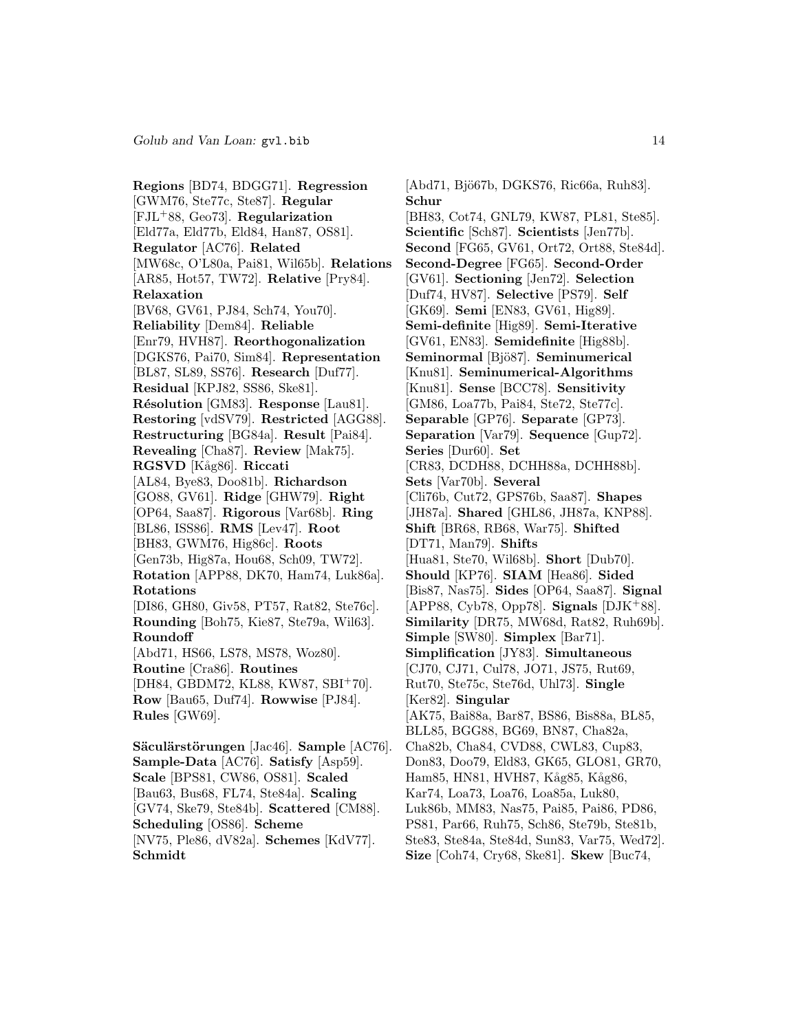**Regions** [BD74, BDGG71]. **Regression** [GWM76, Ste77c, Ste87]. **Regular** [FJL+88, Geo73]. **Regularization** [Eld77a, Eld77b, Eld84, Han87, OS81]. **Regulator** [AC76]. **Related** [MW68c, O'L80a, Pai81, Wil65b]. **Relations** [AR85, Hot57, TW72]. **Relative** [Pry84]. **Relaxation** [BV68, GV61, PJ84, Sch74, You70]. **Reliability** [Dem84]. **Reliable** [Enr79, HVH87]. **Reorthogonalization** [DGKS76, Pai70, Sim84]. **Representation** [BL87, SL89, SS76]. **Research** [Duf77]. **Residual** [KPJ82, SS86, Ske81]. **Résolution** [GM83]. **Response** [Lau81]. **Restoring** [vdSV79]. **Restricted** [AGG88]. **Restructuring** [BG84a]. **Result** [Pai84]. **Revealing** [Cha87]. **Review** [Mak75]. **RGSVD** [Kåg86]. **Riccati** [AL84, Bye83, Doo81b]. **Richardson** [GO88, GV61]. **Ridge** [GHW79]. **Right** [OP64, Saa87]. **Rigorous** [Var68b]. **Ring** [BL86, ISS86]. **RMS** [Lev47]. **Root** [BH83, GWM76, Hig86c]. **Roots** [Gen73b, Hig87a, Hou68, Sch09, TW72]. **Rotation** [APP88, DK70, Ham74, Luk86a]. **Rotations** [DI86, GH80, Giv58, PT57, Rat82, Ste76c]. **Rounding** [Boh75, Kie87, Ste79a, Wil63]. **Roundoff** [Abd71, HS66, LS78, MS78, Woz80]. **Routine** [Cra86]. **Routines** [DH84, GBDM72, KL88, KW87, SBI+70]. **Row** [Bau65, Duf74]. **Rowwise** [PJ84]. **Rules** [GW69].

**Säculärstörungen** [Jac46]. **Sample** [AC76]. **Sample-Data** [AC76]. **Satisfy** [Asp59]. **Scale** [BPS81, CW86, OS81]. **Scaled** [Bau63, Bus68, FL74, Ste84a]. **Scaling** [GV74, Ske79, Ste84b]. **Scattered** [CM88]. **Scheduling** [OS86]. **Scheme** [NV75, Ple86, dV82a]. **Schemes** [KdV77]. **Schmidt** [Abd71, Bjö67b, DGKS76, Ric66a, Ruh83]. **Schur** [BH83, Cot74, GNL79, KW87, PL81, Ste85]. **Scientific** [Sch87]. **Scientists** [Jen77b]. **Second** [FG65, GV61, Ort72, Ort88, Ste84d]. **Second-Degree** [FG65]. **Second-Order** [GV61]. **Sectioning** [Jen72]. **Selection** [Duf74, HV87]. **Selective** [PS79]. **Self** [GK69]. **Semi** [EN83, GV61, Hig89]. **Semi-definite** [Hig89]. **Semi-Iterative** [GV61, EN83]. **Semidefinite** [Hig88b]. **Seminormal** [Bjö87]. **Seminumerical** [Knu81]. **Seminumerical-Algorithms** [Knu81]. **Sense** [BCC78]. **Sensitivity** [GM86, Loa77b, Pai84, Ste72, Ste77c]. **Separable** [GP76]. **Separate** [GP73]. **Separation** [Var79]. **Sequence** [Gup72]. **Series** [Dur60]. **Set** [CR83, DCDH88, DCHH88a, DCHH88b]. **Sets** [Var70b]. **Several** [Cli76b, Cut72, GPS76b, Saa87]. **Shapes** [JH87a]. **Shared** [GHL86, JH87a, KNP88]. **Shift** [BR68, RB68, War75]. **Shifted** [DT71, Man79]. **Shifts** [Hua81, Ste70, Wil68b]. **Short** [Dub70]. **Should** [KP76]. **SIAM** [Hea86]. **Sided** [Bis87, Nas75]. **Sides** [OP64, Saa87]. **Signal** [APP88, Cyb78, Opp78]. **Signals** [DJK+88]. **Similarity** [DR75, MW68d, Rat82, Ruh69b]. **Simple** [SW80]. **Simplex** [Bar71]. **Simplification** [JY83]. **Simultaneous** [CJ70, CJ71, Cul78, JO71, JS75, Rut69, Rut70, Ste75c, Ste76d, Uhl73]. **Single** [Ker82]. **Singular** [AK75, Bai88a, Bar87, BS86, Bis88a, BL85, BLL85, BGG88, BG69, BN87, Cha82a, Cha82b, Cha84, CVD88, CWL83, Cup83, Don83, Doo79, Eld83, GK65, GLO81, GR70, Ham85, HN81, HVH87, Kåg85, Kåg86, Kar74, Loa73, Loa76, Loa85a, Luk80, Luk86b, MM83, Nas75, Pai85, Pai86, PD86, PS81, Par66, Ruh75, Sch86, Ste79b, Ste81b, Ste83, Ste84a, Ste84d, Sun83, Var75, Wed72]. **Size** [Coh74, Cry68, Ske81]. **Skew** [Buc74,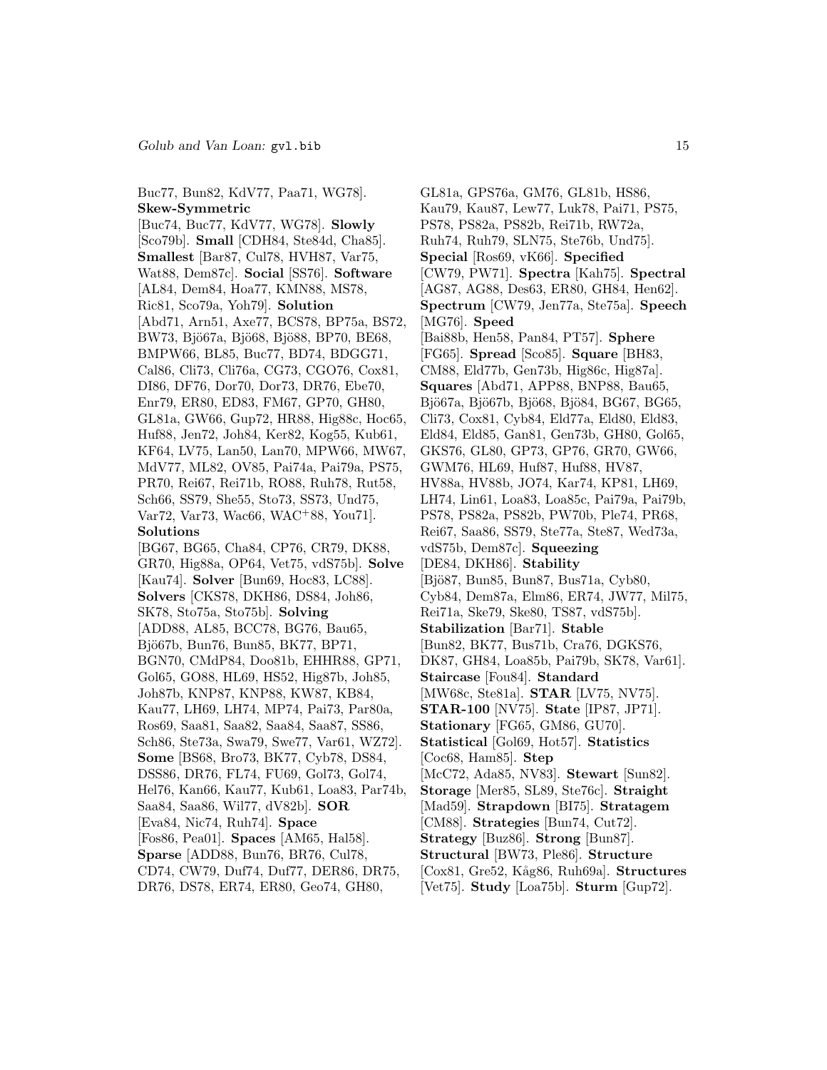Buc77, Bun82, KdV77, Paa71, WG78]. **Skew-Symmetric** [Buc74, Buc77, KdV77, WG78]. **Slowly** [Sco79b]. **Small** [CDH84, Ste84d, Cha85]. **Smallest** [Bar87, Cul78, HVH87, Var75, Wat88, Dem87c]. **Social** [SS76]. **Software** [AL84, Dem84, Hoa77, KMN88, MS78, Ric81, Sco79a, Yoh79]. **Solution** [Abd71, Arn51, Axe77, BCS78, BP75a, BS72, BW73, Bjö67a, Bjö68, Bjö88, BP70, BE68, BMPW66, BL85, Buc77, BD74, BDGG71, Cal86, Cli73, Cli76a, CG73, CGO76, Cox81, DI86, DF76, Dor70, Dor73, DR76, Ebe70, Enr79, ER80, ED83, FM67, GP70, GH80, GL81a, GW66, Gup72, HR88, Hig88c, Hoc65, Huf88, Jen72, Joh84, Ker82, Kog55, Kub61, KF64, LV75, Lan50, Lan70, MPW66, MW67, MdV77, ML82, OV85, Pai74a, Pai79a, PS75, PR70, Rei67, Rei71b, RO88, Ruh78, Rut58, Sch66, SS79, She55, Sto73, SS73, Und75, Var72, Var73, Wac66, WAC+88, You71]. **Solutions** [BG67, BG65, Cha84, CP76, CR79, DK88, GR70, Hig88a, OP64, Vet75, vdS75b]. **Solve** [Kau74]. **Solver** [Bun69, Hoc83, LC88]. **Solvers** [CKS78, DKH86, DS84, Joh86, SK78, Sto75a, Sto75b]. **Solving** [ADD88, AL85, BCC78, BG76, Bau65, Bjö67b, Bun76, Bun85, BK77, BP71, BGN70, CMdP84, Doo81b, EHHR88, GP71, Gol65, GO88, HL69, HS52, Hig87b, Joh85, Joh87b, KNP87, KNP88, KW87, KB84, Kau77, LH69, LH74, MP74, Pai73, Par80a, Ros69, Saa81, Saa82, Saa84, Saa87, SS86, Sch86, Ste73a, Swa79, Swe77, Var61, WZ72]. **Some** [BS68, Bro73, BK77, Cyb78, DS84, DSS86, DR76, FL74, FU69, Gol73, Gol74, Hel76, Kan66, Kau77, Kub61, Loa83, Par74b, Saa84, Saa86, Wil77, dV82b]. **SOR** [Eva84, Nic74, Ruh74]. **Space** [Fos86, Pea01]. **Spaces** [AM65, Hal58]. **Sparse** [ADD88, Bun76, BR76, Cul78, CD74, CW79, Duf74, Duf77, DER86, DR75, DR76, DS78, ER74, ER80, Geo74, GH80, GL81a, GPS76a, GM76, GL81b, HS86, Kau79, Kau87, Lew77, Luk78, Pai71, PS75, PS78, PS82a, PS82b, Rei71b, RW72a, Ruh74, Ruh79, SLN75, Ste76b, Und75]. **Special** [Ros69, vK66]. **Specified** [CW79, PW71]. **Spectra** [Kah75]. **Spectral** [AG87, AG88, Des63, ER80, GH84, Hen62]. **Spectrum** [CW79, Jen77a, Ste75a]. **Speech** [MG76]. **Speed** [Bai88b, Hen58, Pan84, PT57]. **Sphere** [FG65]. **Spread** [Sco85]. **Square** [BH83, CM88, Eld77b, Gen73b, Hig86c, Hig87a]. **Squares** [Abd71, APP88, BNP88, Bau65, Bjö67a, Bjö67b, Bjö68, Bjö84, BG67, BG65, Cli73, Cox81, Cyb84, Eld77a, Eld80, Eld83, Eld84, Eld85, Gan81, Gen73b, GH80, Gol65, GKS76, GL80, GP73, GP76, GR70, GW66, GWM76, HL69, Huf87, Huf88, HV87, HV88a, HV88b, JO74, Kar74, KP81, LH69, LH74, Lin61, Loa83, Loa85c, Pai79a, Pai79b, PS78, PS82a, PS82b, PW70b, Ple74, PR68, Rei67, Saa86, SS79, Ste77a, Ste87, Wed73a, vdS75b, Dem87c]. **Squeezing** [DE84, DKH86]. **Stability** [Bjö87, Bun85, Bun87, Bus71a, Cyb80, Cyb84, Dem87a, Elm86, ER74, JW77, Mil75, Rei71a, Ske79, Ske80, TS87, vdS75b]. **Stabilization** [Bar71]. **Stable** [Bun82, BK77, Bus71b, Cra76, DGKS76, DK87, GH84, Loa85b, Pai79b, SK78, Var61]. **Staircase** [Fou84]. **Standard** [MW68c, Ste81a]. **STAR** [LV75, NV75]. **STAR-100** [NV75]. **State** [IP87, JP71]. **Stationary** [FG65, GM86, GU70]. **Statistical** [Gol69, Hot57]. **Statistics** [Coc68, Ham85]. **Step** [McC72, Ada85, NV83]. **Stewart** [Sun82]. **Storage** [Mer85, SL89, Ste76c]. **Straight** [Mad59]. **Strapdown** [BI75]. **Stratagem** [CM88]. **Strategies** [Bun74, Cut72]. **Strategy** [Buz86]. **Strong** [Bun87]. **Structural** [BW73, Ple86]. **Structure** [Cox81, Gre52, Kåg86, Ruh69a]. **Structures** [Vet75]. **Study** [Loa75b]. **Sturm** [Gup72].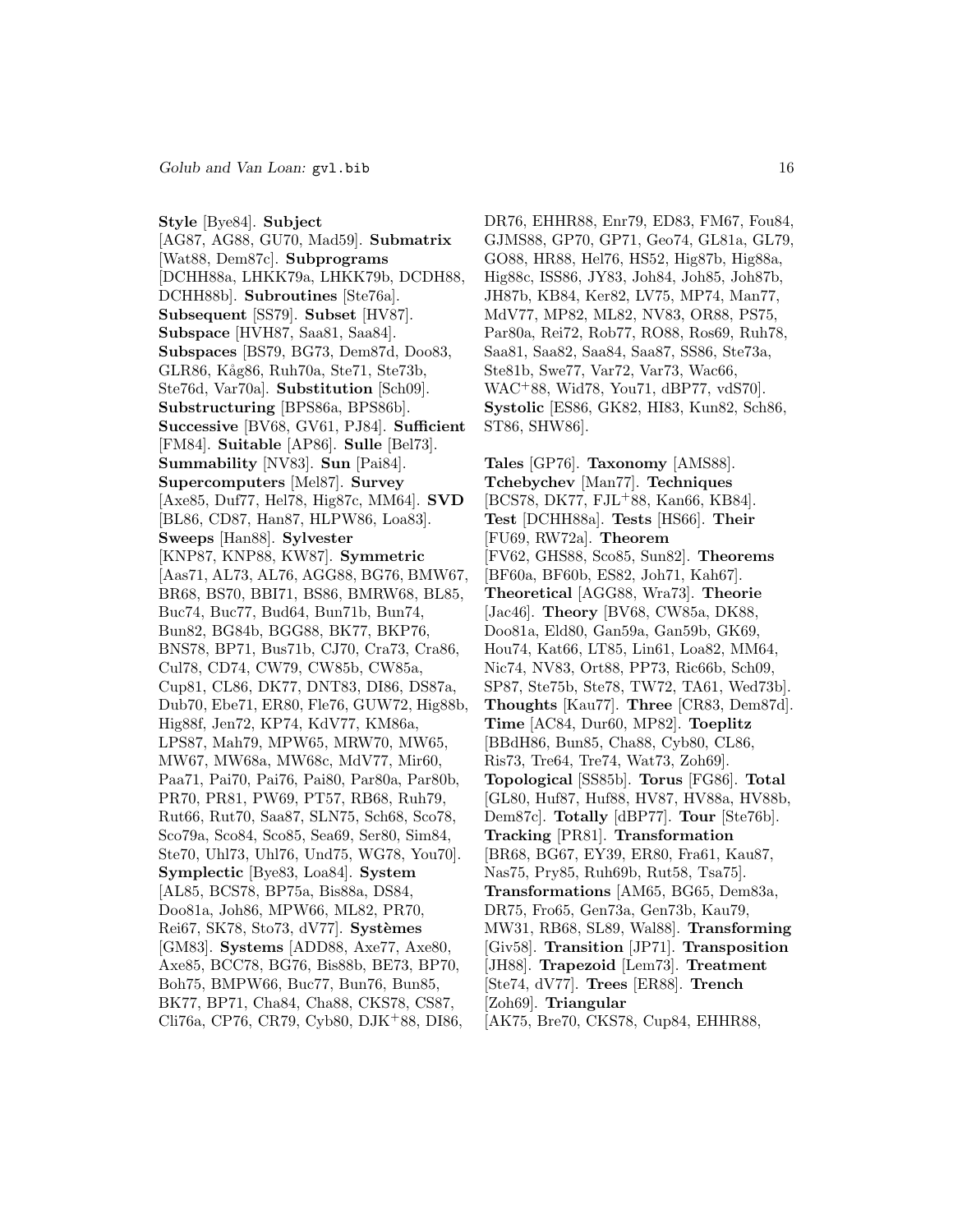**Style** [Bye84]. **Subject** [AG87, AG88, GU70, Mad59]. **Submatrix** [Wat88, Dem87c]. **Subprograms** [DCHH88a, LHKK79a, LHKK79b, DCDH88, DCHH88b]. **Subroutines** [Ste76a]. **Subsequent** [SS79]. **Subset** [HV87]. **Subspace** [HVH87, Saa81, Saa84]. **Subspaces** [BS79, BG73, Dem87d, Doo83, GLR86, Kåg86, Ruh70a, Ste71, Ste73b, Ste76d, Var70a]. **Substitution** [Sch09]. **Substructuring** [BPS86a, BPS86b]. **Successive** [BV68, GV61, PJ84]. **Sufficient** [FM84]. **Suitable** [AP86]. **Sulle** [Bel73]. **Summability** [NV83]. **Sun** [Pai84]. **Supercomputers** [Mel87]. **Survey** [Axe85, Duf77, Hel78, Hig87c, MM64]. **SVD** [BL86, CD87, Han87, HLPW86, Loa83]. **Sweeps** [Han88]. **Sylvester** [KNP87, KNP88, KW87]. **Symmetric** [Aas71, AL73, AL76, AGG88, BG76, BMW67, BR68, BS70, BBI71, BS86, BMRW68, BL85, Buc74, Buc77, Bud64, Bun71b, Bun74, Bun82, BG84b, BGG88, BK77, BKP76, BNS78, BP71, Bus71b, CJ70, Cra73, Cra86, Cul78, CD74, CW79, CW85b, CW85a, Cup81, CL86, DK77, DNT83, DI86, DS87a, Dub70, Ebe71, ER80, Fle76, GUW72, Hig88b, Hig88f, Jen72, KP74, KdV77, KM86a, LPS87, Mah79, MPW65, MRW70, MW65, MW67, MW68a, MW68c, MdV77, Mir60, Paa71, Pai70, Pai76, Pai80, Par80a, Par80b, PR70, PR81, PW69, PT57, RB68, Ruh79, Rut66, Rut70, Saa87, SLN75, Sch68, Sco78, Sco79a, Sco84, Sco85, Sea69, Ser80, Sim84, Ste70, Uhl73, Uhl76, Und75, WG78, You70]. **Symplectic** [Bye83, Loa84]. **System** [AL85, BCS78, BP75a, Bis88a, DS84, Doo81a, Joh86, MPW66, ML82, PR70, Rei67, SK78, Sto73, dV77]. **Systèmes** [GM83]. **Systems** [ADD88, Axe77, Axe80, Axe85, BCC78, BG76, Bis88b, BE73, BP70, Boh75, BMPW66, Buc77, Bun76, Bun85, BK77, BP71, Cha84, Cha88, CKS78, CS87, Cli76a, CP76, CR79, Cyb80, DJK+88, DI86, DR76, EHHR88, Enr79, ED83, FM67, Fou84, GJMS88, GP70, GP71, Geo74, GL81a, GL79, GO88, HR88, Hel76, HS52, Hig87b, Hig88a, Hig88c, ISS86, JY83, Joh84, Joh85, Joh87b, JH87b, KB84, Ker82, LV75, MP74, Man77, MdV77, MP82, ML82, NV83, OR88, PS75, Par80a, Rei72, Rob77, RO88, Ros69, Ruh78, Saa81, Saa82, Saa84, Saa87, SS86, Ste73a, Ste81b, Swe77, Var72, Var73, Wac66, WAC+88, Wid78, You71, dBP77, vdS70]. **Systolic** [ES86, GK82, HI83, Kun82, Sch86, ST86, SHW86].

**Tales** [GP76]. **Taxonomy** [AMS88]. **Tchebychev** [Man77]. **Techniques** [BCS78, DK77, FJL+88, Kan66, KB84]. **Test** [DCHH88a]. **Tests** [HS66]. **Their** [FU69, RW72a]. **Theorem** [FV62, GHS88, Sco85, Sun82]. **Theorems** [BF60a, BF60b, ES82, Joh71, Kah67]. **Theoretical** [AGG88, Wra73]. **Theorie** [Jac46]. **Theory** [BV68, CW85a, DK88, Doo81a, Eld80, Gan59a, Gan59b, GK69, Hou74, Kat66, LT85, Lin61, Loa82, MM64, Nic74, NV83, Ort88, PP73, Ric66b, Sch09, SP87, Ste75b, Ste78, TW72, TA61, Wed73b]. **Thoughts** [Kau77]. **Three** [CR83, Dem87d]. **Time** [AC84, Dur60, MP82]. **Toeplitz** [BBdH86, Bun85, Cha88, Cyb80, CL86, Ris73, Tre64, Tre74, Wat73, Zoh69]. **Topological** [SS85b]. **Torus** [FG86]. **Total** [GL80, Huf87, Huf88, HV87, HV88a, HV88b, Dem87c]. **Totally** [dBP77]. **Tour** [Ste76b]. **Tracking** [PR81]. **Transformation** [BR68, BG67, EY39, ER80, Fra61, Kau87, Nas75, Pry85, Ruh69b, Rut58, Tsa75]. **Transformations** [AM65, BG65, Dem83a, DR75, Fro65, Gen73a, Gen73b, Kau79, MW31, RB68, SL89, Wal88]. **Transforming** [Giv58]. **Transition** [JP71]. **Transposition** [JH88]. **Trapezoid** [Lem73]. **Treatment** [Ste74, dV77]. **Trees** [ER88]. **Trench** [Zoh69]. **Triangular** [AK75, Bre70, CKS78, Cup84, EHHR88,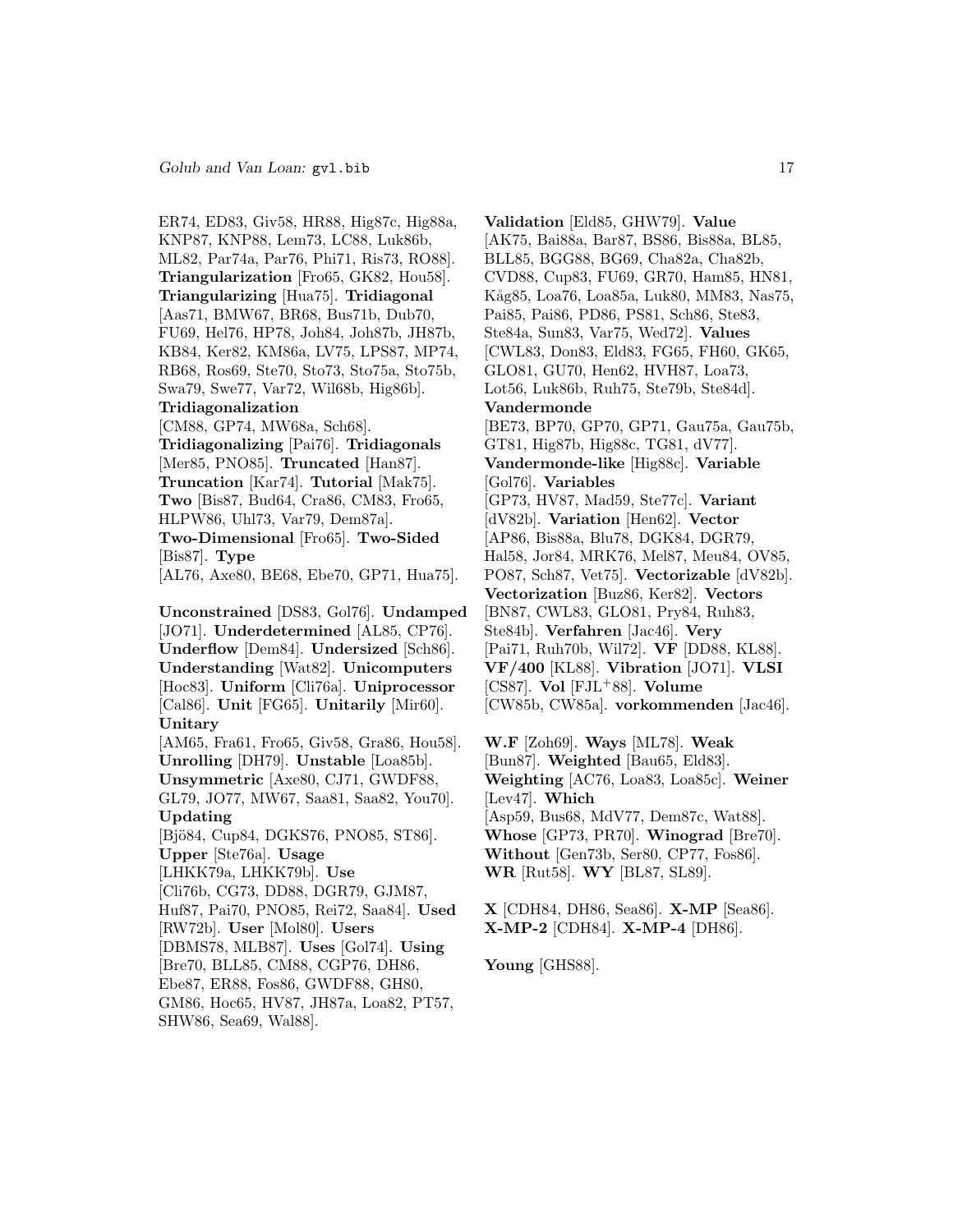ER74, ED83, Giv58, HR88, Hig87c, Hig88a, KNP87, KNP88, Lem73, LC88, Luk86b, ML82, Par74a, Par76, Phi71, Ris73, RO88]. **Triangularization** [Fro65, GK82, Hou58]. **Triangularizing** [Hua75]. **Tridiagonal** [Aas71, BMW67, BR68, Bus71b, Dub70, FU69, Hel76, HP78, Joh84, Joh87b, JH87b, KB84, Ker82, KM86a, LV75, LPS87, MP74, RB68, Ros69, Ste70, Sto73, Sto75a, Sto75b, Swa79, Swe77, Var72, Wil68b, Hig86b]. **Tridiagonalization** [CM88, GP74, MW68a, Sch68]. **Tridiagonalizing** [Pai76]. **Tridiagonals** [Mer85, PNO85]. **Truncated** [Han87]. **Truncation** [Kar74]. **Tutorial** [Mak75]. **Two** [Bis87, Bud64, Cra86, CM83, Fro65, HLPW86, Uhl73, Var79, Dem87a]. **Two-Dimensional** [Fro65]. **Two-Sided** [Bis87]. **Type** [AL76, Axe80, BE68, Ebe70, GP71, Hua75].

**Unconstrained** [DS83, Gol76]. **Undamped** [JO71]. **Underdetermined** [AL85, CP76]. **Underflow** [Dem84]. **Undersized** [Sch86]. **Understanding** [Wat82]. **Unicomputers** [Hoc83]. **Uniform** [Cli76a]. **Uniprocessor** [Cal86]. **Unit** [FG65]. **Unitarily** [Mir60]. **Unitary** [AM65, Fra61, Fro65, Giv58, Gra86, Hou58]. **Unrolling** [DH79]. **Unstable** [Loa85b]. **Unsymmetric** [Axe80, CJ71, GWDF88, GL79, JO77, MW67, Saa81, Saa82, You70]. **Updating** [Bjö84, Cup84, DGKS76, PNO85, ST86]. **Upper** [Ste76a]. **Usage** [LHKK79a, LHKK79b]. **Use** [Cli76b, CG73, DD88, DGR79, GJM87, Huf87, Pai70, PNO85, Rei72, Saa84]. **Used** [RW72b]. **User** [Mol80]. **Users** [DBMS78, MLB87]. **Uses** [Gol74]. **Using** [Bre70, BLL85, CM88, CGP76, DH86, Ebe87, ER88, Fos86, GWDF88, GH80, GM86, Hoc65, HV87, JH87a, Loa82, PT57, SHW86, Sea69, Wal88].

**Validation** [Eld85, GHW79]. **Value** [AK75, Bai88a, Bar87, BS86, Bis88a, BL85, BLL85, BGG88, BG69, Cha82a, Cha82b, CVD88, Cup83, FU69, GR70, Ham85, HN81, Kåg85, Loa76, Loa85a, Luk80, MM83, Nas75, Pai85, Pai86, PD86, PS81, Sch86, Ste83, Ste84a, Sun83, Var75, Wed72]. **Values** [CWL83, Don83, Eld83, FG65, FH60, GK65, GLO81, GU70, Hen62, HVH87, Loa73, Lot56, Luk86b, Ruh75, Ste79b, Ste84d]. **Vandermonde** [BE73, BP70, GP70, GP71, Gau75a, Gau75b, GT81, Hig87b, Hig88c, TG81, dV77]. **Vandermonde-like** [Hig88c]. **Variable** [Gol76]. **Variables** [GP73, HV87, Mad59, Ste77c]. **Variant** [dV82b]. **Variation** [Hen62]. **Vector** [AP86, Bis88a, Blu78, DGK84, DGR79, Hal58, Jor84, MRK76, Mel87, Meu84, OV85, PO87, Sch87, Vet75]. **Vectorizable** [dV82b]. **Vectorization** [Buz86, Ker82]. **Vectors** [BN87, CWL83, GLO81, Pry84, Ruh83, Ste84b]. **Verfahren** [Jac46]. **Very** [Pai71, Ruh70b, Wil72]. **VF** [DD88, KL88]. **VF/400** [KL88]. **Vibration** [JO71]. **VLSI** [CS87]. **Vol** [FJL+88]. **Volume** [CW85b, CW85a]. **vorkommenden** [Jac46].

**W.F** [Zoh69]. **Ways** [ML78]. **Weak** [Bun87]. **Weighted** [Bau65, Eld83]. **Weighting** [AC76, Loa83, Loa85c]. **Weiner** [Lev47]. **Which** [Asp59, Bus68, MdV77, Dem87c, Wat88]. **Whose** [GP73, PR70]. **Winograd** [Bre70]. **Without** [Gen73b, Ser80, CP77, Fos86]. **WR** [Rut58]. **WY** [BL87, SL89].

**X** [CDH84, DH86, Sea86]. **X-MP** [Sea86]. **X-MP-2** [CDH84]. **X-MP-4** [DH86].

**Young** [GHS88].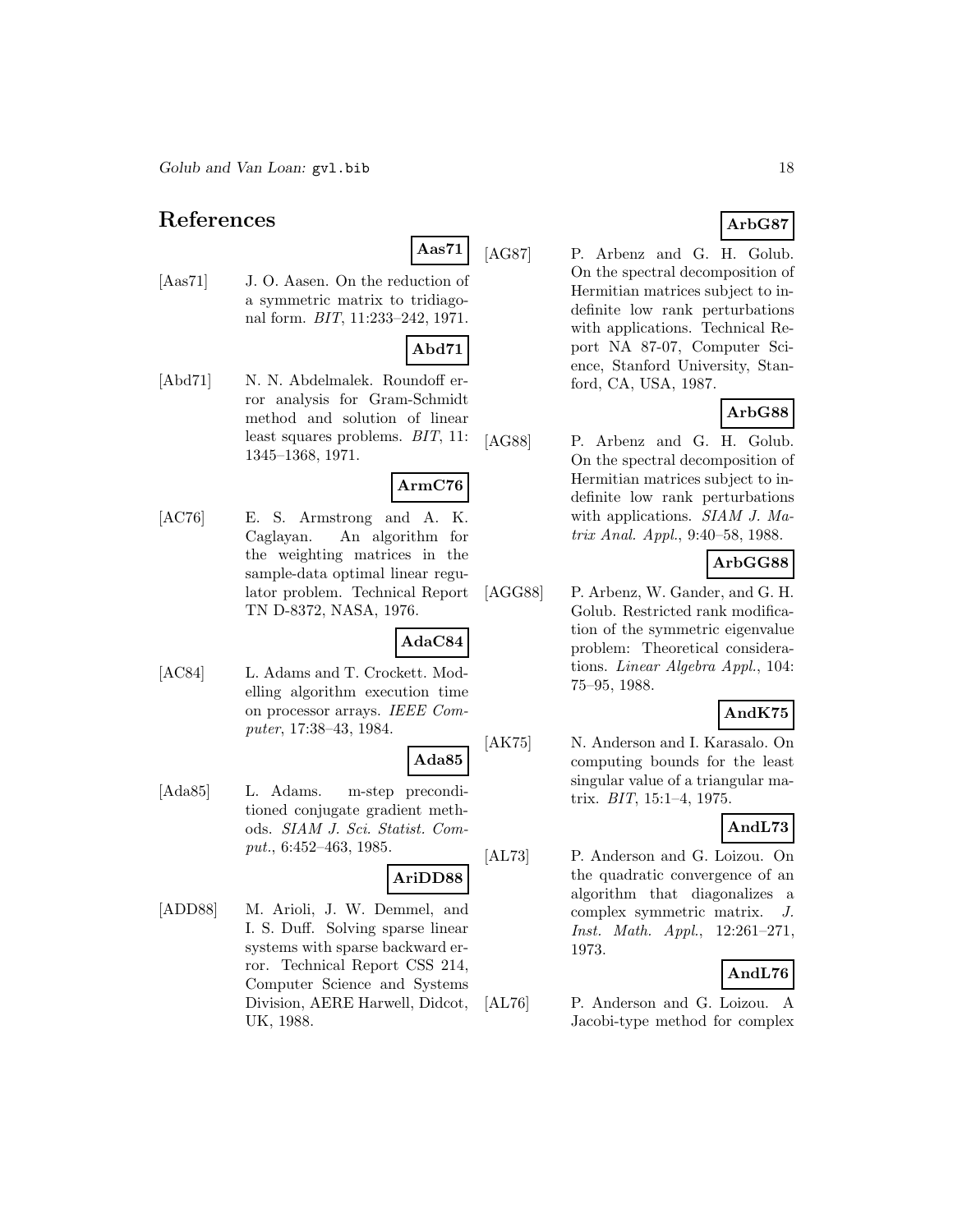## References

**Aas71**

[Aas71] J. O. Aasen. On the reduction of a symmetric matrix to tridiagonal form. *BIT*, 11:233–242, 1971.

**Abd71**

[Abd71] N. N. Abdelmalek. Roundoff error analysis for Gram-Schmidt method and solution of linear least squares problems. *BIT*, 11: 1345–1368, 1971.

**ArmC76**

[AC76] E. S. Armstrong and A. K. Caglayan. An algorithm for the weighting matrices in the sample-data optimal linear regulator problem. Technical Report TN D-8372, NASA, 1976.

**AdaC84**

[AC84] L. Adams and T. Crockett. Modelling algorithm execution time on processor arrays. *IEEE Computer*, 17:38–43, 1984.

**Ada85**

[Ada85] L. Adams. m-step preconditioned conjugate gradient methods. *SIAM J. Sci. Statist. Comput.*, 6:452–463, 1985.

**AriDD88**

[ADD88] M. Arioli, J. W. Demmel, and I. S. Duff. Solving sparse linear systems with sparse backward error. Technical Report CSS 214, Computer Science and Systems Division, AERE Harwell, Didcot, UK, 1988.

**ArbG87**

[AG87] P. Arbenz and G. H. Golub. On the spectral decomposition of Hermitian matrices subject to indefinite low rank perturbations with applications. Technical Report NA 87-07, Computer Science, Stanford University, Stanford, CA, USA, 1987.

**ArbG88**

[AG88] P. Arbenz and G. H. Golub. On the spectral decomposition of Hermitian matrices subject to indefinite low rank perturbations with applications. *SIAM J. Matrix Anal. Appl.*, 9:40–58, 1988.

**ArbGG88**

[AGG88] P. Arbenz, W. Gander, and G. H. Golub. Restricted rank modification of the symmetric eigenvalue problem: Theoretical considerations. *Linear Algebra Appl.*, 104: 75–95, 1988.

**AndK75**

[AK75] N. Anderson and I. Karasalo. On computing bounds for the least singular value of a triangular matrix. *BIT*, 15:1–4, 1975.

**AndL73**

[AL73] P. Anderson and G. Loizou. On the quadratic convergence of an algorithm that diagonalizes a complex symmetric matrix. *J. Inst. Math. Appl.*, 12:261–271, 1973.

**AndL76**

[AL76] P. Anderson and G. Loizou. A Jacobi-type method for complex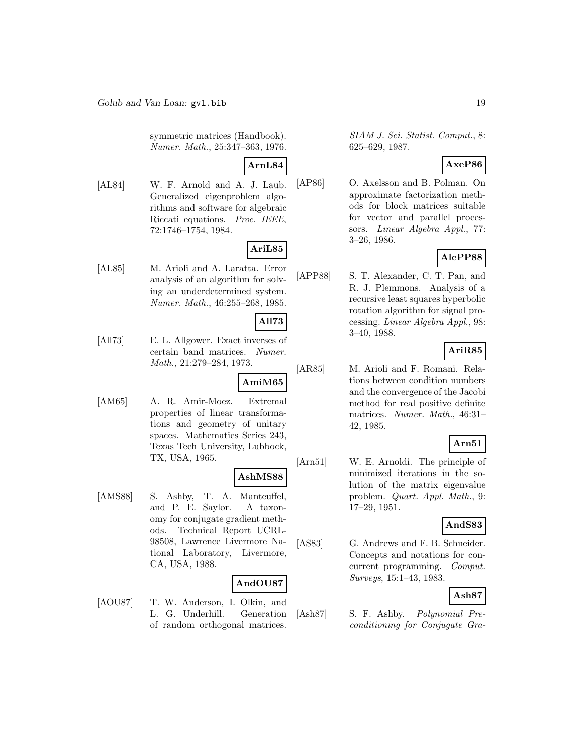symmetric matrices (Handbook). *Numer. Math.*, 25:347–363, 1976.

**ArnL84**

[AL84] W. F. Arnold and A. J. Laub. Generalized eigenproblem algorithms and software for algebraic Riccati equations. *Proc. IEEE*, 72:1746–1754, 1984.

**AriL85**

[AL85] M. Arioli and A. Laratta. Error analysis of an algorithm for solving an underdetermined system. *Numer. Math.*, 46:255–268, 1985.

**All73**

[All73] E. L. Allgower. Exact inverses of certain band matrices. *Numer. Math.*, 21:279–284, 1973.

**AmiM65**

[AM65] A. R. Amir-Moez. Extremal properties of linear transformations and geometry of unitary spaces. Mathematics Series 243, Texas Tech University, Lubbock, TX, USA, 1965.

**AshMS88**

[AMS88] S. Ashby, T. A. Manteuffel, and P. E. Saylor. A taxonomy for conjugate gradient methods. Technical Report UCRL-98508, Lawrence Livermore National Laboratory, Livermore, CA, USA, 1988.

**AndOU87**

[AOU87] T. W. Anderson, I. Olkin, and L. G. Underhill. Generation of random orthogonal matrices. *SIAM J. Sci. Statist. Comput.*, 8: 625–629, 1987.

**AxeP86**

[AP86] O. Axelsson and B. Polman. On approximate factorization methods for block matrices suitable for vector and parallel processors. *Linear Algebra Appl.*, 77: 3–26, 1986.

**AlePP88**

[APP88] S. T. Alexander, C. T. Pan, and R. J. Plemmons. Analysis of a recursive least squares hyperbolic rotation algorithm for signal processing. *Linear Algebra Appl.*, 98: 3–40, 1988.

**AriR85**

[AR85] M. Arioli and F. Romani. Relations between condition numbers and the convergence of the Jacobi method for real positive definite matrices. *Numer. Math.*, 46:31–42, 1985.

**Arn51**

[Arn51] W. E. Arnoldi. The principle of minimized iterations in the solution of the matrix eigenvalue problem. *Quart. Appl. Math.*, 9: 17–29, 1951.

**AndS83**

[AS83] G. Andrews and F. B. Schneider. Concepts and notations for concurrent programming. *Comput. Surveys*, 15:1–43, 1983.

**Ash87**

[Ash87] S. F. Ashby. *Polynomial Preconditioning for Conjugate Gra-*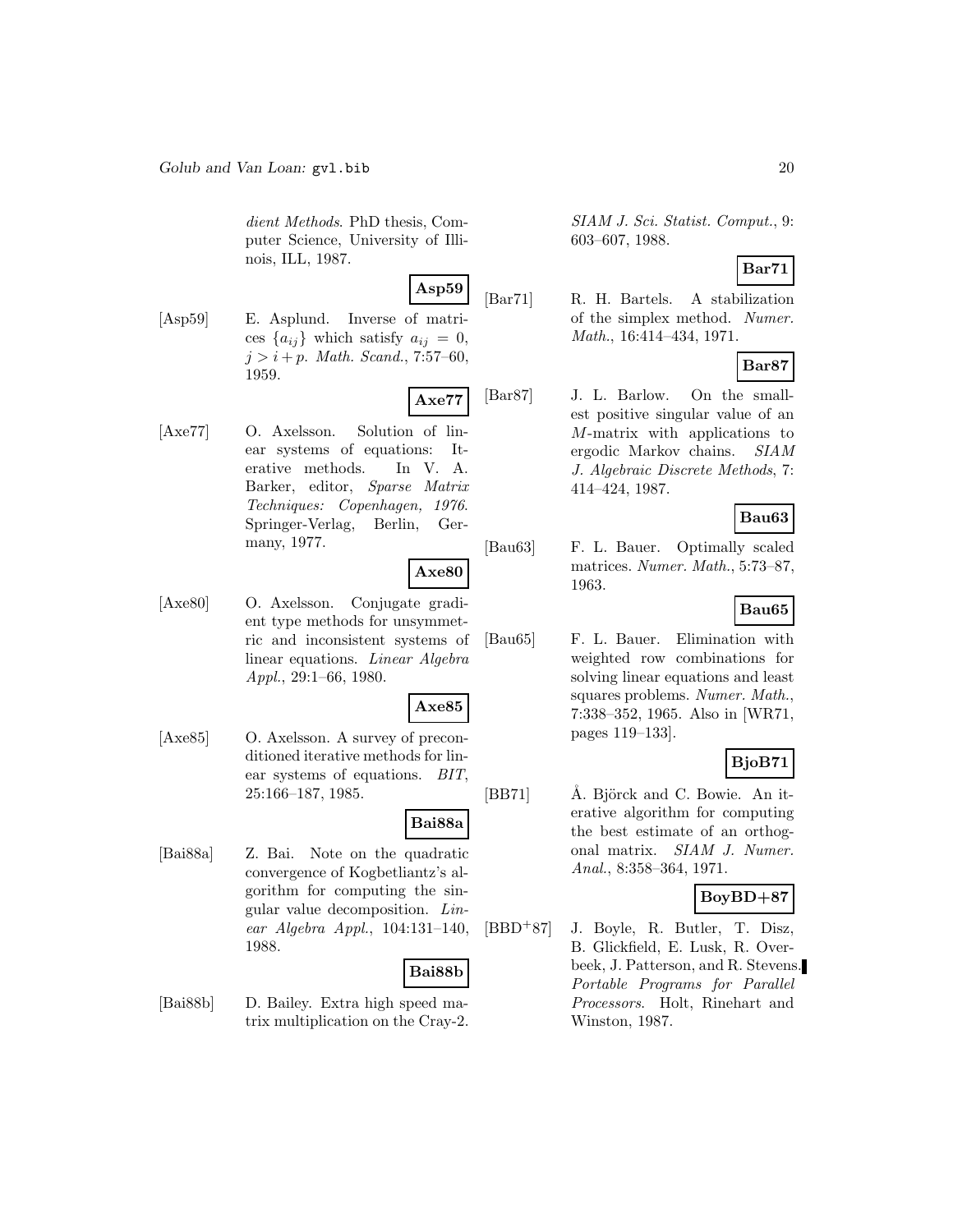*dient Methods*. PhD thesis, Computer Science, University of Illinois, ILL, 1987.

**Asp59**

[Asp59] E. Asplund. Inverse of matrices $\{a_{ij}\}$ which satisfy $a_{ij} = 0$, $j > i + p$. *Math. Scand.*, 7:57–60, 1959.

**Axe77**

[Axe77] O. Axelsson. Solution of linear systems of equations: Iterative methods. In V. A. Barker, editor, *Sparse Matrix Techniques: Copenhagen, 1976*. Springer-Verlag, Berlin, Germany, 1977.

**Axe80**

[Axe80] O. Axelsson. Conjugate gradient type methods for unsymmetric and inconsistent systems of linear equations. *Linear Algebra Appl.*, 29:1–66, 1980.

**Axe85**

[Axe85] O. Axelsson. A survey of preconditioned iterative methods for linear systems of equations. *BIT*, 25:166–187, 1985.

**Bai88a**

[Bai88a] Z. Bai. Note on the quadratic convergence of Kogbetliantz's algorithm for computing the singular value decomposition. *Linear Algebra Appl.*, 104:131–140, 1988.

**Bai88b**

[Bai88b] D. Bailey. Extra high speed matrix multiplication on the Cray-2. *SIAM J. Sci. Statist. Comput.*, 9: 603–607, 1988.

**Bar71**

[Bar71] R. H. Bartels. A stabilization of the simplex method. *Numer. Math.*, 16:414–434, 1971.

**Bar87**

[Bar87] J. L. Barlow. On the smallest positive singular value of an $M$-matrix with applications to ergodic Markov chains. *SIAM J. Algebraic Discrete Methods*, 7: 414–424, 1987.

**Bau63**

[Bau63] F. L. Bauer. Optimally scaled matrices. *Numer. Math.*, 5:73–87, 1963.

**Bau65**

[Bau65] F. L. Bauer. Elimination with weighted row combinations for solving linear equations and least squares problems. *Numer. Math.*, 7:338–352, 1965. Also in [WR71, pages 119–133].

**BjoB71**

[BB71] Å. Björck and C. Bowie. An iterative algorithm for computing the best estimate of an orthogonal matrix. *SIAM J. Numer. Anal.*, 8:358–364, 1971.

**BoyBD+87**

[BBD+87] J. Boyle, R. Butler, T. Disz, B. Glickfield, E. Lusk, R. Overbeek, J. Patterson, and R. Stevens. *Portable Programs for Parallel Processors*. Holt, Rinehart and Winston, 1987.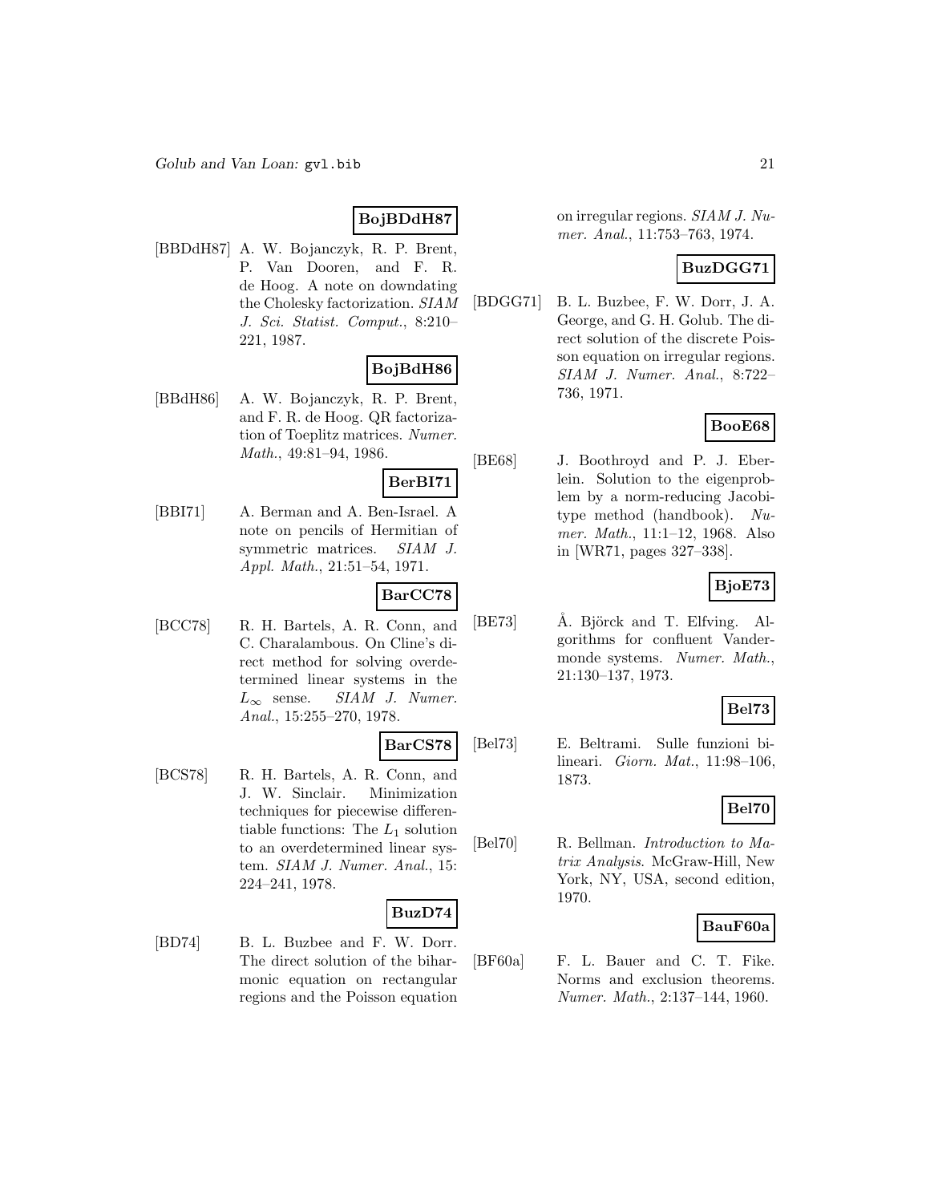**BojBDdH87**

[BBDdH87] A. W. Bojanczyk, R. P. Brent, P. Van Dooren, and F. R. de Hoog. A note on downdating the Cholesky factorization. *SIAM J. Sci. Statist. Comput.*, 8:210–221, 1987.

**BojBdH86**

[BBdH86] A. W. Bojanczyk, R. P. Brent, and F. R. de Hoog. QR factorization of Toeplitz matrices. *Numer. Math.*, 49:81–94, 1986.

**BerBI71**

[BBI71] A. Berman and A. Ben-Israel. A note on pencils of Hermitian of symmetric matrices. *SIAM J. Appl. Math.*, 21:51–54, 1971.

**BarCC78**

[BCC78] R. H. Bartels, A. R. Conn, and C. Charalambous. On Cline's direct method for solving overdetermined linear systems in the $L_\infty$ sense. *SIAM J. Numer. Anal.*, 15:255–270, 1978.

**BarCS78**

[BCS78] R. H. Bartels, A. R. Conn, and J. W. Sinclair. Minimization techniques for piecewise differentiable functions: The $L_1$ solution to an overdetermined linear system. *SIAM J. Numer. Anal.*, 15:224–241, 1978.

**BuzD74**

[BD74] B. L. Buzbee and F. W. Dorr. The direct solution of the biharmonic equation on rectangular regions and the Poisson equation on irregular regions. *SIAM J. Numer. Anal.*, 11:753–763, 1974.

**BuzDGG71**

[BDGG71] B. L. Buzbee, F. W. Dorr, J. A. George, and G. H. Golub. The direct solution of the discrete Poisson equation on irregular regions. *SIAM J. Numer. Anal.*, 8:722–736, 1971.

**BooE68**

[BE68] J. Boothroyd and P. J. Eberlein. Solution to the eigenproblem by a norm-reducing Jacobi-type method (handbook). *Numer. Math.*, 11:1–12, 1968. Also in [WR71, pages 327–338].

**BjoE73**

[BE73] Å. Björck and T. Elfving. Algorithms for confluent Vandermonde systems. *Numer. Math.*, 21:130–137, 1973.

**Bel73**

[Bel73] E. Beltrami. Sulle funzioni bilineari. *Giorn. Mat.*, 11:98–106, 1873.

**Bel70**

[Bel70] R. Bellman. *Introduction to Matrix Analysis*. McGraw-Hill, New York, NY, USA, second edition, 1970.

**BauF60a**

[BF60a] F. L. Bauer and C. T. Fike. Norms and exclusion theorems. *Numer. Math.*, 2:137–144, 1960.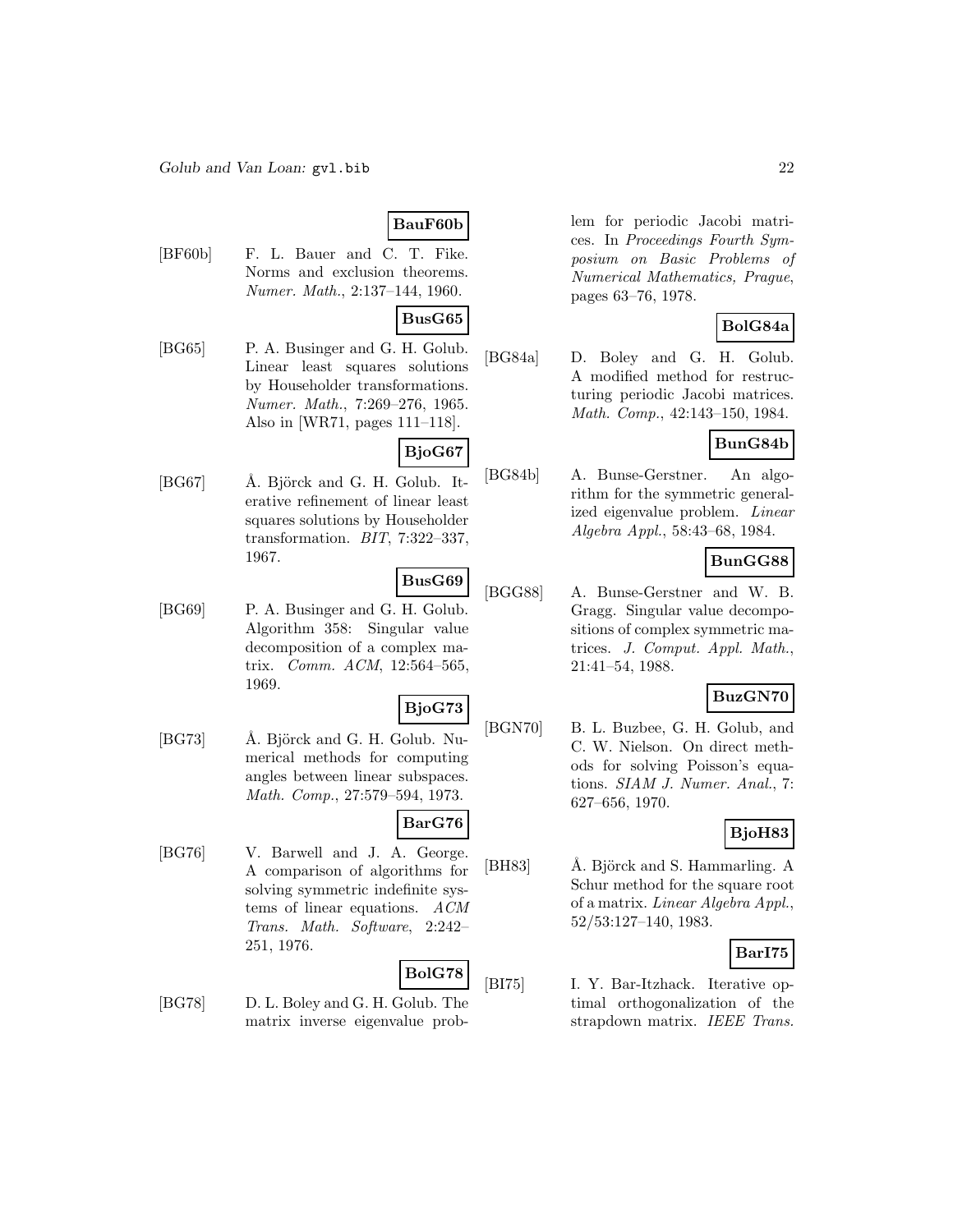**BauF60b**

[BF60b] F. L. Bauer and C. T. Fike. Norms and exclusion theorems. *Numer. Math.*, 2:137–144, 1960.

**BusG65**

[BG65] P. A. Businger and G. H. Golub. Linear least squares solutions by Householder transformations. *Numer. Math.*, 7:269–276, 1965. Also in [WR71, pages 111–118].

**BjoG67**

[BG67] Å. Björck and G. H. Golub. Iterative refinement of linear least squares solutions by Householder transformation. *BIT*, 7:322–337, 1967.

**BusG69**

[BG69] P. A. Businger and G. H. Golub. Algorithm 358: Singular value decomposition of a complex matrix. *Comm. ACM*, 12:564–565, 1969.

**BjoG73**

[BG73] Å. Björck and G. H. Golub. Numerical methods for computing angles between linear subspaces. *Math. Comp.*, 27:579–594, 1973.

**BarG76**

[BG76] V. Barwell and J. A. George. A comparison of algorithms for solving symmetric indefinite systems of linear equations. *ACM Trans. Math. Software*, 2:242–251, 1976.

**BolG78**

[BG78] D. L. Boley and G. H. Golub. The matrix inverse eigenvalue problem for periodic Jacobi matrices. In *Proceedings Fourth Symposium on Basic Problems of Numerical Mathematics, Prague*, pages 63–76, 1978.

**BolG84a**

[BG84a] D. Boley and G. H. Golub. A modified method for restructuring periodic Jacobi matrices. *Math. Comp.*, 42:143–150, 1984.

**BunG84b**

[BG84b] A. Bunse-Gerstner. An algorithm for the symmetric generalized eigenvalue problem. *Linear Algebra Appl.*, 58:43–68, 1984.

**BunGG88**

[BGG88] A. Bunse-Gerstner and W. B. Gragg. Singular value decompositions of complex symmetric matrices. *J. Comput. Appl. Math.*, 21:41–54, 1988.

**BuzGN70**

[BGN70] B. L. Buzbee, G. H. Golub, and C. W. Nielson. On direct methods for solving Poisson's equations. *SIAM J. Numer. Anal.*, 7: 627–656, 1970.

**BjoH83**

[BH83] Å. Björck and S. Hammarling. A Schur method for the square root of a matrix. *Linear Algebra Appl.*, 52/53:127–140, 1983.

**BarI75**

[BI75] I. Y. Bar-Itzhack. Iterative optimal orthogonalization of the strapdown matrix. *IEEE Trans.*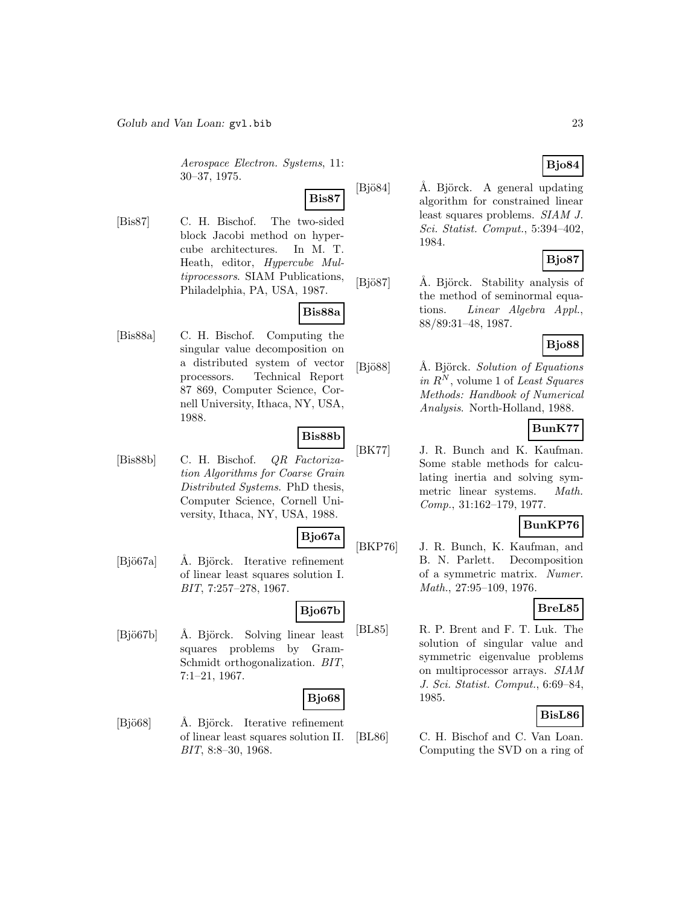*Aerospace Electron. Systems*, 11: 30–37, 1975.

**Bis87**

[Bis87] C. H. Bischof. The two-sided block Jacobi method on hypercube architectures. In M. T. Heath, editor, *Hypercube Multiprocessors*. SIAM Publications, Philadelphia, PA, USA, 1987.

**Bis88a**

[Bis88a] C. H. Bischof. Computing the singular value decomposition on a distributed system of vector processors. Technical Report 87 869, Computer Science, Cornell University, Ithaca, NY, USA, 1988.

**Bis88b**

[Bis88b] C. H. Bischof. *QR Factorization Algorithms for Coarse Grain Distributed Systems*. PhD thesis, Computer Science, Cornell University, Ithaca, NY, USA, 1988.

**Bjo67a**

[Bjö67a] Å. Björck. Iterative refinement of linear least squares solution I. *BIT*, 7:257–278, 1967.

**Bjo67b**

[Bjö67b] Å. Björck. Solving linear least squares problems by Gram-Schmidt orthogonalization. *BIT*, 7:1–21, 1967.

**Bjo68**

[Bjö68] Å. Björck. Iterative refinement of linear least squares solution II. *BIT*, 8:8–30, 1968.

**Bjo84**

[Bjö84] Å. Björck. A general updating algorithm for constrained linear least squares problems. *SIAM J. Sci. Statist. Comput.*, 5:394–402, 1984.

**Bjo87**

[Bjö87] Å. Björck. Stability analysis of the method of seminormal equations. *Linear Algebra Appl.*, 88/89:31–48, 1987.

**Bjo88**

[Bjö88] Å. Björck. *Solution of Equations in $R^N$*, volume 1 of *Least Squares Methods: Handbook of Numerical Analysis*. North-Holland, 1988.

**BunK77**

[BK77] J. R. Bunch and K. Kaufman. Some stable methods for calculating inertia and solving symmetric linear systems. *Math. Comp.*, 31:162–179, 1977.

**BunKP76**

[BKP76] J. R. Bunch, K. Kaufman, and B. N. Parlett. Decomposition of a symmetric matrix. *Numer. Math.*, 27:95–109, 1976.

**BreL85**

[BL85] R. P. Brent and F. T. Luk. The solution of singular value and symmetric eigenvalue problems on multiprocessor arrays. *SIAM J. Sci. Statist. Comput.*, 6:69–84, 1985.

**BisL86**

[BL86] C. H. Bischof and C. Van Loan. Computing the SVD on a ring of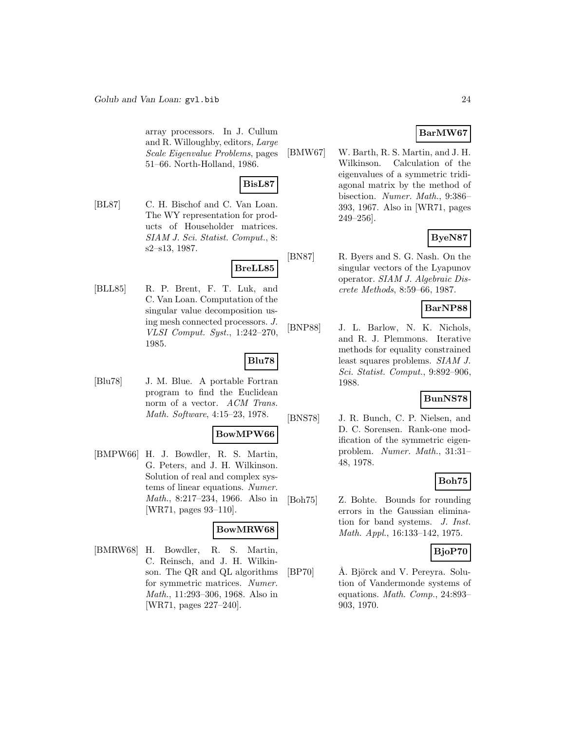array processors. In J. Cullum and R. Willoughby, editors, *Large Scale Eigenvalue Problems*, pages 51–66. North-Holland, 1986.

**BisL87**

[BL87] C. H. Bischof and C. Van Loan. The WY representation for products of Householder matrices. *SIAM J. Sci. Statist. Comput.*, 8: s2–s13, 1987.

**BreLL85**

[BLL85] R. P. Brent, F. T. Luk, and C. Van Loan. Computation of the singular value decomposition using mesh connected processors. *J. VLSI Comput. Syst.*, 1:242–270, 1985.

**Blu78**

[Blu78] J. M. Blue. A portable Fortran program to find the Euclidean norm of a vector. *ACM Trans. Math. Software*, 4:15–23, 1978.

**BowMPW66**

[BMPW66] H. J. Bowdler, R. S. Martin, G. Peters, and J. H. Wilkinson. Solution of real and complex systems of linear equations. *Numer. Math.*, 8:217–234, 1966. Also in [WR71, pages 93–110].

**BowMRW68**

[BMRW68] H. Bowdler, R. S. Martin, C. Reinsch, and J. H. Wilkinson. The QR and QL algorithms for symmetric matrices. *Numer. Math.*, 11:293–306, 1968. Also in [WR71, pages 227–240].

**BarMW67**

[BMW67] W. Barth, R. S. Martin, and J. H. Wilkinson. Calculation of the eigenvalues of a symmetric tridiagonal matrix by the method of bisection. *Numer. Math.*, 9:386–393, 1967. Also in [WR71, pages 249–256].

**ByeN87**

[BN87] R. Byers and S. G. Nash. On the singular vectors of the Lyapunov operator. *SIAM J. Algebraic Discrete Methods*, 8:59–66, 1987.

**BarNP88**

[BNP88] J. L. Barlow, N. K. Nichols, and R. J. Plemmons. Iterative methods for equality constrained least squares problems. *SIAM J. Sci. Statist. Comput.*, 9:892–906, 1988.

**BunNS78**

[BNS78] J. R. Bunch, C. P. Nielsen, and D. C. Sorensen. Rank-one modification of the symmetric eigenproblem. *Numer. Math.*, 31:31–48, 1978.

**Boh75**

[Boh75] Z. Bohte. Bounds for rounding errors in the Gaussian elimination for band systems. *J. Inst. Math. Appl.*, 16:133–142, 1975.

**BjoP70**

[BP70] Å. Björck and V. Pereyra. Solution of Vandermonde systems of equations. *Math. Comp.*, 24:893–903, 1970.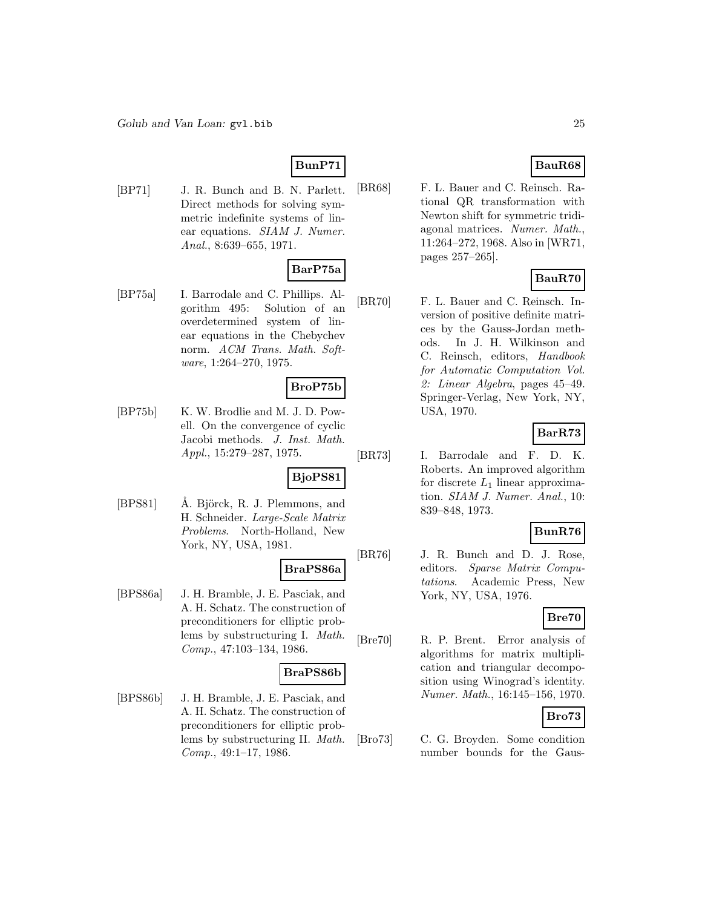**BunP71**

[BP71] J. R. Bunch and B. N. Parlett. Direct methods for solving symmetric indefinite systems of linear equations. *SIAM J. Numer. Anal.*, 8:639–655, 1971.

**BarP75a**

[BP75a] I. Barrodale and C. Phillips. Algorithm 495: Solution of an overdetermined system of linear equations in the Chebychev norm. *ACM Trans. Math. Software*, 1:264–270, 1975.

**BroP75b**

[BP75b] K. W. Brodlie and M. J. D. Powell. On the convergence of cyclic Jacobi methods. *J. Inst. Math. Appl.*, 15:279–287, 1975.

**BjoPS81**

[BPS81] Å. Björck, R. J. Plemmons, and H. Schneider. *Large-Scale Matrix Problems*. North-Holland, New York, NY, USA, 1981.

**BraPS86a**

[BPS86a] J. H. Bramble, J. E. Pasciak, and A. H. Schatz. The construction of preconditioners for elliptic problems by substructuring I. *Math. Comp.*, 47:103–134, 1986.

**BraPS86b**

[BPS86b] J. H. Bramble, J. E. Pasciak, and A. H. Schatz. The construction of preconditioners for elliptic problems by substructuring II. *Math. Comp.*, 49:1–17, 1986.

**BauR68**

[BR68] F. L. Bauer and C. Reinsch. Rational QR transformation with Newton shift for symmetric tridiagonal matrices. *Numer. Math.*, 11:264–272, 1968. Also in [WR71, pages 257–265].

**BauR70**

[BR70] F. L. Bauer and C. Reinsch. Inversion of positive definite matrices by the Gauss-Jordan methods. In J. H. Wilkinson and C. Reinsch, editors, *Handbook for Automatic Computation Vol. 2: Linear Algebra*, pages 45–49. Springer-Verlag, New York, NY, USA, 1970.

**BarR73**

[BR73] I. Barrodale and F. D. K. Roberts. An improved algorithm for discrete $L_1$ linear approximation. *SIAM J. Numer. Anal.*, 10: 839–848, 1973.

**BunR76**

[BR76] J. R. Bunch and D. J. Rose, editors. *Sparse Matrix Computations*. Academic Press, New York, NY, USA, 1976.

**Bre70**

[Bre70] R. P. Brent. Error analysis of algorithms for matrix multiplication and triangular decomposition using Winograd's identity. *Numer. Math.*, 16:145–156, 1970.

**Bro73**

[Bro73] C. G. Broyden. Some condition number bounds for the Gaus-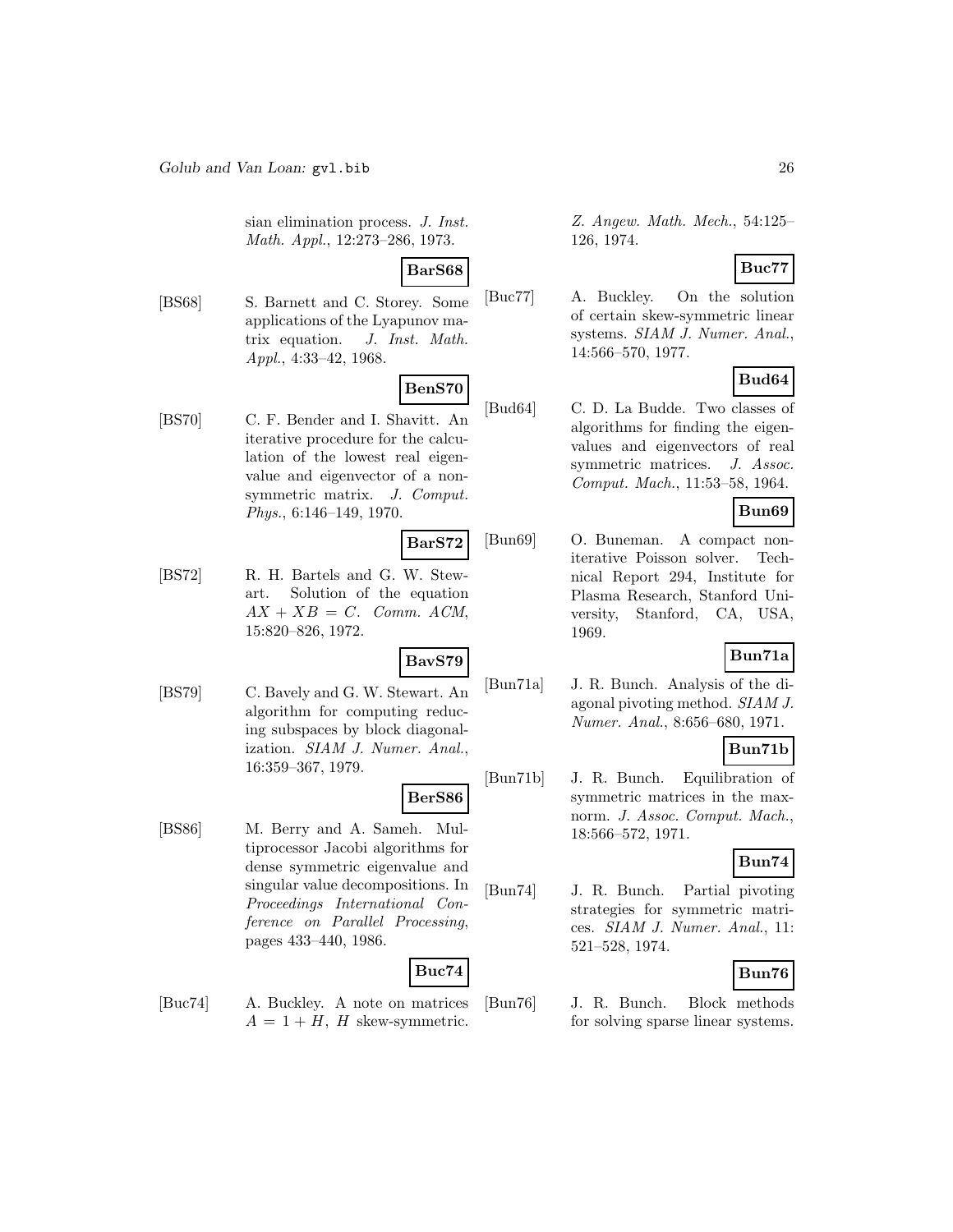sian elimination process. *J. Inst. Math. Appl.*, 12:273–286, 1973.

**BarS68**

[BS68] S. Barnett and C. Storey. Some applications of the Lyapunov matrix equation. *J. Inst. Math. Appl.*, 4:33–42, 1968.

**BenS70**

[BS70] C. F. Bender and I. Shavitt. An iterative procedure for the calculation of the lowest real eigenvalue and eigenvector of a nonsymmetric matrix. *J. Comput. Phys.*, 6:146–149, 1970.

**BarS72**

[BS72] R. H. Bartels and G. W. Stewart. Solution of the equation $AX + XB = C$. *Comm. ACM*, 15:820–826, 1972.

**BavS79**

[BS79] C. Bavely and G. W. Stewart. An algorithm for computing reducing subspaces by block diagonalization. *SIAM J. Numer. Anal.*, 16:359–367, 1979.

**BerS86**

[BS86] M. Berry and A. Sameh. Multiprocessor Jacobi algorithms for dense symmetric eigenvalue and singular value decompositions. In *Proceedings International Conference on Parallel Processing*, pages 433–440, 1986.

**Buc74**

[Buc74] A. Buckley. A note on matrices $A = 1 + H$, $H$ skew-symmetric. *Z. Angew. Math. Mech.*, 54:125–126, 1974.

**Buc77**

[Buc77] A. Buckley. On the solution of certain skew-symmetric linear systems. *SIAM J. Numer. Anal.*, 14:566–570, 1977.

**Bud64**

[Bud64] C. D. La Budde. Two classes of algorithms for finding the eigenvalues and eigenvectors of real symmetric matrices. *J. Assoc. Comput. Mach.*, 11:53–58, 1964.

**Bun69**

[Bun69] O. Buneman. A compact noniterative Poisson solver. Technical Report 294, Institute for Plasma Research, Stanford University, Stanford, CA, USA, 1969.

**Bun71a**

[Bun71a] J. R. Bunch. Analysis of the diagonal pivoting method. *SIAM J. Numer. Anal.*, 8:656–680, 1971.

**Bun71b**

[Bun71b] J. R. Bunch. Equilibration of symmetric matrices in the maxnorm. *J. Assoc. Comput. Mach.*, 18:566–572, 1971.

**Bun74**

[Bun74] J. R. Bunch. Partial pivoting strategies for symmetric matrices. *SIAM J. Numer. Anal.*, 11: 521–528, 1974.

**Bun76**

[Bun76] J. R. Bunch. Block methods for solving sparse linear systems.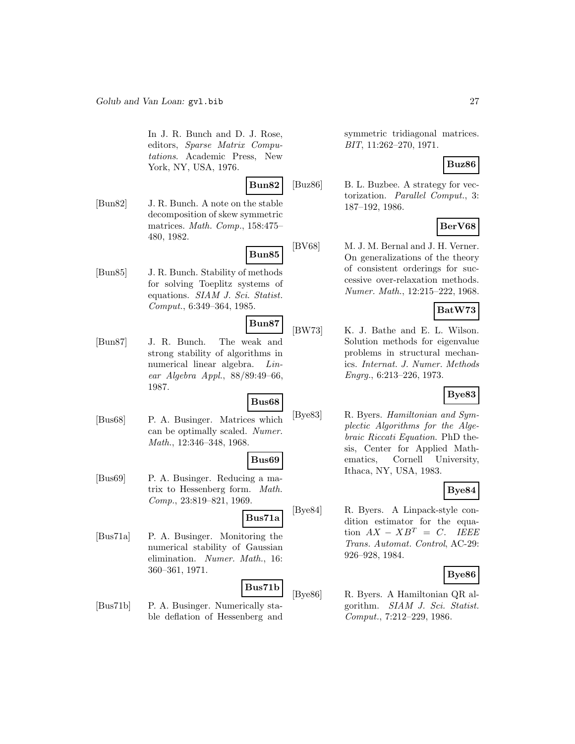In J. R. Bunch and D. J. Rose, editors, *Sparse Matrix Computations*. Academic Press, New York, NY, USA, 1976.

**Bun82**

[Bun82] J. R. Bunch. A note on the stable decomposition of skew symmetric matrices. *Math. Comp.*, 158:475–480, 1982.

**Bun85**

[Bun85] J. R. Bunch. Stability of methods for solving Toeplitz systems of equations. *SIAM J. Sci. Statist. Comput.*, 6:349–364, 1985.

**Bun87**

[Bun87] J. R. Bunch. The weak and strong stability of algorithms in numerical linear algebra. *Linear Algebra Appl.*, 88/89:49–66, 1987.

**Bus68**

[Bus68] P. A. Businger. Matrices which can be optimally scaled. *Numer. Math.*, 12:346–348, 1968.

**Bus69**

[Bus69] P. A. Businger. Reducing a matrix to Hessenberg form. *Math. Comp.*, 23:819–821, 1969.

**Bus71a**

[Bus71a] P. A. Businger. Monitoring the numerical stability of Gaussian elimination. *Numer. Math.*, 16:360–361, 1971.

**Bus71b**

[Bus71b] P. A. Businger. Numerically stable deflation of Hessenberg and symmetric tridiagonal matrices. *BIT*, 11:262–270, 1971.

**Buz86**

[Buz86] B. L. Buzbee. A strategy for vectorization. *Parallel Comput.*, 3:187–192, 1986.

**BerV68**

[BV68] M. J. M. Bernal and J. H. Verner. On generalizations of the theory of consistent orderings for successive over-relaxation methods. *Numer. Math.*, 12:215–222, 1968.

**BatW73**

[BW73] K. J. Bathe and E. L. Wilson. Solution methods for eigenvalue problems in structural mechanics. *Internat. J. Numer. Methods Engrg.*, 6:213–226, 1973.

**Bye83**

[Bye83] R. Byers. *Hamiltonian and Symplectic Algorithms for the Algebraic Riccati Equation*. PhD thesis, Center for Applied Mathematics, Cornell University, Ithaca, NY, USA, 1983.

**Bye84**

[Bye84] R. Byers. A Linpack-style condition estimator for the equation $AX - XB^T = C$. *IEEE Trans. Automat. Control*, AC-29:926–928, 1984.

**Bye86**

[Bye86] R. Byers. A Hamiltonian QR algorithm. *SIAM J. Sci. Statist. Comput.*, 7:212–229, 1986.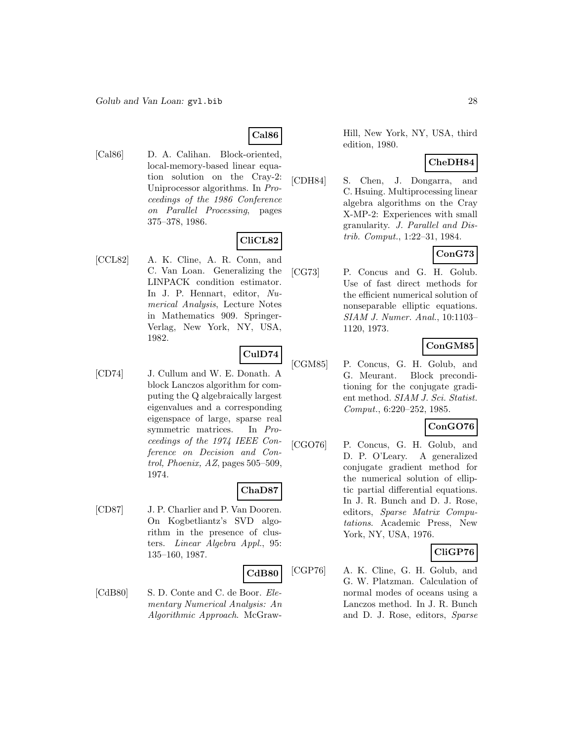**Cal86**

[Cal86] D. A. Calihan. Block-oriented, local-memory-based linear equation solution on the Cray-2: Uniprocessor algorithms. In *Proceedings of the 1986 Conference on Parallel Processing*, pages 375–378, 1986.

**CliCL82**

[CCL82] A. K. Cline, A. R. Conn, and C. Van Loan. Generalizing the LINPACK condition estimator. In J. P. Hennart, editor, *Numerical Analysis*, Lecture Notes in Mathematics 909. Springer-Verlag, New York, NY, USA, 1982.

**CulD74**

[CD74] J. Cullum and W. E. Donath. A block Lanczos algorithm for computing the Q algebraically largest eigenvalues and a corresponding eigenspace of large, sparse real symmetric matrices. In *Proceedings of the 1974 IEEE Conference on Decision and Control, Phoenix, AZ*, pages 505–509, 1974.

**ChaD87**

[CD87] J. P. Charlier and P. Van Dooren. On Kogbetliantz's SVD algorithm in the presence of clusters. *Linear Algebra Appl.*, 95: 135–160, 1987.

**CdB80**

[CdB80] S. D. Conte and C. de Boor. *Elementary Numerical Analysis: An Algorithmic Approach*. McGraw-Hill, New York, NY, USA, third edition, 1980.

**CheDH84**

[CDH84] S. Chen, J. Dongarra, and C. Hsuing. Multiprocessing linear algebra algorithms on the Cray X-MP-2: Experiences with small granularity. *J. Parallel and Distrib. Comput.*, 1:22–31, 1984.

**ConG73**

[CG73] P. Concus and G. H. Golub. Use of fast direct methods for the efficient numerical solution of nonseparable elliptic equations. *SIAM J. Numer. Anal.*, 10:1103–1120, 1973.

**ConGM85**

[CGM85] P. Concus, G. H. Golub, and G. Meurant. Block preconditioning for the conjugate gradient method. *SIAM J. Sci. Statist. Comput.*, 6:220–252, 1985.

**ConGO76**

[CGO76] P. Concus, G. H. Golub, and D. P. O'Leary. A generalized conjugate gradient method for the numerical solution of elliptic partial differential equations. In J. R. Bunch and D. J. Rose, editors, *Sparse Matrix Computations*. Academic Press, New York, NY, USA, 1976.

**CliGP76**

[CGP76] A. K. Cline, G. H. Golub, and G. W. Platzman. Calculation of normal modes of oceans using a Lanczos method. In J. R. Bunch and D. J. Rose, editors, *Sparse*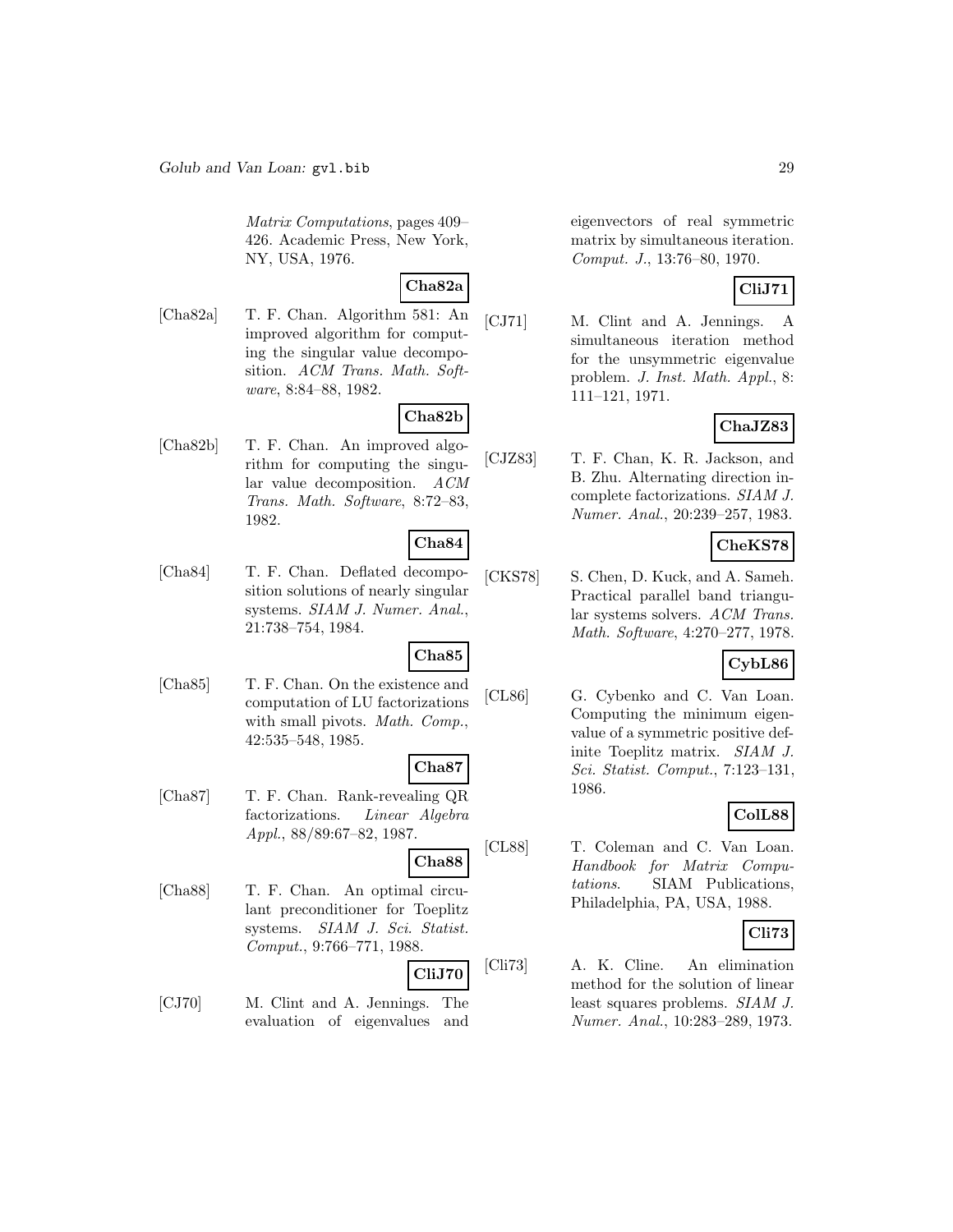*Matrix Computations*, pages 409–426. Academic Press, New York, NY, USA, 1976.

**Cha82a**

[Cha82a] T. F. Chan. Algorithm 581: An improved algorithm for computing the singular value decomposition. *ACM Trans. Math. Software*, 8:84–88, 1982.

**Cha82b**

[Cha82b] T. F. Chan. An improved algorithm for computing the singular value decomposition. *ACM Trans. Math. Software*, 8:72–83, 1982.

**Cha84**

[Cha84] T. F. Chan. Deflated decomposition solutions of nearly singular systems. *SIAM J. Numer. Anal.*, 21:738–754, 1984.

**Cha85**

[Cha85] T. F. Chan. On the existence and computation of LU factorizations with small pivots. *Math. Comp.*, 42:535–548, 1985.

**Cha87**

[Cha87] T. F. Chan. Rank-revealing QR factorizations. *Linear Algebra Appl.*, 88/89:67–82, 1987.

**Cha88**

[Cha88] T. F. Chan. An optimal circulant preconditioner for Toeplitz systems. *SIAM J. Sci. Statist. Comput.*, 9:766–771, 1988.

**CliJ70**

[CJ70] M. Clint and A. Jennings. The evaluation of eigenvalues and eigenvectors of real symmetric matrix by simultaneous iteration. *Comput. J.*, 13:76–80, 1970.

**CliJ71**

[CJ71] M. Clint and A. Jennings. A simultaneous iteration method for the unsymmetric eigenvalue problem. *J. Inst. Math. Appl.*, 8: 111–121, 1971.

**ChaJZ83**

[CJZ83] T. F. Chan, K. R. Jackson, and B. Zhu. Alternating direction incomplete factorizations. *SIAM J. Numer. Anal.*, 20:239–257, 1983.

**CheKS78**

[CKS78] S. Chen, D. Kuck, and A. Sameh. Practical parallel band triangular systems solvers. *ACM Trans. Math. Software*, 4:270–277, 1978.

**CybL86**

[CL86] G. Cybenko and C. Van Loan. Computing the minimum eigenvalue of a symmetric positive definite Toeplitz matrix. *SIAM J. Sci. Statist. Comput.*, 7:123–131, 1986.

**ColL88**

[CL88] T. Coleman and C. Van Loan. *Handbook for Matrix Computations*. SIAM Publications, Philadelphia, PA, USA, 1988.

**Cli73**

[Cli73] A. K. Cline. An elimination method for the solution of linear least squares problems. *SIAM J. Numer. Anal.*, 10:283–289, 1973.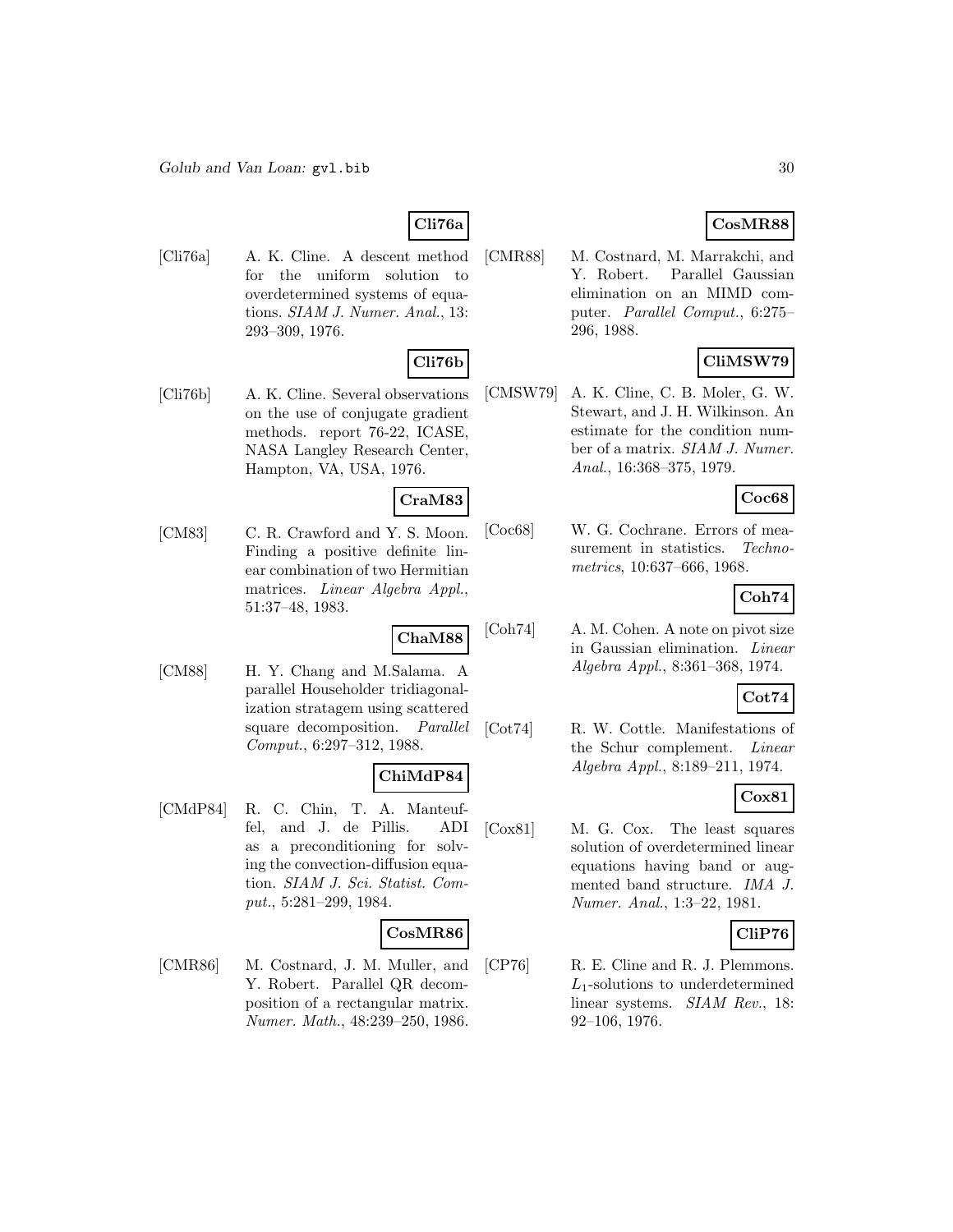**Cli76a**

[Cli76a] A. K. Cline. A descent method for the uniform solution to overdetermined systems of equations. *SIAM J. Numer. Anal.*, 13: 293–309, 1976.

**Cli76b**

[Cli76b] A. K. Cline. Several observations on the use of conjugate gradient methods. report 76-22, ICASE, NASA Langley Research Center, Hampton, VA, USA, 1976.

**CraM83**

[CM83] C. R. Crawford and Y. S. Moon. Finding a positive definite linear combination of two Hermitian matrices. *Linear Algebra Appl.*, 51:37–48, 1983.

**ChaM88**

[CM88] H. Y. Chang and M.Salama. A parallel Householder tridiagonalization stratagem using scattered square decomposition. *Parallel Comput.*, 6:297–312, 1988.

**ChiMdP84**

[CMdP84] R. C. Chin, T. A. Manteuffel, and J. de Pillis. ADI as a preconditioning for solving the convection-diffusion equation. *SIAM J. Sci. Statist. Comput.*, 5:281–299, 1984.

**CosMR86**

[CMR86] M. Costnard, J. M. Muller, and Y. Robert. Parallel QR decomposition of a rectangular matrix. *Numer. Math.*, 48:239–250, 1986.

**CosMR88**

[CMR88] M. Costnard, M. Marrakchi, and Y. Robert. Parallel Gaussian elimination on an MIMD computer. *Parallel Comput.*, 6:275–296, 1988.

**CliMSW79**

[CMSW79] A. K. Cline, C. B. Moler, G. W. Stewart, and J. H. Wilkinson. An estimate for the condition number of a matrix. *SIAM J. Numer. Anal.*, 16:368–375, 1979.

**Coc68**

[Coc68] W. G. Cochrane. Errors of measurement in statistics. *Technometrics*, 10:637–666, 1968.

**Coh74**

[Coh74] A. M. Cohen. A note on pivot size in Gaussian elimination. *Linear Algebra Appl.*, 8:361–368, 1974.

**Cot74**

[Cot74] R. W. Cottle. Manifestations of the Schur complement. *Linear Algebra Appl.*, 8:189–211, 1974.

**Cox81**

[Cox81] M. G. Cox. The least squares solution of overdetermined linear equations having band or augmented band structure. *IMA J. Numer. Anal.*, 1:3–22, 1981.

**CliP76**

[CP76] R. E. Cline and R. J. Plemmons. $L_1$-solutions to underdetermined linear systems. *SIAM Rev.*, 18: 92–106, 1976.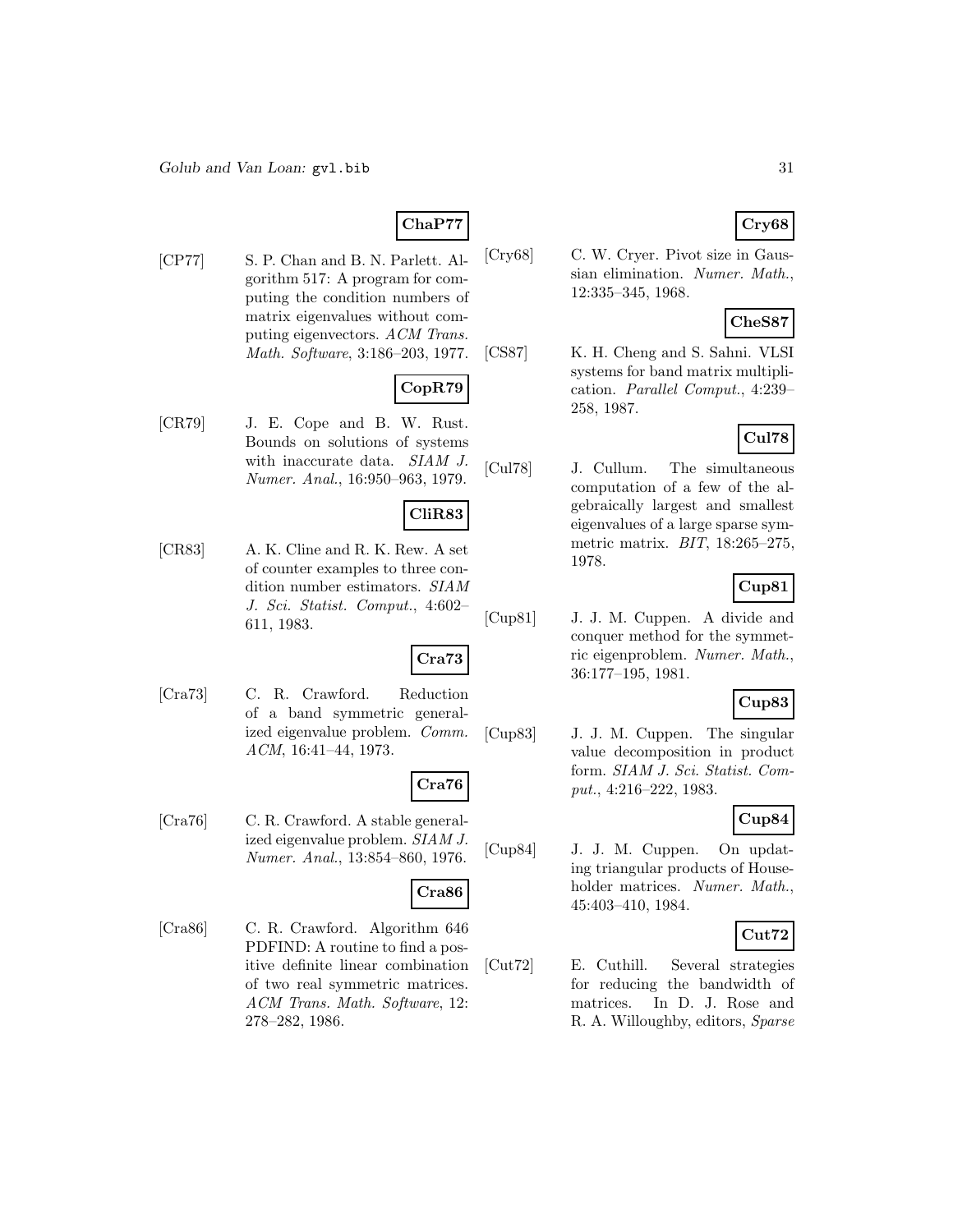**ChaP77**

[CP77] S. P. Chan and B. N. Parlett. Algorithm 517: A program for computing the condition numbers of matrix eigenvalues without computing eigenvectors. *ACM Trans. Math. Software*, 3:186–203, 1977.

**CopR79**

[CR79] J. E. Cope and B. W. Rust. Bounds on solutions of systems with inaccurate data. *SIAM J. Numer. Anal.*, 16:950–963, 1979.

**CliR83**

[CR83] A. K. Cline and R. K. Rew. A set of counter examples to three condition number estimators. *SIAM J. Sci. Statist. Comput.*, 4:602–611, 1983.

**Cra73**

[Cra73] C. R. Crawford. Reduction of a band symmetric generalized eigenvalue problem. *Comm. ACM*, 16:41–44, 1973.

**Cra76**

[Cra76] C. R. Crawford. A stable generalized eigenvalue problem. *SIAM J. Numer. Anal.*, 13:854–860, 1976.

**Cra86**

[Cra86] C. R. Crawford. Algorithm 646 PDFIND: A routine to find a positive definite linear combination of two real symmetric matrices. *ACM Trans. Math. Software*, 12: 278–282, 1986.

**Cry68**

[Cry68] C. W. Cryer. Pivot size in Gaussian elimination. *Numer. Math.*, 12:335–345, 1968.

**CheS87**

[CS87] K. H. Cheng and S. Sahni. VLSI systems for band matrix multiplication. *Parallel Comput.*, 4:239–258, 1987.

**Cul78**

[Cul78] J. Cullum. The simultaneous computation of a few of the algebraically largest and smallest eigenvalues of a large sparse symmetric matrix. *BIT*, 18:265–275, 1978.

**Cup81**

[Cup81] J. J. M. Cuppen. A divide and conquer method for the symmetric eigenproblem. *Numer. Math.*, 36:177–195, 1981.

**Cup83**

[Cup83] J. J. M. Cuppen. The singular value decomposition in product form. *SIAM J. Sci. Statist. Comput.*, 4:216–222, 1983.

**Cup84**

[Cup84] J. J. M. Cuppen. On updating triangular products of Householder matrices. *Numer. Math.*, 45:403–410, 1984.

**Cut72**

[Cut72] E. Cuthill. Several strategies for reducing the bandwidth of matrices. In D. J. Rose and R. A. Willoughby, editors, *Sparse*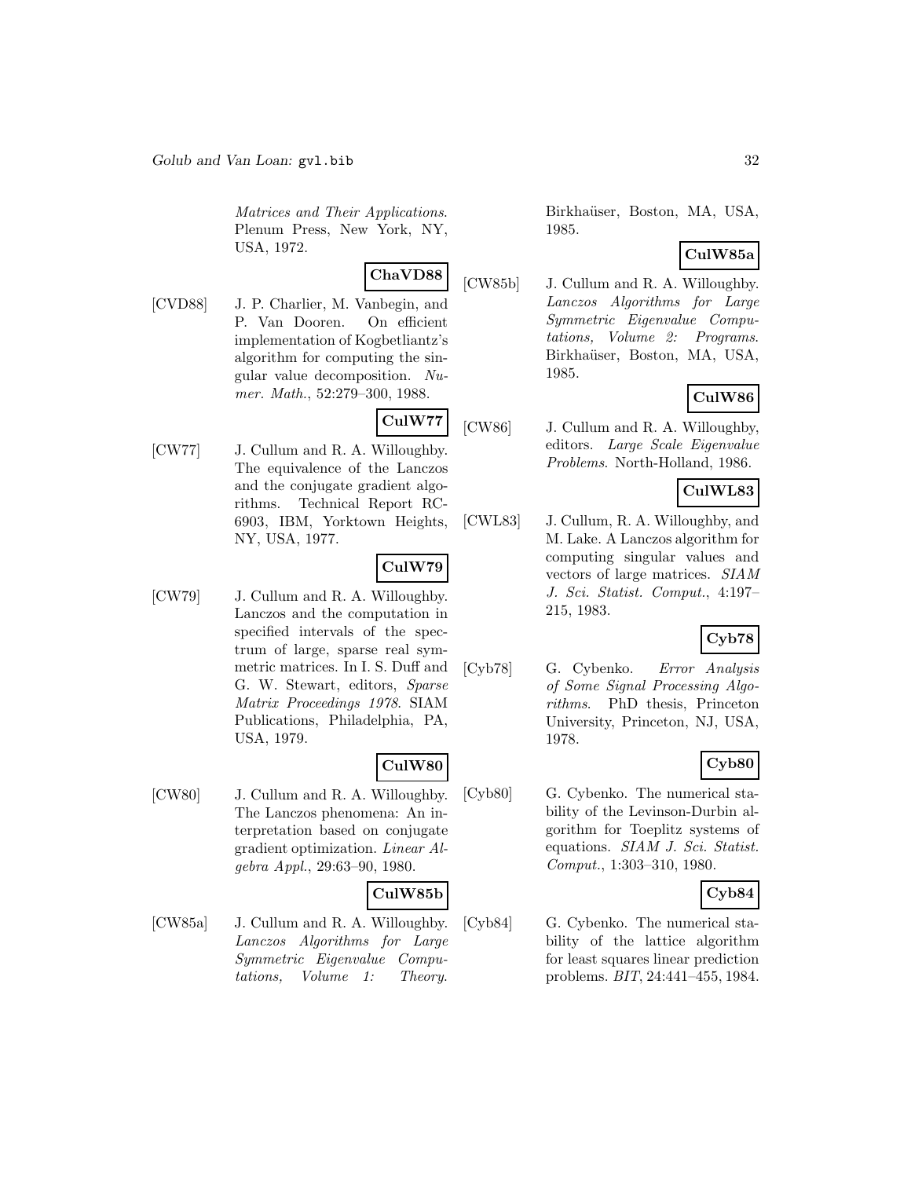*Matrices and Their Applications*. Plenum Press, New York, NY, USA, 1972.

**ChaVD88**

[CVD88] J. P. Charlier, M. Vanbegin, and P. Van Dooren. On efficient implementation of Kogbetliantz's algorithm for computing the singular value decomposition. *Numer. Math.*, 52:279–300, 1988.

**CulW77**

[CW77] J. Cullum and R. A. Willoughby. The equivalence of the Lanczos and the conjugate gradient algorithms. Technical Report RC-6903, IBM, Yorktown Heights, NY, USA, 1977.

**CulW79**

[CW79] J. Cullum and R. A. Willoughby. Lanczos and the computation in specified intervals of the spectrum of large, sparse real symmetric matrices. In I. S. Duff and G. W. Stewart, editors, *Sparse Matrix Proceedings 1978*. SIAM Publications, Philadelphia, PA, USA, 1979.

**CulW80**

[CW80] J. Cullum and R. A. Willoughby. The Lanczos phenomena: An interpretation based on conjugate gradient optimization. *Linear Algebra Appl.*, 29:63–90, 1980.

**CulW85b**

[CW85a] J. Cullum and R. A. Willoughby. *Lanczos Algorithms for Large Symmetric Eigenvalue Computations, Volume 1: Theory*. Birkhaüser, Boston, MA, USA, 1985.

**CulW85a**

[CW85b] J. Cullum and R. A. Willoughby. *Lanczos Algorithms for Large Symmetric Eigenvalue Computations, Volume 2: Programs*. Birkhaüser, Boston, MA, USA, 1985.

**CulW86**

[CW86] J. Cullum and R. A. Willoughby, editors. *Large Scale Eigenvalue Problems*. North-Holland, 1986.

**CulWL83**

[CWL83] J. Cullum, R. A. Willoughby, and M. Lake. A Lanczos algorithm for computing singular values and vectors of large matrices. *SIAM J. Sci. Statist. Comput.*, 4:197–215, 1983.

**Cyb78**

[Cyb78] G. Cybenko. *Error Analysis of Some Signal Processing Algorithms*. PhD thesis, Princeton University, Princeton, NJ, USA, 1978.

**Cyb80**

[Cyb80] G. Cybenko. The numerical stability of the Levinson-Durbin algorithm for Toeplitz systems of equations. *SIAM J. Sci. Statist. Comput.*, 1:303–310, 1980.

**Cyb84**

[Cyb84] G. Cybenko. The numerical stability of the lattice algorithm for least squares linear prediction problems. *BIT*, 24:441–455, 1984.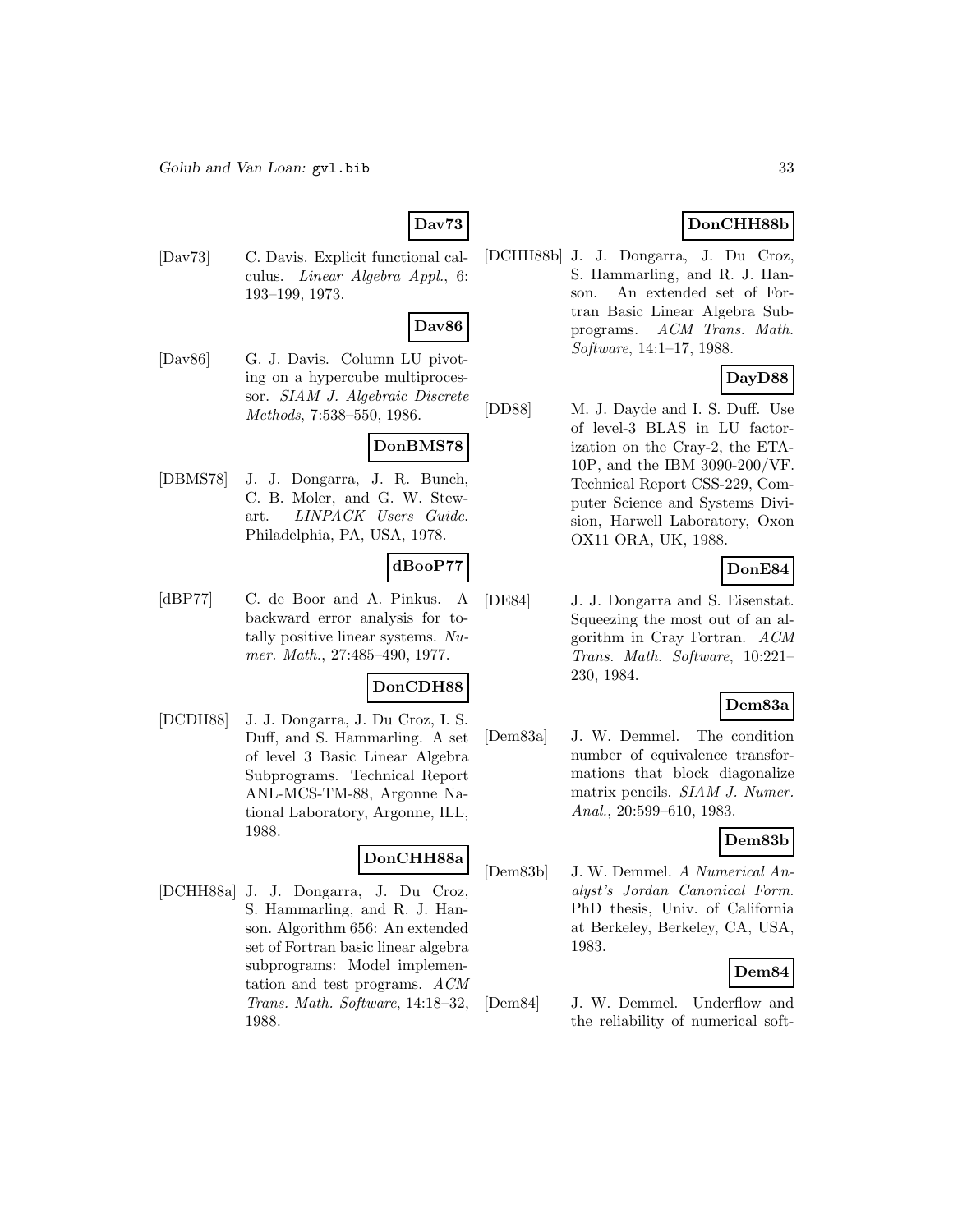**Dav73**

[Dav73] C. Davis. Explicit functional calculus. *Linear Algebra Appl.*, 6: 193–199, 1973.

**Dav86**

[Dav86] G. J. Davis. Column LU pivoting on a hypercube multiprocessor. *SIAM J. Algebraic Discrete Methods*, 7:538–550, 1986.

**DonBMS78**

[DBMS78] J. J. Dongarra, J. R. Bunch, C. B. Moler, and G. W. Stewart. *LINPACK Users Guide*. Philadelphia, PA, USA, 1978.

**dBooP77**

[dBP77] C. de Boor and A. Pinkus. A backward error analysis for totally positive linear systems. *Numer. Math.*, 27:485–490, 1977.

**DonCDH88**

[DCDH88] J. J. Dongarra, J. Du Croz, I. S. Duff, and S. Hammarling. A set of level 3 Basic Linear Algebra Subprograms. Technical Report ANL-MCS-TM-88, Argonne National Laboratory, Argonne, ILL, 1988.

**DonCHH88a**

[DCHH88a] J. J. Dongarra, J. Du Croz, S. Hammarling, and R. J. Hanson. Algorithm 656: An extended set of Fortran basic linear algebra subprograms: Model implementation and test programs. *ACM Trans. Math. Software*, 14:18–32, 1988.

**DonCHH88b**

[DCHH88b] J. J. Dongarra, J. Du Croz, S. Hammarling, and R. J. Hanson. An extended set of Fortran Basic Linear Algebra Subprograms. *ACM Trans. Math. Software*, 14:1–17, 1988.

**DayD88**

[DD88] M. J. Dayde and I. S. Duff. Use of level-3 BLAS in LU factorization on the Cray-2, the ETA-10P, and the IBM 3090-200/VF. Technical Report CSS-229, Computer Science and Systems Division, Harwell Laboratory, Oxon OX11 ORA, UK, 1988.

**DonE84**

[DE84] J. J. Dongarra and S. Eisenstat. Squeezing the most out of an algorithm in Cray Fortran. *ACM Trans. Math. Software*, 10:221–230, 1984.

**Dem83a**

[Dem83a] J. W. Demmel. The condition number of equivalence transformations that block diagonalize matrix pencils. *SIAM J. Numer. Anal.*, 20:599–610, 1983.

**Dem83b**

[Dem83b] J. W. Demmel. *A Numerical Analyst's Jordan Canonical Form*. PhD thesis, Univ. of California at Berkeley, Berkeley, CA, USA, 1983.

**Dem84**

[Dem84] J. W. Demmel. Underflow and the reliability of numerical soft-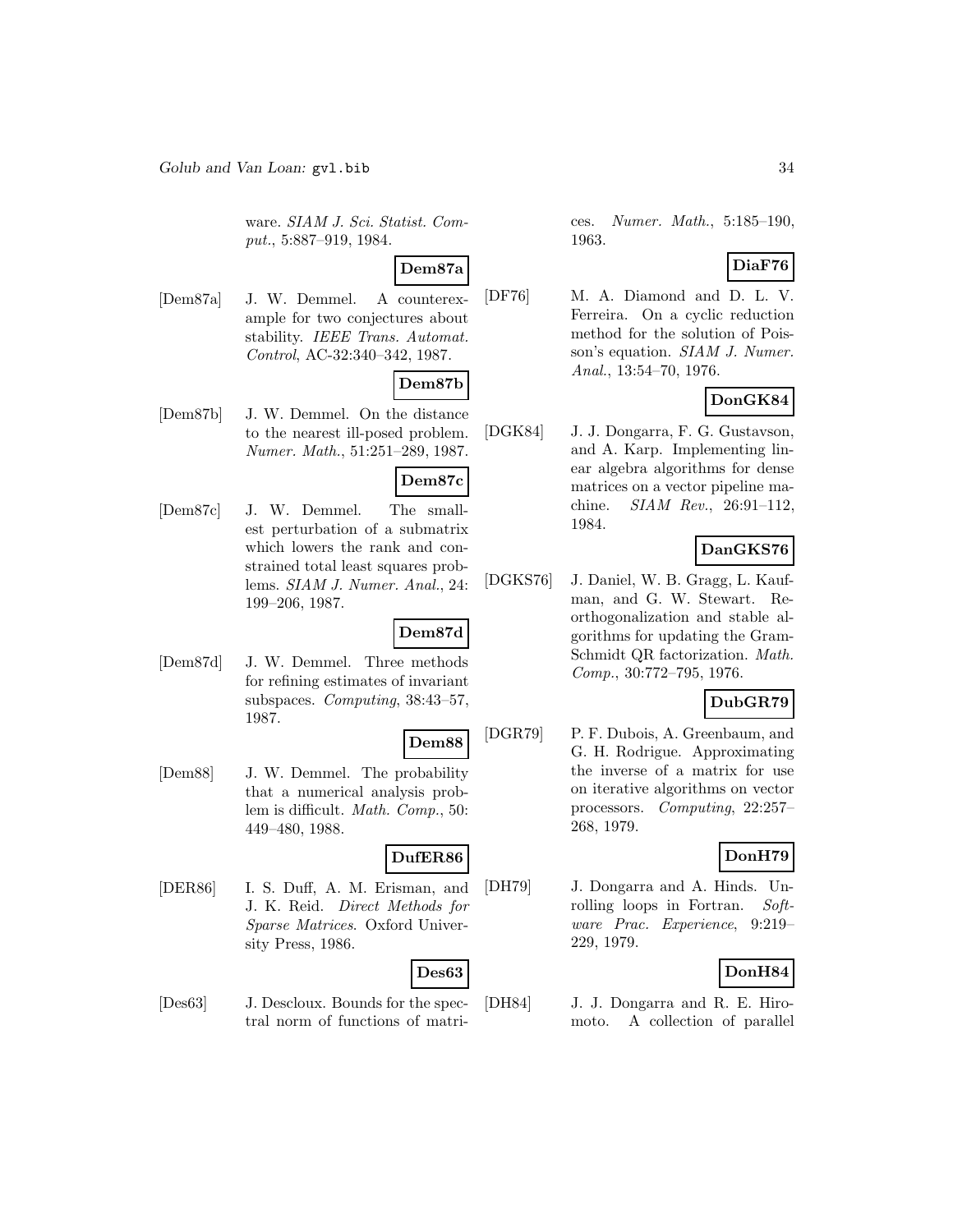ware. *SIAM J. Sci. Statist. Comput.*, 5:887–919, 1984.

**Dem87a**

[Dem87a] J. W. Demmel. A counterexample for two conjectures about stability. *IEEE Trans. Automat. Control*, AC-32:340–342, 1987.

**Dem87b**

[Dem87b] J. W. Demmel. On the distance to the nearest ill-posed problem. *Numer. Math.*, 51:251–289, 1987.

**Dem87c**

[Dem87c] J. W. Demmel. The smallest perturbation of a submatrix which lowers the rank and constrained total least squares problems. *SIAM J. Numer. Anal.*, 24: 199–206, 1987.

**Dem87d**

[Dem87d] J. W. Demmel. Three methods for refining estimates of invariant subspaces. *Computing*, 38:43–57, 1987.

**Dem88**

[Dem88] J. W. Demmel. The probability that a numerical analysis problem is difficult. *Math. Comp.*, 50: 449–480, 1988.

**DufER86**

[DER86] I. S. Duff, A. M. Erisman, and J. K. Reid. *Direct Methods for Sparse Matrices*. Oxford University Press, 1986.

**Des63**

[Des63] J. Descloux. Bounds for the spectral norm of functions of matrices. *Numer. Math.*, 5:185–190, 1963.

**DiaF76**

[DF76] M. A. Diamond and D. L. V. Ferreira. On a cyclic reduction method for the solution of Poisson's equation. *SIAM J. Numer. Anal.*, 13:54–70, 1976.

**DonGK84**

[DGK84] J. J. Dongarra, F. G. Gustavson, and A. Karp. Implementing linear algebra algorithms for dense matrices on a vector pipeline machine. *SIAM Rev.*, 26:91–112, 1984.

**DanGKS76**

[DGKS76] J. Daniel, W. B. Gragg, L. Kaufman, and G. W. Stewart. Reorthogonalization and stable algorithms for updating the Gram-Schmidt QR factorization. *Math. Comp.*, 30:772–795, 1976.

**DubGR79**

[DGR79] P. F. Dubois, A. Greenbaum, and G. H. Rodrigue. Approximating the inverse of a matrix for use on iterative algorithms on vector processors. *Computing*, 22:257–268, 1979.

**DonH79**

[DH79] J. Dongarra and A. Hinds. Unrolling loops in Fortran. *Software Prac. Experience*, 9:219–229, 1979.

**DonH84**

[DH84] J. J. Dongarra and R. E. Hiromoto. A collection of parallel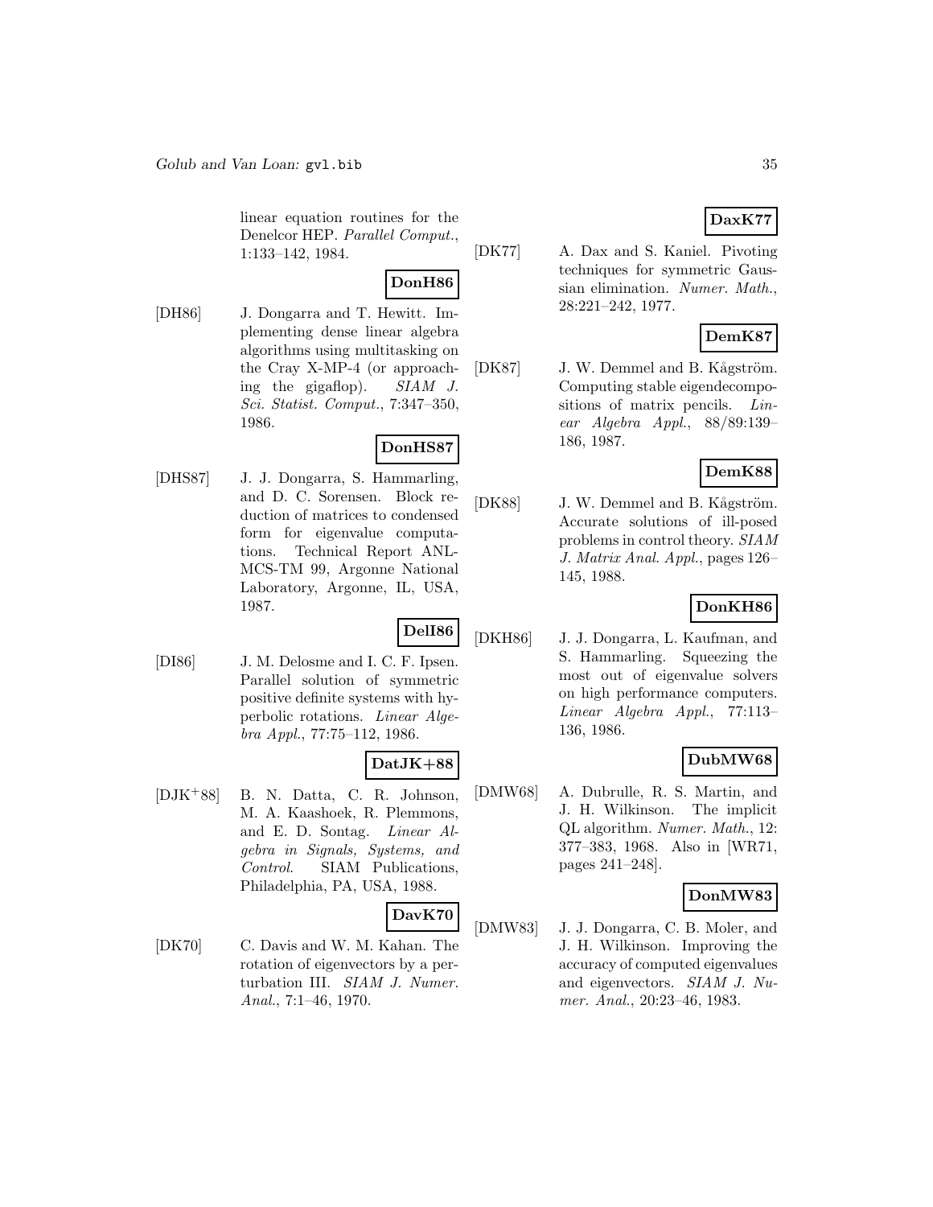linear equation routines for the Denelcor HEP. *Parallel Comput.*, 1:133–142, 1984.

**DonH86**

[DH86] J. Dongarra and T. Hewitt. Implementing dense linear algebra algorithms using multitasking on the Cray X-MP-4 (or approaching the gigaflop). *SIAM J. Sci. Statist. Comput.*, 7:347–350, 1986.

**DonHS87**

[DHS87] J. J. Dongarra, S. Hammarling, and D. C. Sorensen. Block reduction of matrices to condensed form for eigenvalue computations. Technical Report ANL-MCS-TM 99, Argonne National Laboratory, Argonne, IL, USA, 1987.

**DelI86**

[DI86] J. M. Delosme and I. C. F. Ipsen. Parallel solution of symmetric positive definite systems with hyperbolic rotations. *Linear Algebra Appl.*, 77:75–112, 1986.

**DatJK+88**

[DJK+88] B. N. Datta, C. R. Johnson, M. A. Kaashoek, R. Plemmons, and E. D. Sontag. *Linear Algebra in Signals, Systems, and Control*. SIAM Publications, Philadelphia, PA, USA, 1988.

**DavK70**

[DK70] C. Davis and W. M. Kahan. The rotation of eigenvectors by a perturbation III. *SIAM J. Numer. Anal.*, 7:1–46, 1970.

**DaxK77**

[DK77] A. Dax and S. Kaniel. Pivoting techniques for symmetric Gaussian elimination. *Numer. Math.*, 28:221–242, 1977.

**DemK87**

[DK87] J. W. Demmel and B. Kågström. Computing stable eigendecompositions of matrix pencils. *Linear Algebra Appl.*, 88/89:139–186, 1987.

**DemK88**

[DK88] J. W. Demmel and B. Kågström. Accurate solutions of ill-posed problems in control theory. *SIAM J. Matrix Anal. Appl.*, pages 126–145, 1988.

**DonKH86**

[DKH86] J. J. Dongarra, L. Kaufman, and S. Hammarling. Squeezing the most out of eigenvalue solvers on high performance computers. *Linear Algebra Appl.*, 77:113–136, 1986.

**DubMW68**

[DMW68] A. Dubrulle, R. S. Martin, and J. H. Wilkinson. The implicit QL algorithm. *Numer. Math.*, 12: 377–383, 1968. Also in [WR71, pages 241–248].

**DonMW83**

[DMW83] J. J. Dongarra, C. B. Moler, and J. H. Wilkinson. Improving the accuracy of computed eigenvalues and eigenvectors. *SIAM J. Numer. Anal.*, 20:23–46, 1983.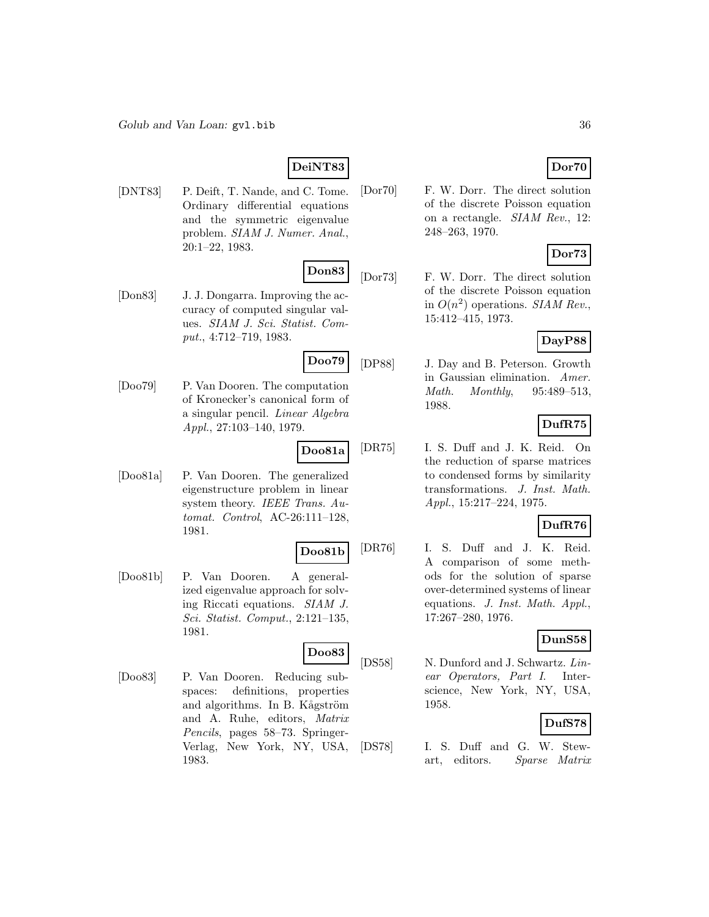**DeiNT83**

[DNT83] P. Deift, T. Nande, and C. Tome. Ordinary differential equations and the symmetric eigenvalue problem. *SIAM J. Numer. Anal.*, 20:1–22, 1983.

**Don83**

[Don83] J. J. Dongarra. Improving the accuracy of computed singular values. *SIAM J. Sci. Statist. Comput.*, 4:712–719, 1983.

**Doo79**

[Doo79] P. Van Dooren. The computation of Kronecker's canonical form of a singular pencil. *Linear Algebra Appl.*, 27:103–140, 1979.

**Doo81a**

[Doo81a] P. Van Dooren. The generalized eigenstructure problem in linear system theory. *IEEE Trans. Automat. Control*, AC-26:111–128, 1981.

**Doo81b**

[Doo81b] P. Van Dooren. A generalized eigenvalue approach for solving Riccati equations. *SIAM J. Sci. Statist. Comput.*, 2:121–135, 1981.

**Doo83**

[Doo83] P. Van Dooren. Reducing subspaces: definitions, properties and algorithms. In B. Kågström and A. Ruhe, editors, *Matrix Pencils*, pages 58–73. Springer-Verlag, New York, NY, USA, 1983.

**Dor70**

[Dor70] F. W. Dorr. The direct solution of the discrete Poisson equation on a rectangle. *SIAM Rev.*, 12: 248–263, 1970.

**Dor73**

[Dor73] F. W. Dorr. The direct solution of the discrete Poisson equation in $O(n^2)$ operations. *SIAM Rev.*, 15:412–415, 1973.

**DayP88**

[DP88] J. Day and B. Peterson. Growth in Gaussian elimination. *Amer. Math. Monthly*, 95:489–513, 1988.

**DufR75**

[DR75] I. S. Duff and J. K. Reid. On the reduction of sparse matrices to condensed forms by similarity transformations. *J. Inst. Math. Appl.*, 15:217–224, 1975.

**DufR76**

[DR76] I. S. Duff and J. K. Reid. A comparison of some methods for the solution of sparse over-determined systems of linear equations. *J. Inst. Math. Appl.*, 17:267–280, 1976.

**DunS58**

[DS58] N. Dunford and J. Schwartz. *Linear Operators, Part I*. Interscience, New York, NY, USA, 1958.

**DufS78**

[DS78] I. S. Duff and G. W. Stewart, editors. *Sparse Matrix*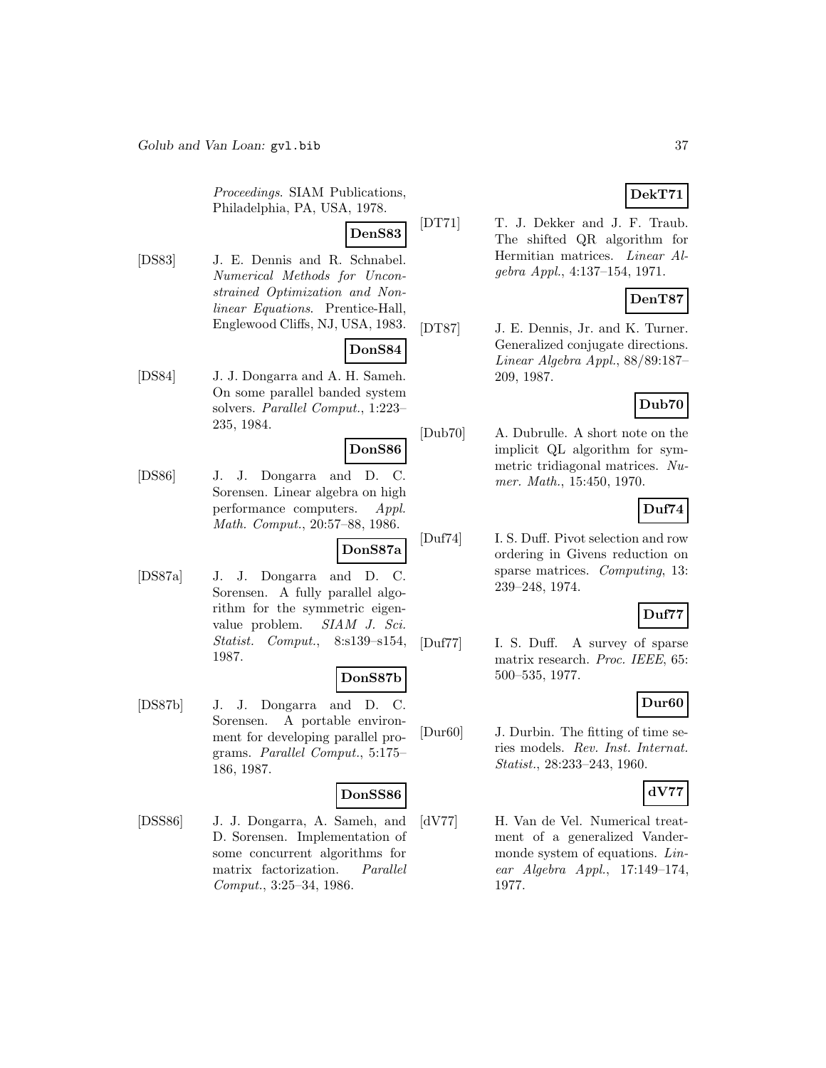*Proceedings*. SIAM Publications, Philadelphia, PA, USA, 1978.

**DenS83**

[DS83] J. E. Dennis and R. Schnabel. *Numerical Methods for Unconstrained Optimization and Nonlinear Equations*. Prentice-Hall, Englewood Cliffs, NJ, USA, 1983.

**DonS84**

[DS84] J. J. Dongarra and A. H. Sameh. On some parallel banded system solvers. *Parallel Comput.*, 1:223–235, 1984.

**DonS86**

[DS86] J. J. Dongarra and D. C. Sorensen. Linear algebra on high performance computers. *Appl. Math. Comput.*, 20:57–88, 1986.

**DonS87a**

[DS87a] J. J. Dongarra and D. C. Sorensen. A fully parallel algorithm for the symmetric eigenvalue problem. *SIAM J. Sci. Statist. Comput.*, 8:s139–s154, 1987.

**DonS87b**

[DS87b] J. J. Dongarra and D. C. Sorensen. A portable environment for developing parallel programs. *Parallel Comput.*, 5:175–186, 1987.

**DonSS86**

[DSS86] J. J. Dongarra, A. Sameh, and D. Sorensen. Implementation of some concurrent algorithms for matrix factorization. *Parallel Comput.*, 3:25–34, 1986.

**DekT71**

[DT71] T. J. Dekker and J. F. Traub. The shifted QR algorithm for Hermitian matrices. *Linear Algebra Appl.*, 4:137–154, 1971.

**DenT87**

[DT87] J. E. Dennis, Jr. and K. Turner. Generalized conjugate directions. *Linear Algebra Appl.*, 88/89:187–209, 1987.

**Dub70**

[Dub70] A. Dubrulle. A short note on the implicit QL algorithm for symmetric tridiagonal matrices. *Numer. Math.*, 15:450, 1970.

**Duf74**

[Duf74] I. S. Duff. Pivot selection and row ordering in Givens reduction on sparse matrices. *Computing*, 13:239–248, 1974.

**Duf77**

[Duf77] I. S. Duff. A survey of sparse matrix research. *Proc. IEEE*, 65:500–535, 1977.

**Dur60**

[Dur60] J. Durbin. The fitting of time series models. *Rev. Inst. Internat. Statist.*, 28:233–243, 1960.

**dV77**

[dV77] H. Van de Vel. Numerical treatment of a generalized Vandermonde system of equations. *Linear Algebra Appl.*, 17:149–174, 1977.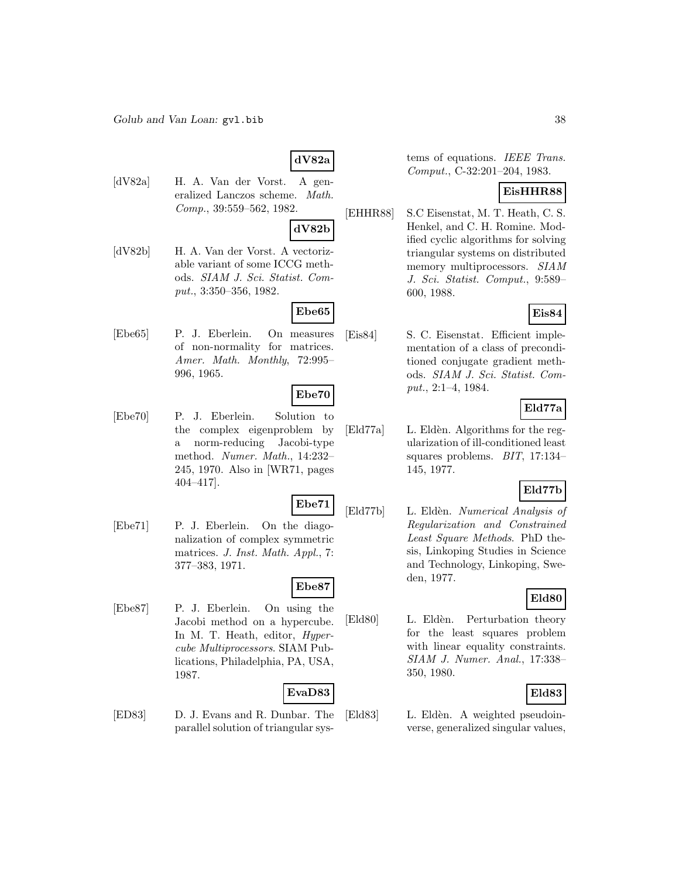**dV82a**

[dV82a] H. A. Van der Vorst. A generalized Lanczos scheme. *Math. Comp.*, 39:559–562, 1982.

**dV82b**

[dV82b] H. A. Van der Vorst. A vectorizable variant of some ICCG methods. *SIAM J. Sci. Statist. Comput.*, 3:350–356, 1982.

**Ebe65**

[Ebe65] P. J. Eberlein. On measures of non-normality for matrices. *Amer. Math. Monthly*, 72:995–996, 1965.

**Ebe70**

[Ebe70] P. J. Eberlein. Solution to the complex eigenproblem by a norm-reducing Jacobi-type method. *Numer. Math.*, 14:232–245, 1970. Also in [WR71, pages 404–417].

**Ebe71**

[Ebe71] P. J. Eberlein. On the diagonalization of complex symmetric matrices. *J. Inst. Math. Appl.*, 7: 377–383, 1971.

**Ebe87**

[Ebe87] P. J. Eberlein. On using the Jacobi method on a hypercube. In M. T. Heath, editor, *Hypercube Multiprocessors*. SIAM Publications, Philadelphia, PA, USA, 1987.

**EvaD83**

[ED83] D. J. Evans and R. Dunbar. The parallel solution of triangular systems of equations. *IEEE Trans. Comput.*, C-32:201–204, 1983.

**EisHHR88**

[EHHR88] S.C Eisenstat, M. T. Heath, C. S. Henkel, and C. H. Romine. Modified cyclic algorithms for solving triangular systems on distributed memory multiprocessors. *SIAM J. Sci. Statist. Comput.*, 9:589–600, 1988.

**Eis84**

[Eis84] S. C. Eisenstat. Efficient implementation of a class of preconditioned conjugate gradient methods. *SIAM J. Sci. Statist. Comput.*, 2:1–4, 1984.

**Eld77a**

[Eld77a] L. Eldèn. Algorithms for the regularization of ill-conditioned least squares problems. *BIT*, 17:134–145, 1977.

**Eld77b**

[Eld77b] L. Eldèn. *Numerical Analysis of Regularization and Constrained Least Square Methods*. PhD thesis, Linkoping Studies in Science and Technology, Linkoping, Sweden, 1977.

**Eld80**

[Eld80] L. Eldèn. Perturbation theory for the least squares problem with linear equality constraints. *SIAM J. Numer. Anal.*, 17:338–350, 1980.

**Eld83**

[Eld83] L. Eldèn. A weighted pseudoinverse, generalized singular values,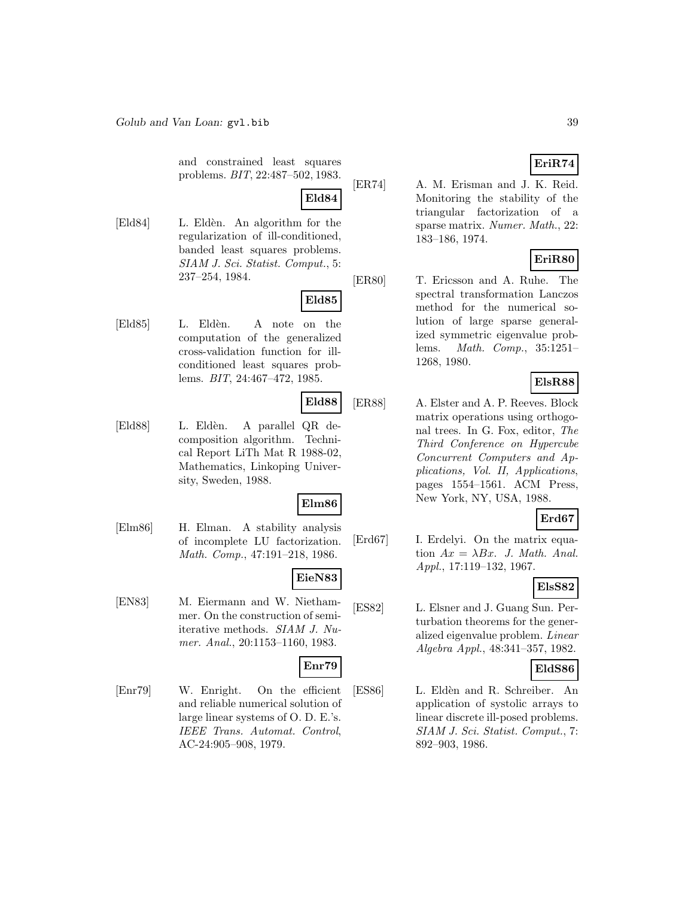and constrained least squares problems. *BIT*, 22:487–502, 1983.

**Eld84**

[Eld84] L. Eldèn. An algorithm for the regularization of ill-conditioned, banded least squares problems. *SIAM J. Sci. Statist. Comput.*, 5: 237–254, 1984.

**Eld85**

[Eld85] L. Eldèn. A note on the computation of the generalized cross-validation function for ill-conditioned least squares problems. *BIT*, 24:467–472, 1985.

**Eld88**

[Eld88] L. Eldèn. A parallel QR decomposition algorithm. Technical Report LiTh Mat R 1988-02, Mathematics, Linkoping University, Sweden, 1988.

**Elm86**

[Elm86] H. Elman. A stability analysis of incomplete LU factorization. *Math. Comp.*, 47:191–218, 1986.

**EieN83**

[EN83] M. Eiermann and W. Niethammer. On the construction of semi-iterative methods. *SIAM J. Numer. Anal.*, 20:1153–1160, 1983.

**Enr79**

[Enr79] W. Enright. On the efficient and reliable numerical solution of large linear systems of O. D. E.'s. *IEEE Trans. Automat. Control*, AC-24:905–908, 1979.

**EriR74**

[ER74] A. M. Erisman and J. K. Reid. Monitoring the stability of the triangular factorization of a sparse matrix. *Numer. Math.*, 22: 183–186, 1974.

**EriR80**

[ER80] T. Ericsson and A. Ruhe. The spectral transformation Lanczos method for the numerical solution of large sparse generalized symmetric eigenvalue problems. *Math. Comp.*, 35:1251–1268, 1980.

**ElsR88**

[ER88] A. Elster and A. P. Reeves. Block matrix operations using orthogonal trees. In G. Fox, editor, *The Third Conference on Hypercube Concurrent Computers and Applications, Vol. II, Applications*, pages 1554–1561. ACM Press, New York, NY, USA, 1988.

**Erd67**

[Erd67] I. Erdelyi. On the matrix equation $Ax = \lambda Bx$. *J. Math. Anal. Appl.*, 17:119–132, 1967.

**ElsS82**

[ES82] L. Elsner and J. Guang Sun. Perturbation theorems for the generalized eigenvalue problem. *Linear Algebra Appl.*, 48:341–357, 1982.

**EldS86**

[ES86] L. Eldèn and R. Schreiber. An application of systolic arrays to linear discrete ill-posed problems. *SIAM J. Sci. Statist. Comput.*, 7: 892–903, 1986.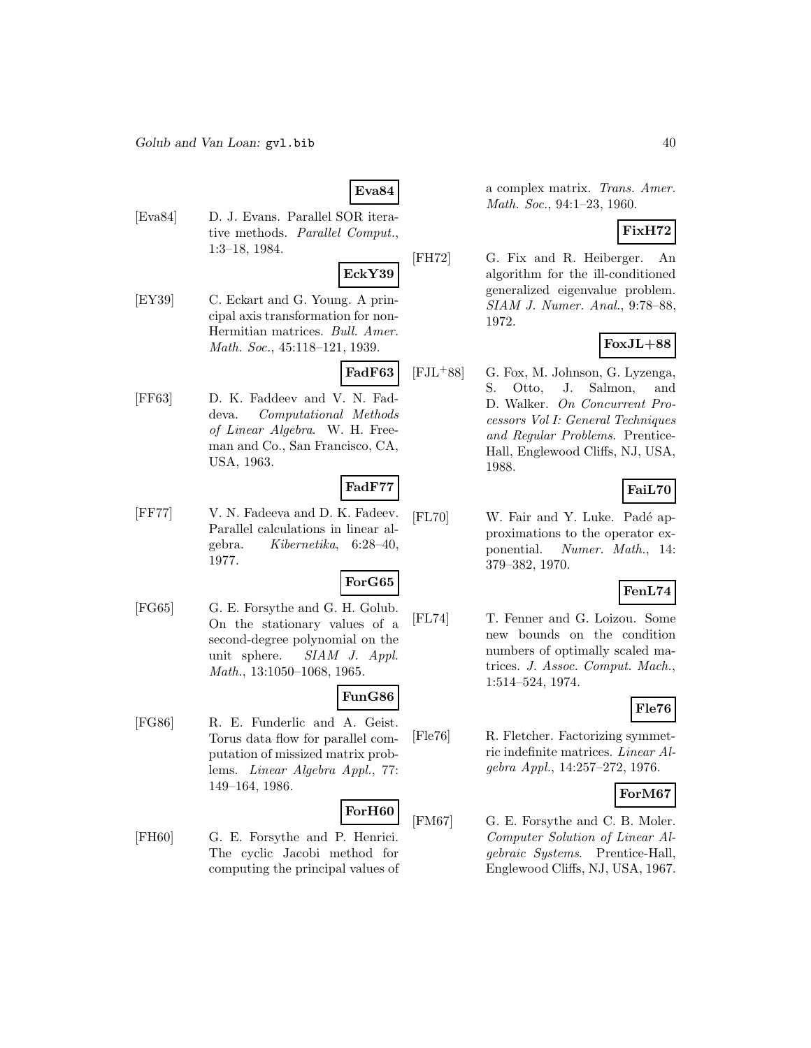**Eva84**

[Eva84] D. J. Evans. Parallel SOR iterative methods. *Parallel Comput.*, 1:3–18, 1984.

**EckY39**

[EY39] C. Eckart and G. Young. A principal axis transformation for non-Hermitian matrices. *Bull. Amer. Math. Soc.*, 45:118–121, 1939.

**FadF63**

[FF63] D. K. Faddeev and V. N. Faddeva. *Computational Methods of Linear Algebra*. W. H. Freeman and Co., San Francisco, CA, USA, 1963.

**FadF77**

[FF77] V. N. Fadeeva and D. K. Fadeev. Parallel calculations in linear algebra. *Kibernetika*, 6:28–40, 1977.

**ForG65**

[FG65] G. E. Forsythe and G. H. Golub. On the stationary values of a second-degree polynomial on the unit sphere. *SIAM J. Appl. Math.*, 13:1050–1068, 1965.

**FunG86**

[FG86] R. E. Funderlic and A. Geist. Torus data flow for parallel computation of missized matrix problems. *Linear Algebra Appl.*, 77: 149–164, 1986.

**ForH60**

[FH60] G. E. Forsythe and P. Henrici. The cyclic Jacobi method for computing the principal values of a complex matrix. *Trans. Amer. Math. Soc.*, 94:1–23, 1960.

**FixH72**

[FH72] G. Fix and R. Heiberger. An algorithm for the ill-conditioned generalized eigenvalue problem. *SIAM J. Numer. Anal.*, 9:78–88, 1972.

**FoxJL+88**

[FJL+88] G. Fox, M. Johnson, G. Lyzenga, S. Otto, J. Salmon, and D. Walker. *On Concurrent Processors Vol I: General Techniques and Regular Problems.* Prentice-Hall, Englewood Cliffs, NJ, USA, 1988.

**FaiL70**

[FL70] W. Fair and Y. Luke. Padé approximations to the operator exponential. *Numer. Math.*, 14: 379–382, 1970.

**FenL74**

[FL74] T. Fenner and G. Loizou. Some new bounds on the condition numbers of optimally scaled matrices. *J. Assoc. Comput. Mach.*, 1:514–524, 1974.

**Fle76**

[Fle76] R. Fletcher. Factorizing symmetric indefinite matrices. *Linear Algebra Appl.*, 14:257–272, 1976.

**ForM67**

[FM67] G. E. Forsythe and C. B. Moler. *Computer Solution of Linear Algebraic Systems*. Prentice-Hall, Englewood Cliffs, NJ, USA, 1967.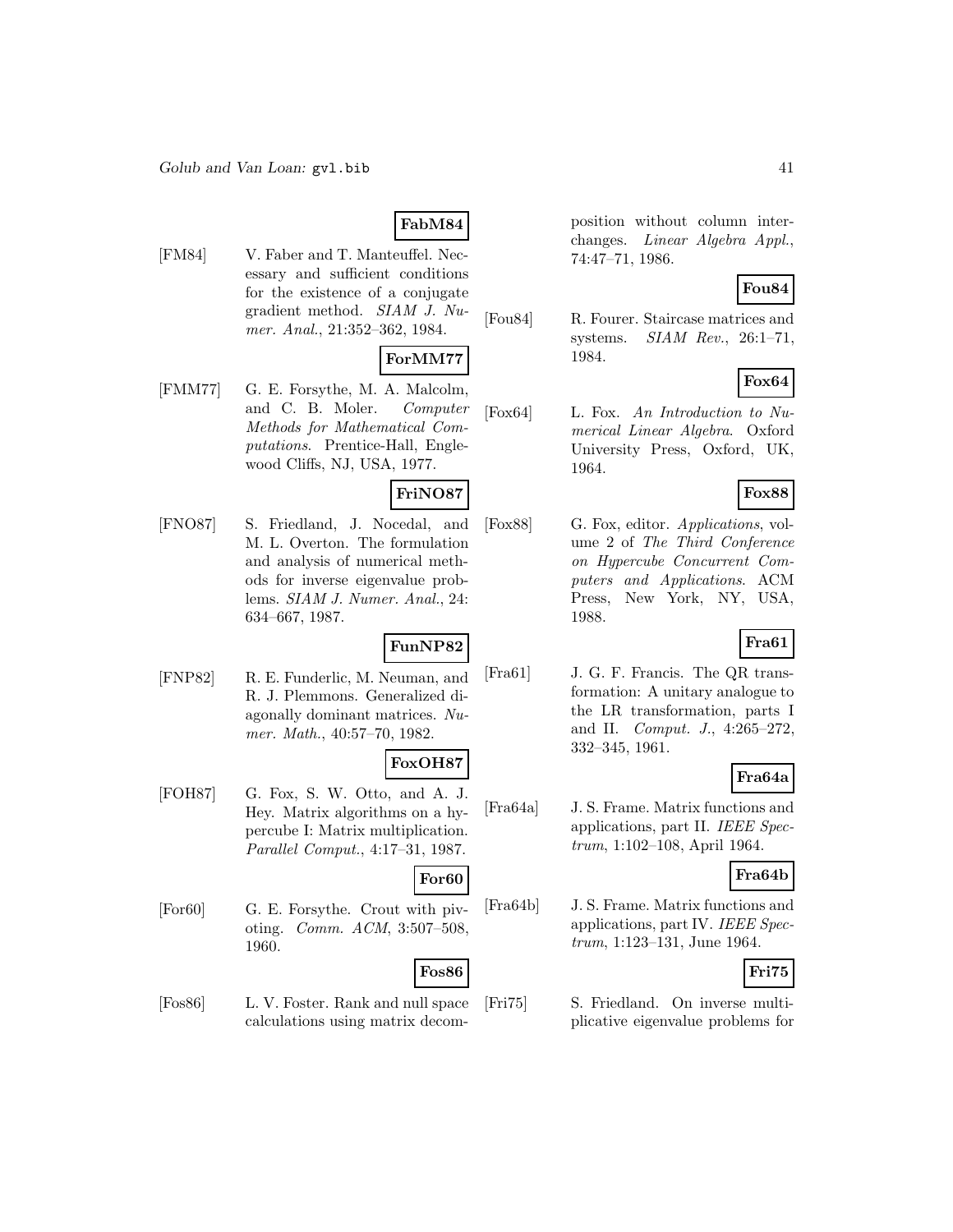**FabM84**

[FM84] V. Faber and T. Manteuffel. Necessary and sufficient conditions for the existence of a conjugate gradient method. *SIAM J. Numer. Anal.*, 21:352–362, 1984.

**ForMM77**

[FMM77] G. E. Forsythe, M. A. Malcolm, and C. B. Moler. *Computer Methods for Mathematical Computations*. Prentice-Hall, Englewood Cliffs, NJ, USA, 1977.

**FriNO87**

[FNO87] S. Friedland, J. Nocedal, and M. L. Overton. The formulation and analysis of numerical methods for inverse eigenvalue problems. *SIAM J. Numer. Anal.*, 24: 634–667, 1987.

**FunNP82**

[FNP82] R. E. Funderlic, M. Neuman, and R. J. Plemmons. Generalized diagonally dominant matrices. *Numer. Math.*, 40:57–70, 1982.

**FoxOH87**

[FOH87] G. Fox, S. W. Otto, and A. J. Hey. Matrix algorithms on a hypercube I: Matrix multiplication. *Parallel Comput.*, 4:17–31, 1987.

**For60**

[For60] G. E. Forsythe. Crout with pivoting. *Comm. ACM*, 3:507–508, 1960.

**Fos86**

[Fos86] L. V. Foster. Rank and null space calculations using matrix decomposition without column interchanges. *Linear Algebra Appl.*, 74:47–71, 1986.

**Fou84**

[Fou84] R. Fourer. Staircase matrices and systems. *SIAM Rev.*, 26:1–71, 1984.

**Fox64**

[Fox64] L. Fox. *An Introduction to Numerical Linear Algebra*. Oxford University Press, Oxford, UK, 1964.

**Fox88**

[Fox88] G. Fox, editor. *Applications*, volume 2 of *The Third Conference on Hypercube Concurrent Computers and Applications*. ACM Press, New York, NY, USA, 1988.

**Fra61**

[Fra61] J. G. F. Francis. The QR transformation: A unitary analogue to the LR transformation, parts I and II. *Comput. J.*, 4:265–272, 332–345, 1961.

**Fra64a**

[Fra64a] J. S. Frame. Matrix functions and applications, part II. *IEEE Spectrum*, 1:102–108, April 1964.

**Fra64b**

[Fra64b] J. S. Frame. Matrix functions and applications, part IV. *IEEE Spectrum*, 1:123–131, June 1964.

**Fri75**

[Fri75] S. Friedland. On inverse multiplicative eigenvalue problems for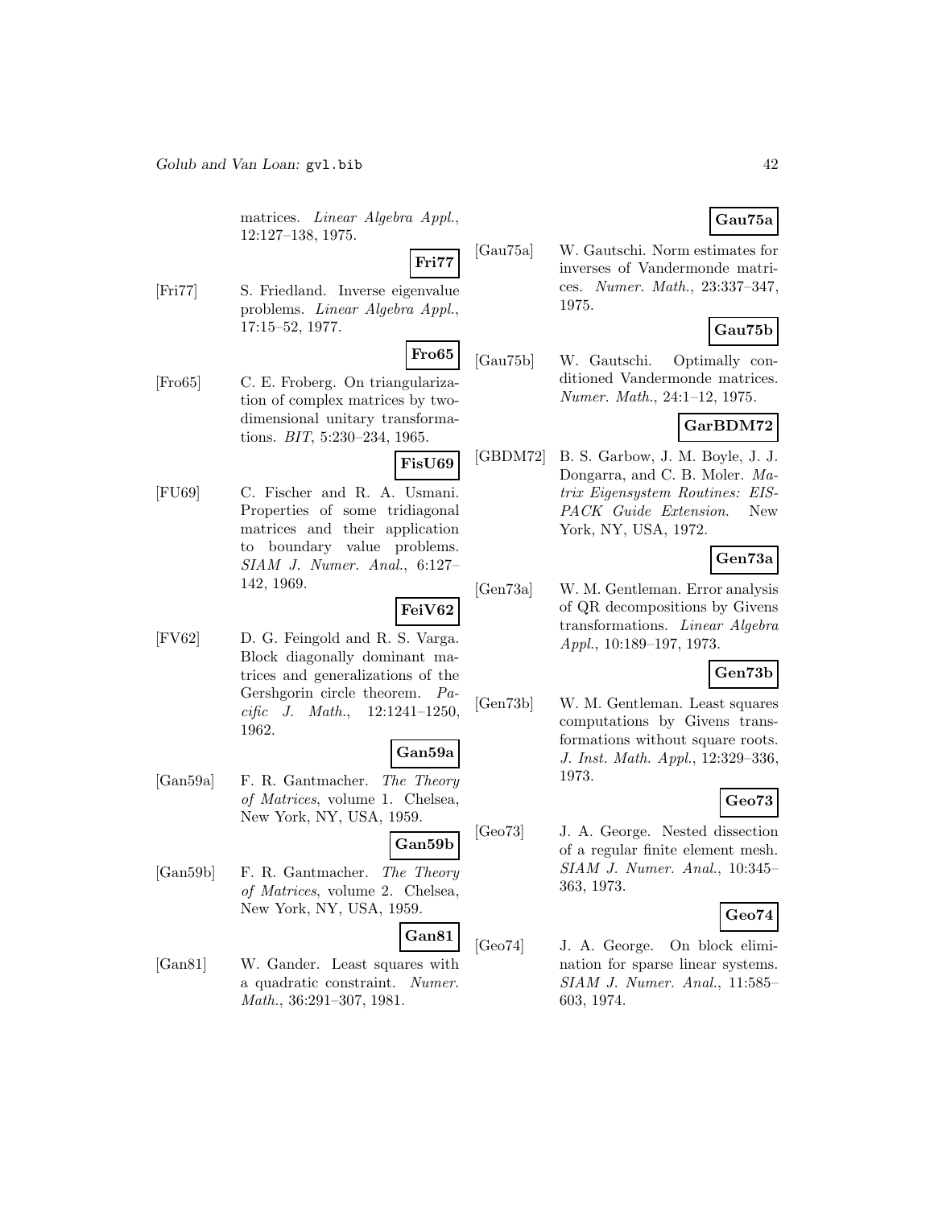matrices. *Linear Algebra Appl.*, 12:127–138, 1975.

**Fri77**

[Fri77] S. Friedland. Inverse eigenvalue problems. *Linear Algebra Appl.*, 17:15–52, 1977.

**Fro65**

[Fro65] C. E. Froberg. On triangularization of complex matrices by two-dimensional unitary transformations. *BIT*, 5:230–234, 1965.

**FisU69**

[FU69] C. Fischer and R. A. Usmani. Properties of some tridiagonal matrices and their application to boundary value problems. *SIAM J. Numer. Anal.*, 6:127–142, 1969.

**FeiV62**

[FV62] D. G. Feingold and R. S. Varga. Block diagonally dominant matrices and generalizations of the Gershgorin circle theorem. *Pacific J. Math.*, 12:1241–1250, 1962.

**Gan59a**

[Gan59a] F. R. Gantmacher. *The Theory of Matrices*, volume 1. Chelsea, New York, NY, USA, 1959.

**Gan59b**

[Gan59b] F. R. Gantmacher. *The Theory of Matrices*, volume 2. Chelsea, New York, NY, USA, 1959.

**Gan81**

[Gan81] W. Gander. Least squares with a quadratic constraint. *Numer. Math.*, 36:291–307, 1981.

**Gau75a**

[Gau75a] W. Gautschi. Norm estimates for inverses of Vandermonde matrices. *Numer. Math.*, 23:337–347, 1975.

**Gau75b**

[Gau75b] W. Gautschi. Optimally conditioned Vandermonde matrices. *Numer. Math.*, 24:1–12, 1975.

**GarBDM72**

[GBDM72] B. S. Garbow, J. M. Boyle, J. J. Dongarra, and C. B. Moler. *Matrix Eigensystem Routines: EISPACK Guide Extension*. New York, NY, USA, 1972.

**Gen73a**

[Gen73a] W. M. Gentleman. Error analysis of QR decompositions by Givens transformations. *Linear Algebra Appl.*, 10:189–197, 1973.

**Gen73b**

[Gen73b] W. M. Gentleman. Least squares computations by Givens transformations without square roots. *J. Inst. Math. Appl.*, 12:329–336, 1973.

**Geo73**

[Geo73] J. A. George. Nested dissection of a regular finite element mesh. *SIAM J. Numer. Anal.*, 10:345–363, 1973.

**Geo74**

[Geo74] J. A. George. On block elimination for sparse linear systems. *SIAM J. Numer. Anal.*, 11:585–603, 1974.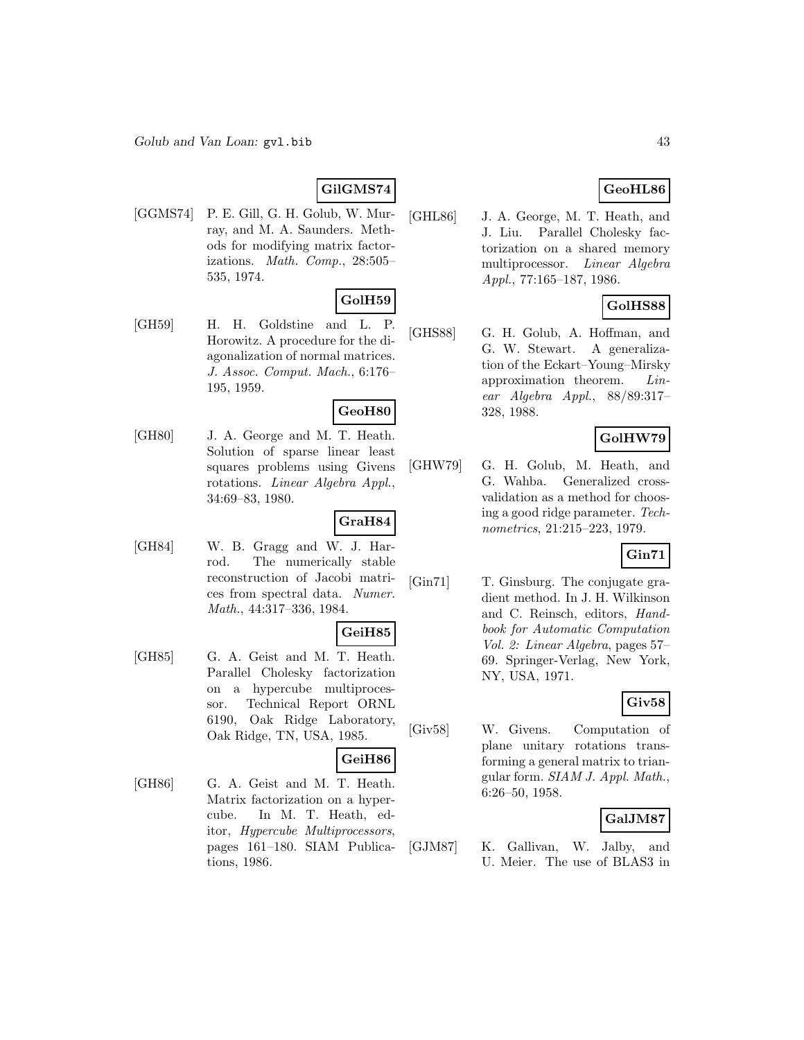**GilGMS74**

[GGMS74] P. E. Gill, G. H. Golub, W. Murray, and M. A. Saunders. Methods for modifying matrix factorizations. *Math. Comp.*, 28:505–535, 1974.

**GolH59**

[GH59] H. H. Goldstine and L. P. Horowitz. A procedure for the diagonalization of normal matrices. *J. Assoc. Comput. Mach.*, 6:176–195, 1959.

**GeoH80**

[GH80] J. A. George and M. T. Heath. Solution of sparse linear least squares problems using Givens rotations. *Linear Algebra Appl.*, 34:69–83, 1980.

**GraH84**

[GH84] W. B. Gragg and W. J. Harrod. The numerically stable reconstruction of Jacobi matrices from spectral data. *Numer. Math.*, 44:317–336, 1984.

**GeiH85**

[GH85] G. A. Geist and M. T. Heath. Parallel Cholesky factorization on a hypercube multiprocessor. Technical Report ORNL 6190, Oak Ridge Laboratory, Oak Ridge, TN, USA, 1985.

**GeiH86**

[GH86] G. A. Geist and M. T. Heath. Matrix factorization on a hypercube. In M. T. Heath, editor, *Hypercube Multiprocessors*, pages 161–180. SIAM Publications, 1986.

**GeoHL86**

[GHL86] J. A. George, M. T. Heath, and J. Liu. Parallel Cholesky factorization on a shared memory multiprocessor. *Linear Algebra Appl.*, 77:165–187, 1986.

**GolHS88**

[GHS88] G. H. Golub, A. Hoffman, and G. W. Stewart. A generalization of the Eckart–Young–Mirsky approximation theorem. *Linear Algebra Appl.*, 88/89:317–328, 1988.

**GolHW79**

[GHW79] G. H. Golub, M. Heath, and G. Wahba. Generalized cross-validation as a method for choosing a good ridge parameter. *Technometrics*, 21:215–223, 1979.

**Gin71**

[Gin71] T. Ginsburg. The conjugate gradient method. In J. H. Wilkinson and C. Reinsch, editors, *Handbook for Automatic Computation Vol. 2: Linear Algebra*, pages 57–69. Springer-Verlag, New York, NY, USA, 1971.

**Giv58**

[Giv58] W. Givens. Computation of plane unitary rotations transforming a general matrix to triangular form. *SIAM J. Appl. Math.*, 6:26–50, 1958.

**GalJM87**

[GJM87] K. Gallivan, W. Jalby, and U. Meier. The use of BLAS3 in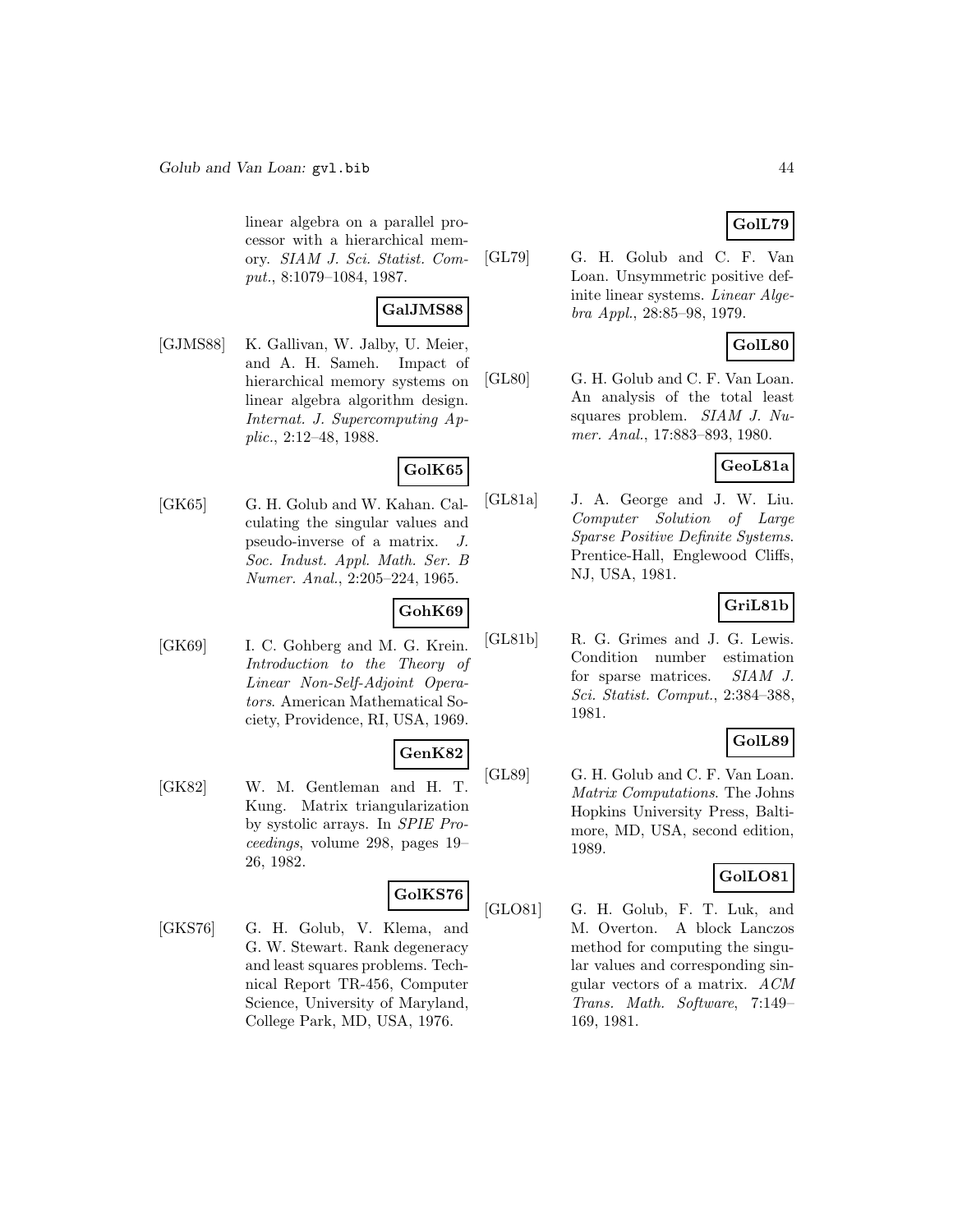linear algebra on a parallel processor with a hierarchical memory. *SIAM J. Sci. Statist. Comput.*, 8:1079–1084, 1987.

**GalJMS88**

[GJMS88] K. Gallivan, W. Jalby, U. Meier, and A. H. Sameh. Impact of hierarchical memory systems on linear algebra algorithm design. *Internat. J. Supercomputing Applic.*, 2:12–48, 1988.

**GolK65**

[GK65] G. H. Golub and W. Kahan. Calculating the singular values and pseudo-inverse of a matrix. *J. Soc. Indust. Appl. Math. Ser. B Numer. Anal.*, 2:205–224, 1965.

**GohK69**

[GK69] I. C. Gohberg and M. G. Krein. *Introduction to the Theory of Linear Non-Self-Adjoint Operators*. American Mathematical Society, Providence, RI, USA, 1969.

**GenK82**

[GK82] W. M. Gentleman and H. T. Kung. Matrix triangularization by systolic arrays. In *SPIE Proceedings*, volume 298, pages 19–26, 1982.

**GolKS76**

[GKS76] G. H. Golub, V. Klema, and G. W. Stewart. Rank degeneracy and least squares problems. Technical Report TR-456, Computer Science, University of Maryland, College Park, MD, USA, 1976.

**GolL79**

[GL79] G. H. Golub and C. F. Van Loan. Unsymmetric positive definite linear systems. *Linear Algebra Appl.*, 28:85–98, 1979.

**GolL80**

[GL80] G. H. Golub and C. F. Van Loan. An analysis of the total least squares problem. *SIAM J. Numer. Anal.*, 17:883–893, 1980.

**GeoL81a**

[GL81a] J. A. George and J. W. Liu. *Computer Solution of Large Sparse Positive Definite Systems*. Prentice-Hall, Englewood Cliffs, NJ, USA, 1981.

**GriL81b**

[GL81b] R. G. Grimes and J. G. Lewis. Condition number estimation for sparse matrices. *SIAM J. Sci. Statist. Comput.*, 2:384–388, 1981.

**GolL89**

[GL89] G. H. Golub and C. F. Van Loan. *Matrix Computations*. The Johns Hopkins University Press, Baltimore, MD, USA, second edition, 1989.

**GolLO81**

[GLO81] G. H. Golub, F. T. Luk, and M. Overton. A block Lanczos method for computing the singular values and corresponding singular vectors of a matrix. *ACM Trans. Math. Software*, 7:149–169, 1981.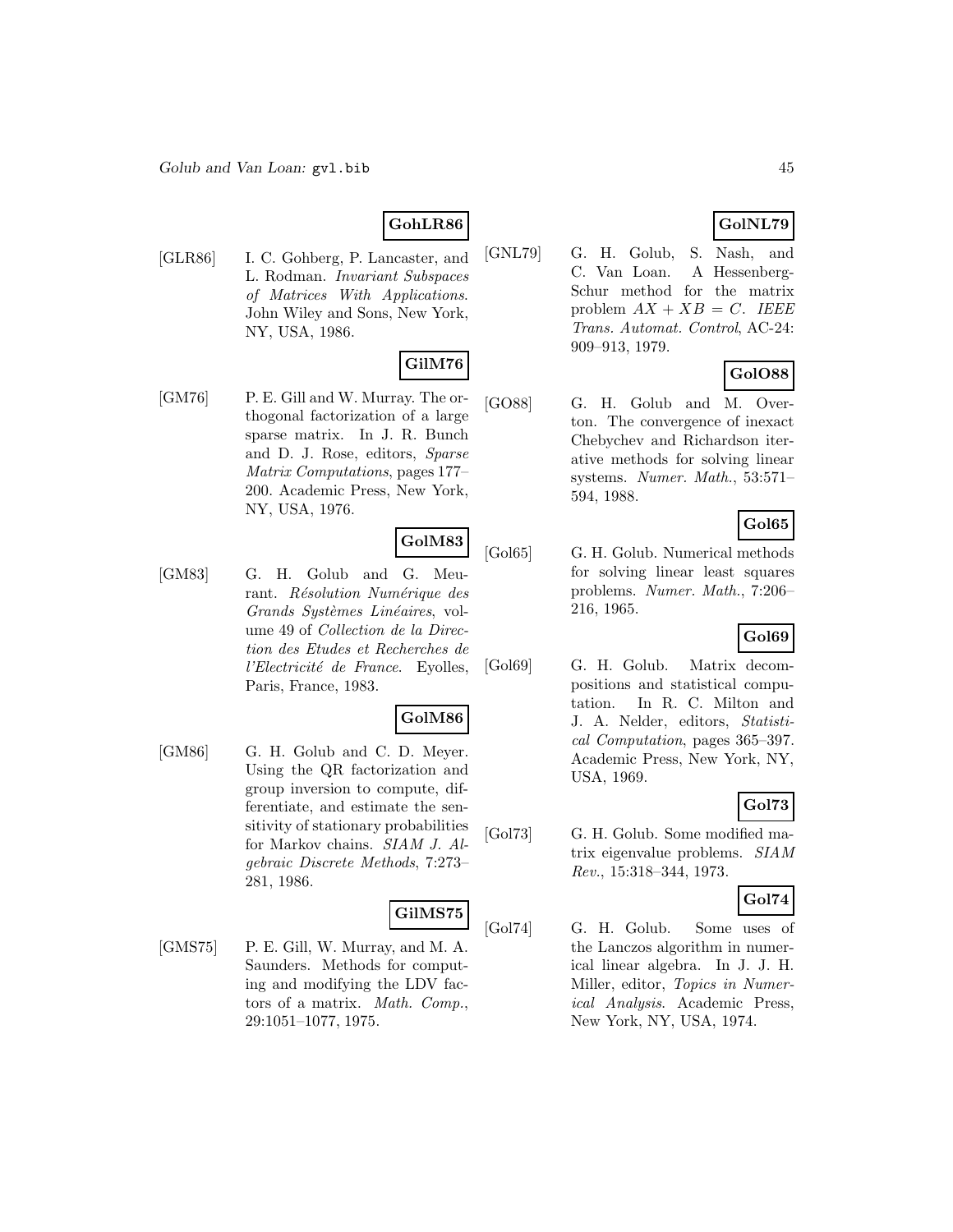**GohLR86**

[GLR86] I. C. Gohberg, P. Lancaster, and L. Rodman. *Invariant Subspaces of Matrices With Applications*. John Wiley and Sons, New York, NY, USA, 1986.

**GilM76**

[GM76] P. E. Gill and W. Murray. The orthogonal factorization of a large sparse matrix. In J. R. Bunch and D. J. Rose, editors, *Sparse Matrix Computations*, pages 177–200. Academic Press, New York, NY, USA, 1976.

**GolM83**

[GM83] G. H. Golub and G. Meurant. *Résolution Numérique des Grands Systèmes Linéaires*, volume 49 of *Collection de la Direction des Etudes et Recherches de l'Electricité de France*. Eyolles, Paris, France, 1983.

**GolM86**

[GM86] G. H. Golub and C. D. Meyer. Using the QR factorization and group inversion to compute, differentiate, and estimate the sensitivity of stationary probabilities for Markov chains. *SIAM J. Algebraic Discrete Methods*, 7:273–281, 1986.

**GilMS75**

[GMS75] P. E. Gill, W. Murray, and M. A. Saunders. Methods for computing and modifying the LDV factors of a matrix. *Math. Comp.*, 29:1051–1077, 1975.

**GolNL79**

[GNL79] G. H. Golub, S. Nash, and C. Van Loan. A Hessenberg-Schur method for the matrix problem $AX + XB = C$. *IEEE Trans. Automat. Control*, AC-24: 909–913, 1979.

**GolO88**

[GO88] G. H. Golub and M. Overton. The convergence of inexact Chebychev and Richardson iterative methods for solving linear systems. *Numer. Math.*, 53:571–594, 1988.

**Gol65**

[Gol65] G. H. Golub. Numerical methods for solving linear least squares problems. *Numer. Math.*, 7:206–216, 1965.

**Gol69**

[Gol69] G. H. Golub. Matrix decompositions and statistical computation. In R. C. Milton and J. A. Nelder, editors, *Statistical Computation*, pages 365–397. Academic Press, New York, NY, USA, 1969.

**Gol73**

[Gol73] G. H. Golub. Some modified matrix eigenvalue problems. *SIAM Rev.*, 15:318–344, 1973.

**Gol74**

[Gol74] G. H. Golub. Some uses of the Lanczos algorithm in numerical linear algebra. In J. J. H. Miller, editor, *Topics in Numerical Analysis*. Academic Press, New York, NY, USA, 1974.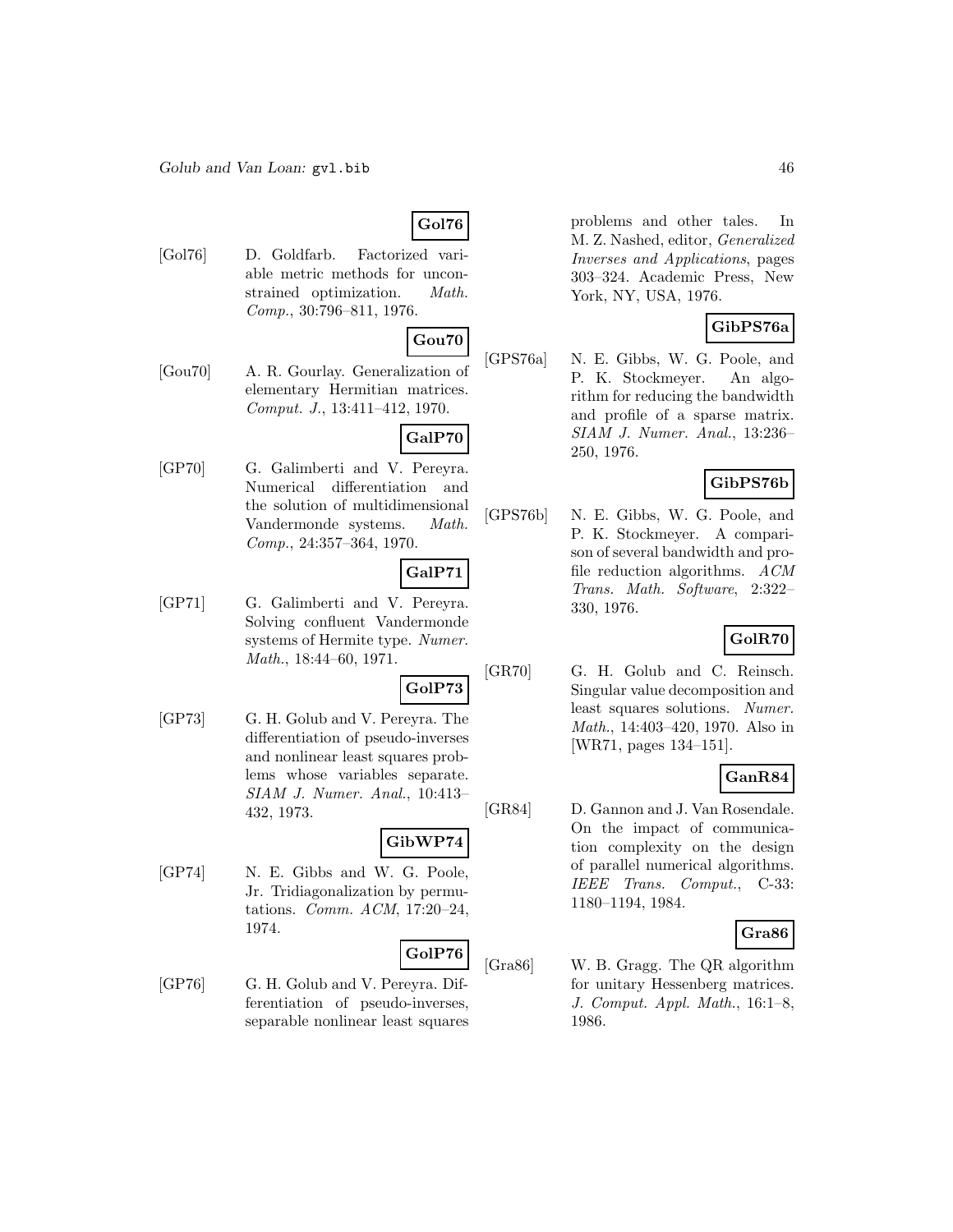**Gol76**

[Gol76] D. Goldfarb. Factorized variable metric methods for unconstrained optimization. *Math. Comp.*, 30:796–811, 1976.

**Gou70**

[Gou70] A. R. Gourlay. Generalization of elementary Hermitian matrices. *Comput. J.*, 13:411–412, 1970.

**GalP70**

[GP70] G. Galimberti and V. Pereyra. Numerical differentiation and the solution of multidimensional Vandermonde systems. *Math. Comp.*, 24:357–364, 1970.

**GalP71**

[GP71] G. Galimberti and V. Pereyra. Solving confluent Vandermonde systems of Hermite type. *Numer. Math.*, 18:44–60, 1971.

**GolP73**

[GP73] G. H. Golub and V. Pereyra. The differentiation of pseudo-inverses and nonlinear least squares problems whose variables separate. *SIAM J. Numer. Anal.*, 10:413–432, 1973.

**GibWP74**

[GP74] N. E. Gibbs and W. G. Poole, Jr. Tridiagonalization by permutations. *Comm. ACM*, 17:20–24, 1974.

**GolP76**

[GP76] G. H. Golub and V. Pereyra. Differentiation of pseudo-inverses, separable nonlinear least squares problems and other tales. In M. Z. Nashed, editor, *Generalized Inverses and Applications*, pages 303–324. Academic Press, New York, NY, USA, 1976.

**GibPS76a**

[GPS76a] N. E. Gibbs, W. G. Poole, and P. K. Stockmeyer. An algorithm for reducing the bandwidth and profile of a sparse matrix. *SIAM J. Numer. Anal.*, 13:236–250, 1976.

**GibPS76b**

[GPS76b] N. E. Gibbs, W. G. Poole, and P. K. Stockmeyer. A comparison of several bandwidth and profile reduction algorithms. *ACM Trans. Math. Software*, 2:322–330, 1976.

**GolR70**

[GR70] G. H. Golub and C. Reinsch. Singular value decomposition and least squares solutions. *Numer. Math.*, 14:403–420, 1970. Also in [WR71, pages 134–151].

**GanR84**

[GR84] D. Gannon and J. Van Rosendale. On the impact of communication complexity on the design of parallel numerical algorithms. *IEEE Trans. Comput.*, C-33: 1180–1194, 1984.

**Gra86**

[Gra86] W. B. Gragg. The QR algorithm for unitary Hessenberg matrices. *J. Comput. Appl. Math.*, 16:1–8, 1986.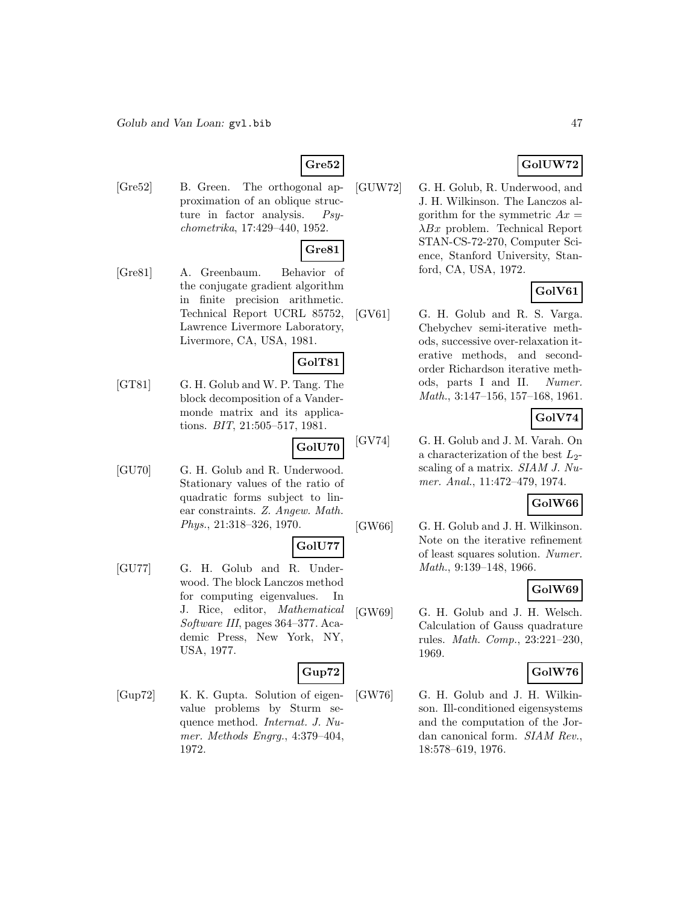**Gre52**

[Gre52] B. Green. The orthogonal approximation of an oblique structure in factor analysis. *Psychometrika*, 17:429–440, 1952.

**Gre81**

[Gre81] A. Greenbaum. Behavior of the conjugate gradient algorithm in finite precision arithmetic. Technical Report UCRL 85752, Lawrence Livermore Laboratory, Livermore, CA, USA, 1981.

**GolT81**

[GT81] G. H. Golub and W. P. Tang. The block decomposition of a Vandermonde matrix and its applications. *BIT*, 21:505–517, 1981.

**GolU70**

[GU70] G. H. Golub and R. Underwood. Stationary values of the ratio of quadratic forms subject to linear constraints. *Z. Angew. Math. Phys.*, 21:318–326, 1970.

**GolU77**

[GU77] G. H. Golub and R. Underwood. The block Lanczos method for computing eigenvalues. In J. Rice, editor, *Mathematical Software III*, pages 364–377. Academic Press, New York, NY, USA, 1977.

**Gup72**

[Gup72] K. K. Gupta. Solution of eigenvalue problems by Sturm sequence method. *Internat. J. Numer. Methods Engrg.*, 4:379–404, 1972.

**GolUW72**

[GUW72] G. H. Golub, R. Underwood, and J. H. Wilkinson. The Lanczos algorithm for the symmetric $Ax = \lambda Bx$ problem. Technical Report STAN-CS-72-270, Computer Science, Stanford University, Stanford, CA, USA, 1972.

**GolV61**

[GV61] G. H. Golub and R. S. Varga. Chebychev semi-iterative methods, successive over-relaxation iterative methods, and second-order Richardson iterative methods, parts I and II. *Numer. Math.*, 3:147–156, 157–168, 1961.

**GolV74**

[GV74] G. H. Golub and J. M. Varah. On a characterization of the best $L_2$-scaling of a matrix. *SIAM J. Numer. Anal.*, 11:472–479, 1974.

**GolW66**

[GW66] G. H. Golub and J. H. Wilkinson. Note on the iterative refinement of least squares solution. *Numer. Math.*, 9:139–148, 1966.

**GolW69**

[GW69] G. H. Golub and J. H. Welsch. Calculation of Gauss quadrature rules. *Math. Comp.*, 23:221–230, 1969.

**GolW76**

[GW76] G. H. Golub and J. H. Wilkinson. Ill-conditioned eigensystems and the computation of the Jordan canonical form. *SIAM Rev.*, 18:578–619, 1976.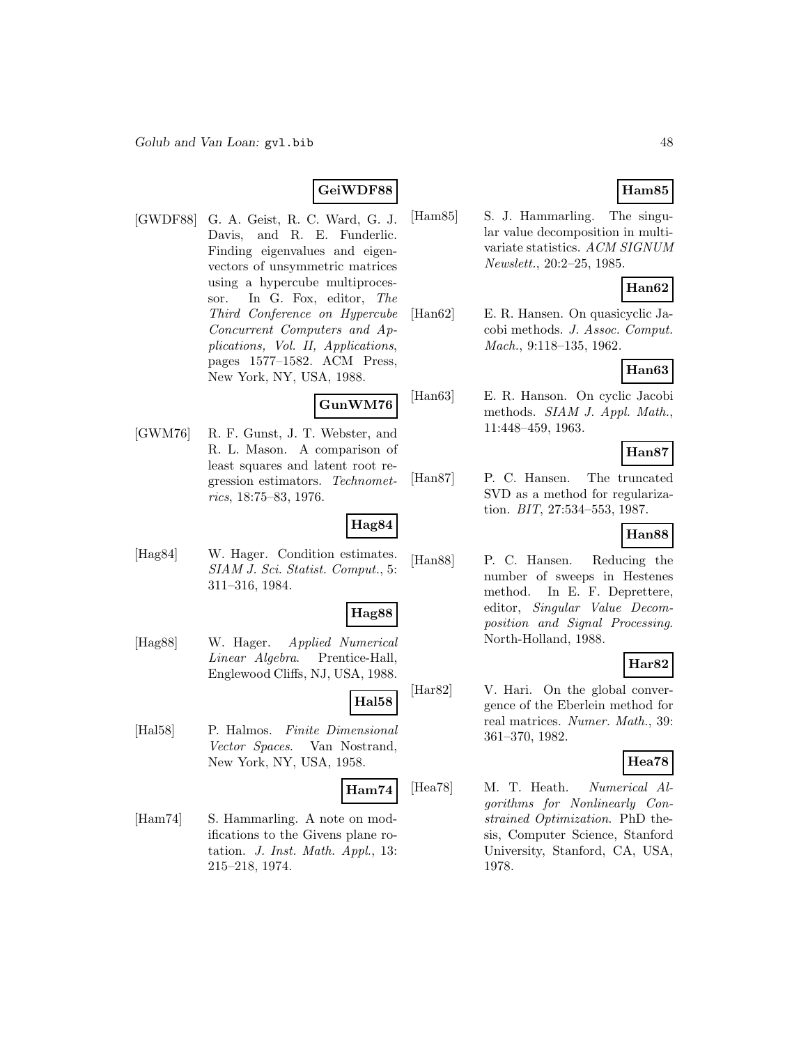**GeiWDF88**

[GWDF88] G. A. Geist, R. C. Ward, G. J. Davis, and R. E. Funderlic. Finding eigenvalues and eigenvectors of unsymmetric matrices using a hypercube multiprocessor. In G. Fox, editor, *The Third Conference on Hypercube Concurrent Computers and Applications, Vol. II, Applications*, pages 1577–1582. ACM Press, New York, NY, USA, 1988.

**GunWM76**

[GWM76] R. F. Gunst, J. T. Webster, and R. L. Mason. A comparison of least squares and latent root regression estimators. *Technometrics*, 18:75–83, 1976.

**Hag84**

[Hag84] W. Hager. Condition estimates. *SIAM J. Sci. Statist. Comput.*, 5: 311–316, 1984.

**Hag88**

[Hag88] W. Hager. *Applied Numerical Linear Algebra*. Prentice-Hall, Englewood Cliffs, NJ, USA, 1988.

**Hal58**

[Hal58] P. Halmos. *Finite Dimensional Vector Spaces*. Van Nostrand, New York, NY, USA, 1958.

**Ham74**

[Ham74] S. Hammarling. A note on modifications to the Givens plane rotation. *J. Inst. Math. Appl.*, 13: 215–218, 1974.

**Ham85**

[Ham85] S. J. Hammarling. The singular value decomposition in multivariate statistics. *ACM SIGNUM Newslett.*, 20:2–25, 1985.

**Han62**

[Han62] E. R. Hansen. On quasicyclic Jacobi methods. *J. Assoc. Comput. Mach.*, 9:118–135, 1962.

**Han63**

[Han63] E. R. Hanson. On cyclic Jacobi methods. *SIAM J. Appl. Math.*, 11:448–459, 1963.

**Han87**

[Han87] P. C. Hansen. The truncated SVD as a method for regularization. *BIT*, 27:534–553, 1987.

**Han88**

[Han88] P. C. Hansen. Reducing the number of sweeps in Hestenes method. In E. F. Deprettere, editor, *Singular Value Decomposition and Signal Processing*. North-Holland, 1988.

**Har82**

[Har82] V. Hari. On the global convergence of the Eberlein method for real matrices. *Numer. Math.*, 39: 361–370, 1982.

**Hea78**

[Hea78] M. T. Heath. *Numerical Algorithms for Nonlinearly Constrained Optimization*. PhD thesis, Computer Science, Stanford University, Stanford, CA, USA, 1978.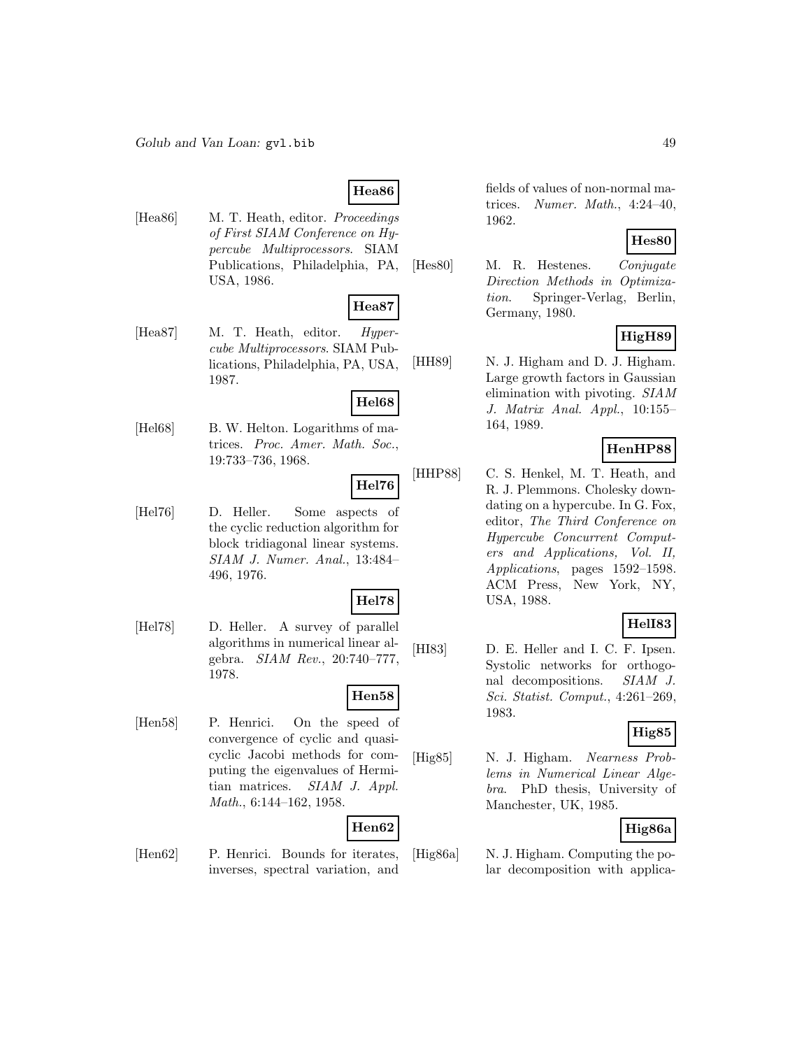**Hea86**

[Hea86] M. T. Heath, editor. *Proceedings of First SIAM Conference on Hypercube Multiprocessors*. SIAM Publications, Philadelphia, PA, USA, 1986.

**Hea87**

[Hea87] M. T. Heath, editor. *Hypercube Multiprocessors*. SIAM Publications, Philadelphia, PA, USA, 1987.

**Hel68**

[Hel68] B. W. Helton. Logarithms of matrices. *Proc. Amer. Math. Soc.*, 19:733–736, 1968.

**Hel76**

[Hel76] D. Heller. Some aspects of the cyclic reduction algorithm for block tridiagonal linear systems. *SIAM J. Numer. Anal.*, 13:484–496, 1976.

**Hel78**

[Hel78] D. Heller. A survey of parallel algorithms in numerical linear algebra. *SIAM Rev.*, 20:740–777, 1978.

**Hen58**

[Hen58] P. Henrici. On the speed of convergence of cyclic and quasicyclic Jacobi methods for computing the eigenvalues of Hermitian matrices. *SIAM J. Appl. Math.*, 6:144–162, 1958.

**Hen62**

[Hen62] P. Henrici. Bounds for iterates, inverses, spectral variation, and fields of values of non-normal matrices. *Numer. Math.*, 4:24–40, 1962.

**Hes80**

[Hes80] M. R. Hestenes. *Conjugate Direction Methods in Optimization*. Springer-Verlag, Berlin, Germany, 1980.

**HigH89**

[HH89] N. J. Higham and D. J. Higham. Large growth factors in Gaussian elimination with pivoting. *SIAM J. Matrix Anal. Appl.*, 10:155–164, 1989.

**HenHP88**

[HHP88] C. S. Henkel, M. T. Heath, and R. J. Plemmons. Cholesky downdating on a hypercube. In G. Fox, editor, *The Third Conference on Hypercube Concurrent Computers and Applications, Vol. II, Applications*, pages 1592–1598. ACM Press, New York, NY, USA, 1988.

**HelI83**

[HI83] D. E. Heller and I. C. F. Ipsen. Systolic networks for orthogonal decompositions. *SIAM J. Sci. Statist. Comput.*, 4:261–269, 1983.

**Hig85**

[Hig85] N. J. Higham. *Nearness Problems in Numerical Linear Algebra*. PhD thesis, University of Manchester, UK, 1985.

**Hig86a**

[Hig86a] N. J. Higham. Computing the polar decomposition with applica-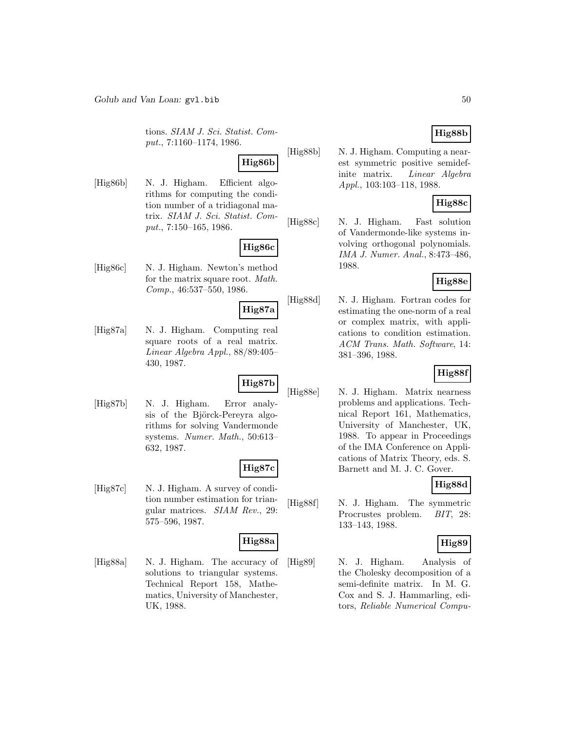tions. *SIAM J. Sci. Statist. Comput.*, 7:1160–1174, 1986.

**Hig86b**

[Hig86b] N. J. Higham. Efficient algorithms for computing the condition number of a tridiagonal matrix. *SIAM J. Sci. Statist. Comput.*, 7:150–165, 1986.

**Hig86c**

[Hig86c] N. J. Higham. Newton's method for the matrix square root. *Math. Comp.*, 46:537–550, 1986.

**Hig87a**

[Hig87a] N. J. Higham. Computing real square roots of a real matrix. *Linear Algebra Appl.*, 88/89:405–430, 1987.

**Hig87b**

[Hig87b] N. J. Higham. Error analysis of the Björck-Pereyra algorithms for solving Vandermonde systems. *Numer. Math.*, 50:613–632, 1987.

**Hig87c**

[Hig87c] N. J. Higham. A survey of condition number estimation for triangular matrices. *SIAM Rev.*, 29: 575–596, 1987.

**Hig88a**

[Hig88a] N. J. Higham. The accuracy of solutions to triangular systems. Technical Report 158, Mathematics, University of Manchester, UK, 1988.

**Hig88b**

[Hig88b] N. J. Higham. Computing a nearest symmetric positive semidefinite matrix. *Linear Algebra Appl.*, 103:103–118, 1988.

**Hig88c**

[Hig88c] N. J. Higham. Fast solution of Vandermonde-like systems involving orthogonal polynomials. *IMA J. Numer. Anal.*, 8:473–486, 1988.

**Hig88e**

[Hig88d] N. J. Higham. Fortran codes for estimating the one-norm of a real or complex matrix, with applications to condition estimation. *ACM Trans. Math. Software*, 14: 381–396, 1988.

**Hig88f**

[Hig88e] N. J. Higham. Matrix nearness problems and applications. Technical Report 161, Mathematics, University of Manchester, UK, 1988. To appear in Proceedings of the IMA Conference on Applications of Matrix Theory, eds. S. Barnett and M. J. C. Gover.

**Hig88d**

[Hig88f] N. J. Higham. The symmetric Procrustes problem. *BIT*, 28: 133–143, 1988.

**Hig89**

[Hig89] N. J. Higham. Analysis of the Cholesky decomposition of a semi-definite matrix. In M. G. Cox and S. J. Hammarling, editors, *Reliable Numerical Compu-*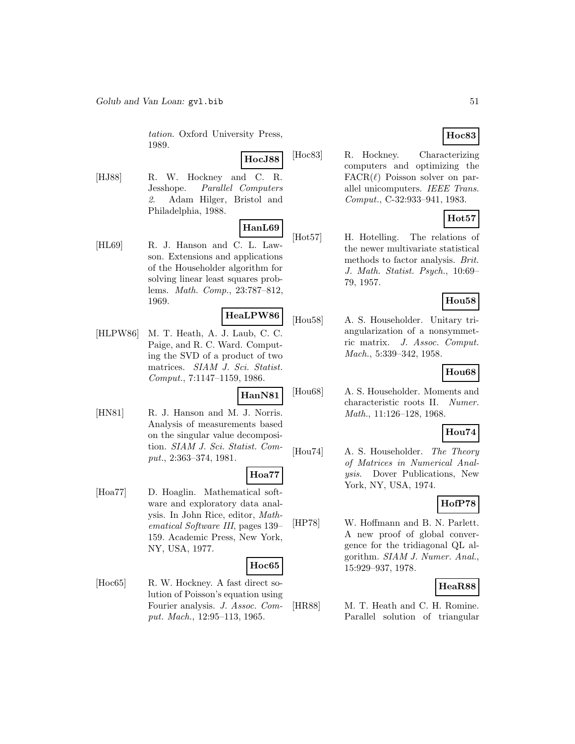*tation*. Oxford University Press, 1989.

**HocJ88**

[HJ88] R. W. Hockney and C. R. Jesshope. *Parallel Computers 2*. Adam Hilger, Bristol and Philadelphia, 1988.

**HanL69**

[HL69] R. J. Hanson and C. L. Lawson. Extensions and applications of the Householder algorithm for solving linear least squares problems. *Math. Comp.*, 23:787–812, 1969.

**HeaLPW86**

[HLPW86] M. T. Heath, A. J. Laub, C. C. Paige, and R. C. Ward. Computing the SVD of a product of two matrices. *SIAM J. Sci. Statist. Comput.*, 7:1147–1159, 1986.

**HanN81**

[HN81] R. J. Hanson and M. J. Norris. Analysis of measurements based on the singular value decomposition. *SIAM J. Sci. Statist. Comput.*, 2:363–374, 1981.

**Hoa77**

[Hoa77] D. Hoaglin. Mathematical software and exploratory data analysis. In John Rice, editor, *Mathematical Software III*, pages 139–159. Academic Press, New York, NY, USA, 1977.

**Hoc65**

[Hoc65] R. W. Hockney. A fast direct solution of Poisson's equation using Fourier analysis. *J. Assoc. Comput. Mach.*, 12:95–113, 1965.

**Hoc83**

[Hoc83] R. Hockney. Characterizing computers and optimizing the FACR($\ell$) Poisson solver on parallel unicomputers. *IEEE Trans. Comput.*, C-32:933–941, 1983.

**Hot57**

[Hot57] H. Hotelling. The relations of the newer multivariate statistical methods to factor analysis. *Brit. J. Math. Statist. Psych.*, 10:69–79, 1957.

**Hou58**

[Hou58] A. S. Householder. Unitary triangularization of a nonsymmetric matrix. *J. Assoc. Comput. Mach.*, 5:339–342, 1958.

**Hou68**

[Hou68] A. S. Householder. Moments and characteristic roots II. *Numer. Math.*, 11:126–128, 1968.

**Hou74**

[Hou74] A. S. Householder. *The Theory of Matrices in Numerical Analysis*. Dover Publications, New York, NY, USA, 1974.

**HofP78**

[HP78] W. Hoffmann and B. N. Parlett. A new proof of global convergence for the tridiagonal QL algorithm. *SIAM J. Numer. Anal.*, 15:929–937, 1978.

**HeaR88**

[HR88] M. T. Heath and C. H. Romine. Parallel solution of triangular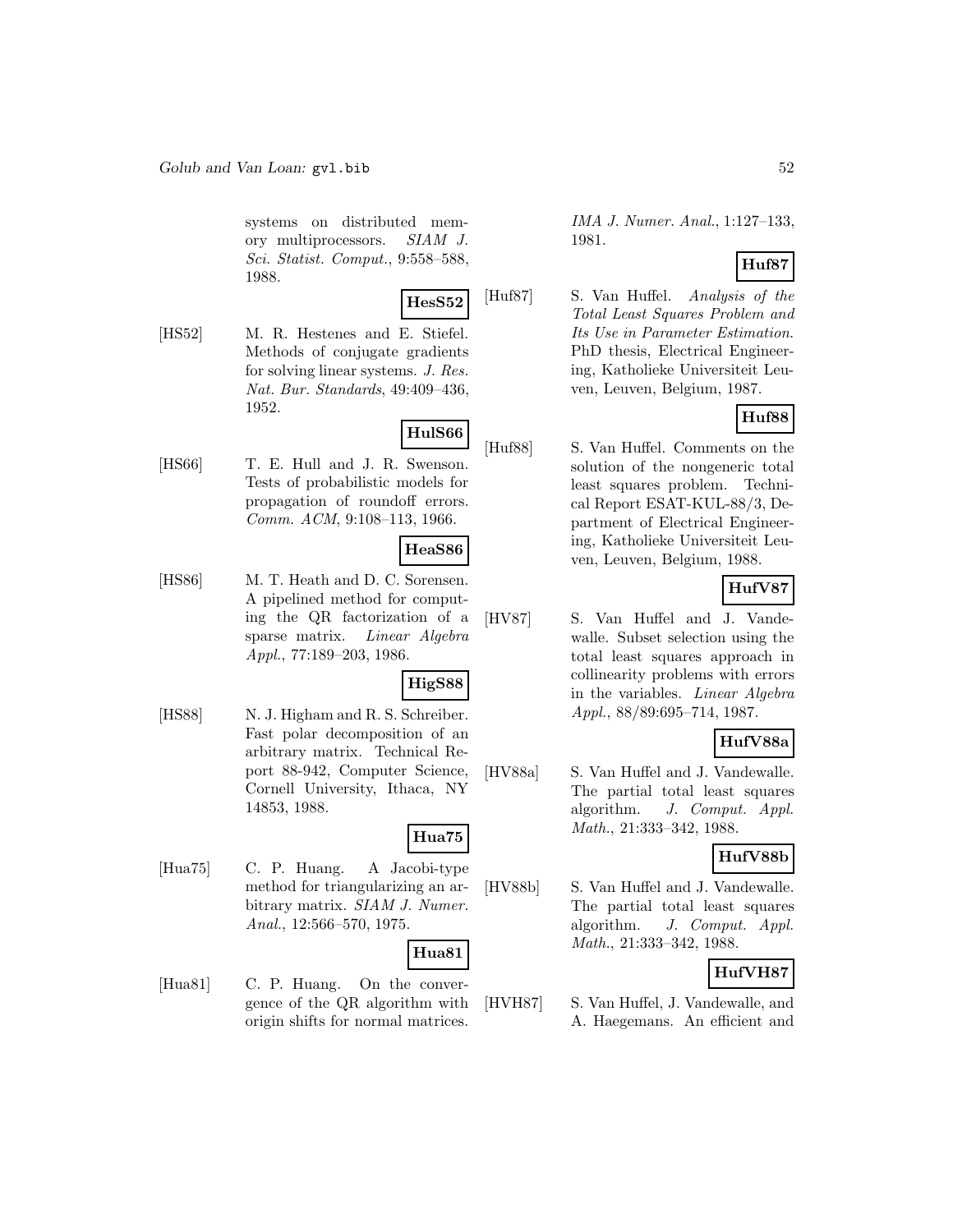systems on distributed memory multiprocessors. *SIAM J. Sci. Statist. Comput.*, 9:558–588, 1988.

**HesS52**

[HS52] M. R. Hestenes and E. Stiefel. Methods of conjugate gradients for solving linear systems. *J. Res. Nat. Bur. Standards*, 49:409–436, 1952.

**HulS66**

[HS66] T. E. Hull and J. R. Swenson. Tests of probabilistic models for propagation of roundoff errors. *Comm. ACM*, 9:108–113, 1966.

**HeaS86**

[HS86] M. T. Heath and D. C. Sorensen. A pipelined method for computing the QR factorization of a sparse matrix. *Linear Algebra Appl.*, 77:189–203, 1986.

**HigS88**

[HS88] N. J. Higham and R. S. Schreiber. Fast polar decomposition of an arbitrary matrix. Technical Report 88-942, Computer Science, Cornell University, Ithaca, NY 14853, 1988.

**Hua75**

[Hua75] C. P. Huang. A Jacobi-type method for triangularizing an arbitrary matrix. *SIAM J. Numer. Anal.*, 12:566–570, 1975.

**Hua81**

[Hua81] C. P. Huang. On the convergence of the QR algorithm with origin shifts for normal matrices. *IMA J. Numer. Anal.*, 1:127–133, 1981.

**Huf87**

[Huf87] S. Van Huffel. *Analysis of the Total Least Squares Problem and Its Use in Parameter Estimation*. PhD thesis, Electrical Engineering, Katholieke Universiteit Leuven, Leuven, Belgium, 1987.

**Huf88**

[Huf88] S. Van Huffel. Comments on the solution of the nongeneric total least squares problem. Technical Report ESAT-KUL-88/3, Department of Electrical Engineering, Katholieke Universiteit Leuven, Leuven, Belgium, 1988.

**HufV87**

[HV87] S. Van Huffel and J. Vandewalle. Subset selection using the total least squares approach in collinearity problems with errors in the variables. *Linear Algebra Appl.*, 88/89:695–714, 1987.

**HufV88a**

[HV88a] S. Van Huffel and J. Vandewalle. The partial total least squares algorithm. *J. Comput. Appl. Math.*, 21:333–342, 1988.

**HufV88b**

[HV88b] S. Van Huffel and J. Vandewalle. The partial total least squares algorithm. *J. Comput. Appl. Math.*, 21:333–342, 1988.

**HufVH87**

[HVH87] S. Van Huffel, J. Vandewalle, and A. Haegemans. An efficient and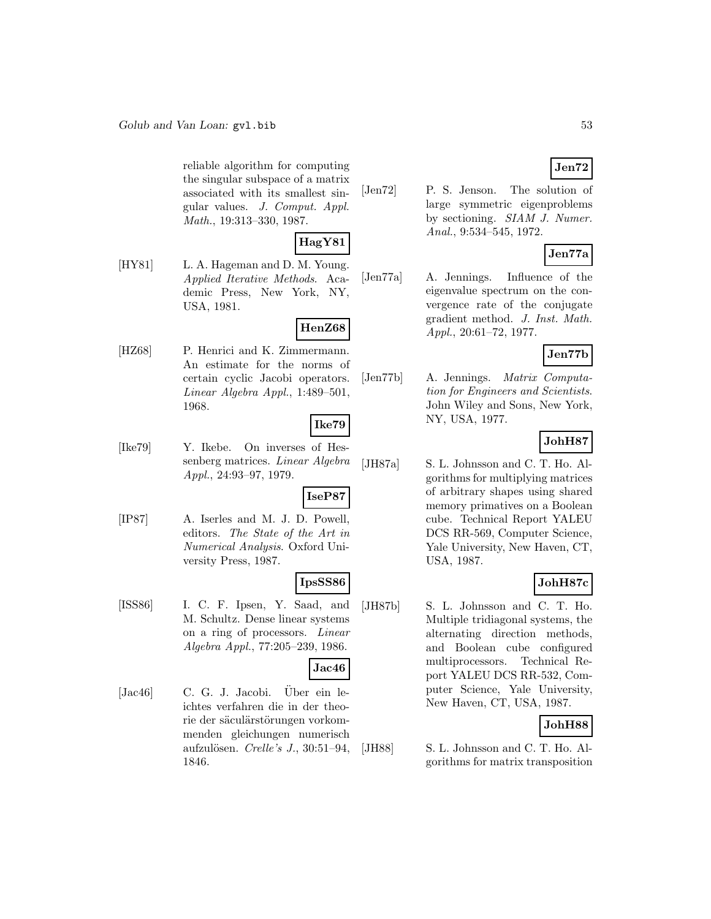reliable algorithm for computing the singular subspace of a matrix associated with its smallest singular values. *J. Comput. Appl. Math.*, 19:313–330, 1987.

**HagY81**

[HY81] L. A. Hageman and D. M. Young. *Applied Iterative Methods*. Academic Press, New York, NY, USA, 1981.

**HenZ68**

[HZ68] P. Henrici and K. Zimmermann. An estimate for the norms of certain cyclic Jacobi operators. *Linear Algebra Appl.*, 1:489–501, 1968.

**Ike79**

[Ike79] Y. Ikebe. On inverses of Hessenberg matrices. *Linear Algebra Appl.*, 24:93–97, 1979.

**IseP87**

[IP87] A. Iserles and M. J. D. Powell, editors. *The State of the Art in Numerical Analysis*. Oxford University Press, 1987.

**IpsSS86**

[ISS86] I. C. F. Ipsen, Y. Saad, and M. Schultz. Dense linear systems on a ring of processors. *Linear Algebra Appl.*, 77:205–239, 1986.

**Jac46**

[Jac46] C. G. J. Jacobi. Über ein leichtes verfahren die in der theorie der säculärstörungen vorkommenden gleichungen numerisch aufzulösen. *Crelle's J.*, 30:51–94, 1846.

**Jen72**

[Jen72] P. S. Jenson. The solution of large symmetric eigenproblems by sectioning. *SIAM J. Numer. Anal.*, 9:534–545, 1972.

**Jen77a**

[Jen77a] A. Jennings. Influence of the eigenvalue spectrum on the convergence rate of the conjugate gradient method. *J. Inst. Math. Appl.*, 20:61–72, 1977.

**Jen77b**

[Jen77b] A. Jennings. *Matrix Computation for Engineers and Scientists*. John Wiley and Sons, New York, NY, USA, 1977.

**JohH87**

[JH87a] S. L. Johnsson and C. T. Ho. Algorithms for multiplying matrices of arbitrary shapes using shared memory primatives on a Boolean cube. Technical Report YALEU DCS RR-569, Computer Science, Yale University, New Haven, CT, USA, 1987.

**JohH87c**

[JH87b] S. L. Johnsson and C. T. Ho. Multiple tridiagonal systems, the alternating direction methods, and Boolean cube configured multiprocessors. Technical Report YALEU DCS RR-532, Computer Science, Yale University, New Haven, CT, USA, 1987.

**JohH88**

[JH88] S. L. Johnsson and C. T. Ho. Algorithms for matrix transposition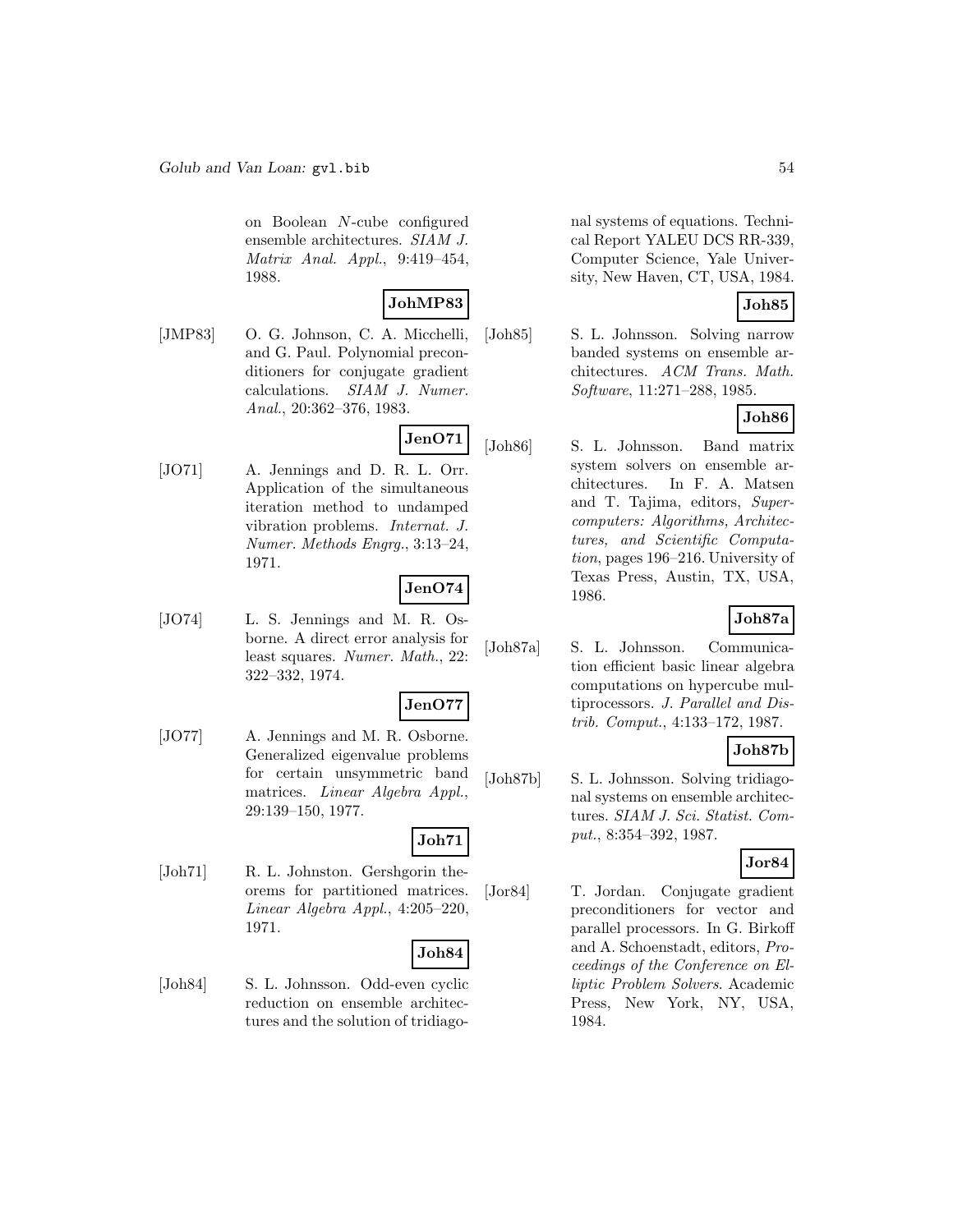on Boolean $N$-cube configured ensemble architectures. *SIAM J. Matrix Anal. Appl.*, 9:419–454, 1988.

**JohMP83**

[JMP83] O. G. Johnson, C. A. Micchelli, and G. Paul. Polynomial preconditioners for conjugate gradient calculations. *SIAM J. Numer. Anal.*, 20:362–376, 1983.

**JenO71**

[JO71] A. Jennings and D. R. L. Orr. Application of the simultaneous iteration method to undamped vibration problems. *Internat. J. Numer. Methods Engrg.*, 3:13–24, 1971.

**JenO74**

[JO74] L. S. Jennings and M. R. Osborne. A direct error analysis for least squares. *Numer. Math.*, 22: 322–332, 1974.

**JenO77**

[JO77] A. Jennings and M. R. Osborne. Generalized eigenvalue problems for certain unsymmetric band matrices. *Linear Algebra Appl.*, 29:139–150, 1977.

**Joh71**

[Joh71] R. L. Johnston. Gershgorin theorems for partitioned matrices. *Linear Algebra Appl.*, 4:205–220, 1971.

**Joh84**

[Joh84] S. L. Johnsson. Odd-even cyclic reduction on ensemble architectures and the solution of tridiagonal systems of equations. Technical Report YALEU DCS RR-339, Computer Science, Yale University, New Haven, CT, USA, 1984.

**Joh85**

[Joh85] S. L. Johnsson. Solving narrow banded systems on ensemble architectures. *ACM Trans. Math. Software*, 11:271–288, 1985.

**Joh86**

[Joh86] S. L. Johnsson. Band matrix system solvers on ensemble architectures. In F. A. Matsen and T. Tajima, editors, *Supercomputers: Algorithms, Architectures, and Scientific Computation*, pages 196–216. University of Texas Press, Austin, TX, USA, 1986.

**Joh87a**

[Joh87a] S. L. Johnsson. Communication efficient basic linear algebra computations on hypercube multiprocessors. *J. Parallel and Distrib. Comput.*, 4:133–172, 1987.

**Joh87b**

[Joh87b] S. L. Johnsson. Solving tridiagonal systems on ensemble architectures. *SIAM J. Sci. Statist. Comput.*, 8:354–392, 1987.

**Jor84**

[Jor84] T. Jordan. Conjugate gradient preconditioners for vector and parallel processors. In G. Birkoff and A. Schoenstadt, editors, *Proceedings of the Conference on Elliptic Problem Solvers*. Academic Press, New York, NY, USA, 1984.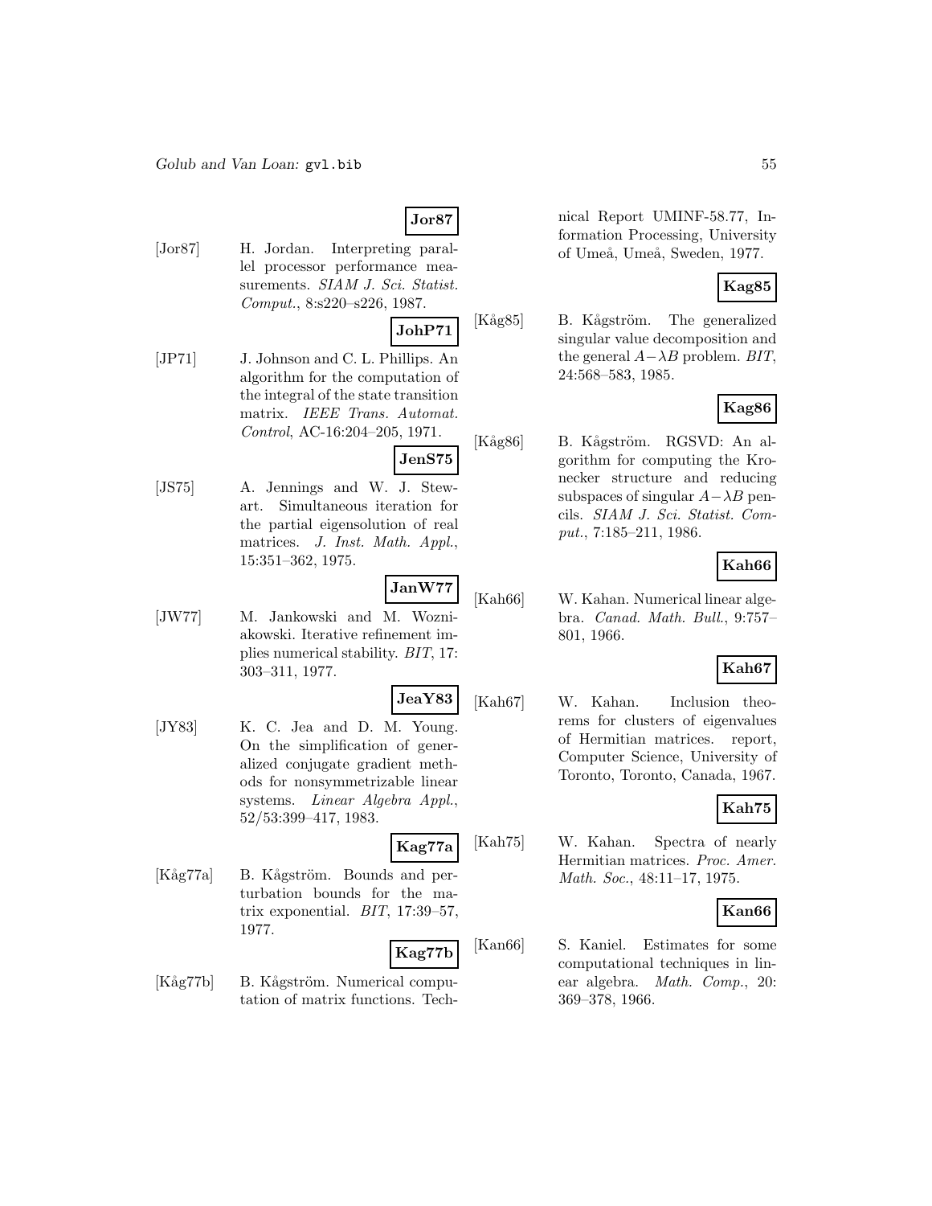**Jor87**

[Jor87] H. Jordan. Interpreting parallel processor performance measurements. *SIAM J. Sci. Statist. Comput.*, 8:s220–s226, 1987.

**JohP71**

[JP71] J. Johnson and C. L. Phillips. An algorithm for the computation of the integral of the state transition matrix. *IEEE Trans. Automat. Control*, AC-16:204–205, 1971.

**JenS75**

[JS75] A. Jennings and W. J. Stewart. Simultaneous iteration for the partial eigensolution of real matrices. *J. Inst. Math. Appl.*, 15:351–362, 1975.

**JanW77**

[JW77] M. Jankowski and M. Wozniakowski. Iterative refinement implies numerical stability. *BIT*, 17: 303–311, 1977.

**JeaY83**

[JY83] K. C. Jea and D. M. Young. On the simplification of generalized conjugate gradient methods for nonsymmetrizable linear systems. *Linear Algebra Appl.*, 52/53:399–417, 1983.

**Kag77a**

[Kåg77a] B. Kågström. Bounds and perturbation bounds for the matrix exponential. *BIT*, 17:39–57, 1977.

**Kag77b**

[Kåg77b] B. Kågström. Numerical computation of matrix functions. Technical Report UMINF-58.77, Information Processing, University of Umeå, Umeå, Sweden, 1977.

**Kag85**

[Kåg85] B. Kågström. The generalized singular value decomposition and the general $A - \lambda B$ problem. *BIT*, 24:568–583, 1985.

**Kag86**

[Kåg86] B. Kågström. RGSVD: An algorithm for computing the Kronecker structure and reducing subspaces of singular $A - \lambda B$ pencils. *SIAM J. Sci. Statist. Comput.*, 7:185–211, 1986.

**Kah66**

[Kah66] W. Kahan. Numerical linear algebra. *Canad. Math. Bull.*, 9:757–801, 1966.

**Kah67**

[Kah67] W. Kahan. Inclusion theorems for clusters of eigenvalues of Hermitian matrices. report, Computer Science, University of Toronto, Toronto, Canada, 1967.

**Kah75**

[Kah75] W. Kahan. Spectra of nearly Hermitian matrices. *Proc. Amer. Math. Soc.*, 48:11–17, 1975.

**Kan66**

[Kan66] S. Kaniel. Estimates for some computational techniques in linear algebra. *Math. Comp.*, 20: 369–378, 1966.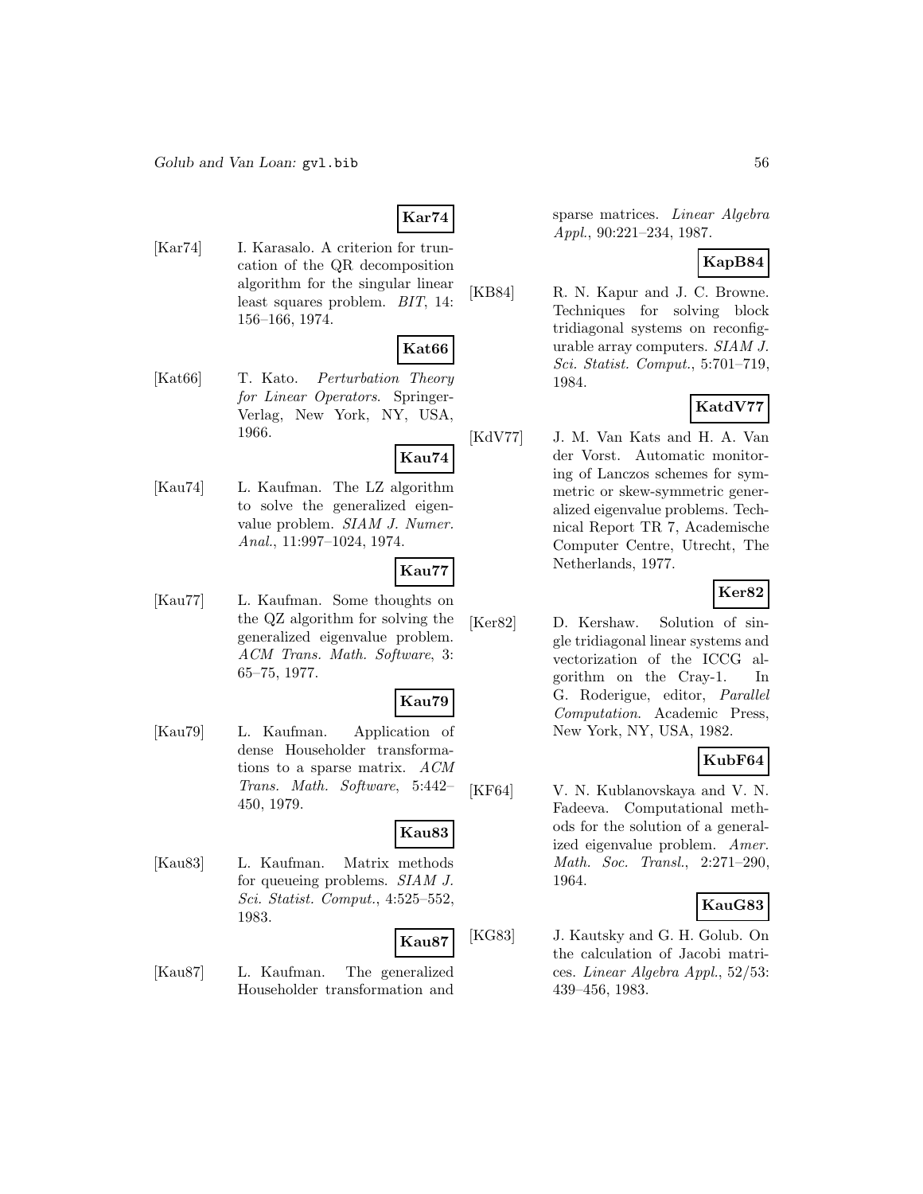**Kar74**

[Kar74] I. Karasalo. A criterion for truncation of the QR decomposition algorithm for the singular linear least squares problem. *BIT*, 14: 156–166, 1974.

**Kat66**

[Kat66] T. Kato. *Perturbation Theory for Linear Operators*. Springer-Verlag, New York, NY, USA, 1966.

**Kau74**

[Kau74] L. Kaufman. The LZ algorithm to solve the generalized eigenvalue problem. *SIAM J. Numer. Anal.*, 11:997–1024, 1974.

**Kau77**

[Kau77] L. Kaufman. Some thoughts on the QZ algorithm for solving the generalized eigenvalue problem. *ACM Trans. Math. Software*, 3: 65–75, 1977.

**Kau79**

[Kau79] L. Kaufman. Application of dense Householder transformations to a sparse matrix. *ACM Trans. Math. Software*, 5:442–450, 1979.

**Kau83**

[Kau83] L. Kaufman. Matrix methods for queueing problems. *SIAM J. Sci. Statist. Comput.*, 4:525–552, 1983.

**Kau87**

[Kau87] L. Kaufman. The generalized Householder transformation and sparse matrices. *Linear Algebra Appl.*, 90:221–234, 1987.

**KapB84**

[KB84] R. N. Kapur and J. C. Browne. Techniques for solving block tridiagonal systems on reconfigurable array computers. *SIAM J. Sci. Statist. Comput.*, 5:701–719, 1984.

**KatdV77**

[KdV77] J. M. Van Kats and H. A. Van der Vorst. Automatic monitoring of Lanczos schemes for symmetric or skew-symmetric generalized eigenvalue problems. Technical Report TR 7, Academische Computer Centre, Utrecht, The Netherlands, 1977.

**Ker82**

[Ker82] D. Kershaw. Solution of single tridiagonal linear systems and vectorization of the ICCG algorithm on the Cray-1. In G. Roderigue, editor, *Parallel Computation*. Academic Press, New York, NY, USA, 1982.

**KubF64**

[KF64] V. N. Kublanovskaya and V. N. Fadeeva. Computational methods for the solution of a generalized eigenvalue problem. *Amer. Math. Soc. Transl.*, 2:271–290, 1964.

**KauG83**

[KG83] J. Kautsky and G. H. Golub. On the calculation of Jacobi matrices. *Linear Algebra Appl.*, 52/53: 439–456, 1983.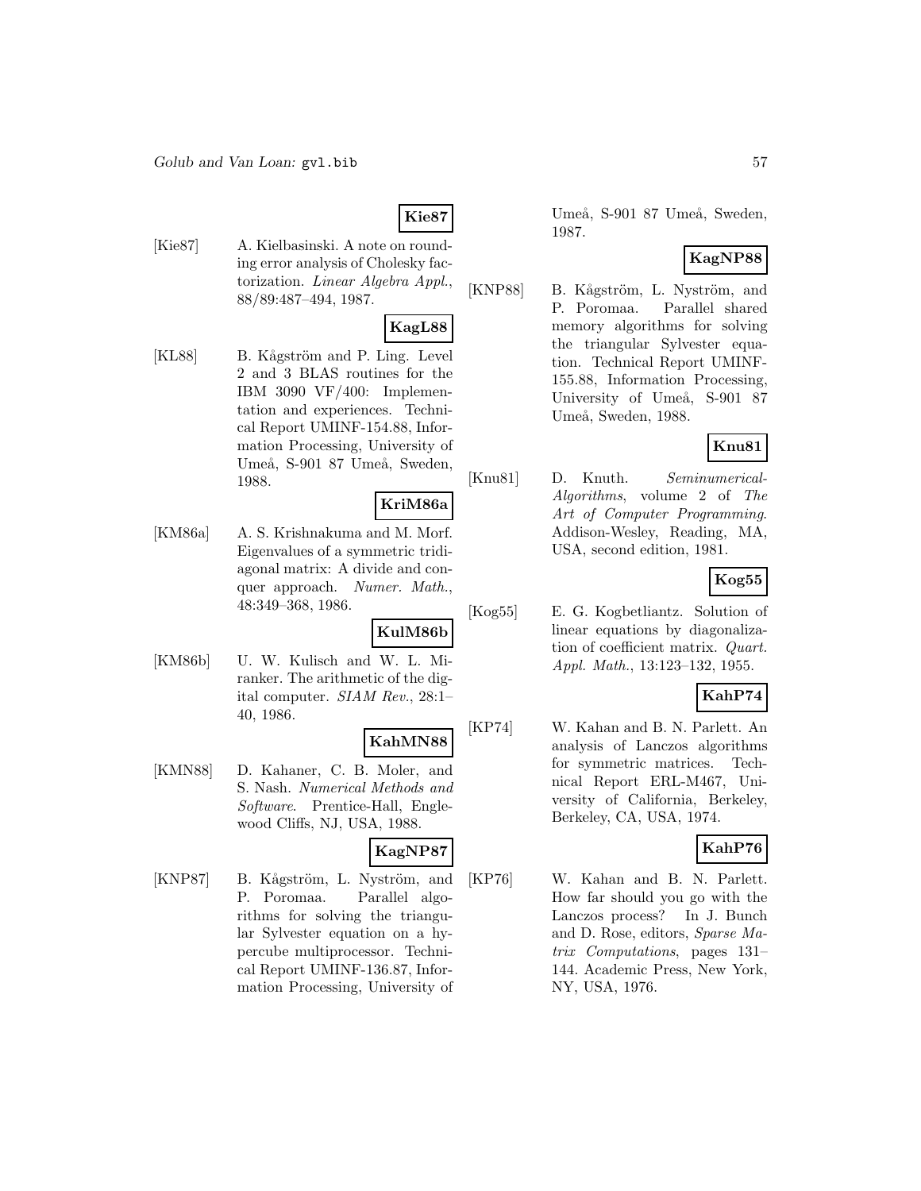**Kie87**

[Kie87] A. Kielbasinski. A note on rounding error analysis of Cholesky factorization. *Linear Algebra Appl.*, 88/89:487–494, 1987.

**KagL88**

[KL88] B. Kågström and P. Ling. Level 2 and 3 BLAS routines for the IBM 3090 VF/400: Implementation and experiences. Technical Report UMINF-154.88, Information Processing, University of Umeå, S-901 87 Umeå, Sweden, 1988.

**KriM86a**

[KM86a] A. S. Krishnakuma and M. Morf. Eigenvalues of a symmetric tridiagonal matrix: A divide and conquer approach. *Numer. Math.*, 48:349–368, 1986.

**KulM86b**

[KM86b] U. W. Kulisch and W. L. Miranker. The arithmetic of the digital computer. *SIAM Rev.*, 28:1–40, 1986.

**KahMN88**

[KMN88] D. Kahaner, C. B. Moler, and S. Nash. *Numerical Methods and Software*. Prentice-Hall, Englewood Cliffs, NJ, USA, 1988.

**KagNP87**

[KNP87] B. Kågström, L. Nyström, and P. Poromaa. Parallel algorithms for solving the triangular Sylvester equation on a hypercube multiprocessor. Technical Report UMINF-136.87, Information Processing, University of Umeå, S-901 87 Umeå, Sweden, 1987.

**KagNP88**

[KNP88] B. Kågström, L. Nyström, and P. Poromaa. Parallel shared memory algorithms for solving the triangular Sylvester equation. Technical Report UMINF-155.88, Information Processing, University of Umeå, S-901 87 Umeå, Sweden, 1988.

**Knu81**

[Knu81] D. Knuth. *Seminumerical-Algorithms*, volume 2 of *The Art of Computer Programming*. Addison-Wesley, Reading, MA, USA, second edition, 1981.

**Kog55**

[Kog55] E. G. Kogbetliantz. Solution of linear equations by diagonalization of coefficient matrix. *Quart. Appl. Math.*, 13:123–132, 1955.

**KahP74**

[KP74] W. Kahan and B. N. Parlett. An analysis of Lanczos algorithms for symmetric matrices. Technical Report ERL-M467, University of California, Berkeley, Berkeley, CA, USA, 1974.

**KahP76**

[KP76] W. Kahan and B. N. Parlett. How far should you go with the Lanczos process? In J. Bunch and D. Rose, editors, *Sparse Matrix Computations*, pages 131–144. Academic Press, New York, NY, USA, 1976.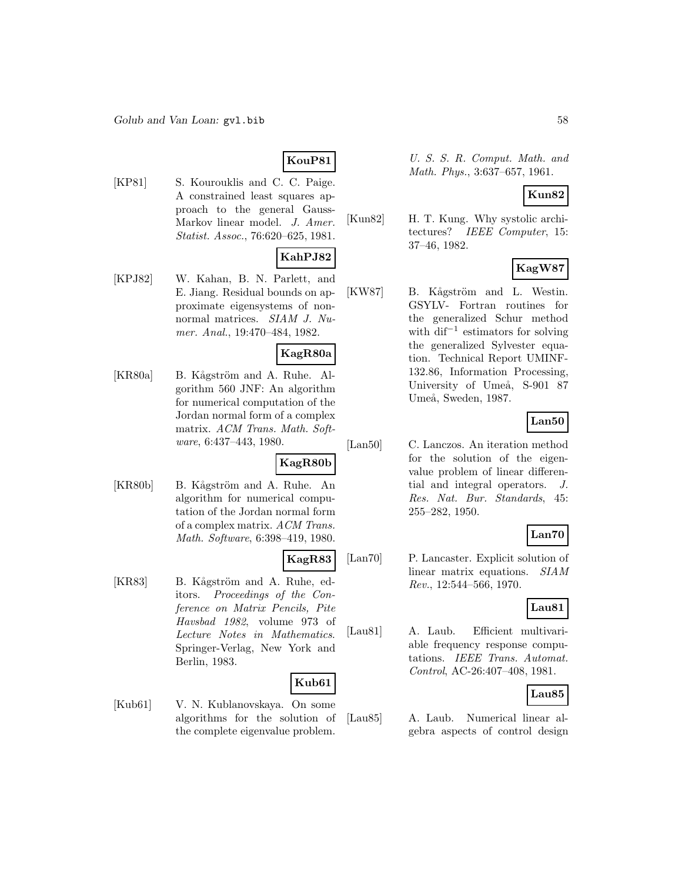**KouP81**

[KP81] S. Kourouklis and C. C. Paige. A constrained least squares approach to the general Gauss-Markov linear model. *J. Amer. Statist. Assoc.*, 76:620–625, 1981.

**KahPJ82**

[KPJ82] W. Kahan, B. N. Parlett, and E. Jiang. Residual bounds on approximate eigensystems of nonnormal matrices. *SIAM J. Numer. Anal.*, 19:470–484, 1982.

**KagR80a**

[KR80a] B. Kågström and A. Ruhe. Algorithm 560 JNF: An algorithm for numerical computation of the Jordan normal form of a complex matrix. *ACM Trans. Math. Software*, 6:437–443, 1980.

**KagR80b**

[KR80b] B. Kågström and A. Ruhe. An algorithm for numerical computation of the Jordan normal form of a complex matrix. *ACM Trans. Math. Software*, 6:398–419, 1980.

**KagR83**

[KR83] B. Kågström and A. Ruhe, editors. *Proceedings of the Conference on Matrix Pencils, Pite Havsbad 1982*, volume 973 of *Lecture Notes in Mathematics*. Springer-Verlag, New York and Berlin, 1983.

**Kub61**

[Kub61] V. N. Kublanovskaya. On some algorithms for the solution of the complete eigenvalue problem. *U. S. S. R. Comput. Math. and Math. Phys.*, 3:637–657, 1961.

**Kun82**

[Kun82] H. T. Kung. Why systolic architectures? *IEEE Computer*, 15: 37–46, 1982.

**KagW87**

[KW87] B. Kågström and L. Westin. GSYLV- Fortran routines for the generalized Schur method with $\mathrm{dif}^{-1}$ estimators for solving the generalized Sylvester equation. Technical Report UMINF-132.86, Information Processing, University of Umeå, S-901 87 Umeå, Sweden, 1987.

**Lan50**

[Lan50] C. Lanczos. An iteration method for the solution of the eigenvalue problem of linear differential and integral operators. *J. Res. Nat. Bur. Standards*, 45: 255–282, 1950.

**Lan70**

[Lan70] P. Lancaster. Explicit solution of linear matrix equations. *SIAM Rev.*, 12:544–566, 1970.

**Lau81**

[Lau81] A. Laub. Efficient multivariable frequency response computations. *IEEE Trans. Automat. Control*, AC-26:407–408, 1981.

**Lau85**

[Lau85] A. Laub. Numerical linear algebra aspects of control design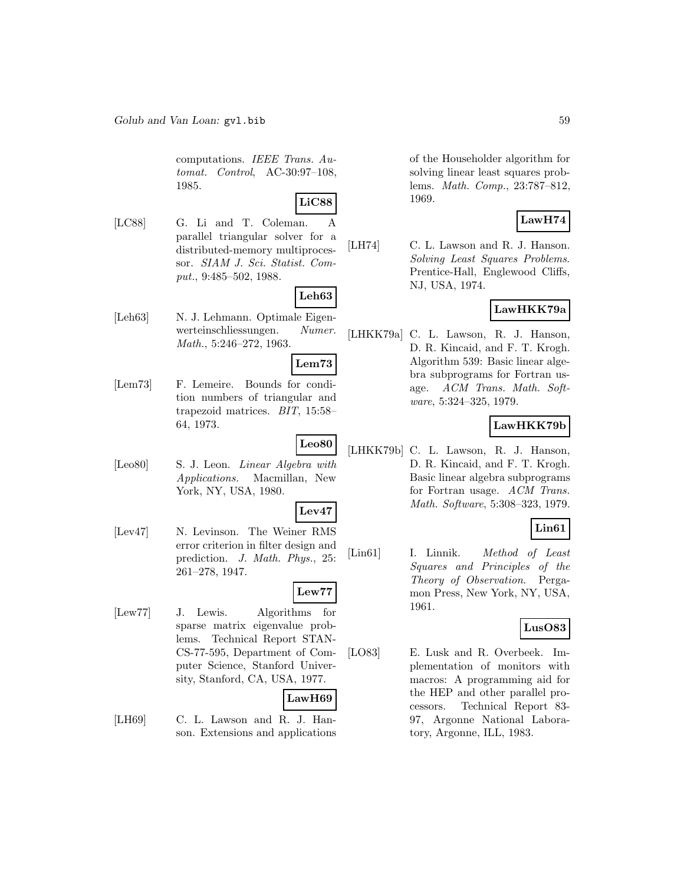computations. *IEEE Trans. Automat. Control*, AC-30:97–108, 1985.

**LiC88**

[LC88] G. Li and T. Coleman. A parallel triangular solver for a distributed-memory multiprocessor. *SIAM J. Sci. Statist. Comput.*, 9:485–502, 1988.

**Leh63**

[Leh63] N. J. Lehmann. Optimale Eigenwerteinschliessungen. *Numer. Math.*, 5:246–272, 1963.

**Lem73**

[Lem73] F. Lemeire. Bounds for condition numbers of triangular and trapezoid matrices. *BIT*, 15:58–64, 1973.

**Leo80**

[Leo80] S. J. Leon. *Linear Algebra with Applications.* Macmillan, New York, NY, USA, 1980.

**Lev47**

[Lev47] N. Levinson. The Weiner RMS error criterion in filter design and prediction. *J. Math. Phys.*, 25: 261–278, 1947.

**Lew77**

[Lew77] J. Lewis. Algorithms for sparse matrix eigenvalue problems. Technical Report STAN-CS-77-595, Department of Computer Science, Stanford University, Stanford, CA, USA, 1977.

**LawH69**

[LH69] C. L. Lawson and R. J. Hanson. Extensions and applications of the Householder algorithm for solving linear least squares problems. *Math. Comp.*, 23:787–812, 1969.

**LawH74**

[LH74] C. L. Lawson and R. J. Hanson. *Solving Least Squares Problems*. Prentice-Hall, Englewood Cliffs, NJ, USA, 1974.

**LawHKK79a**

[LHKK79a] C. L. Lawson, R. J. Hanson, D. R. Kincaid, and F. T. Krogh. Algorithm 539: Basic linear algebra subprograms for Fortran usage. *ACM Trans. Math. Software*, 5:324–325, 1979.

**LawHKK79b**

[LHKK79b] C. L. Lawson, R. J. Hanson, D. R. Kincaid, and F. T. Krogh. Basic linear algebra subprograms for Fortran usage. *ACM Trans. Math. Software*, 5:308–323, 1979.

**Lin61**

[Lin61] I. Linnik. *Method of Least Squares and Principles of the Theory of Observation*. Pergamon Press, New York, NY, USA, 1961.

**LusO83**

[LO83] E. Lusk and R. Overbeek. Implementation of monitors with macros: A programming aid for the HEP and other parallel processors. Technical Report 83-97, Argonne National Laboratory, Argonne, ILL, 1983.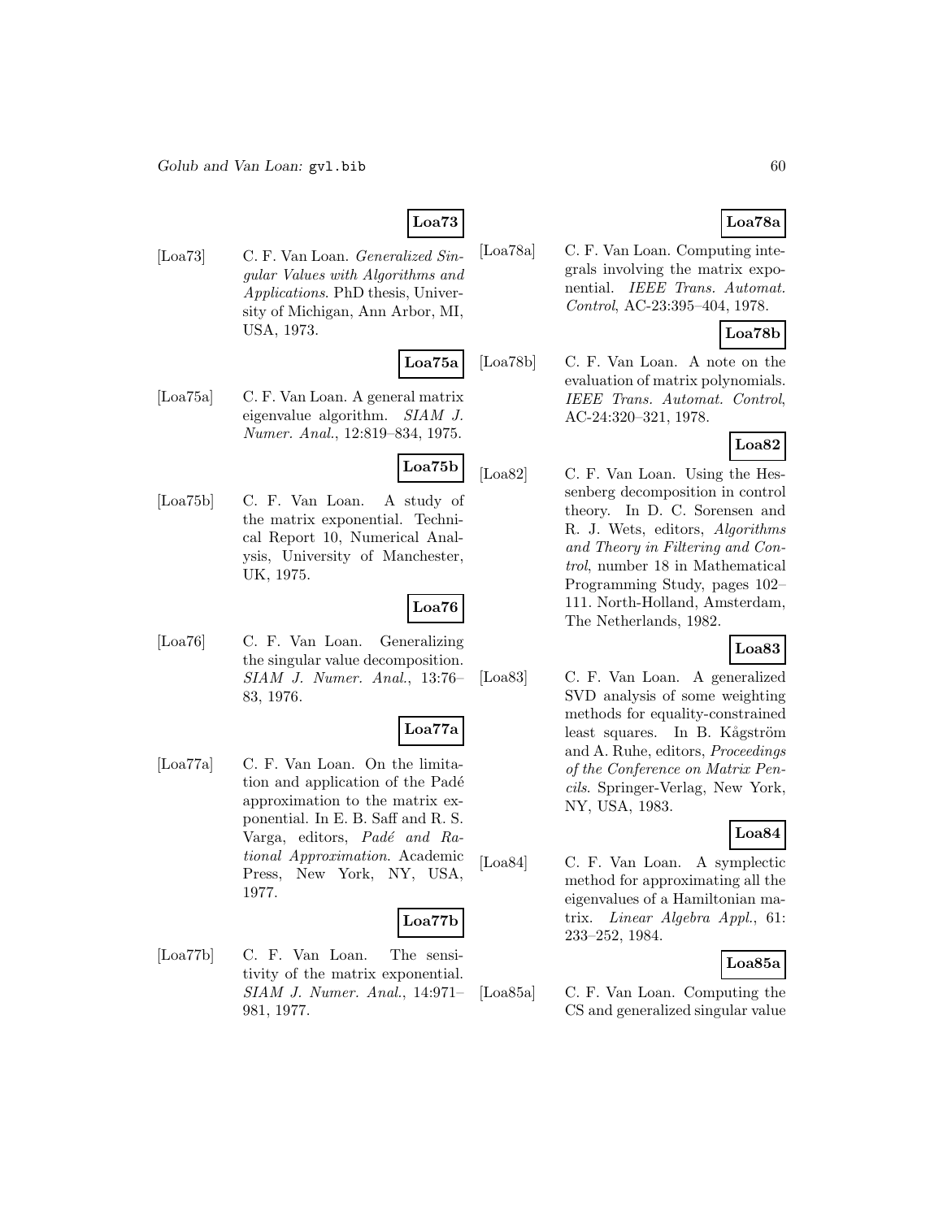**Loa73**

[Loa73] C. F. Van Loan. *Generalized Singular Values with Algorithms and Applications*. PhD thesis, University of Michigan, Ann Arbor, MI, USA, 1973.

**Loa75a**

[Loa75a] C. F. Van Loan. A general matrix eigenvalue algorithm. *SIAM J. Numer. Anal.*, 12:819–834, 1975.

**Loa75b**

[Loa75b] C. F. Van Loan. A study of the matrix exponential. Technical Report 10, Numerical Analysis, University of Manchester, UK, 1975.

**Loa76**

[Loa76] C. F. Van Loan. Generalizing the singular value decomposition. *SIAM J. Numer. Anal.*, 13:76–83, 1976.

**Loa77a**

[Loa77a] C. F. Van Loan. On the limitation and application of the Padé approximation to the matrix exponential. In E. B. Saff and R. S. Varga, editors, *Padé and Rational Approximation*. Academic Press, New York, NY, USA, 1977.

**Loa77b**

[Loa77b] C. F. Van Loan. The sensitivity of the matrix exponential. *SIAM J. Numer. Anal.*, 14:971–981, 1977.

**Loa78a**

[Loa78a] C. F. Van Loan. Computing integrals involving the matrix exponential. *IEEE Trans. Automat. Control*, AC-23:395–404, 1978.

**Loa78b**

[Loa78b] C. F. Van Loan. A note on the evaluation of matrix polynomials. *IEEE Trans. Automat. Control*, AC-24:320–321, 1978.

**Loa82**

[Loa82] C. F. Van Loan. Using the Hessenberg decomposition in control theory. In D. C. Sorensen and R. J. Wets, editors, *Algorithms and Theory in Filtering and Control*, number 18 in Mathematical Programming Study, pages 102–111. North-Holland, Amsterdam, The Netherlands, 1982.

**Loa83**

[Loa83] C. F. Van Loan. A generalized SVD analysis of some weighting methods for equality-constrained least squares. In B. Kågström and A. Ruhe, editors, *Proceedings of the Conference on Matrix Pencils*. Springer-Verlag, New York, NY, USA, 1983.

**Loa84**

[Loa84] C. F. Van Loan. A symplectic method for approximating all the eigenvalues of a Hamiltonian matrix. *Linear Algebra Appl.*, 61: 233–252, 1984.

**Loa85a**

[Loa85a] C. F. Van Loan. Computing the CS and generalized singular value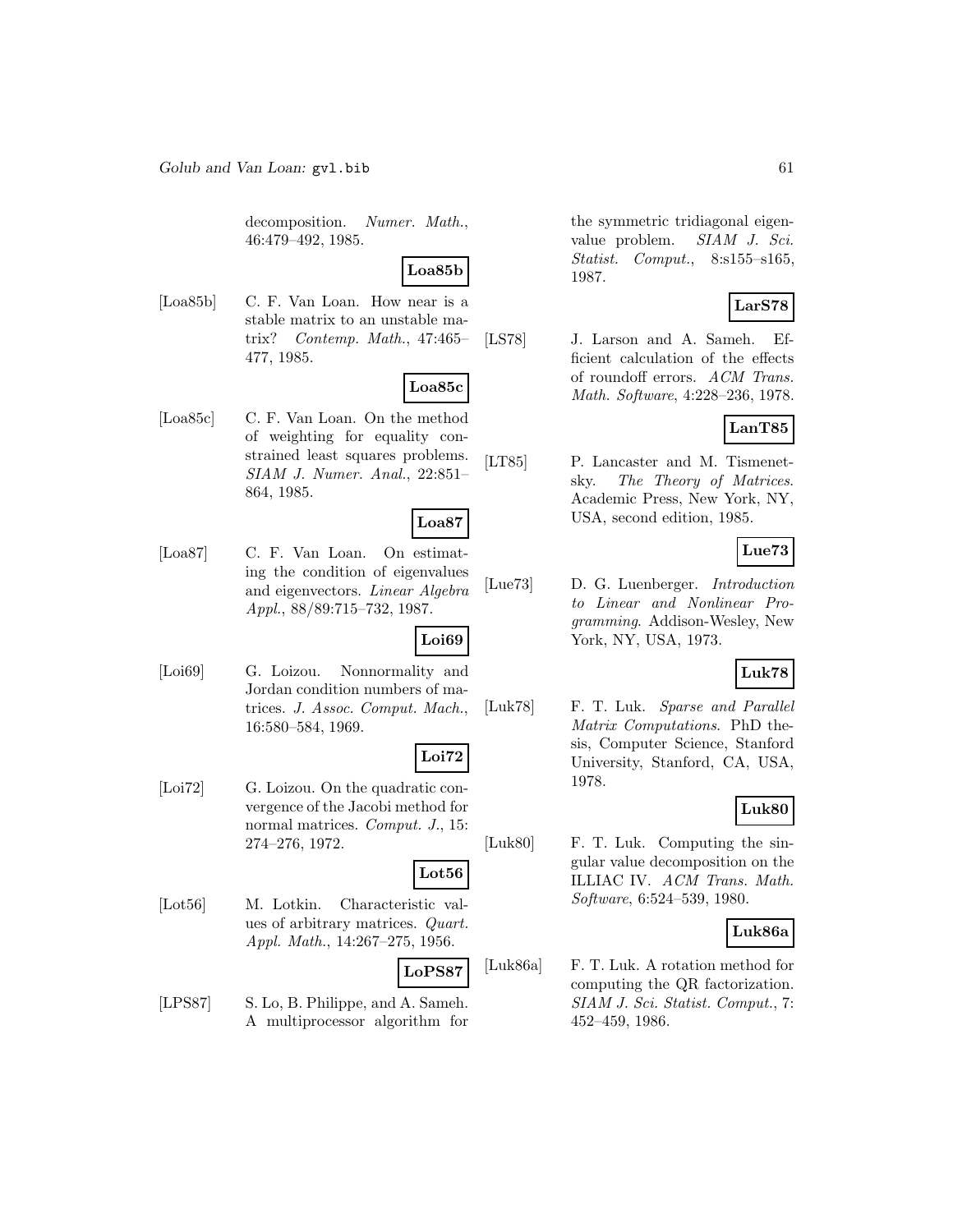decomposition. *Numer. Math.*, 46:479–492, 1985.

**Loa85b**

[Loa85b] C. F. Van Loan. How near is a stable matrix to an unstable matrix? *Contemp. Math.*, 47:465–477, 1985.

**Loa85c**

[Loa85c] C. F. Van Loan. On the method of weighting for equality constrained least squares problems. *SIAM J. Numer. Anal.*, 22:851–864, 1985.

**Loa87**

[Loa87] C. F. Van Loan. On estimating the condition of eigenvalues and eigenvectors. *Linear Algebra Appl.*, 88/89:715–732, 1987.

**Loi69**

[Loi69] G. Loizou. Nonnormality and Jordan condition numbers of matrices. *J. Assoc. Comput. Mach.*, 16:580–584, 1969.

**Loi72**

[Loi72] G. Loizou. On the quadratic convergence of the Jacobi method for normal matrices. *Comput. J.*, 15: 274–276, 1972.

**Lot56**

[Lot56] M. Lotkin. Characteristic values of arbitrary matrices. *Quart. Appl. Math.*, 14:267–275, 1956.

**LoPS87**

[LPS87] S. Lo, B. Philippe, and A. Sameh. A multiprocessor algorithm for the symmetric tridiagonal eigenvalue problem. *SIAM J. Sci. Statist. Comput.*, 8:s155–s165, 1987.

**LarS78**

[LS78] J. Larson and A. Sameh. Efficient calculation of the effects of roundoff errors. *ACM Trans. Math. Software*, 4:228–236, 1978.

**LanT85**

[LT85] P. Lancaster and M. Tismenetsky. *The Theory of Matrices*. Academic Press, New York, NY, USA, second edition, 1985.

**Lue73**

[Lue73] D. G. Luenberger. *Introduction to Linear and Nonlinear Programming*. Addison-Wesley, New York, NY, USA, 1973.

**Luk78**

[Luk78] F. T. Luk. *Sparse and Parallel Matrix Computations*. PhD thesis, Computer Science, Stanford University, Stanford, CA, USA, 1978.

**Luk80**

[Luk80] F. T. Luk. Computing the singular value decomposition on the ILLIAC IV. *ACM Trans. Math. Software*, 6:524–539, 1980.

**Luk86a**

[Luk86a] F. T. Luk. A rotation method for computing the QR factorization. *SIAM J. Sci. Statist. Comput.*, 7: 452–459, 1986.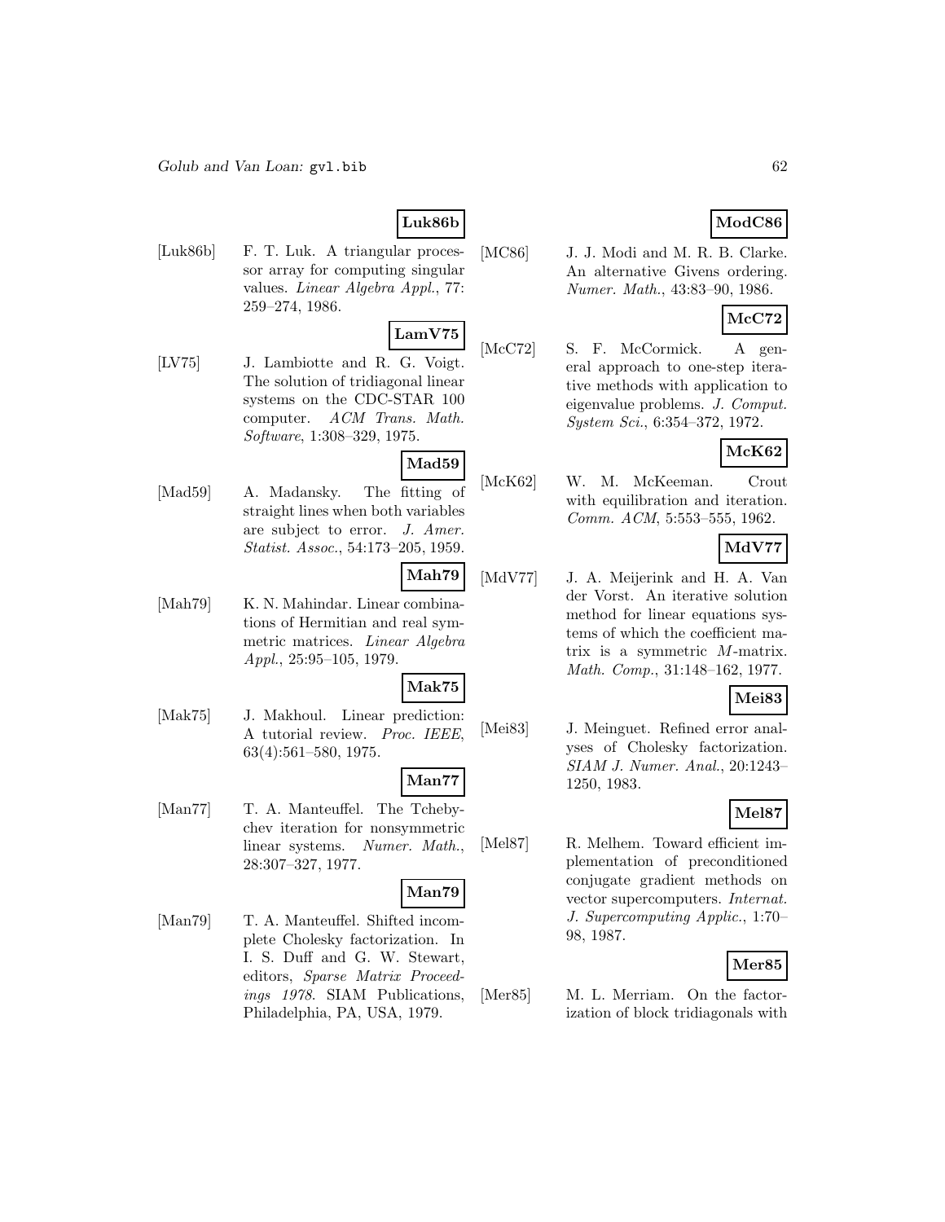**Luk86b**

[Luk86b] F. T. Luk. A triangular processor array for computing singular values. *Linear Algebra Appl.*, 77: 259–274, 1986.

**LamV75**

[LV75] J. Lambiotte and R. G. Voigt. The solution of tridiagonal linear systems on the CDC-STAR 100 computer. *ACM Trans. Math. Software*, 1:308–329, 1975.

**Mad59**

[Mad59] A. Madansky. The fitting of straight lines when both variables are subject to error. *J. Amer. Statist. Assoc.*, 54:173–205, 1959.

**Mah79**

[Mah79] K. N. Mahindar. Linear combinations of Hermitian and real symmetric matrices. *Linear Algebra Appl.*, 25:95–105, 1979.

**Mak75**

[Mak75] J. Makhoul. Linear prediction: A tutorial review. *Proc. IEEE*, 63(4):561–580, 1975.

**Man77**

[Man77] T. A. Manteuffel. The Tchebychev iteration for nonsymmetric linear systems. *Numer. Math.*, 28:307–327, 1977.

**Man79**

[Man79] T. A. Manteuffel. Shifted incomplete Cholesky factorization. In I. S. Duff and G. W. Stewart, editors, *Sparse Matrix Proceedings 1978*. SIAM Publications, Philadelphia, PA, USA, 1979.

**ModC86**

[MC86] J. J. Modi and M. R. B. Clarke. An alternative Givens ordering. *Numer. Math.*, 43:83–90, 1986.

**McC72**

[McC72] S. F. McCormick. A general approach to one-step iterative methods with application to eigenvalue problems. *J. Comput. System Sci.*, 6:354–372, 1972.

**McK62**

[McK62] W. M. McKeeman. Crout with equilibration and iteration. *Comm. ACM*, 5:553–555, 1962.

**MdV77**

[MdV77] J. A. Meijerink and H. A. Van der Vorst. An iterative solution method for linear equations systems of which the coefficient matrix is a symmetric $M$-matrix. *Math. Comp.*, 31:148–162, 1977.

**Mei83**

[Mei83] J. Meinguet. Refined error analyses of Cholesky factorization. *SIAM J. Numer. Anal.*, 20:1243–1250, 1983.

**Mel87**

[Mel87] R. Melhem. Toward efficient implementation of preconditioned conjugate gradient methods on vector supercomputers. *Internat. J. Supercomputing Applic.*, 1:70–98, 1987.

**Mer85**

[Mer85] M. L. Merriam. On the factorization of block tridiagonals with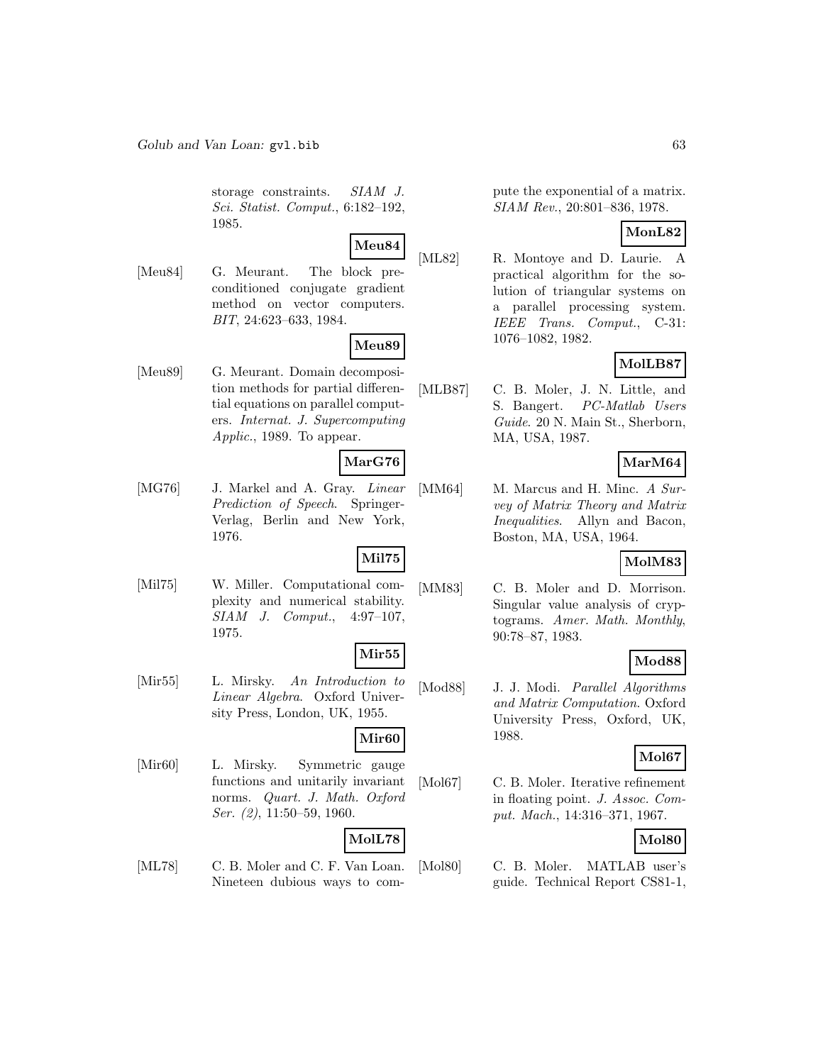storage constraints. *SIAM J. Sci. Statist. Comput.*, 6:182–192, 1985.

**Meu84**

[Meu84] G. Meurant. The block preconditioned conjugate gradient method on vector computers. *BIT*, 24:623–633, 1984.

**Meu89**

[Meu89] G. Meurant. Domain decomposition methods for partial differential equations on parallel computers. *Internat. J. Supercomputing Applic.*, 1989. To appear.

**MarG76**

[MG76] J. Markel and A. Gray. *Linear Prediction of Speech*. Springer-Verlag, Berlin and New York, 1976.

**Mil75**

[Mil75] W. Miller. Computational complexity and numerical stability. *SIAM J. Comput.*, 4:97–107, 1975.

**Mir55**

[Mir55] L. Mirsky. *An Introduction to Linear Algebra*. Oxford University Press, London, UK, 1955.

**Mir60**

[Mir60] L. Mirsky. Symmetric gauge functions and unitarily invariant norms. *Quart. J. Math. Oxford Ser. (2)*, 11:50–59, 1960.

**MolL78**

[ML78] C. B. Moler and C. F. Van Loan. Nineteen dubious ways to compute the exponential of a matrix. *SIAM Rev.*, 20:801–836, 1978.

**MonL82**

[ML82] R. Montoye and D. Laurie. A practical algorithm for the solution of triangular systems on a parallel processing system. *IEEE Trans. Comput.*, C-31: 1076–1082, 1982.

**MolLB87**

[MLB87] C. B. Moler, J. N. Little, and S. Bangert. *PC-Matlab Users Guide*. 20 N. Main St., Sherborn, MA, USA, 1987.

**MarM64**

[MM64] M. Marcus and H. Minc. *A Survey of Matrix Theory and Matrix Inequalities*. Allyn and Bacon, Boston, MA, USA, 1964.

**MolM83**

[MM83] C. B. Moler and D. Morrison. Singular value analysis of cryptograms. *Amer. Math. Monthly*, 90:78–87, 1983.

**Mod88**

[Mod88] J. J. Modi. *Parallel Algorithms and Matrix Computation*. Oxford University Press, Oxford, UK, 1988.

**Mol67**

[Mol67] C. B. Moler. Iterative refinement in floating point. *J. Assoc. Comput. Mach.*, 14:316–371, 1967.

**Mol80**

[Mol80] C. B. Moler. MATLAB user's guide. Technical Report CS81-1,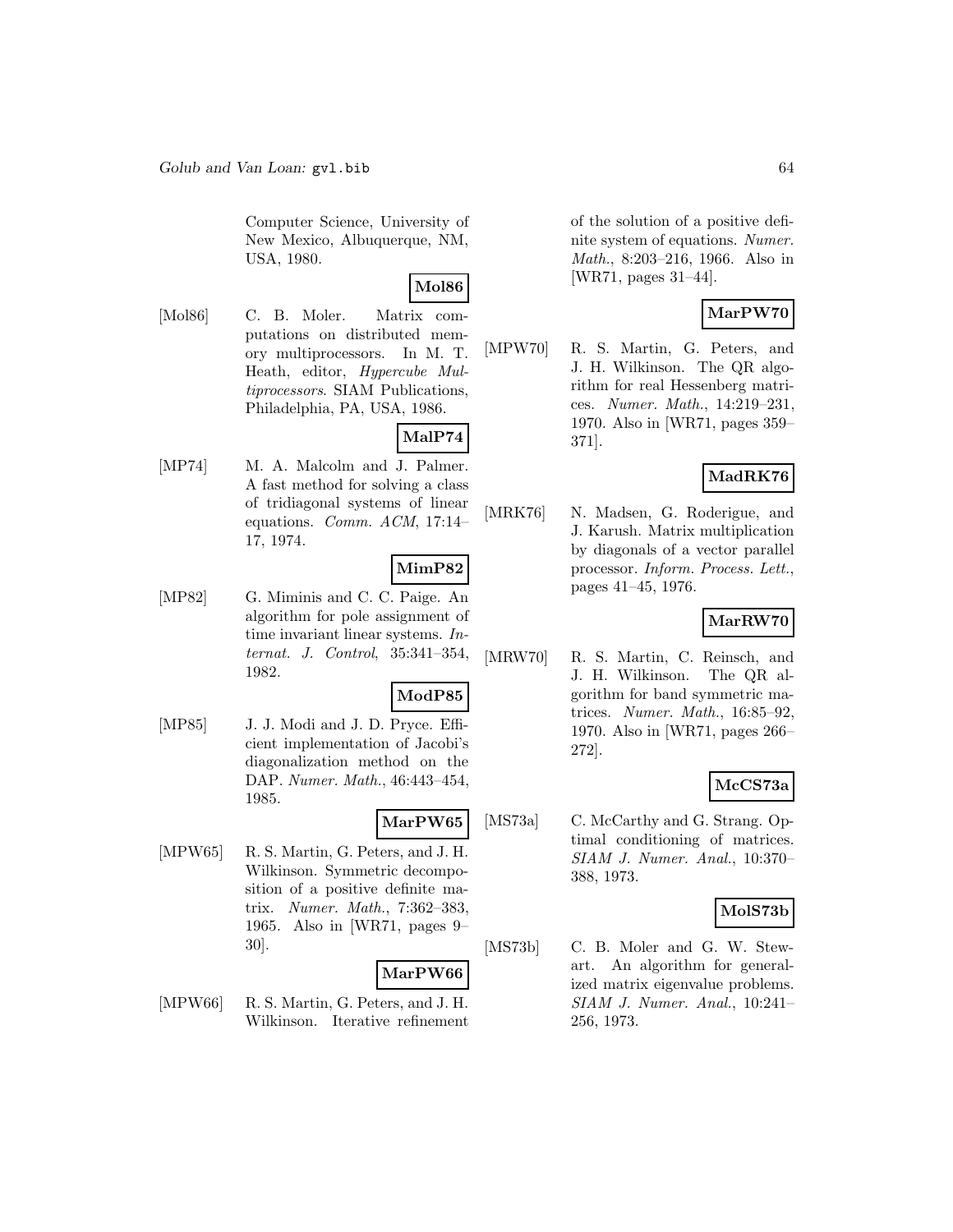Computer Science, University of New Mexico, Albuquerque, NM, USA, 1980.

**Mol86**

[Mol86] C. B. Moler. Matrix computations on distributed memory multiprocessors. In M. T. Heath, editor, *Hypercube Multiprocessors*. SIAM Publications, Philadelphia, PA, USA, 1986.

**MalP74**

[MP74] M. A. Malcolm and J. Palmer. A fast method for solving a class of tridiagonal systems of linear equations. *Comm. ACM*, 17:14–17, 1974.

**MimP82**

[MP82] G. Miminis and C. C. Paige. An algorithm for pole assignment of time invariant linear systems. *Internat. J. Control*, 35:341–354, 1982.

**ModP85**

[MP85] J. J. Modi and J. D. Pryce. Efficient implementation of Jacobi's diagonalization method on the DAP. *Numer. Math.*, 46:443–454, 1985.

**MarPW65**

[MPW65] R. S. Martin, G. Peters, and J. H. Wilkinson. Symmetric decomposition of a positive definite matrix. *Numer. Math.*, 7:362–383, 1965. Also in [WR71, pages 9–30].

**MarPW66**

[MPW66] R. S. Martin, G. Peters, and J. H. Wilkinson. Iterative refinement of the solution of a positive definite system of equations. *Numer. Math.*, 8:203–216, 1966. Also in [WR71, pages 31–44].

**MarPW70**

[MPW70] R. S. Martin, G. Peters, and J. H. Wilkinson. The QR algorithm for real Hessenberg matrices. *Numer. Math.*, 14:219–231, 1970. Also in [WR71, pages 359–371].

**MadRK76**

[MRK76] N. Madsen, G. Roderigue, and J. Karush. Matrix multiplication by diagonals of a vector parallel processor. *Inform. Process. Lett.*, pages 41–45, 1976.

**MarRW70**

[MRW70] R. S. Martin, C. Reinsch, and J. H. Wilkinson. The QR algorithm for band symmetric matrices. *Numer. Math.*, 16:85–92, 1970. Also in [WR71, pages 266–272].

**McCS73a**

[MS73a] C. McCarthy and G. Strang. Optimal conditioning of matrices. *SIAM J. Numer. Anal.*, 10:370–388, 1973.

**MolS73b**

[MS73b] C. B. Moler and G. W. Stewart. An algorithm for generalized matrix eigenvalue problems. *SIAM J. Numer. Anal.*, 10:241–256, 1973.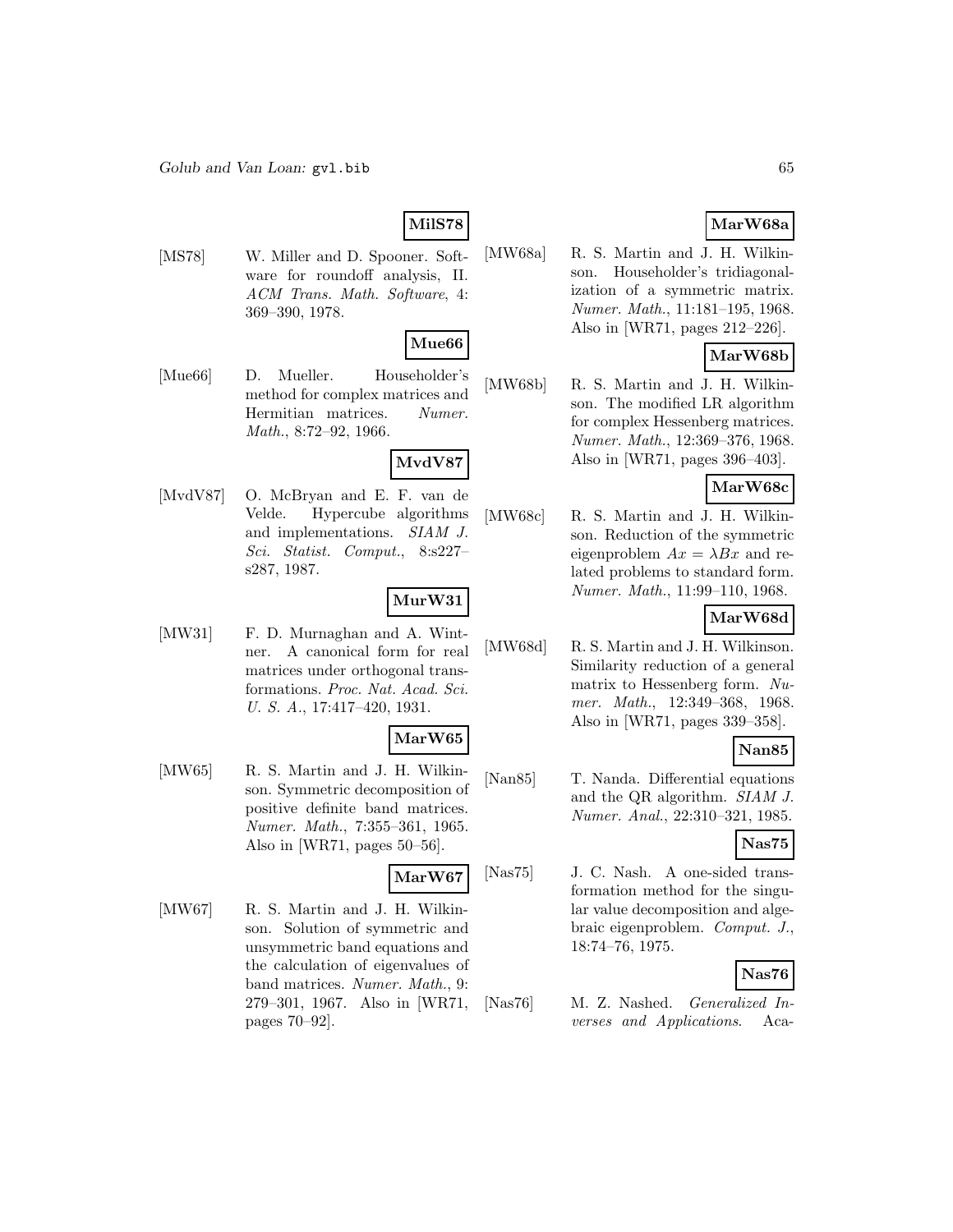**MilS78**

[MS78] W. Miller and D. Spooner. Software for roundoff analysis, II. *ACM Trans. Math. Software*, 4: 369–390, 1978.

**Mue66**

[Mue66] D. Mueller. Householder's method for complex matrices and Hermitian matrices. *Numer. Math.*, 8:72–92, 1966.

**MvdV87**

[MvdV87] O. McBryan and E. F. van de Velde. Hypercube algorithms and implementations. *SIAM J. Sci. Statist. Comput.*, 8:s227–s287, 1987.

**MurW31**

[MW31] F. D. Murnaghan and A. Wintner. A canonical form for real matrices under orthogonal transformations. *Proc. Nat. Acad. Sci. U. S. A.*, 17:417–420, 1931.

**MarW65**

[MW65] R. S. Martin and J. H. Wilkinson. Symmetric decomposition of positive definite band matrices. *Numer. Math.*, 7:355–361, 1965. Also in [WR71, pages 50–56].

**MarW67**

[MW67] R. S. Martin and J. H. Wilkinson. Solution of symmetric and unsymmetric band equations and the calculation of eigenvalues of band matrices. *Numer. Math.*, 9: 279–301, 1967. Also in [WR71, pages 70–92].

**MarW68a**

[MW68a] R. S. Martin and J. H. Wilkinson. Householder's tridiagonalization of a symmetric matrix. *Numer. Math.*, 11:181–195, 1968. Also in [WR71, pages 212–226].

**MarW68b**

[MW68b] R. S. Martin and J. H. Wilkinson. The modified LR algorithm for complex Hessenberg matrices. *Numer. Math.*, 12:369–376, 1968. Also in [WR71, pages 396–403].

**MarW68c**

[MW68c] R. S. Martin and J. H. Wilkinson. Reduction of the symmetric eigenproblem $Ax = \lambda Bx$ and related problems to standard form. *Numer. Math.*, 11:99–110, 1968.

**MarW68d**

[MW68d] R. S. Martin and J. H. Wilkinson. Similarity reduction of a general matrix to Hessenberg form. *Numer. Math.*, 12:349–368, 1968. Also in [WR71, pages 339–358].

**Nan85**

[Nan85] T. Nanda. Differential equations and the QR algorithm. *SIAM J. Numer. Anal.*, 22:310–321, 1985.

**Nas75**

[Nas75] J. C. Nash. A one-sided transformation method for the singular value decomposition and algebraic eigenproblem. *Comput. J.*, 18:74–76, 1975.

**Nas76**

[Nas76] M. Z. Nashed. *Generalized Inverses and Applications*. Aca-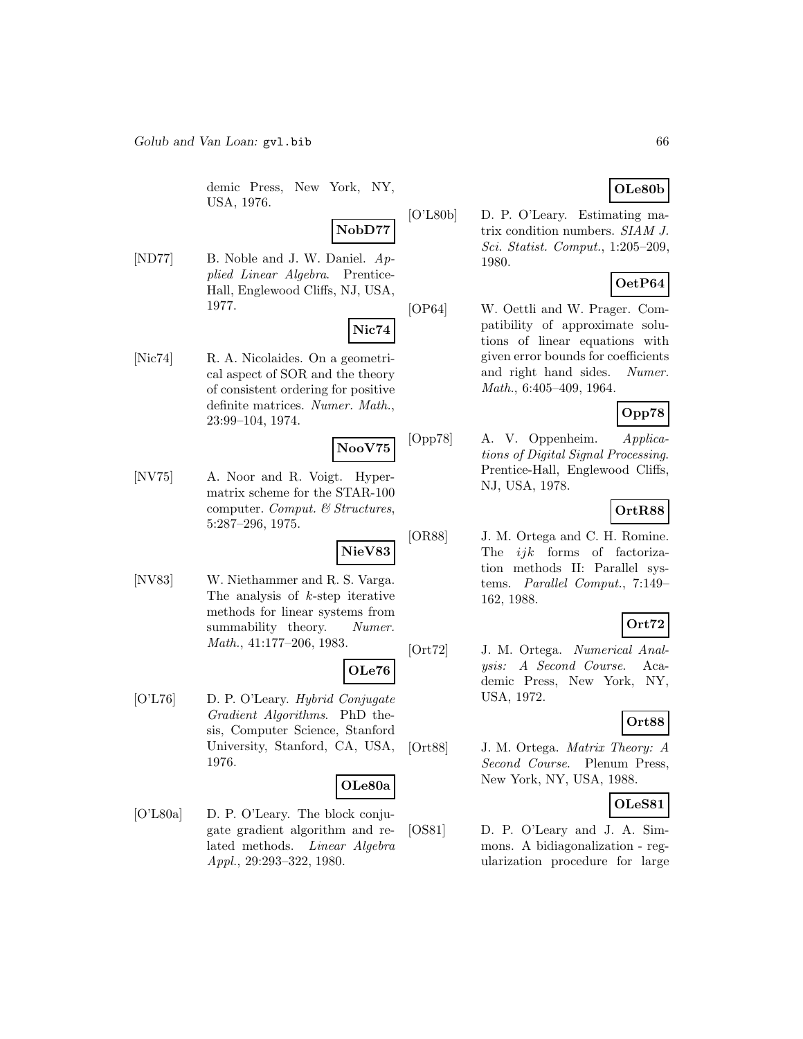demic Press, New York, NY, USA, 1976.

**NobD77**

[ND77] B. Noble and J. W. Daniel. *Applied Linear Algebra*. Prentice-Hall, Englewood Cliffs, NJ, USA, 1977.

**Nic74**

[Nic74] R. A. Nicolaides. On a geometrical aspect of SOR and the theory of consistent ordering for positive definite matrices. *Numer. Math.*, 23:99–104, 1974.

**NooV75**

[NV75] A. Noor and R. Voigt. Hypermatrix scheme for the STAR-100 computer. *Comput. & Structures*, 5:287–296, 1975.

**NieV83**

[NV83] W. Niethammer and R. S. Varga. The analysis of $k$-step iterative methods for linear systems from summability theory. *Numer. Math.*, 41:177–206, 1983.

**OLe76**

[O'L76] D. P. O'Leary. *Hybrid Conjugate Gradient Algorithms*. PhD thesis, Computer Science, Stanford University, Stanford, CA, USA, 1976.

**OLe80a**

[O'L80a] D. P. O'Leary. The block conjugate gradient algorithm and related methods. *Linear Algebra Appl.*, 29:293–322, 1980.

**OLe80b**

[O'L80b] D. P. O'Leary. Estimating matrix condition numbers. *SIAM J. Sci. Statist. Comput.*, 1:205–209, 1980.

**OetP64**

[OP64] W. Oettli and W. Prager. Compatibility of approximate solutions of linear equations with given error bounds for coefficients and right hand sides. *Numer. Math.*, 6:405–409, 1964.

**Opp78**

[Opp78] A. V. Oppenheim. *Applications of Digital Signal Processing*. Prentice-Hall, Englewood Cliffs, NJ, USA, 1978.

**OrtR88**

[OR88] J. M. Ortega and C. H. Romine. The $ijk$ forms of factorization methods II: Parallel systems. *Parallel Comput.*, 7:149–162, 1988.

**Ort72**

[Ort72] J. M. Ortega. *Numerical Analysis: A Second Course*. Academic Press, New York, NY, USA, 1972.

**Ort88**

[Ort88] J. M. Ortega. *Matrix Theory: A Second Course*. Plenum Press, New York, NY, USA, 1988.

**OLeS81**

[OS81] D. P. O'Leary and J. A. Simmons. A bidiagonalization - regularization procedure for large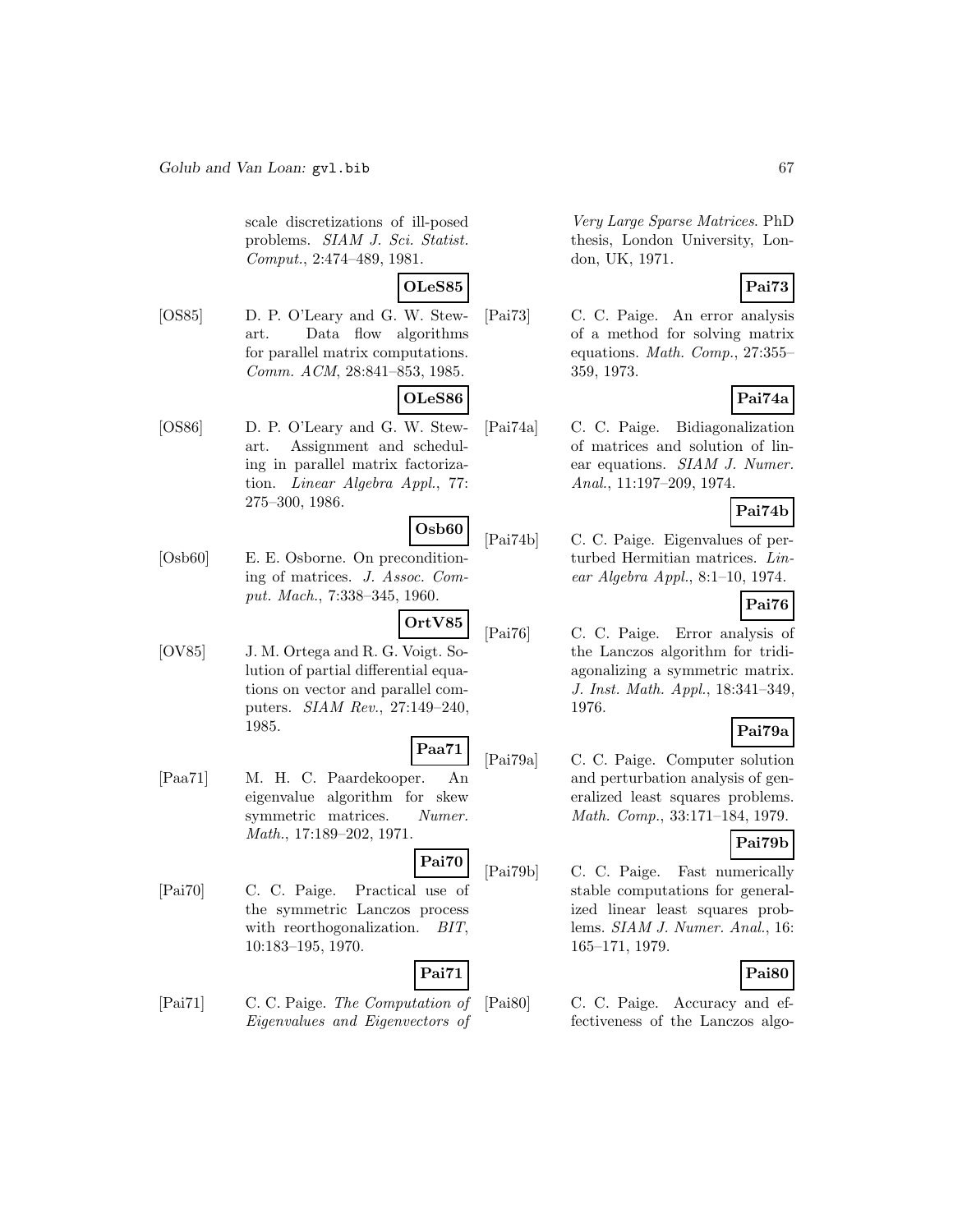scale discretizations of ill-posed problems. *SIAM J. Sci. Statist. Comput.*, 2:474–489, 1981.

**OLeS85**

[OS85] D. P. O'Leary and G. W. Stewart. Data flow algorithms for parallel matrix computations. *Comm. ACM*, 28:841–853, 1985.

**OLeS86**

[OS86] D. P. O'Leary and G. W. Stewart. Assignment and scheduling in parallel matrix factorization. *Linear Algebra Appl.*, 77: 275–300, 1986.

**Osb60**

[Osb60] E. E. Osborne. On preconditioning of matrices. *J. Assoc. Comput. Mach.*, 7:338–345, 1960.

**OrtV85**

[OV85] J. M. Ortega and R. G. Voigt. Solution of partial differential equations on vector and parallel computers. *SIAM Rev.*, 27:149–240, 1985.

**Paa71**

[Paa71] M. H. C. Paardekooper. An eigenvalue algorithm for skew symmetric matrices. *Numer. Math.*, 17:189–202, 1971.

**Pai70**

[Pai70] C. C. Paige. Practical use of the symmetric Lanczos process with reorthogonalization. *BIT*, 10:183–195, 1970.

**Pai71**

[Pai71] C. C. Paige. *The Computation of Eigenvalues and Eigenvectors of Very Large Sparse Matrices*. PhD thesis, London University, London, UK, 1971.

**Pai73**

[Pai73] C. C. Paige. An error analysis of a method for solving matrix equations. *Math. Comp.*, 27:355–359, 1973.

**Pai74a**

[Pai74a] C. C. Paige. Bidiagonalization of matrices and solution of linear equations. *SIAM J. Numer. Anal.*, 11:197–209, 1974.

**Pai74b**

[Pai74b] C. C. Paige. Eigenvalues of perturbed Hermitian matrices. *Linear Algebra Appl.*, 8:1–10, 1974.

**Pai76**

[Pai76] C. C. Paige. Error analysis of the Lanczos algorithm for tridiagonalizing a symmetric matrix. *J. Inst. Math. Appl.*, 18:341–349, 1976.

**Pai79a**

[Pai79a] C. C. Paige. Computer solution and perturbation analysis of generalized least squares problems. *Math. Comp.*, 33:171–184, 1979.

**Pai79b**

[Pai79b] C. C. Paige. Fast numerically stable computations for generalized linear least squares problems. *SIAM J. Numer. Anal.*, 16: 165–171, 1979.

**Pai80**

[Pai80] C. C. Paige. Accuracy and effectiveness of the Lanczos algo-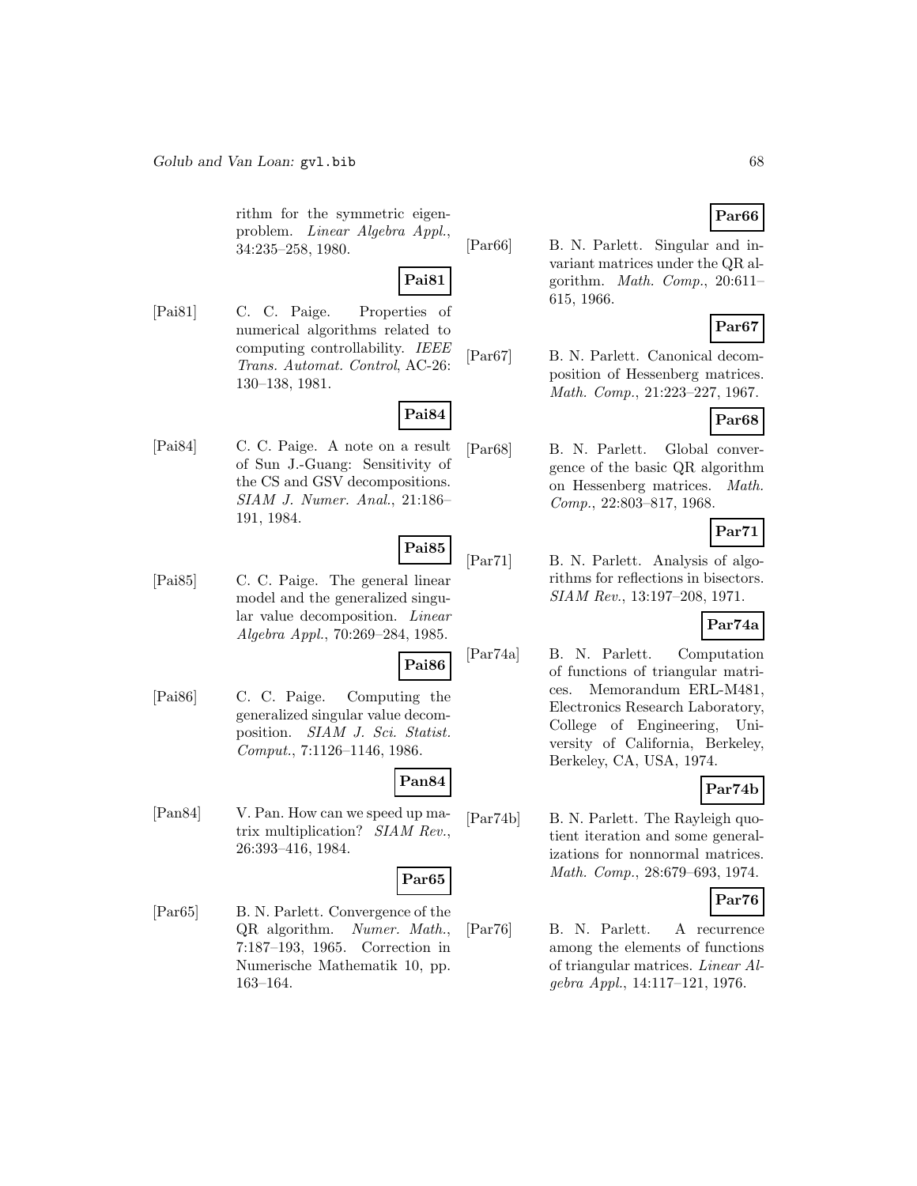rithm for the symmetric eigenproblem. *Linear Algebra Appl.*, 34:235–258, 1980.

**Pai81**

[Pai81] C. C. Paige. Properties of numerical algorithms related to computing controllability. *IEEE Trans. Automat. Control*, AC-26: 130–138, 1981.

**Pai84**

[Pai84] C. C. Paige. A note on a result of Sun J.-Guang: Sensitivity of the CS and GSV decompositions. *SIAM J. Numer. Anal.*, 21:186–191, 1984.

**Pai85**

[Pai85] C. C. Paige. The general linear model and the generalized singular value decomposition. *Linear Algebra Appl.*, 70:269–284, 1985.

**Pai86**

[Pai86] C. C. Paige. Computing the generalized singular value decomposition. *SIAM J. Sci. Statist. Comput.*, 7:1126–1146, 1986.

**Pan84**

[Pan84] V. Pan. How can we speed up matrix multiplication? *SIAM Rev.*, 26:393–416, 1984.

**Par65**

[Par65] B. N. Parlett. Convergence of the QR algorithm. *Numer. Math.*, 7:187–193, 1965. Correction in Numerische Mathematik 10, pp. 163–164.

**Par66**

[Par66] B. N. Parlett. Singular and invariant matrices under the QR algorithm. *Math. Comp.*, 20:611–615, 1966.

**Par67**

[Par67] B. N. Parlett. Canonical decomposition of Hessenberg matrices. *Math. Comp.*, 21:223–227, 1967.

**Par68**

[Par68] B. N. Parlett. Global convergence of the basic QR algorithm on Hessenberg matrices. *Math. Comp.*, 22:803–817, 1968.

**Par71**

[Par71] B. N. Parlett. Analysis of algorithms for reflections in bisectors. *SIAM Rev.*, 13:197–208, 1971.

**Par74a**

[Par74a] B. N. Parlett. Computation of functions of triangular matrices. Memorandum ERL-M481, Electronics Research Laboratory, College of Engineering, University of California, Berkeley, Berkeley, CA, USA, 1974.

**Par74b**

[Par74b] B. N. Parlett. The Rayleigh quotient iteration and some generalizations for nonnormal matrices. *Math. Comp.*, 28:679–693, 1974.

**Par76**

[Par76] B. N. Parlett. A recurrence among the elements of functions of triangular matrices. *Linear Algebra Appl.*, 14:117–121, 1976.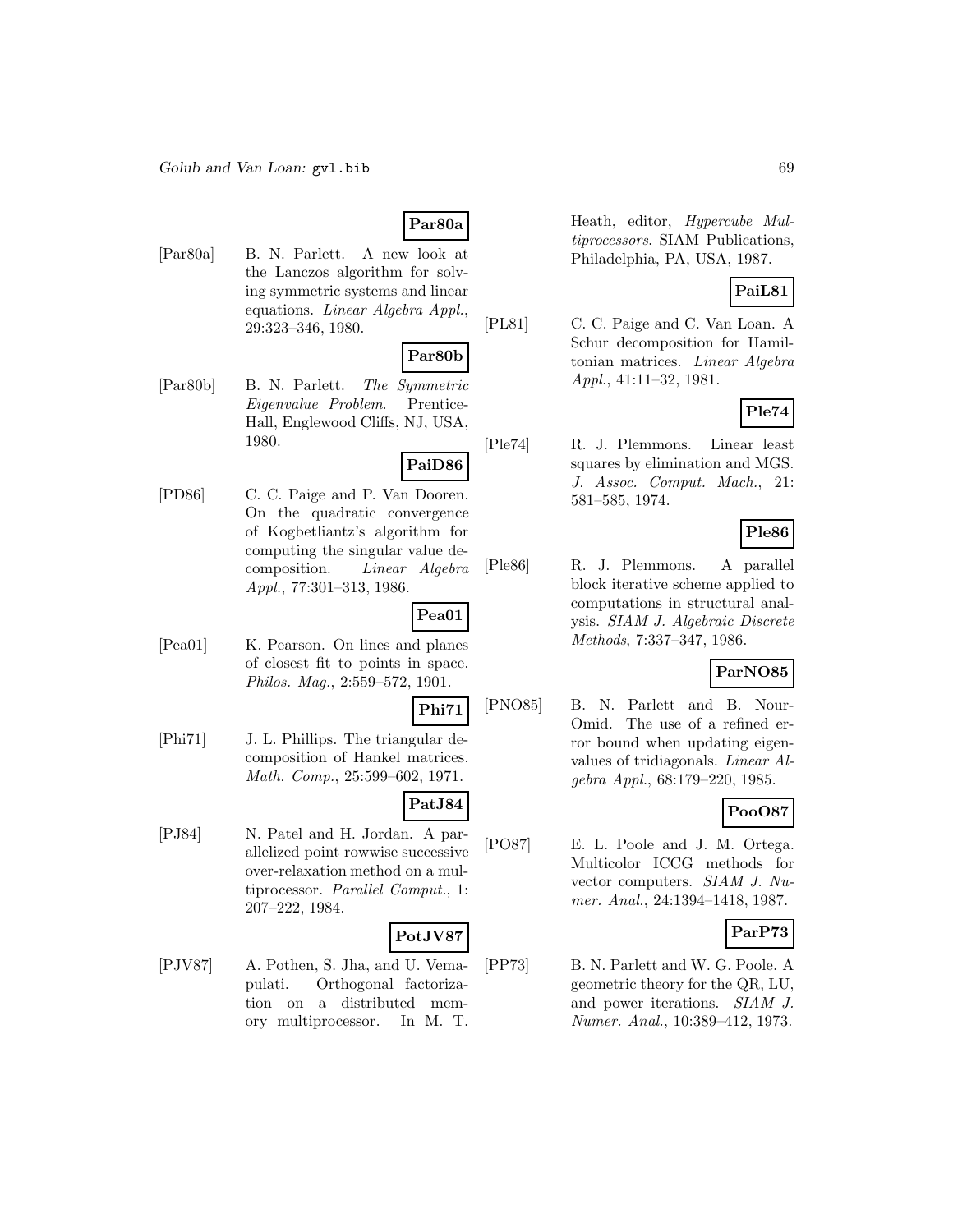**Par80a**

[Par80a] B. N. Parlett. A new look at the Lanczos algorithm for solving symmetric systems and linear equations. *Linear Algebra Appl.*, 29:323–346, 1980.

**Par80b**

[Par80b] B. N. Parlett. *The Symmetric Eigenvalue Problem*. Prentice-Hall, Englewood Cliffs, NJ, USA, 1980.

**PaiD86**

[PD86] C. C. Paige and P. Van Dooren. On the quadratic convergence of Kogbetliantz's algorithm for computing the singular value decomposition. *Linear Algebra Appl.*, 77:301–313, 1986.

**Pea01**

[Pea01] K. Pearson. On lines and planes of closest fit to points in space. *Philos. Mag.*, 2:559–572, 1901.

**Phi71**

[Phi71] J. L. Phillips. The triangular decomposition of Hankel matrices. *Math. Comp.*, 25:599–602, 1971.

**PatJ84**

[PJ84] N. Patel and H. Jordan. A parallelized point rowwise successive over-relaxation method on a multiprocessor. *Parallel Comput.*, 1: 207–222, 1984.

**PotJV87**

[PJV87] A. Pothen, S. Jha, and U. Vemapulati. Orthogonal factorization on a distributed memory multiprocessor. In M. T. Heath, editor, *Hypercube Multiprocessors*. SIAM Publications, Philadelphia, PA, USA, 1987.

**PaiL81**

[PL81] C. C. Paige and C. Van Loan. A Schur decomposition for Hamiltonian matrices. *Linear Algebra Appl.*, 41:11–32, 1981.

**Ple74**

[Ple74] R. J. Plemmons. Linear least squares by elimination and MGS. *J. Assoc. Comput. Mach.*, 21: 581–585, 1974.

**Ple86**

[Ple86] R. J. Plemmons. A parallel block iterative scheme applied to computations in structural analysis. *SIAM J. Algebraic Discrete Methods*, 7:337–347, 1986.

**ParNO85**

[PNO85] B. N. Parlett and B. Nour-Omid. The use of a refined error bound when updating eigenvalues of tridiagonals. *Linear Algebra Appl.*, 68:179–220, 1985.

**PooO87**

[PO87] E. L. Poole and J. M. Ortega. Multicolor ICCG methods for vector computers. *SIAM J. Numer. Anal.*, 24:1394–1418, 1987.

**ParP73**

[PP73] B. N. Parlett and W. G. Poole. A geometric theory for the QR, LU, and power iterations. *SIAM J. Numer. Anal.*, 10:389–412, 1973.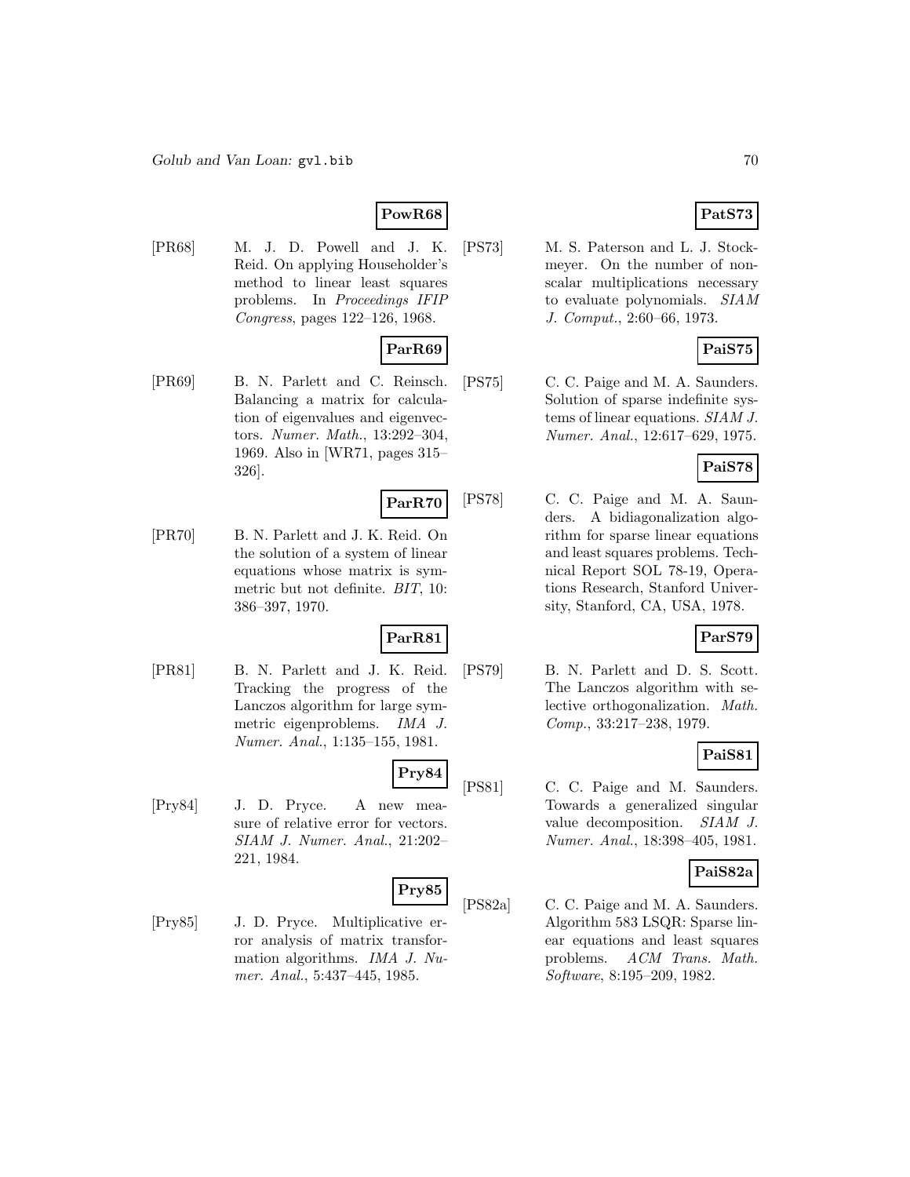**PowR68**

[PR68] M. J. D. Powell and J. K. Reid. On applying Householder's method to linear least squares problems. In *Proceedings IFIP Congress*, pages 122–126, 1968.

**ParR69**

[PR69] B. N. Parlett and C. Reinsch. Balancing a matrix for calculation of eigenvalues and eigenvectors. *Numer. Math.*, 13:292–304, 1969. Also in [WR71, pages 315–326].

**ParR70**

[PR70] B. N. Parlett and J. K. Reid. On the solution of a system of linear equations whose matrix is symmetric but not definite. *BIT*, 10: 386–397, 1970.

**ParR81**

[PR81] B. N. Parlett and J. K. Reid. Tracking the progress of the Lanczos algorithm for large symmetric eigenproblems. *IMA J. Numer. Anal.*, 1:135–155, 1981.

**Pry84**

[Pry84] J. D. Pryce. A new measure of relative error for vectors. *SIAM J. Numer. Anal.*, 21:202–221, 1984.

**Pry85**

[Pry85] J. D. Pryce. Multiplicative error analysis of matrix transformation algorithms. *IMA J. Numer. Anal.*, 5:437–445, 1985.

**PatS73**

[PS73] M. S. Paterson and L. J. Stockmeyer. On the number of nonscalar multiplications necessary to evaluate polynomials. *SIAM J. Comput.*, 2:60–66, 1973.

**PaiS75**

[PS75] C. C. Paige and M. A. Saunders. Solution of sparse indefinite systems of linear equations. *SIAM J. Numer. Anal.*, 12:617–629, 1975.

**PaiS78**

[PS78] C. C. Paige and M. A. Saunders. A bidiagonalization algorithm for sparse linear equations and least squares problems. Technical Report SOL 78-19, Operations Research, Stanford University, Stanford, CA, USA, 1978.

**ParS79**

[PS79] B. N. Parlett and D. S. Scott. The Lanczos algorithm with selective orthogonalization. *Math. Comp.*, 33:217–238, 1979.

**PaiS81**

[PS81] C. C. Paige and M. Saunders. Towards a generalized singular value decomposition. *SIAM J. Numer. Anal.*, 18:398–405, 1981.

**PaiS82a**

[PS82a] C. C. Paige and M. A. Saunders. Algorithm 583 LSQR: Sparse linear equations and least squares problems. *ACM Trans. Math. Software*, 8:195–209, 1982.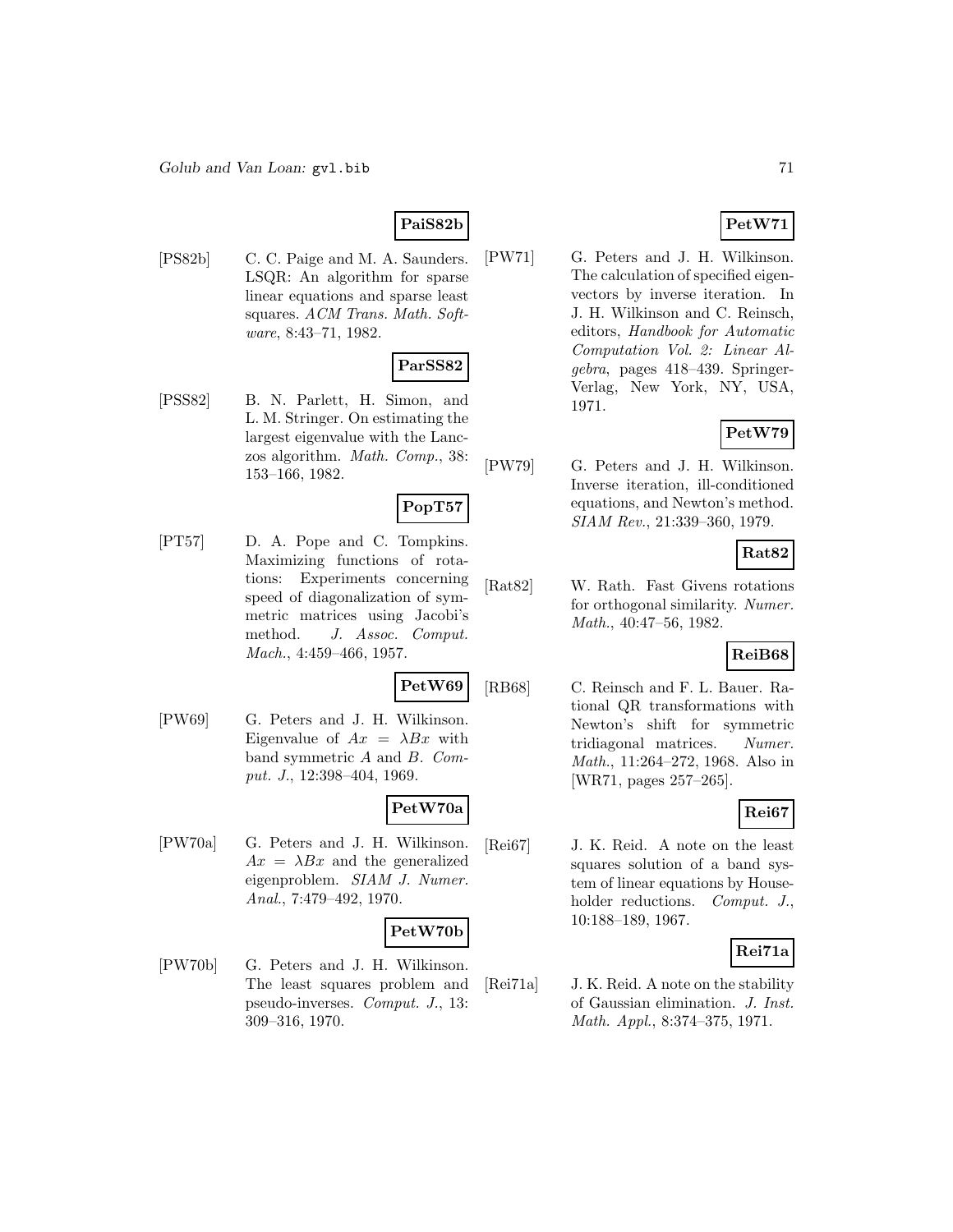**PaiS82b**

[PS82b] C. C. Paige and M. A. Saunders. LSQR: An algorithm for sparse linear equations and sparse least squares. *ACM Trans. Math. Software*, 8:43–71, 1982.

**ParSS82**

[PSS82] B. N. Parlett, H. Simon, and L. M. Stringer. On estimating the largest eigenvalue with the Lanczos algorithm. *Math. Comp.*, 38: 153–166, 1982.

**PopT57**

[PT57] D. A. Pope and C. Tompkins. Maximizing functions of rotations: Experiments concerning speed of diagonalization of symmetric matrices using Jacobi's method. *J. Assoc. Comput. Mach.*, 4:459–466, 1957.

**PetW69**

[PW69] G. Peters and J. H. Wilkinson. Eigenvalue of $Ax = \lambda Bx$ with band symmetric $A$ and $B$. *Comput. J.*, 12:398–404, 1969.

**PetW70a**

[PW70a] G. Peters and J. H. Wilkinson. $Ax = \lambda Bx$ and the generalized eigenproblem. *SIAM J. Numer. Anal.*, 7:479–492, 1970.

**PetW70b**

[PW70b] G. Peters and J. H. Wilkinson. The least squares problem and pseudo-inverses. *Comput. J.*, 13: 309–316, 1970.

**PetW71**

[PW71] G. Peters and J. H. Wilkinson. The calculation of specified eigenvectors by inverse iteration. In J. H. Wilkinson and C. Reinsch, editors, *Handbook for Automatic Computation Vol. 2: Linear Algebra*, pages 418–439. Springer-Verlag, New York, NY, USA, 1971.

**PetW79**

[PW79] G. Peters and J. H. Wilkinson. Inverse iteration, ill-conditioned equations, and Newton's method. *SIAM Rev.*, 21:339–360, 1979.

**Rat82**

[Rat82] W. Rath. Fast Givens rotations for orthogonal similarity. *Numer. Math.*, 40:47–56, 1982.

**ReiB68**

[RB68] C. Reinsch and F. L. Bauer. Rational QR transformations with Newton's shift for symmetric tridiagonal matrices. *Numer. Math.*, 11:264–272, 1968. Also in [WR71, pages 257–265].

**Rei67**

[Rei67] J. K. Reid. A note on the least squares solution of a band system of linear equations by Householder reductions. *Comput. J.*, 10:188–189, 1967.

**Rei71a**

[Rei71a] J. K. Reid. A note on the stability of Gaussian elimination. *J. Inst. Math. Appl.*, 8:374–375, 1971.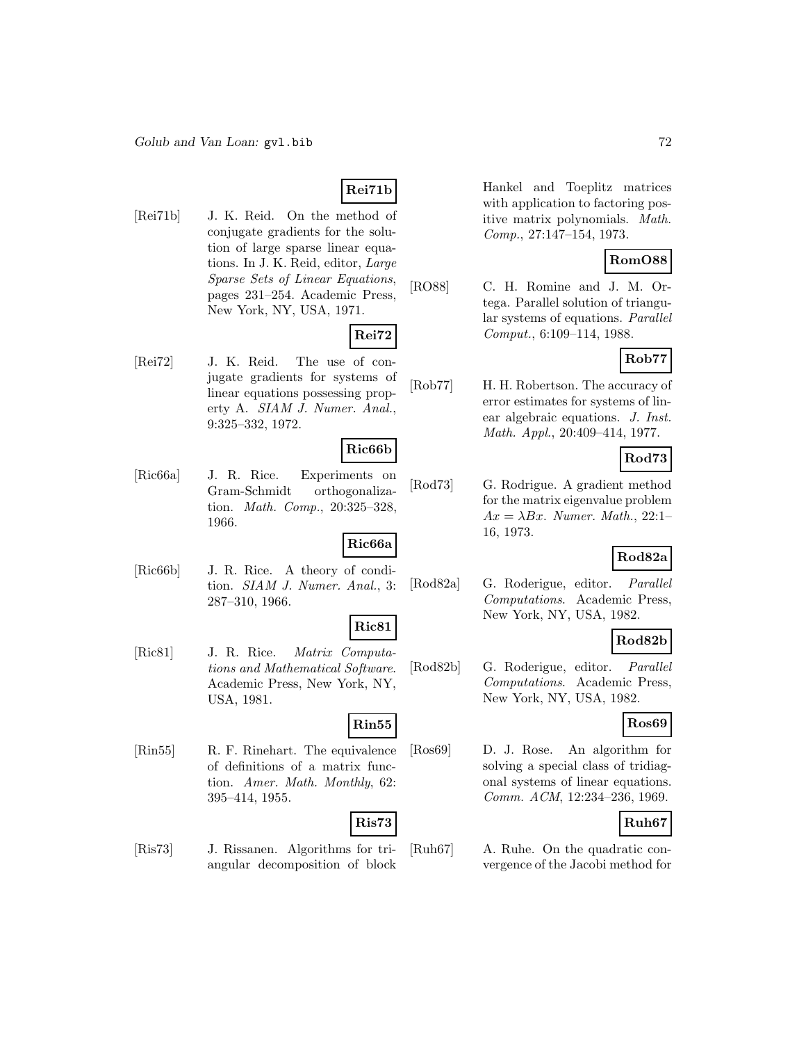**Rei71b**

[Rei71b] J. K. Reid. On the method of conjugate gradients for the solution of large sparse linear equations. In J. K. Reid, editor, *Large Sparse Sets of Linear Equations*, pages 231–254. Academic Press, New York, NY, USA, 1971.

**Rei72**

[Rei72] J. K. Reid. The use of conjugate gradients for systems of linear equations possessing property A. *SIAM J. Numer. Anal.*, 9:325–332, 1972.

**Ric66b**

[Ric66a] J. R. Rice. Experiments on Gram-Schmidt orthogonalization. *Math. Comp.*, 20:325–328, 1966.

**Ric66a**

[Ric66b] J. R. Rice. A theory of condition. *SIAM J. Numer. Anal.*, 3: 287–310, 1966.

**Ric81**

[Ric81] J. R. Rice. *Matrix Computations and Mathematical Software*. Academic Press, New York, NY, USA, 1981.

**Rin55**

[Rin55] R. F. Rinehart. The equivalence of definitions of a matrix function. *Amer. Math. Monthly*, 62: 395–414, 1955.

**Ris73**

[Ris73] J. Rissanen. Algorithms for triangular decomposition of block Hankel and Toeplitz matrices with application to factoring positive matrix polynomials. *Math. Comp.*, 27:147–154, 1973.

**RomO88**

[RO88] C. H. Romine and J. M. Ortega. Parallel solution of triangular systems of equations. *Parallel Comput.*, 6:109–114, 1988.

**Rob77**

[Rob77] H. H. Robertson. The accuracy of error estimates for systems of linear algebraic equations. *J. Inst. Math. Appl.*, 20:409–414, 1977.

**Rod73**

[Rod73] G. Rodrigue. A gradient method for the matrix eigenvalue problem $Ax = \lambda Bx$. *Numer. Math.*, 22:1–16, 1973.

**Rod82a**

[Rod82a] G. Roderigue, editor. *Parallel Computations*. Academic Press, New York, NY, USA, 1982.

**Rod82b**

[Rod82b] G. Roderigue, editor. *Parallel Computations*. Academic Press, New York, NY, USA, 1982.

**Ros69**

[Ros69] D. J. Rose. An algorithm for solving a special class of tridiagonal systems of linear equations. *Comm. ACM*, 12:234–236, 1969.

**Ruh67**

[Ruh67] A. Ruhe. On the quadratic convergence of the Jacobi method for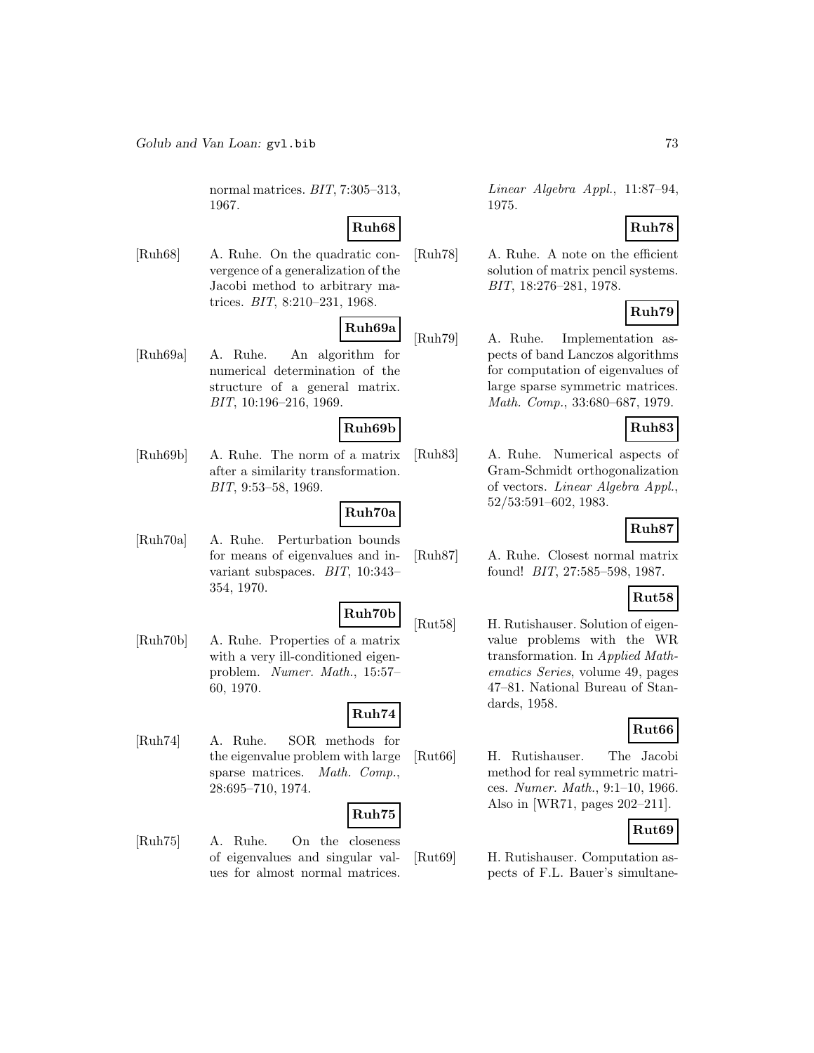normal matrices. *BIT*, 7:305–313, 1967.

**Ruh68**

[Ruh68] A. Ruhe. On the quadratic convergence of a generalization of the Jacobi method to arbitrary matrices. *BIT*, 8:210–231, 1968.

**Ruh69a**

[Ruh69a] A. Ruhe. An algorithm for numerical determination of the structure of a general matrix. *BIT*, 10:196–216, 1969.

**Ruh69b**

[Ruh69b] A. Ruhe. The norm of a matrix after a similarity transformation. *BIT*, 9:53–58, 1969.

**Ruh70a**

[Ruh70a] A. Ruhe. Perturbation bounds for means of eigenvalues and invariant subspaces. *BIT*, 10:343–354, 1970.

**Ruh70b**

[Ruh70b] A. Ruhe. Properties of a matrix with a very ill-conditioned eigenproblem. *Numer. Math.*, 15:57–60, 1970.

**Ruh74**

[Ruh74] A. Ruhe. SOR methods for the eigenvalue problem with large sparse matrices. *Math. Comp.*, 28:695–710, 1974.

**Ruh75**

[Ruh75] A. Ruhe. On the closeness of eigenvalues and singular values for almost normal matrices. *Linear Algebra Appl.*, 11:87–94, 1975.

**Ruh78**

[Ruh78] A. Ruhe. A note on the efficient solution of matrix pencil systems. *BIT*, 18:276–281, 1978.

**Ruh79**

[Ruh79] A. Ruhe. Implementation aspects of band Lanczos algorithms for computation of eigenvalues of large sparse symmetric matrices. *Math. Comp.*, 33:680–687, 1979.

**Ruh83**

[Ruh83] A. Ruhe. Numerical aspects of Gram-Schmidt orthogonalization of vectors. *Linear Algebra Appl.*, 52/53:591–602, 1983.

**Ruh87**

[Ruh87] A. Ruhe. Closest normal matrix found! *BIT*, 27:585–598, 1987.

**Rut58**

[Rut58] H. Rutishauser. Solution of eigenvalue problems with the WR transformation. In *Applied Mathematics Series*, volume 49, pages 47–81. National Bureau of Standards, 1958.

**Rut66**

[Rut66] H. Rutishauser. The Jacobi method for real symmetric matrices. *Numer. Math.*, 9:1–10, 1966. Also in [WR71, pages 202–211].

**Rut69**

[Rut69] H. Rutishauser. Computation aspects of F.L. Bauer's simultane-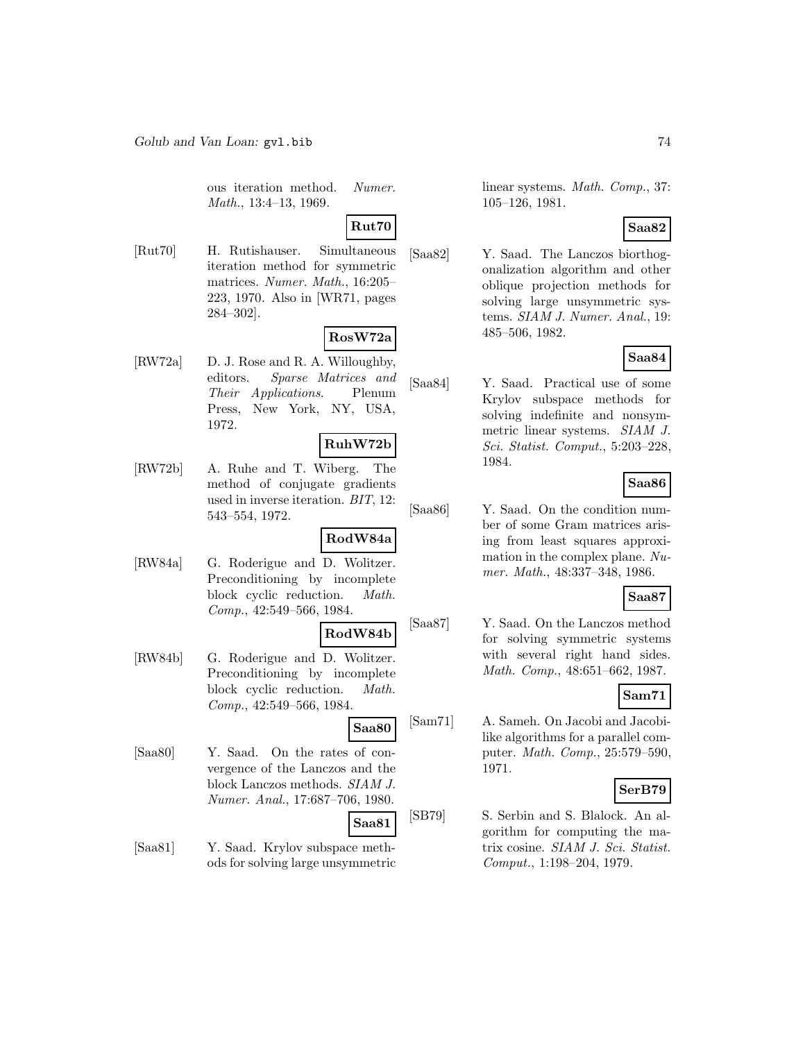ous iteration method. *Numer. Math.*, 13:4–13, 1969.

**Rut70**

[Rut70] H. Rutishauser. Simultaneous iteration method for symmetric matrices. *Numer. Math.*, 16:205–223, 1970. Also in [WR71, pages 284–302].

**RosW72a**

[RW72a] D. J. Rose and R. A. Willoughby, editors. *Sparse Matrices and Their Applications*. Plenum Press, New York, NY, USA, 1972.

**RuhW72b**

[RW72b] A. Ruhe and T. Wiberg. The method of conjugate gradients used in inverse iteration. *BIT*, 12: 543–554, 1972.

**RodW84a**

[RW84a] G. Roderigue and D. Wolitzer. Preconditioning by incomplete block cyclic reduction. *Math. Comp.*, 42:549–566, 1984.

**RodW84b**

[RW84b] G. Roderigue and D. Wolitzer. Preconditioning by incomplete block cyclic reduction. *Math. Comp.*, 42:549–566, 1984.

**Saa80**

[Saa80] Y. Saad. On the rates of convergence of the Lanczos and the block Lanczos methods. *SIAM J. Numer. Anal.*, 17:687–706, 1980.

**Saa81**

[Saa81] Y. Saad. Krylov subspace methods for solving large unsymmetric linear systems. *Math. Comp.*, 37: 105–126, 1981.

**Saa82**

[Saa82] Y. Saad. The Lanczos biorthogonalization algorithm and other oblique projection methods for solving large unsymmetric systems. *SIAM J. Numer. Anal.*, 19: 485–506, 1982.

**Saa84**

[Saa84] Y. Saad. Practical use of some Krylov subspace methods for solving indefinite and nonsymmetric linear systems. *SIAM J. Sci. Statist. Comput.*, 5:203–228, 1984.

**Saa86**

[Saa86] Y. Saad. On the condition number of some Gram matrices arising from least squares approximation in the complex plane. *Numer. Math.*, 48:337–348, 1986.

**Saa87**

[Saa87] Y. Saad. On the Lanczos method for solving symmetric systems with several right hand sides. *Math. Comp.*, 48:651–662, 1987.

**Sam71**

[Sam71] A. Sameh. On Jacobi and Jacobi-like algorithms for a parallel computer. *Math. Comp.*, 25:579–590, 1971.

**SerB79**

[SB79] S. Serbin and S. Blalock. An algorithm for computing the matrix cosine. *SIAM J. Sci. Statist. Comput.*, 1:198–204, 1979.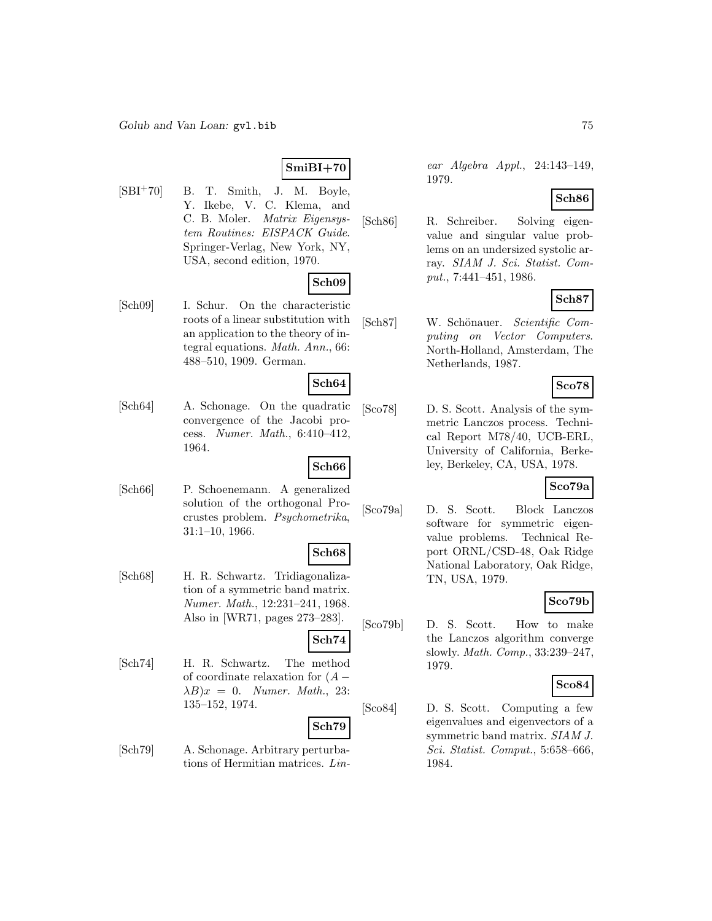**SmiBI+70**

[SBI+70] B. T. Smith, J. M. Boyle, Y. Ikebe, V. C. Klema, and C. B. Moler. *Matrix Eigensystem Routines: EISPACK Guide*. Springer-Verlag, New York, NY, USA, second edition, 1970.

**Sch09**

[Sch09] I. Schur. On the characteristic roots of a linear substitution with an application to the theory of integral equations. *Math. Ann.*, 66: 488–510, 1909. German.

**Sch64**

[Sch64] A. Schonage. On the quadratic convergence of the Jacobi process. *Numer. Math.*, 6:410–412, 1964.

**Sch66**

[Sch66] P. Schoenemann. A generalized solution of the orthogonal Procrustes problem. *Psychometrika*, 31:1–10, 1966.

**Sch68**

[Sch68] H. R. Schwartz. Tridiagonalization of a symmetric band matrix. *Numer. Math.*, 12:231–241, 1968. Also in [WR71, pages 273–283].

**Sch74**

[Sch74] H. R. Schwartz. The method of coordinate relaxation for $(A - \lambda B)x = 0$. *Numer. Math.*, 23: 135–152, 1974.

**Sch79**

[Sch79] A. Schonage. Arbitrary perturbations of Hermitian matrices. *Linear Algebra Appl.*, 24:143–149, 1979.

**Sch86**

[Sch86] R. Schreiber. Solving eigenvalue and singular value problems on an undersized systolic array. *SIAM J. Sci. Statist. Comput.*, 7:441–451, 1986.

**Sch87**

[Sch87] W. Schönauer. *Scientific Computing on Vector Computers*. North-Holland, Amsterdam, The Netherlands, 1987.

**Sco78**

[Sco78] D. S. Scott. Analysis of the symmetric Lanczos process. Technical Report M78/40, UCB-ERL, University of California, Berkeley, Berkeley, CA, USA, 1978.

**Sco79a**

[Sco79a] D. S. Scott. Block Lanczos software for symmetric eigenvalue problems. Technical Report ORNL/CSD-48, Oak Ridge National Laboratory, Oak Ridge, TN, USA, 1979.

**Sco79b**

[Sco79b] D. S. Scott. How to make the Lanczos algorithm converge slowly. *Math. Comp.*, 33:239–247, 1979.

**Sco84**

[Sco84] D. S. Scott. Computing a few eigenvalues and eigenvectors of a symmetric band matrix. *SIAM J. Sci. Statist. Comput.*, 5:658–666, 1984.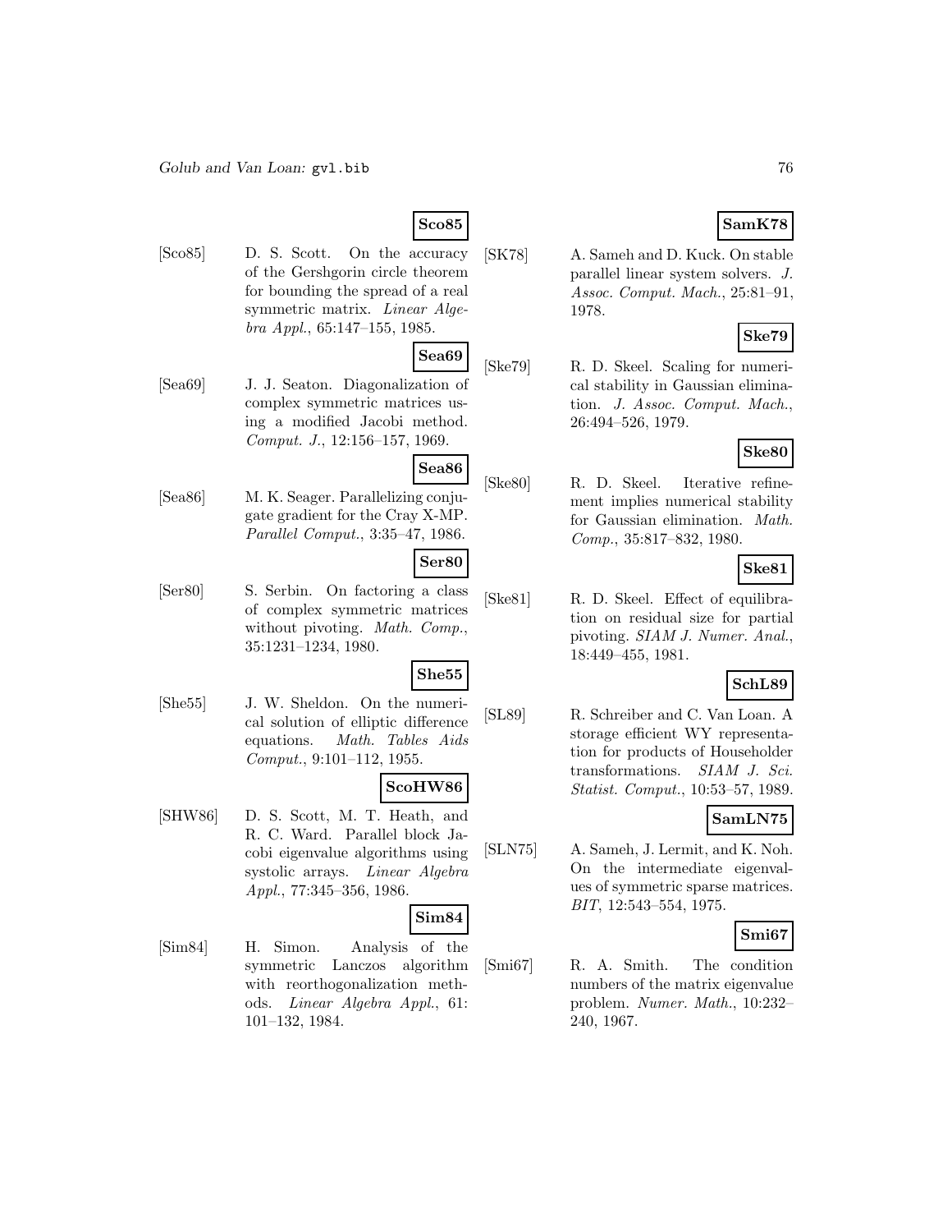**Sco85**

[Sco85] D. S. Scott. On the accuracy of the Gershgorin circle theorem for bounding the spread of a real symmetric matrix. *Linear Algebra Appl.*, 65:147–155, 1985.

**Sea69**

[Sea69] J. J. Seaton. Diagonalization of complex symmetric matrices using a modified Jacobi method. *Comput. J.*, 12:156–157, 1969.

**Sea86**

[Sea86] M. K. Seager. Parallelizing conjugate gradient for the Cray X-MP. *Parallel Comput.*, 3:35–47, 1986.

**Ser80**

[Ser80] S. Serbin. On factoring a class of complex symmetric matrices without pivoting. *Math. Comp.*, 35:1231–1234, 1980.

**She55**

[She55] J. W. Sheldon. On the numerical solution of elliptic difference equations. *Math. Tables Aids Comput.*, 9:101–112, 1955.

**ScoHW86**

[SHW86] D. S. Scott, M. T. Heath, and R. C. Ward. Parallel block Jacobi eigenvalue algorithms using systolic arrays. *Linear Algebra Appl.*, 77:345–356, 1986.

**Sim84**

[Sim84] H. Simon. Analysis of the symmetric Lanczos algorithm with reorthogonalization methods. *Linear Algebra Appl.*, 61:101–132, 1984.

**SamK78**

[SK78] A. Sameh and D. Kuck. On stable parallel linear system solvers. *J. Assoc. Comput. Mach.*, 25:81–91, 1978.

**Ske79**

[Ske79] R. D. Skeel. Scaling for numerical stability in Gaussian elimination. *J. Assoc. Comput. Mach.*, 26:494–526, 1979.

**Ske80**

[Ske80] R. D. Skeel. Iterative refinement implies numerical stability for Gaussian elimination. *Math. Comp.*, 35:817–832, 1980.

**Ske81**

[Ske81] R. D. Skeel. Effect of equilibration on residual size for partial pivoting. *SIAM J. Numer. Anal.*, 18:449–455, 1981.

**SchL89**

[SL89] R. Schreiber and C. Van Loan. A storage efficient WY representation for products of Householder transformations. *SIAM J. Sci. Statist. Comput.*, 10:53–57, 1989.

**SamLN75**

[SLN75] A. Sameh, J. Lermit, and K. Noh. On the intermediate eigenvalues of symmetric sparse matrices. *BIT*, 12:543–554, 1975.

**Smi67**

[Smi67] R. A. Smith. The condition numbers of the matrix eigenvalue problem. *Numer. Math.*, 10:232–240, 1967.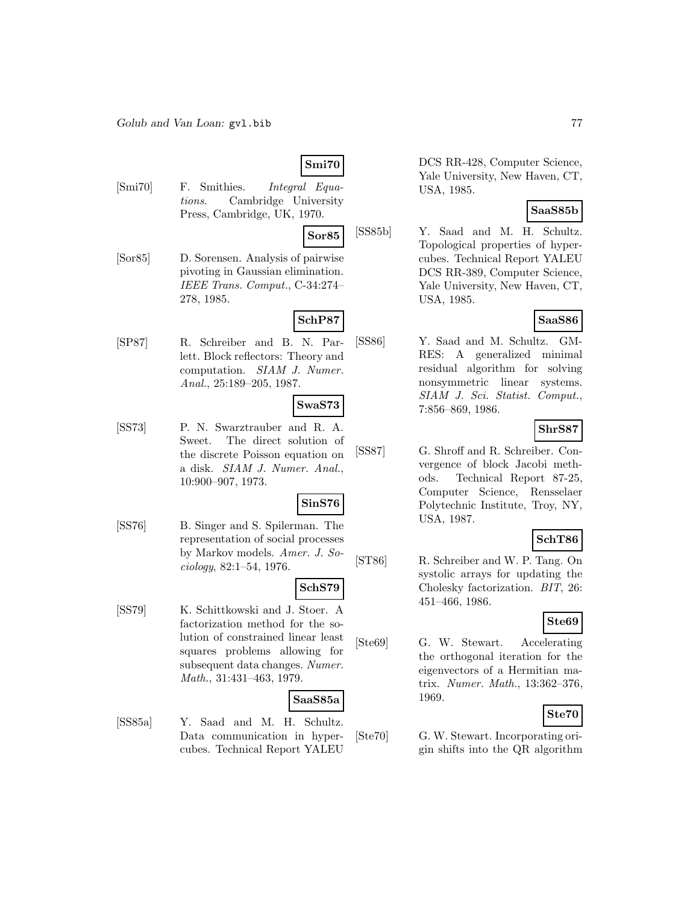**Smi70**

[Smi70] F. Smithies. *Integral Equations*. Cambridge University Press, Cambridge, UK, 1970.

**Sor85**

[Sor85] D. Sorensen. Analysis of pairwise pivoting in Gaussian elimination. *IEEE Trans. Comput.*, C-34:274–278, 1985.

**SchP87**

[SP87] R. Schreiber and B. N. Parlett. Block reflectors: Theory and computation. *SIAM J. Numer. Anal.*, 25:189–205, 1987.

**SwaS73**

[SS73] P. N. Swarztrauber and R. A. Sweet. The direct solution of the discrete Poisson equation on a disk. *SIAM J. Numer. Anal.*, 10:900–907, 1973.

**SinS76**

[SS76] B. Singer and S. Spilerman. The representation of social processes by Markov models. *Amer. J. Sociology*, 82:1–54, 1976.

**SchS79**

[SS79] K. Schittkowski and J. Stoer. A factorization method for the solution of constrained linear least squares problems allowing for subsequent data changes. *Numer. Math.*, 31:431–463, 1979.

**SaaS85a**

[SS85a] Y. Saad and M. H. Schultz. Data communication in hypercubes. Technical Report YALEU DCS RR-428, Computer Science, Yale University, New Haven, CT, USA, 1985.

**SaaS85b**

[SS85b] Y. Saad and M. H. Schultz. Topological properties of hypercubes. Technical Report YALEU DCS RR-389, Computer Science, Yale University, New Haven, CT, USA, 1985.

**SaaS86**

[SS86] Y. Saad and M. Schultz. GMRES: A generalized minimal residual algorithm for solving nonsymmetric linear systems. *SIAM J. Sci. Statist. Comput.*, 7:856–869, 1986.

**ShrS87**

[SS87] G. Shroff and R. Schreiber. Convergence of block Jacobi methods. Technical Report 87-25, Computer Science, Rensselaer Polytechnic Institute, Troy, NY, USA, 1987.

**SchT86**

[ST86] R. Schreiber and W. P. Tang. On systolic arrays for updating the Cholesky factorization. *BIT*, 26: 451–466, 1986.

**Ste69**

[Ste69] G. W. Stewart. Accelerating the orthogonal iteration for the eigenvectors of a Hermitian matrix. *Numer. Math.*, 13:362–376, 1969.

**Ste70**

[Ste70] G. W. Stewart. Incorporating origin shifts into the QR algorithm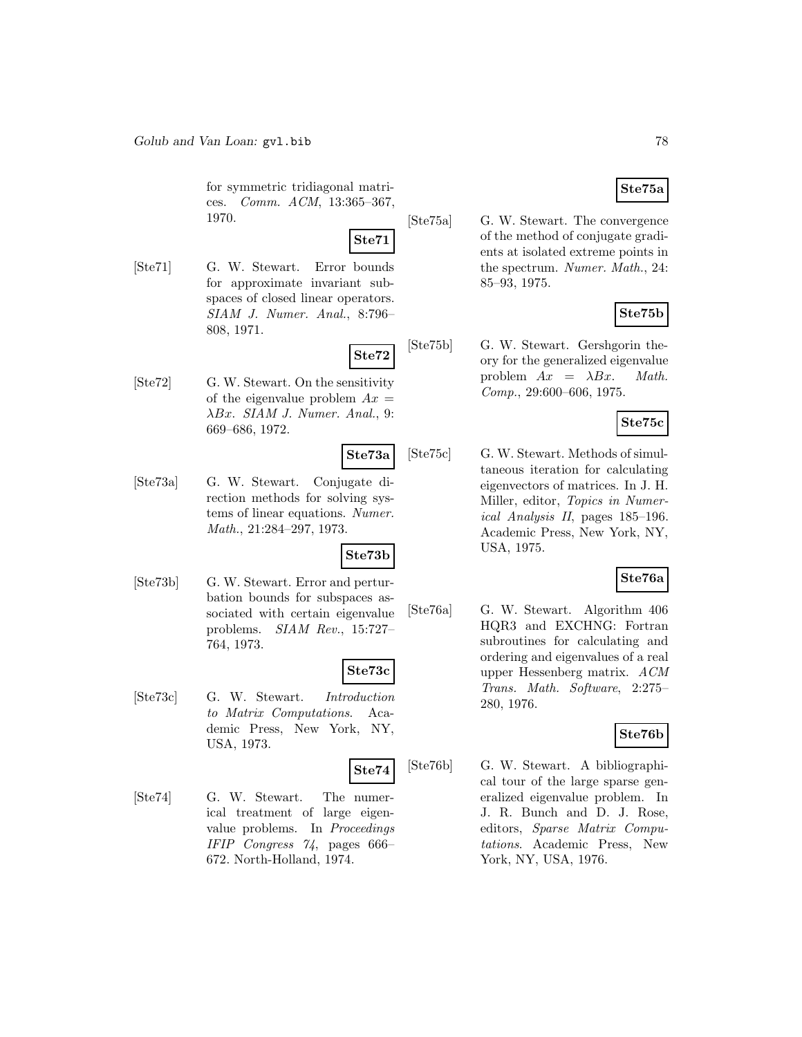for symmetric tridiagonal matrices. *Comm. ACM*, 13:365–367, 1970.

**Ste71**

[Ste71] G. W. Stewart. Error bounds for approximate invariant subspaces of closed linear operators. *SIAM J. Numer. Anal.*, 8:796–808, 1971.

**Ste72**

[Ste72] G. W. Stewart. On the sensitivity of the eigenvalue problem $Ax = \lambda Bx$. *SIAM J. Numer. Anal.*, 9: 669–686, 1972.

**Ste73a**

[Ste73a] G. W. Stewart. Conjugate direction methods for solving systems of linear equations. *Numer. Math.*, 21:284–297, 1973.

**Ste73b**

[Ste73b] G. W. Stewart. Error and perturbation bounds for subspaces associated with certain eigenvalue problems. *SIAM Rev.*, 15:727–764, 1973.

**Ste73c**

[Ste73c] G. W. Stewart. *Introduction to Matrix Computations*. Academic Press, New York, NY, USA, 1973.

**Ste74**

[Ste74] G. W. Stewart. The numerical treatment of large eigenvalue problems. In *Proceedings IFIP Congress 74*, pages 666–672. North-Holland, 1974.

**Ste75a**

[Ste75a] G. W. Stewart. The convergence of the method of conjugate gradients at isolated extreme points in the spectrum. *Numer. Math.*, 24: 85–93, 1975.

**Ste75b**

[Ste75b] G. W. Stewart. Gershgorin theory for the generalized eigenvalue problem $Ax = \lambda Bx$. *Math. Comp.*, 29:600–606, 1975.

**Ste75c**

[Ste75c] G. W. Stewart. Methods of simultaneous iteration for calculating eigenvectors of matrices. In J. H. Miller, editor, *Topics in Numerical Analysis II*, pages 185–196. Academic Press, New York, NY, USA, 1975.

**Ste76a**

[Ste76a] G. W. Stewart. Algorithm 406 HQR3 and EXCHNG: Fortran subroutines for calculating and ordering and eigenvalues of a real upper Hessenberg matrix. *ACM Trans. Math. Software*, 2:275–280, 1976.

**Ste76b**

[Ste76b] G. W. Stewart. A bibliographical tour of the large sparse generalized eigenvalue problem. In J. R. Bunch and D. J. Rose, editors, *Sparse Matrix Computations*. Academic Press, New York, NY, USA, 1976.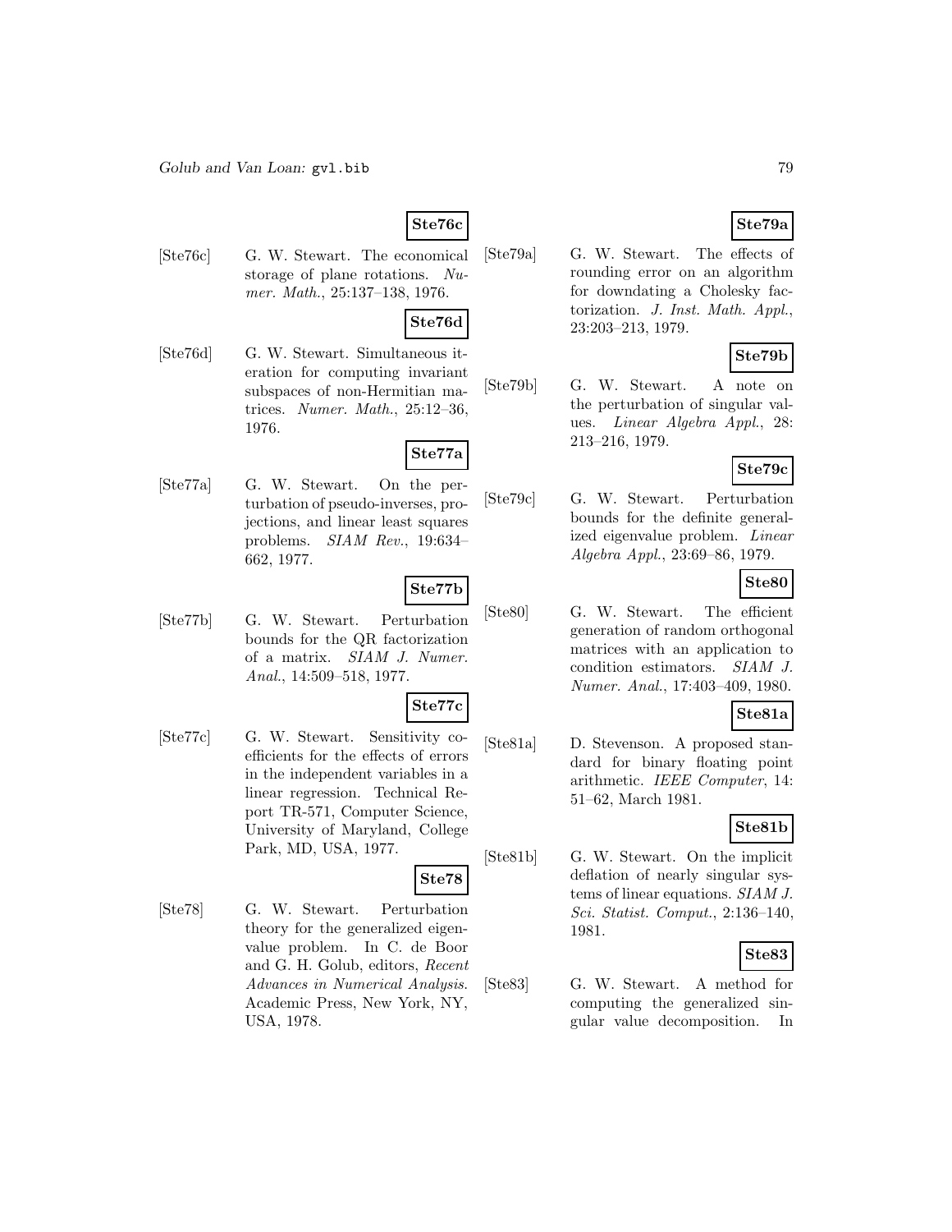**Ste76c**

[Ste76c] G. W. Stewart. The economical storage of plane rotations. *Numer. Math.*, 25:137–138, 1976.

**Ste76d**

[Ste76d] G. W. Stewart. Simultaneous iteration for computing invariant subspaces of non-Hermitian matrices. *Numer. Math.*, 25:12–36, 1976.

**Ste77a**

[Ste77a] G. W. Stewart. On the perturbation of pseudo-inverses, projections, and linear least squares problems. *SIAM Rev.*, 19:634–662, 1977.

**Ste77b**

[Ste77b] G. W. Stewart. Perturbation bounds for the QR factorization of a matrix. *SIAM J. Numer. Anal.*, 14:509–518, 1977.

**Ste77c**

[Ste77c] G. W. Stewart. Sensitivity coefficients for the effects of errors in the independent variables in a linear regression. Technical Report TR-571, Computer Science, University of Maryland, College Park, MD, USA, 1977.

**Ste78**

[Ste78] G. W. Stewart. Perturbation theory for the generalized eigenvalue problem. In C. de Boor and G. H. Golub, editors, *Recent Advances in Numerical Analysis*. Academic Press, New York, NY, USA, 1978.

**Ste79a**

[Ste79a] G. W. Stewart. The effects of rounding error on an algorithm for downdating a Cholesky factorization. *J. Inst. Math. Appl.*, 23:203–213, 1979.

**Ste79b**

[Ste79b] G. W. Stewart. A note on the perturbation of singular values. *Linear Algebra Appl.*, 28: 213–216, 1979.

**Ste79c**

[Ste79c] G. W. Stewart. Perturbation bounds for the definite generalized eigenvalue problem. *Linear Algebra Appl.*, 23:69–86, 1979.

**Ste80**

[Ste80] G. W. Stewart. The efficient generation of random orthogonal matrices with an application to condition estimators. *SIAM J. Numer. Anal.*, 17:403–409, 1980.

**Ste81a**

[Ste81a] D. Stevenson. A proposed standard for binary floating point arithmetic. *IEEE Computer*, 14: 51–62, March 1981.

**Ste81b**

[Ste81b] G. W. Stewart. On the implicit deflation of nearly singular systems of linear equations. *SIAM J. Sci. Statist. Comput.*, 2:136–140, 1981.

**Ste83**

[Ste83] G. W. Stewart. A method for computing the generalized singular value decomposition. In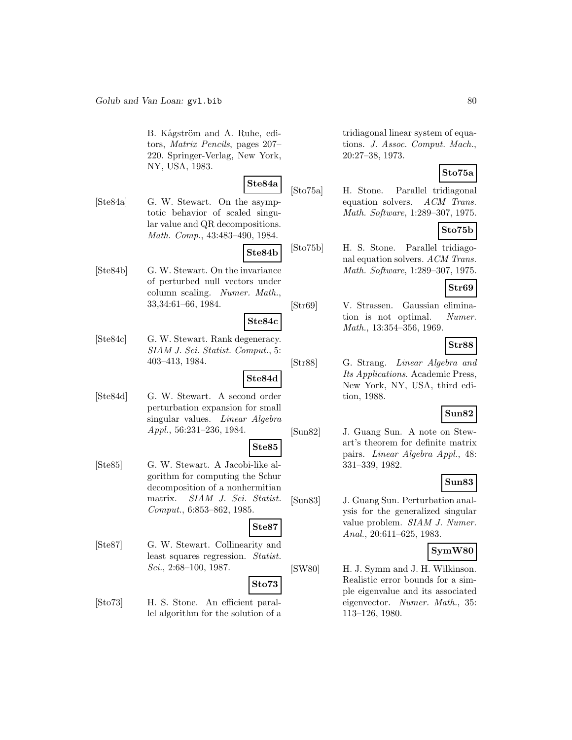B. Kågström and A. Ruhe, editors, *Matrix Pencils*, pages 207–220. Springer-Verlag, New York, NY, USA, 1983.

**Ste84a**

[Ste84a] G. W. Stewart. On the asymptotic behavior of scaled singular value and QR decompositions. *Math. Comp.*, 43:483–490, 1984.

**Ste84b**

[Ste84b] G. W. Stewart. On the invariance of perturbed null vectors under column scaling. *Numer. Math.*, 33,34:61–66, 1984.

**Ste84c**

[Ste84c] G. W. Stewart. Rank degeneracy. *SIAM J. Sci. Statist. Comput.*, 5: 403–413, 1984.

**Ste84d**

[Ste84d] G. W. Stewart. A second order perturbation expansion for small singular values. *Linear Algebra Appl.*, 56:231–236, 1984.

**Ste85**

[Ste85] G. W. Stewart. A Jacobi-like algorithm for computing the Schur decomposition of a nonhermitian matrix. *SIAM J. Sci. Statist. Comput.*, 6:853–862, 1985.

**Ste87**

[Ste87] G. W. Stewart. Collinearity and least squares regression. *Statist. Sci.*, 2:68–100, 1987.

**Sto73**

[Sto73] H. S. Stone. An efficient parallel algorithm for the solution of a tridiagonal linear system of equations. *J. Assoc. Comput. Mach.*, 20:27–38, 1973.

**Sto75a**

[Sto75a] H. Stone. Parallel tridiagonal equation solvers. *ACM Trans. Math. Software*, 1:289–307, 1975.

**Sto75b**

[Sto75b] H. S. Stone. Parallel tridiagonal equation solvers. *ACM Trans. Math. Software*, 1:289–307, 1975.

**Str69**

[Str69] V. Strassen. Gaussian elimination is not optimal. *Numer. Math.*, 13:354–356, 1969.

**Str88**

[Str88] G. Strang. *Linear Algebra and Its Applications*. Academic Press, New York, NY, USA, third edition, 1988.

**Sun82**

[Sun82] J. Guang Sun. A note on Stewart's theorem for definite matrix pairs. *Linear Algebra Appl.*, 48: 331–339, 1982.

**Sun83**

[Sun83] J. Guang Sun. Perturbation analysis for the generalized singular value problem. *SIAM J. Numer. Anal.*, 20:611–625, 1983.

**SymW80**

[SW80] H. J. Symm and J. H. Wilkinson. Realistic error bounds for a simple eigenvalue and its associated eigenvector. *Numer. Math.*, 35: 113–126, 1980.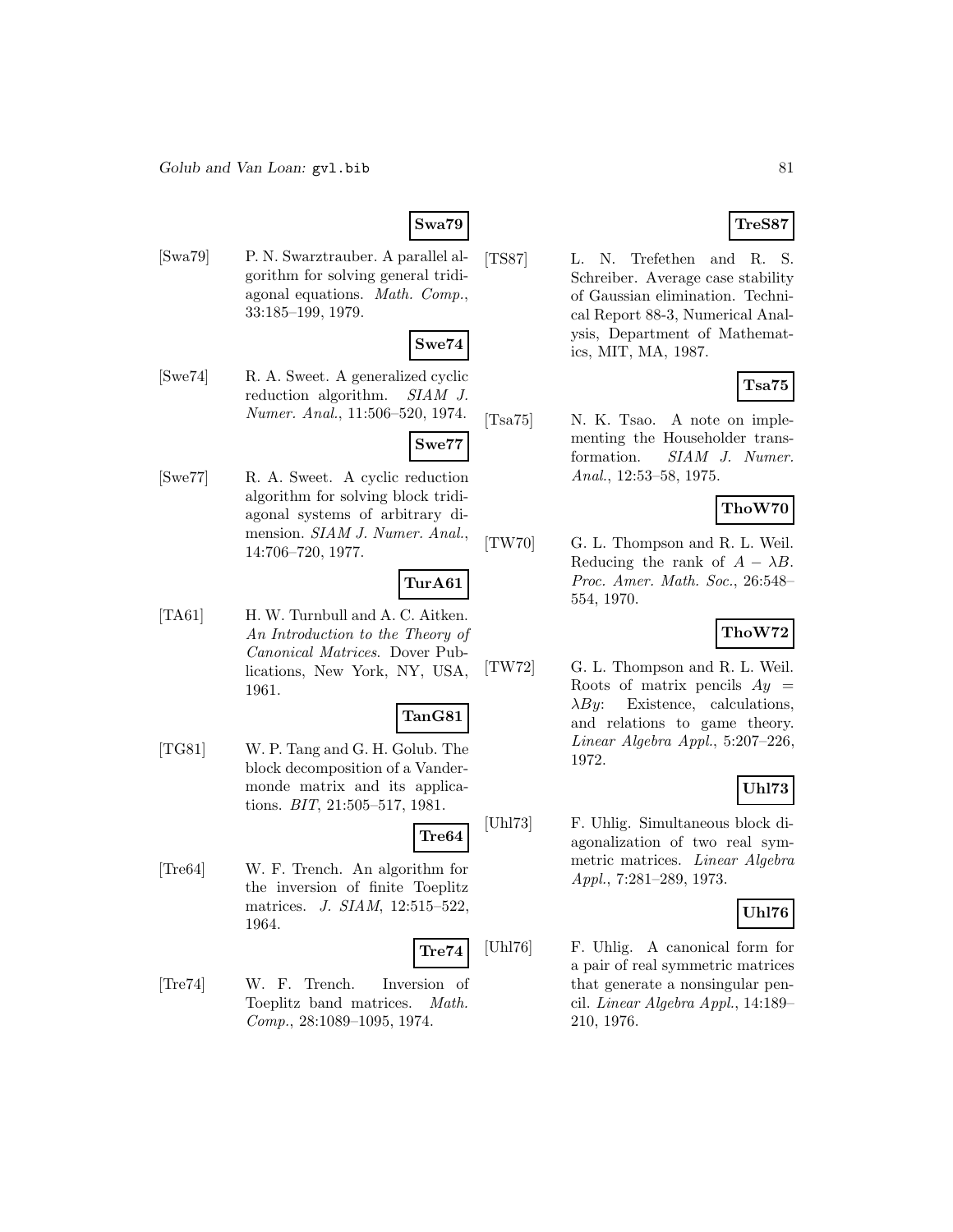**Swa79**

[Swa79] P. N. Swarztrauber. A parallel algorithm for solving general tridiagonal equations. *Math. Comp.*, 33:185–199, 1979.

**Swe74**

[Swe74] R. A. Sweet. A generalized cyclic reduction algorithm. *SIAM J. Numer. Anal.*, 11:506–520, 1974.

**Swe77**

[Swe77] R. A. Sweet. A cyclic reduction algorithm for solving block tridiagonal systems of arbitrary dimension. *SIAM J. Numer. Anal.*, 14:706–720, 1977.

**TurA61**

[TA61] H. W. Turnbull and A. C. Aitken. *An Introduction to the Theory of Canonical Matrices*. Dover Publications, New York, NY, USA, 1961.

**TanG81**

[TG81] W. P. Tang and G. H. Golub. The block decomposition of a Vandermonde matrix and its applications. *BIT*, 21:505–517, 1981.

**Tre64**

[Tre64] W. F. Trench. An algorithm for the inversion of finite Toeplitz matrices. *J. SIAM*, 12:515–522, 1964.

**Tre74**

[Tre74] W. F. Trench. Inversion of Toeplitz band matrices. *Math. Comp.*, 28:1089–1095, 1974.

**TreS87**

[TS87] L. N. Trefethen and R. S. Schreiber. Average case stability of Gaussian elimination. Technical Report 88-3, Numerical Analysis, Department of Mathematics, MIT, MA, 1987.

**Tsa75**

[Tsa75] N. K. Tsao. A note on implementing the Householder transformation. *SIAM J. Numer. Anal.*, 12:53–58, 1975.

**ThoW70**

[TW70] G. L. Thompson and R. L. Weil. Reducing the rank of $A - \lambda B$. *Proc. Amer. Math. Soc.*, 26:548–554, 1970.

**ThoW72**

[TW72] G. L. Thompson and R. L. Weil. Roots of matrix pencils $Ay = \lambda By$: Existence, calculations, and relations to game theory. *Linear Algebra Appl.*, 5:207–226, 1972.

**Uhl73**

[Uhl73] F. Uhlig. Simultaneous block diagonalization of two real symmetric matrices. *Linear Algebra Appl.*, 7:281–289, 1973.

**Uhl76**

[Uhl76] F. Uhlig. A canonical form for a pair of real symmetric matrices that generate a nonsingular pencil. *Linear Algebra Appl.*, 14:189–210, 1976.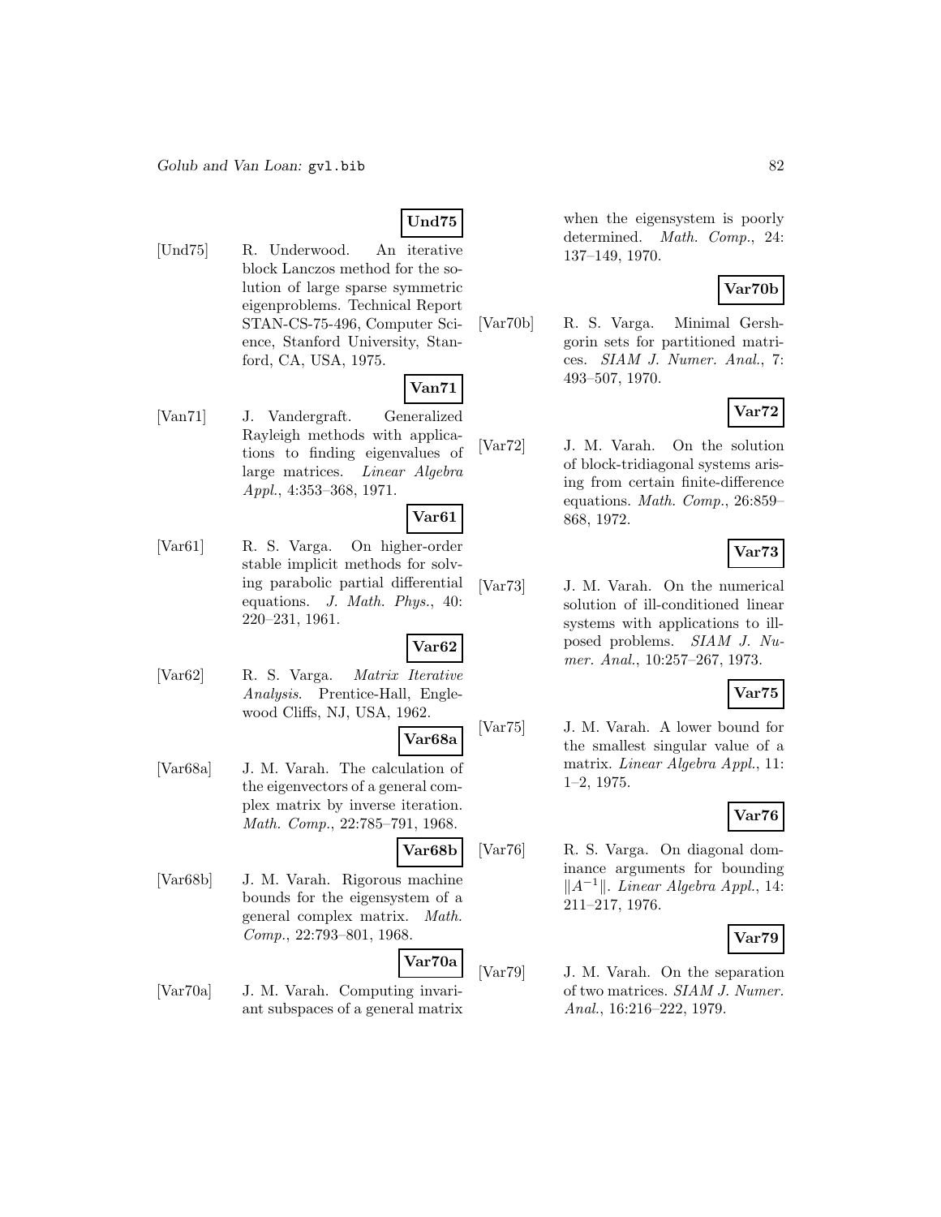**Und75**

[Und75] R. Underwood. An iterative block Lanczos method for the solution of large sparse symmetric eigenproblems. Technical Report STAN-CS-75-496, Computer Science, Stanford University, Stanford, CA, USA, 1975.

**Van71**

[Van71] J. Vandergraft. Generalized Rayleigh methods with applications to finding eigenvalues of large matrices. *Linear Algebra Appl.*, 4:353–368, 1971.

**Var61**

[Var61] R. S. Varga. On higher-order stable implicit methods for solving parabolic partial differential equations. *J. Math. Phys.*, 40: 220–231, 1961.

**Var62**

[Var62] R. S. Varga. *Matrix Iterative Analysis*. Prentice-Hall, Englewood Cliffs, NJ, USA, 1962.

**Var68a**

[Var68a] J. M. Varah. The calculation of the eigenvectors of a general complex matrix by inverse iteration. *Math. Comp.*, 22:785–791, 1968.

**Var68b**

[Var68b] J. M. Varah. Rigorous machine bounds for the eigensystem of a general complex matrix. *Math. Comp.*, 22:793–801, 1968.

**Var70a**

[Var70a] J. M. Varah. Computing invariant subspaces of a general matrix when the eigensystem is poorly determined. *Math. Comp.*, 24: 137–149, 1970.

**Var70b**

[Var70b] R. S. Varga. Minimal Gershgorin sets for partitioned matrices. *SIAM J. Numer. Anal.*, 7: 493–507, 1970.

**Var72**

[Var72] J. M. Varah. On the solution of block-tridiagonal systems arising from certain finite-difference equations. *Math. Comp.*, 26:859–868, 1972.

**Var73**

[Var73] J. M. Varah. On the numerical solution of ill-conditioned linear systems with applications to ill-posed problems. *SIAM J. Numer. Anal.*, 10:257–267, 1973.

**Var75**

[Var75] J. M. Varah. A lower bound for the smallest singular value of a matrix. *Linear Algebra Appl.*, 11: 1–2, 1975.

**Var76**

[Var76] R. S. Varga. On diagonal dominance arguments for bounding $\|A^{-1}\|$. *Linear Algebra Appl.*, 14: 211–217, 1976.

**Var79**

[Var79] J. M. Varah. On the separation of two matrices. *SIAM J. Numer. Anal.*, 16:216–222, 1979.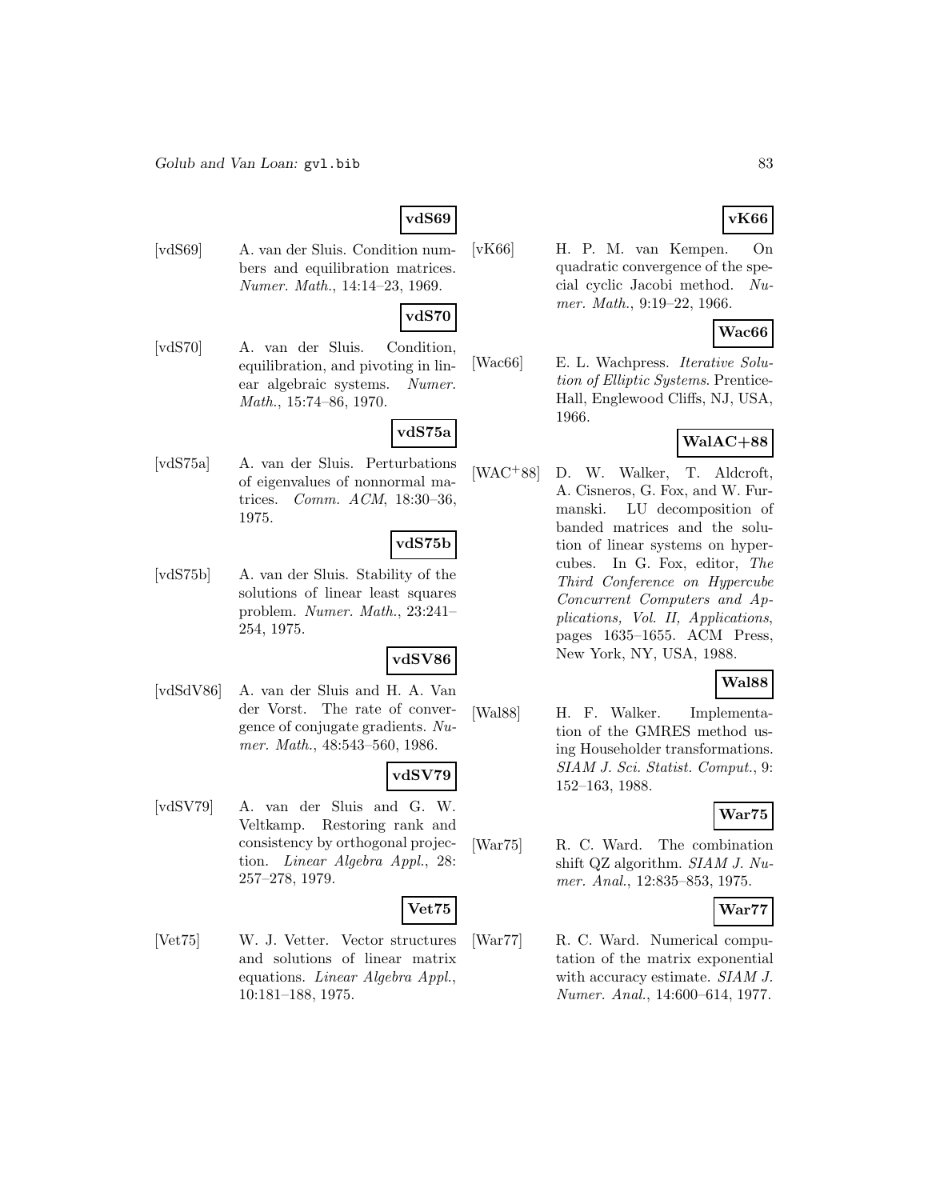**vdS69**

[vdS69] A. van der Sluis. Condition numbers and equilibration matrices. *Numer. Math.*, 14:14–23, 1969.

**vdS70**

[vdS70] A. van der Sluis. Condition, equilibration, and pivoting in linear algebraic systems. *Numer. Math.*, 15:74–86, 1970.

**vdS75a**

[vdS75a] A. van der Sluis. Perturbations of eigenvalues of nonnormal matrices. *Comm. ACM*, 18:30–36, 1975.

**vdS75b**

[vdS75b] A. van der Sluis. Stability of the solutions of linear least squares problem. *Numer. Math.*, 23:241–254, 1975.

**vdSV86**

[vdSdV86] A. van der Sluis and H. A. Van der Vorst. The rate of convergence of conjugate gradients. *Numer. Math.*, 48:543–560, 1986.

**vdSV79**

[vdSV79] A. van der Sluis and G. W. Veltkamp. Restoring rank and consistency by orthogonal projection. *Linear Algebra Appl.*, 28: 257–278, 1979.

**Vet75**

[Vet75] W. J. Vetter. Vector structures and solutions of linear matrix equations. *Linear Algebra Appl.*, 10:181–188, 1975.

**vK66**

[vK66] H. P. M. van Kempen. On quadratic convergence of the special cyclic Jacobi method. *Numer. Math.*, 9:19–22, 1966.

**Wac66**

[Wac66] E. L. Wachpress. *Iterative Solution of Elliptic Systems*. Prentice-Hall, Englewood Cliffs, NJ, USA, 1966.

**WalAC+88**

[WAC+88] D. W. Walker, T. Aldcroft, A. Cisneros, G. Fox, and W. Furmanski. LU decomposition of banded matrices and the solution of linear systems on hypercubes. In G. Fox, editor, *The Third Conference on Hypercube Concurrent Computers and Applications, Vol. II, Applications*, pages 1635–1655. ACM Press, New York, NY, USA, 1988.

**Wal88**

[Wal88] H. F. Walker. Implementation of the GMRES method using Householder transformations. *SIAM J. Sci. Statist. Comput.*, 9: 152–163, 1988.

**War75**

[War75] R. C. Ward. The combination shift QZ algorithm. *SIAM J. Numer. Anal.*, 12:835–853, 1975.

**War77**

[War77] R. C. Ward. Numerical computation of the matrix exponential with accuracy estimate. *SIAM J. Numer. Anal.*, 14:600–614, 1977.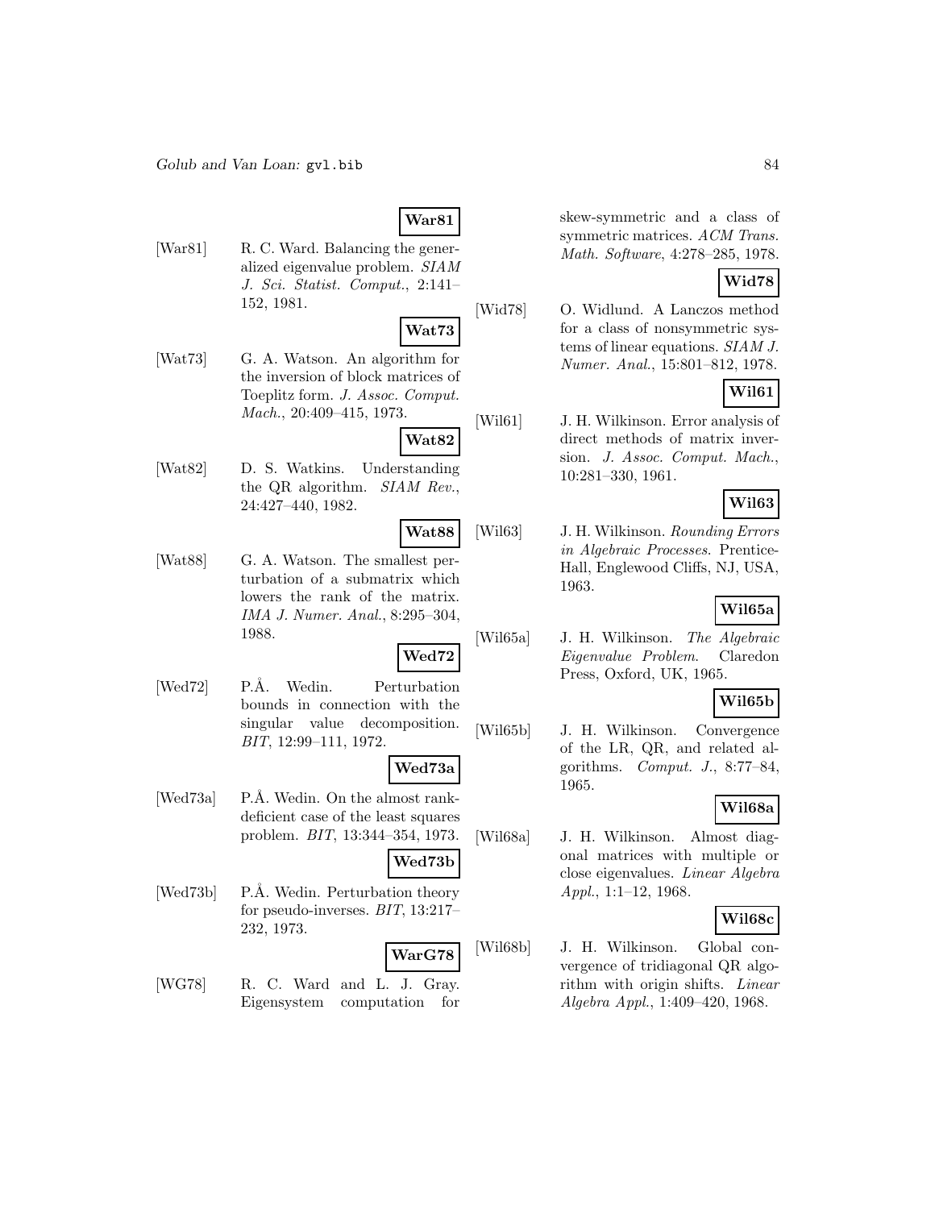**War81**

[War81] R. C. Ward. Balancing the generalized eigenvalue problem. *SIAM J. Sci. Statist. Comput.*, 2:141–152, 1981.

**Wat73**

[Wat73] G. A. Watson. An algorithm for the inversion of block matrices of Toeplitz form. *J. Assoc. Comput. Mach.*, 20:409–415, 1973.

**Wat82**

[Wat82] D. S. Watkins. Understanding the QR algorithm. *SIAM Rev.*, 24:427–440, 1982.

**Wat88**

[Wat88] G. A. Watson. The smallest perturbation of a submatrix which lowers the rank of the matrix. *IMA J. Numer. Anal.*, 8:295–304, 1988.

**Wed72**

[Wed72] P.Å. Wedin. Perturbation bounds in connection with the singular value decomposition. *BIT*, 12:99–111, 1972.

**Wed73a**

[Wed73a] P.Å. Wedin. On the almost rank-deficient case of the least squares problem. *BIT*, 13:344–354, 1973.

**Wed73b**

[Wed73b] P.Å. Wedin. Perturbation theory for pseudo-inverses. *BIT*, 13:217–232, 1973.

**WarG78**

[WG78] R. C. Ward and L. J. Gray. Eigensystem computation for skew-symmetric and a class of symmetric matrices. *ACM Trans. Math. Software*, 4:278–285, 1978.

**Wid78**

[Wid78] O. Widlund. A Lanczos method for a class of nonsymmetric systems of linear equations. *SIAM J. Numer. Anal.*, 15:801–812, 1978.

**Wil61**

[Wil61] J. H. Wilkinson. Error analysis of direct methods of matrix inversion. *J. Assoc. Comput. Mach.*, 10:281–330, 1961.

**Wil63**

[Wil63] J. H. Wilkinson. *Rounding Errors in Algebraic Processes*. Prentice-Hall, Englewood Cliffs, NJ, USA, 1963.

**Wil65a**

[Wil65a] J. H. Wilkinson. *The Algebraic Eigenvalue Problem*. Claredon Press, Oxford, UK, 1965.

**Wil65b**

[Wil65b] J. H. Wilkinson. Convergence of the LR, QR, and related algorithms. *Comput. J.*, 8:77–84, 1965.

**Wil68a**

[Wil68a] J. H. Wilkinson. Almost diagonal matrices with multiple or close eigenvalues. *Linear Algebra Appl.*, 1:1–12, 1968.

**Wil68c**

[Wil68b] J. H. Wilkinson. Global convergence of tridiagonal QR algorithm with origin shifts. *Linear Algebra Appl.*, 1:409–420, 1968.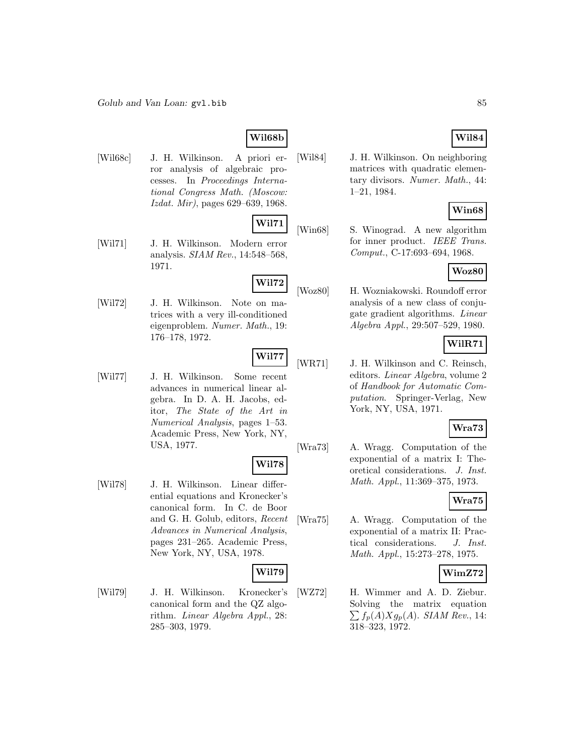**Wil68b**

[Wil68c] J. H. Wilkinson. A priori error analysis of algebraic processes. In *Proceedings International Congress Math. (Moscow: Izdat. Mir)*, pages 629–639, 1968.

**Wil71**

[Wil71] J. H. Wilkinson. Modern error analysis. *SIAM Rev.*, 14:548–568, 1971.

**Wil72**

[Wil72] J. H. Wilkinson. Note on matrices with a very ill-conditioned eigenproblem. *Numer. Math.*, 19: 176–178, 1972.

**Wil77**

[Wil77] J. H. Wilkinson. Some recent advances in numerical linear algebra. In D. A. H. Jacobs, editor, *The State of the Art in Numerical Analysis*, pages 1–53. Academic Press, New York, NY, USA, 1977.

**Wil78**

[Wil78] J. H. Wilkinson. Linear differential equations and Kronecker's canonical form. In C. de Boor and G. H. Golub, editors, *Recent Advances in Numerical Analysis*, pages 231–265. Academic Press, New York, NY, USA, 1978.

**Wil79**

[Wil79] J. H. Wilkinson. Kronecker's canonical form and the QZ algorithm. *Linear Algebra Appl.*, 28: 285–303, 1979.

**Wil84**

[Wil84] J. H. Wilkinson. On neighboring matrices with quadratic elementary divisors. *Numer. Math.*, 44: 1–21, 1984.

**Win68**

[Win68] S. Winograd. A new algorithm for inner product. *IEEE Trans. Comput.*, C-17:693–694, 1968.

**Woz80**

[Woz80] H. Wozniakowski. Roundoff error analysis of a new class of conjugate gradient algorithms. *Linear Algebra Appl.*, 29:507–529, 1980.

**WilR71**

[WR71] J. H. Wilkinson and C. Reinsch, editors. *Linear Algebra*, volume 2 of *Handbook for Automatic Computation*. Springer-Verlag, New York, NY, USA, 1971.

**Wra73**

[Wra73] A. Wragg. Computation of the exponential of a matrix I: Theoretical considerations. *J. Inst. Math. Appl.*, 11:369–375, 1973.

**Wra75**

[Wra75] A. Wragg. Computation of the exponential of a matrix II: Practical considerations. *J. Inst. Math. Appl.*, 15:273–278, 1975.

**WimZ72**

[WZ72] H. Wimmer and A. D. Ziebur. Solving the matrix equation $\sum f_p(A)Xg_p(A)$. *SIAM Rev.*, 14: 318–323, 1972.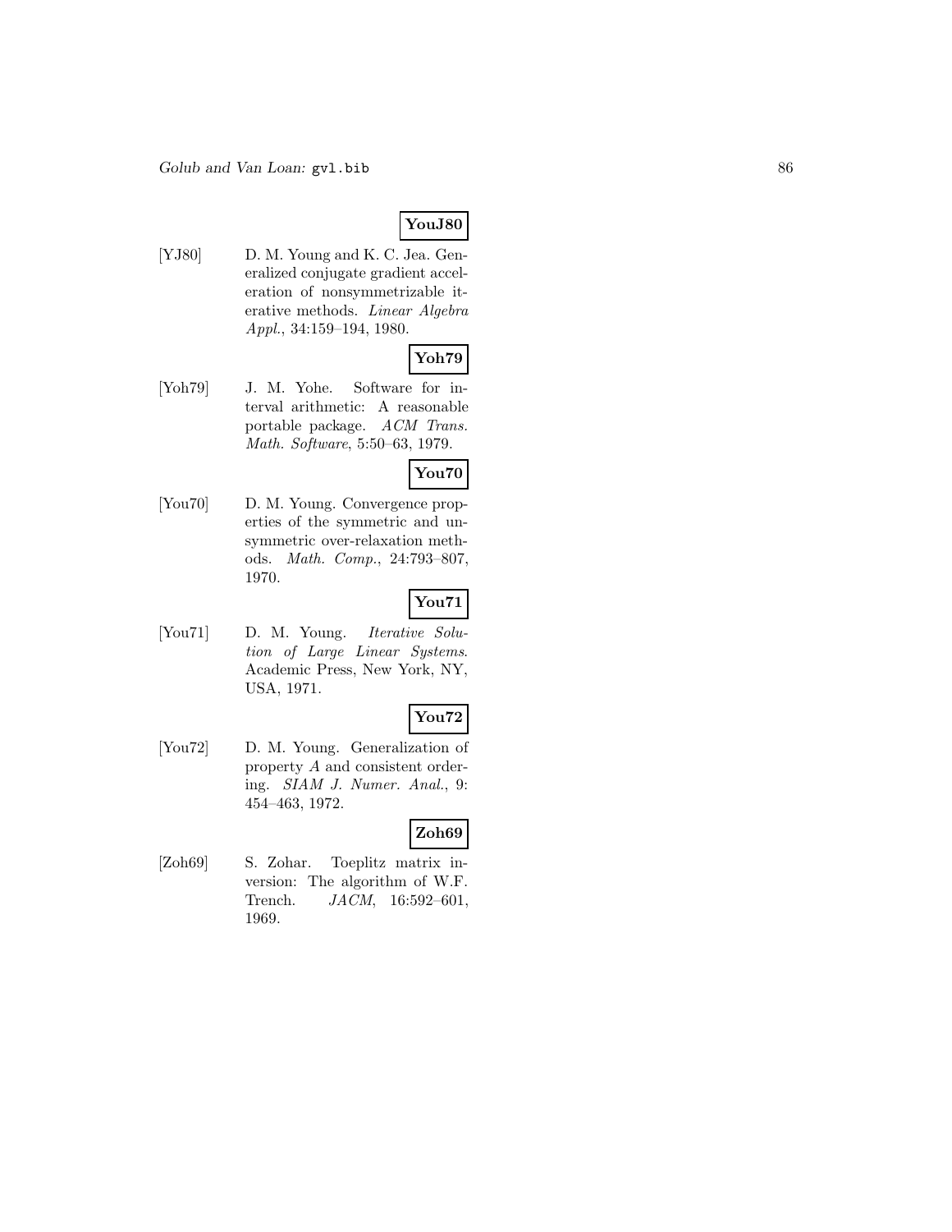**YouJ80**

[YJ80] D. M. Young and K. C. Jea. Generalized conjugate gradient acceleration of nonsymmetrizable iterative methods. *Linear Algebra Appl.*, 34:159–194, 1980.

**Yoh79**

[Yoh79] J. M. Yohe. Software for interval arithmetic: A reasonable portable package. *ACM Trans. Math. Software*, 5:50–63, 1979.

**You70**

[You70] D. M. Young. Convergence properties of the symmetric and unsymmetric over-relaxation methods. *Math. Comp.*, 24:793–807, 1970.

**You71**

[You71] D. M. Young. *Iterative Solution of Large Linear Systems*. Academic Press, New York, NY, USA, 1971.

**You72**

[You72] D. M. Young. Generalization of property $A$ and consistent ordering. *SIAM J. Numer. Anal.*, 9: 454–463, 1972.

**Zoh69**

[Zoh69] S. Zohar. Toeplitz matrix inversion: The algorithm of W.F. Trench. *JACM*, 16:592–601, 1969.